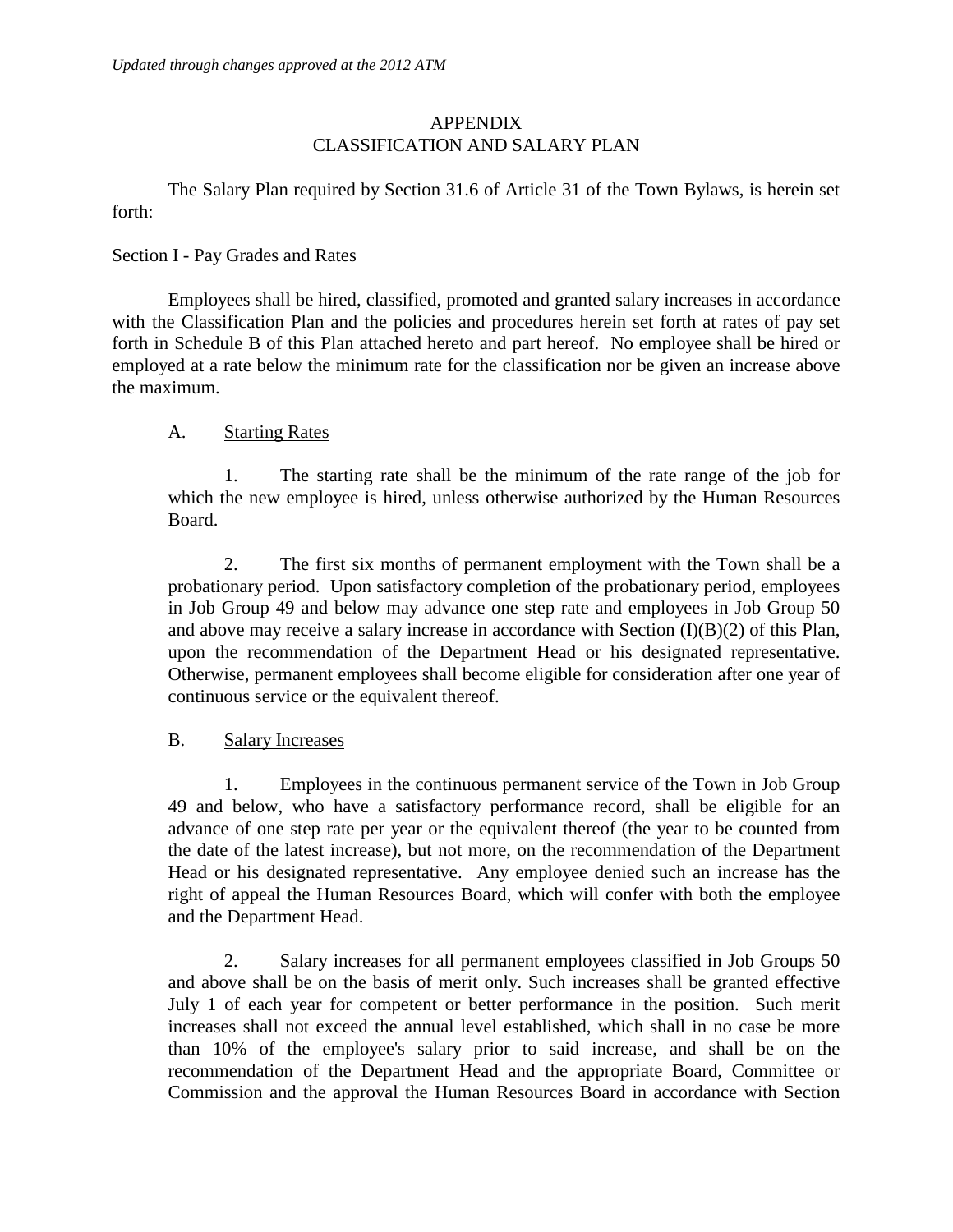*Updated through changes approved at the 2012 ATM*

# APPENDIX
# CLASSIFICATION AND SALARY PLAN

The Salary Plan required by Section 31.6 of Article 31 of the Town Bylaws, is herein set forth:

## Section I - Pay Grades and Rates

Employees shall be hired, classified, promoted and granted salary increases in accordance with the Classification Plan and the policies and procedures herein set forth at rates of pay set forth in Schedule B of this Plan attached hereto and part hereof. No employee shall be hired or employed at a rate below the minimum rate for the classification nor be given an increase above the maximum.

### A. Starting Rates

1. The starting rate shall be the minimum of the rate range of the job for which the new employee is hired, unless otherwise authorized by the Human Resources Board.

2. The first six months of permanent employment with the Town shall be a probationary period. Upon satisfactory completion of the probationary period, employees in Job Group 49 and below may advance one step rate and employees in Job Group 50 and above may receive a salary increase in accordance with Section (I)(B)(2) of this Plan, upon the recommendation of the Department Head or his designated representative. Otherwise, permanent employees shall become eligible for consideration after one year of continuous service or the equivalent thereof.

### B. Salary Increases

1. Employees in the continuous permanent service of the Town in Job Group 49 and below, who have a satisfactory performance record, shall be eligible for an advance of one step rate per year or the equivalent thereof (the year to be counted from the date of the latest increase), but not more, on the recommendation of the Department Head or his designated representative. Any employee denied such an increase has the right of appeal the Human Resources Board, which will confer with both the employee and the Department Head.

2. Salary increases for all permanent employees classified in Job Groups 50 and above shall be on the basis of merit only. Such increases shall be granted effective July 1 of each year for competent or better performance in the position. Such merit increases shall not exceed the annual level established, which shall in no case be more than 10% of the employee's salary prior to said increase, and shall be on the recommendation of the Department Head and the appropriate Board, Committee or Commission and the approval the Human Resources Board in accordance with Section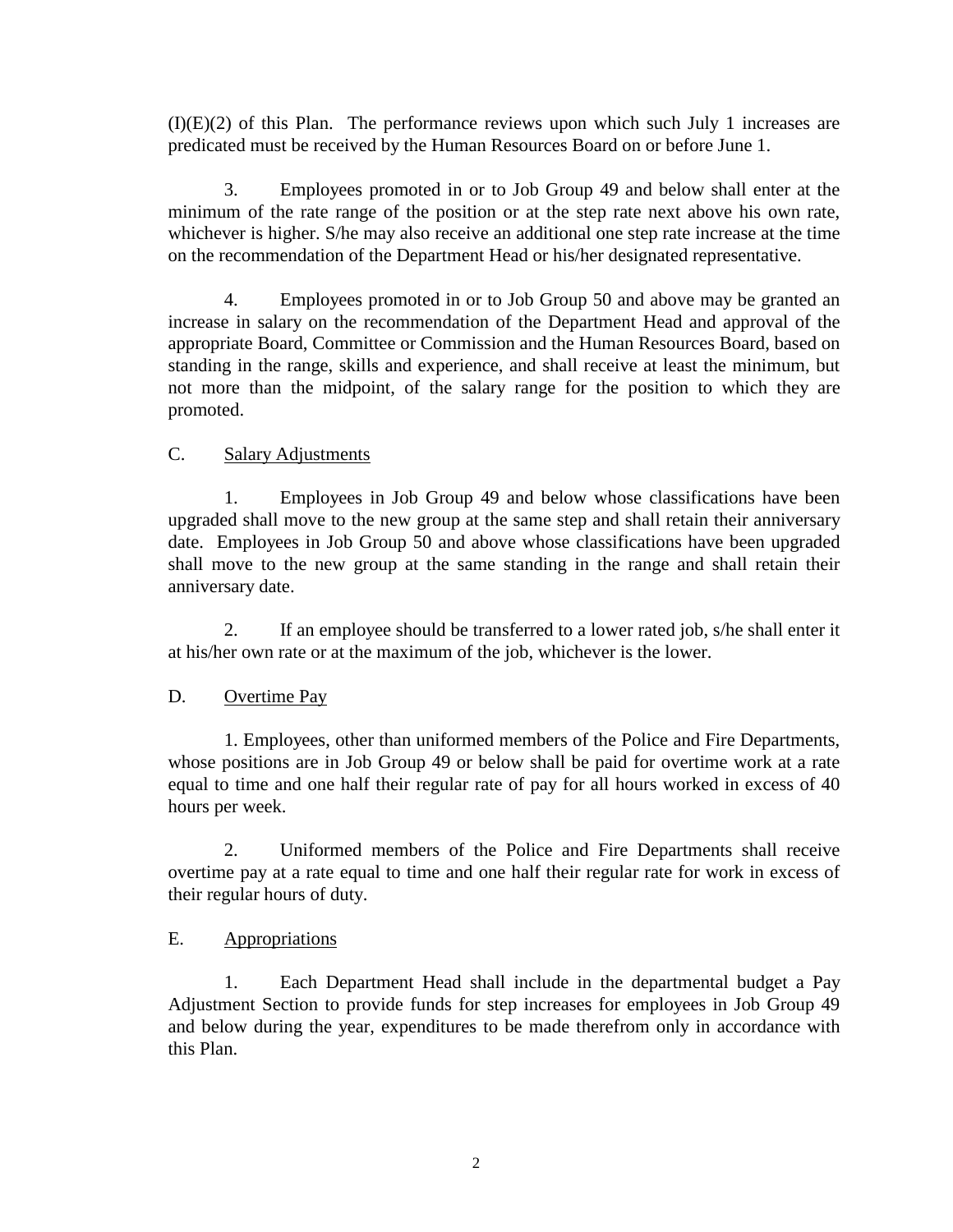(I)(E)(2) of this Plan. The performance reviews upon which such July 1 increases are predicated must be received by the Human Resources Board on or before June 1.

3. Employees promoted in or to Job Group 49 and below shall enter at the minimum of the rate range of the position or at the step rate next above his own rate, whichever is higher. S/he may also receive an additional one step rate increase at the time on the recommendation of the Department Head or his/her designated representative.

4. Employees promoted in or to Job Group 50 and above may be granted an increase in salary on the recommendation of the Department Head and approval of the appropriate Board, Committee or Commission and the Human Resources Board, based on standing in the range, skills and experience, and shall receive at least the minimum, but not more than the midpoint, of the salary range for the position to which they are promoted.

C. <u>Salary Adjustments</u>

1. Employees in Job Group 49 and below whose classifications have been upgraded shall move to the new group at the same step and shall retain their anniversary date. Employees in Job Group 50 and above whose classifications have been upgraded shall move to the new group at the same standing in the range and shall retain their anniversary date.

2. If an employee should be transferred to a lower rated job, s/he shall enter it at his/her own rate or at the maximum of the job, whichever is the lower.

D. <u>Overtime Pay</u>

1. Employees, other than uniformed members of the Police and Fire Departments, whose positions are in Job Group 49 or below shall be paid for overtime work at a rate equal to time and one half their regular rate of pay for all hours worked in excess of 40 hours per week.

2. Uniformed members of the Police and Fire Departments shall receive overtime pay at a rate equal to time and one half their regular rate for work in excess of their regular hours of duty.

E. <u>Appropriations</u>

1. Each Department Head shall include in the departmental budget a Pay Adjustment Section to provide funds for step increases for employees in Job Group 49 and below during the year, expenditures to be made therefrom only in accordance with this Plan.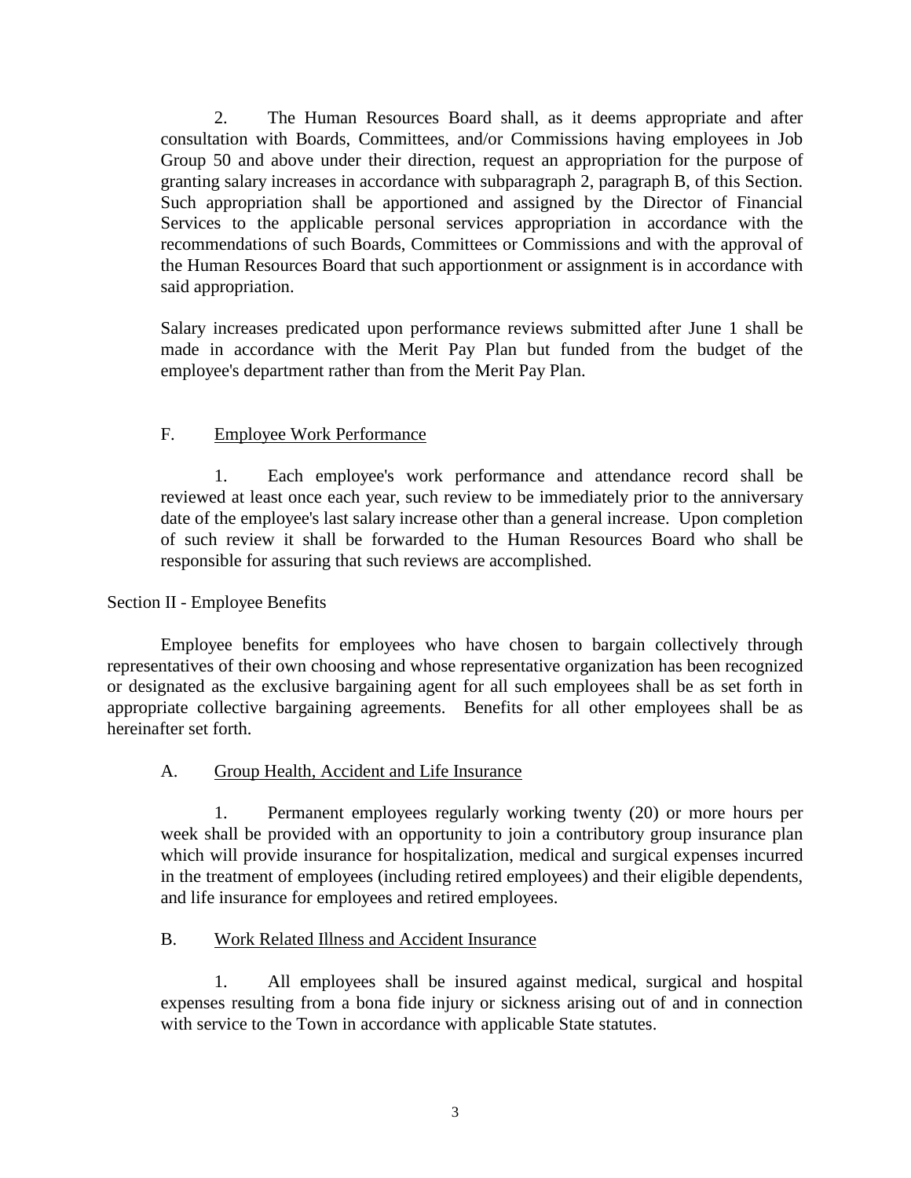2. The Human Resources Board shall, as it deems appropriate and after consultation with Boards, Committees, and/or Commissions having employees in Job Group 50 and above under their direction, request an appropriation for the purpose of granting salary increases in accordance with subparagraph 2, paragraph B, of this Section. Such appropriation shall be apportioned and assigned by the Director of Financial Services to the applicable personal services appropriation in accordance with the recommendations of such Boards, Committees or Commissions and with the approval of the Human Resources Board that such apportionment or assignment is in accordance with said appropriation.

Salary increases predicated upon performance reviews submitted after June 1 shall be made in accordance with the Merit Pay Plan but funded from the budget of the employee's department rather than from the Merit Pay Plan.

### F. Employee Work Performance

1. Each employee's work performance and attendance record shall be reviewed at least once each year, such review to be immediately prior to the anniversary date of the employee's last salary increase other than a general increase. Upon completion of such review it shall be forwarded to the Human Resources Board who shall be responsible for assuring that such reviews are accomplished.

## Section II - Employee Benefits

Employee benefits for employees who have chosen to bargain collectively through representatives of their own choosing and whose representative organization has been recognized or designated as the exclusive bargaining agent for all such employees shall be as set forth in appropriate collective bargaining agreements. Benefits for all other employees shall be as hereinafter set forth.

### A. Group Health, Accident and Life Insurance

1. Permanent employees regularly working twenty (20) or more hours per week shall be provided with an opportunity to join a contributory group insurance plan which will provide insurance for hospitalization, medical and surgical expenses incurred in the treatment of employees (including retired employees) and their eligible dependents, and life insurance for employees and retired employees.

### B. Work Related Illness and Accident Insurance

1. All employees shall be insured against medical, surgical and hospital expenses resulting from a bona fide injury or sickness arising out of and in connection with service to the Town in accordance with applicable State statutes.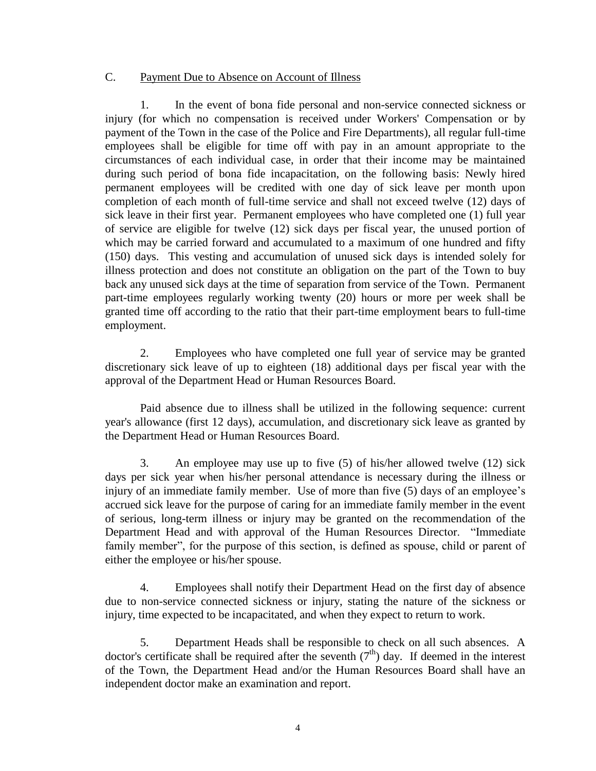C. <u>Payment Due to Absence on Account of Illness</u>

1. In the event of bona fide personal and non-service connected sickness or injury (for which no compensation is received under Workers' Compensation or by payment of the Town in the case of the Police and Fire Departments), all regular full-time employees shall be eligible for time off with pay in an amount appropriate to the circumstances of each individual case, in order that their income may be maintained during such period of bona fide incapacitation, on the following basis: Newly hired permanent employees will be credited with one day of sick leave per month upon completion of each month of full-time service and shall not exceed twelve (12) days of sick leave in their first year. Permanent employees who have completed one (1) full year of service are eligible for twelve (12) sick days per fiscal year, the unused portion of which may be carried forward and accumulated to a maximum of one hundred and fifty (150) days. This vesting and accumulation of unused sick days is intended solely for illness protection and does not constitute an obligation on the part of the Town to buy back any unused sick days at the time of separation from service of the Town. Permanent part-time employees regularly working twenty (20) hours or more per week shall be granted time off according to the ratio that their part-time employment bears to full-time employment.

2. Employees who have completed one full year of service may be granted discretionary sick leave of up to eighteen (18) additional days per fiscal year with the approval of the Department Head or Human Resources Board.

Paid absence due to illness shall be utilized in the following sequence: current year's allowance (first 12 days), accumulation, and discretionary sick leave as granted by the Department Head or Human Resources Board.

3. An employee may use up to five (5) of his/her allowed twelve (12) sick days per sick year when his/her personal attendance is necessary during the illness or injury of an immediate family member. Use of more than five (5) days of an employee's accrued sick leave for the purpose of caring for an immediate family member in the event of serious, long-term illness or injury may be granted on the recommendation of the Department Head and with approval of the Human Resources Director. "Immediate family member", for the purpose of this section, is defined as spouse, child or parent of either the employee or his/her spouse.

4. Employees shall notify their Department Head on the first day of absence due to non-service connected sickness or injury, stating the nature of the sickness or injury, time expected to be incapacitated, and when they expect to return to work.

5. Department Heads shall be responsible to check on all such absences. A doctor's certificate shall be required after the seventh (7th) day. If deemed in the interest of the Town, the Department Head and/or the Human Resources Board shall have an independent doctor make an examination and report.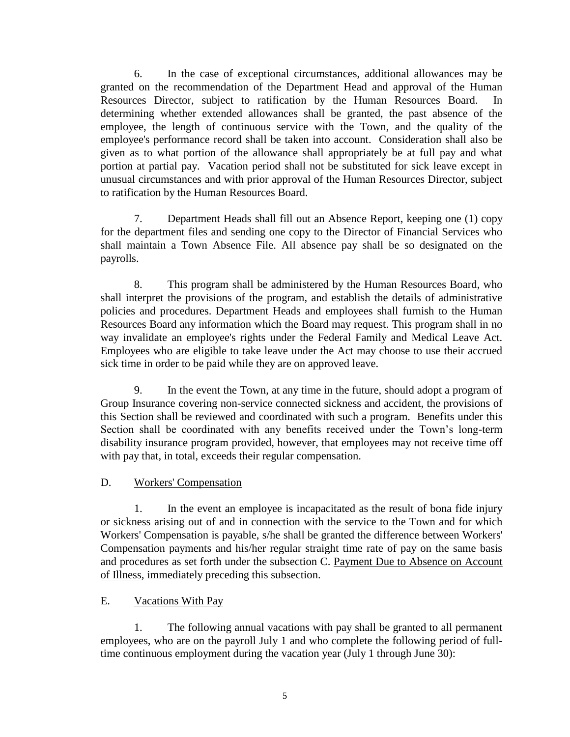6. In the case of exceptional circumstances, additional allowances may be granted on the recommendation of the Department Head and approval of the Human Resources Director, subject to ratification by the Human Resources Board. In determining whether extended allowances shall be granted, the past absence of the employee, the length of continuous service with the Town, and the quality of the employee's performance record shall be taken into account. Consideration shall also be given as to what portion of the allowance shall appropriately be at full pay and what portion at partial pay. Vacation period shall not be substituted for sick leave except in unusual circumstances and with prior approval of the Human Resources Director, subject to ratification by the Human Resources Board.

7. Department Heads shall fill out an Absence Report, keeping one (1) copy for the department files and sending one copy to the Director of Financial Services who shall maintain a Town Absence File. All absence pay shall be so designated on the payrolls.

8. This program shall be administered by the Human Resources Board, who shall interpret the provisions of the program, and establish the details of administrative policies and procedures. Department Heads and employees shall furnish to the Human Resources Board any information which the Board may request. This program shall in no way invalidate an employee's rights under the Federal Family and Medical Leave Act. Employees who are eligible to take leave under the Act may choose to use their accrued sick time in order to be paid while they are on approved leave.

9. In the event the Town, at any time in the future, should adopt a program of Group Insurance covering non-service connected sickness and accident, the provisions of this Section shall be reviewed and coordinated with such a program. Benefits under this Section shall be coordinated with any benefits received under the Town's long-term disability insurance program provided, however, that employees may not receive time off with pay that, in total, exceeds their regular compensation.

D. Workers' Compensation

1. In the event an employee is incapacitated as the result of bona fide injury or sickness arising out of and in connection with the service to the Town and for which Workers' Compensation is payable, s/he shall be granted the difference between Workers' Compensation payments and his/her regular straight time rate of pay on the same basis and procedures as set forth under the subsection C. Payment Due to Absence on Account of Illness, immediately preceding this subsection.

E. Vacations With Pay

1. The following annual vacations with pay shall be granted to all permanent employees, who are on the payroll July 1 and who complete the following period of full-time continuous employment during the vacation year (July 1 through June 30):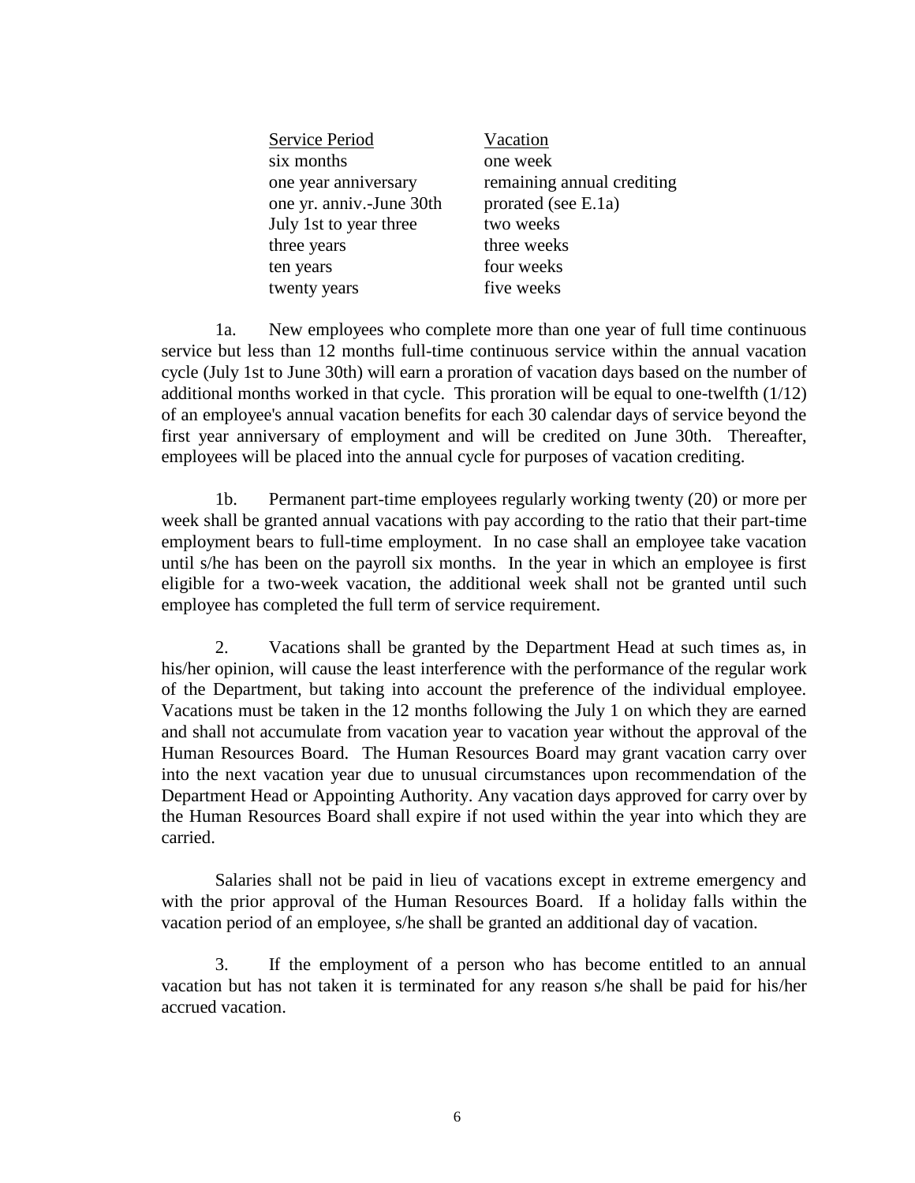| Service Period | Vacation |
|---|---|
| six months | one week |
| one year anniversary | remaining annual crediting |
| one yr. anniv.-June 30th | prorated (see E.1a) |
| July 1st to year three | two weeks |
| three years | three weeks |
| ten years | four weeks |
| twenty years | five weeks |

1a. New employees who complete more than one year of full time continuous service but less than 12 months full-time continuous service within the annual vacation cycle (July 1st to June 30th) will earn a proration of vacation days based on the number of additional months worked in that cycle. This proration will be equal to one-twelfth (1/12) of an employee's annual vacation benefits for each 30 calendar days of service beyond the first year anniversary of employment and will be credited on June 30th. Thereafter, employees will be placed into the annual cycle for purposes of vacation crediting.

1b. Permanent part-time employees regularly working twenty (20) or more per week shall be granted annual vacations with pay according to the ratio that their part-time employment bears to full-time employment. In no case shall an employee take vacation until s/he has been on the payroll six months. In the year in which an employee is first eligible for a two-week vacation, the additional week shall not be granted until such employee has completed the full term of service requirement.

2. Vacations shall be granted by the Department Head at such times as, in his/her opinion, will cause the least interference with the performance of the regular work of the Department, but taking into account the preference of the individual employee. Vacations must be taken in the 12 months following the July 1 on which they are earned and shall not accumulate from vacation year to vacation year without the approval of the Human Resources Board. The Human Resources Board may grant vacation carry over into the next vacation year due to unusual circumstances upon recommendation of the Department Head or Appointing Authority. Any vacation days approved for carry over by the Human Resources Board shall expire if not used within the year into which they are carried.

Salaries shall not be paid in lieu of vacations except in extreme emergency and with the prior approval of the Human Resources Board. If a holiday falls within the vacation period of an employee, s/he shall be granted an additional day of vacation.

3. If the employment of a person who has become entitled to an annual vacation but has not taken it is terminated for any reason s/he shall be paid for his/her accrued vacation.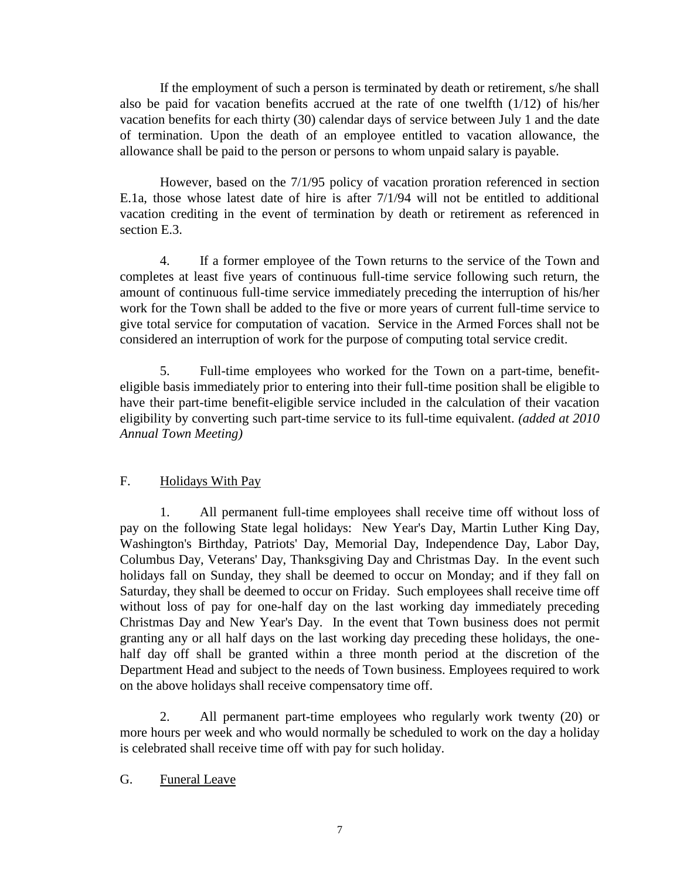If the employment of such a person is terminated by death or retirement, s/he shall also be paid for vacation benefits accrued at the rate of one twelfth (1/12) of his/her vacation benefits for each thirty (30) calendar days of service between July 1 and the date of termination. Upon the death of an employee entitled to vacation allowance, the allowance shall be paid to the person or persons to whom unpaid salary is payable.

However, based on the 7/1/95 policy of vacation proration referenced in section E.1a, those whose latest date of hire is after 7/1/94 will not be entitled to additional vacation crediting in the event of termination by death or retirement as referenced in section E.3.

4. If a former employee of the Town returns to the service of the Town and completes at least five years of continuous full-time service following such return, the amount of continuous full-time service immediately preceding the interruption of his/her work for the Town shall be added to the five or more years of current full-time service to give total service for computation of vacation. Service in the Armed Forces shall not be considered an interruption of work for the purpose of computing total service credit.

5. Full-time employees who worked for the Town on a part-time, benefit-eligible basis immediately prior to entering into their full-time position shall be eligible to have their part-time benefit-eligible service included in the calculation of their vacation eligibility by converting such part-time service to its full-time equivalent. *(added at 2010 Annual Town Meeting)*

F. Holidays With Pay

1. All permanent full-time employees shall receive time off without loss of pay on the following State legal holidays: New Year's Day, Martin Luther King Day, Washington's Birthday, Patriots' Day, Memorial Day, Independence Day, Labor Day, Columbus Day, Veterans' Day, Thanksgiving Day and Christmas Day. In the event such holidays fall on Sunday, they shall be deemed to occur on Monday; and if they fall on Saturday, they shall be deemed to occur on Friday. Such employees shall receive time off without loss of pay for one-half day on the last working day immediately preceding Christmas Day and New Year's Day. In the event that Town business does not permit granting any or all half days on the last working day preceding these holidays, the one-half day off shall be granted within a three month period at the discretion of the Department Head and subject to the needs of Town business. Employees required to work on the above holidays shall receive compensatory time off.

2. All permanent part-time employees who regularly work twenty (20) or more hours per week and who would normally be scheduled to work on the day a holiday is celebrated shall receive time off with pay for such holiday.

G. Funeral Leave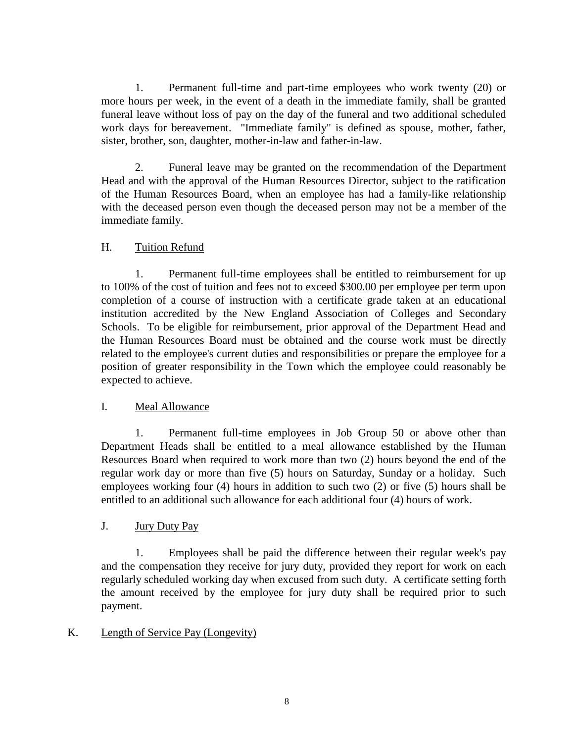1. Permanent full-time and part-time employees who work twenty (20) or more hours per week, in the event of a death in the immediate family, shall be granted funeral leave without loss of pay on the day of the funeral and two additional scheduled work days for bereavement. "Immediate family" is defined as spouse, mother, father, sister, brother, son, daughter, mother-in-law and father-in-law.

2. Funeral leave may be granted on the recommendation of the Department Head and with the approval of the Human Resources Director, subject to the ratification of the Human Resources Board, when an employee has had a family-like relationship with the deceased person even though the deceased person may not be a member of the immediate family.

H. Tuition Refund

1. Permanent full-time employees shall be entitled to reimbursement for up to 100% of the cost of tuition and fees not to exceed $300.00 per employee per term upon completion of a course of instruction with a certificate grade taken at an educational institution accredited by the New England Association of Colleges and Secondary Schools. To be eligible for reimbursement, prior approval of the Department Head and the Human Resources Board must be obtained and the course work must be directly related to the employee's current duties and responsibilities or prepare the employee for a position of greater responsibility in the Town which the employee could reasonably be expected to achieve.

I. Meal Allowance

1. Permanent full-time employees in Job Group 50 or above other than Department Heads shall be entitled to a meal allowance established by the Human Resources Board when required to work more than two (2) hours beyond the end of the regular work day or more than five (5) hours on Saturday, Sunday or a holiday. Such employees working four (4) hours in addition to such two (2) or five (5) hours shall be entitled to an additional such allowance for each additional four (4) hours of work.

J. Jury Duty Pay

1. Employees shall be paid the difference between their regular week's pay and the compensation they receive for jury duty, provided they report for work on each regularly scheduled working day when excused from such duty. A certificate setting forth the amount received by the employee for jury duty shall be required prior to such payment.

K. Length of Service Pay (Longevity)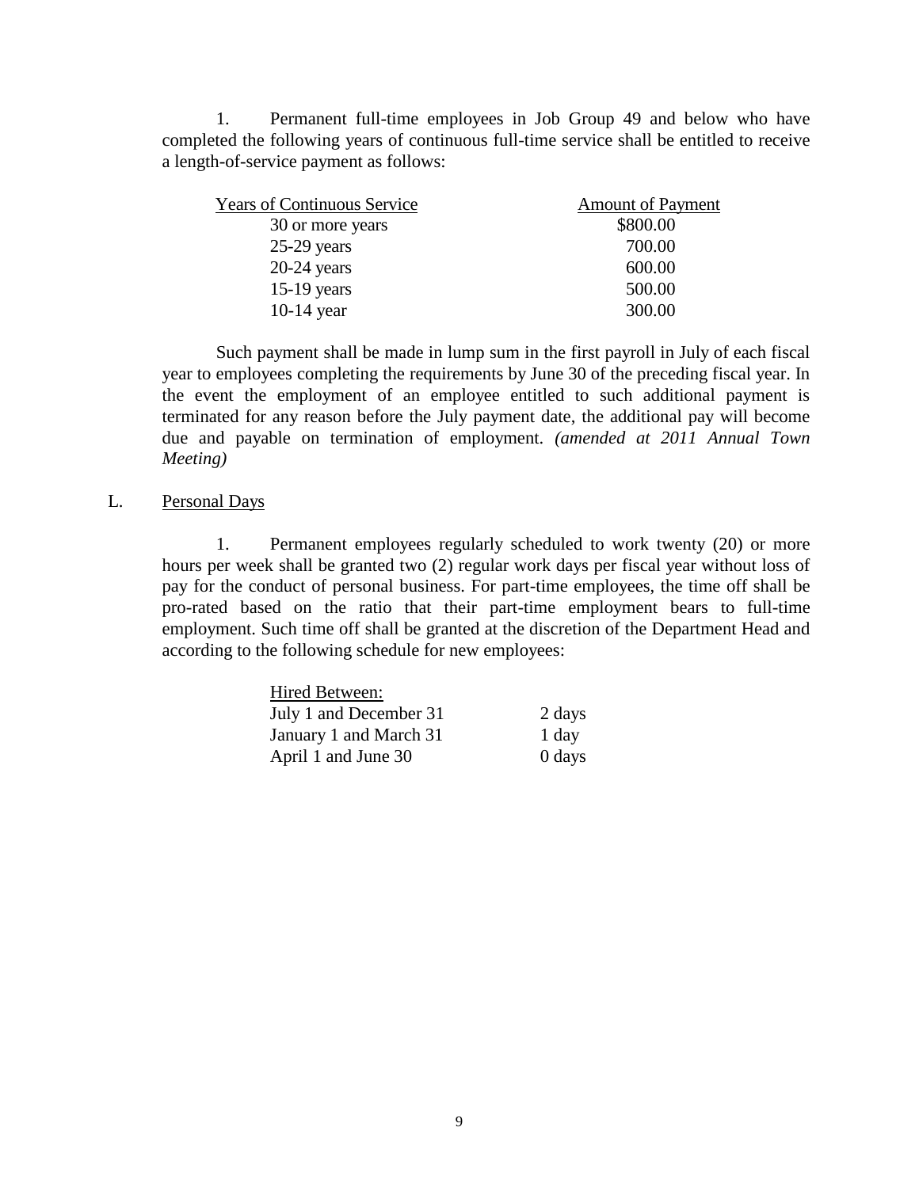1. Permanent full-time employees in Job Group 49 and below who have completed the following years of continuous full-time service shall be entitled to receive a length-of-service payment as follows:

| Years of Continuous Service | Amount of Payment |
|---|---|
| 30 or more years | $800.00 |
| 25-29 years | 700.00 |
| 20-24 years | 600.00 |
| 15-19 years | 500.00 |
| 10-14 year | 300.00 |

Such payment shall be made in lump sum in the first payroll in July of each fiscal year to employees completing the requirements by June 30 of the preceding fiscal year. In the event the employment of an employee entitled to such additional payment is terminated for any reason before the July payment date, the additional pay will become due and payable on termination of employment. *(amended at 2011 Annual Town Meeting)*

L. <u>Personal Days</u>

1. Permanent employees regularly scheduled to work twenty (20) or more hours per week shall be granted two (2) regular work days per fiscal year without loss of pay for the conduct of personal business. For part-time employees, the time off shall be pro-rated based on the ratio that their part-time employment bears to full-time employment. Such time off shall be granted at the discretion of the Department Head and according to the following schedule for new employees:

| Hired Between: | |
|---|---|
| July 1 and December 31 | 2 days |
| January 1 and March 31 | 1 day |
| April 1 and June 30 | 0 days |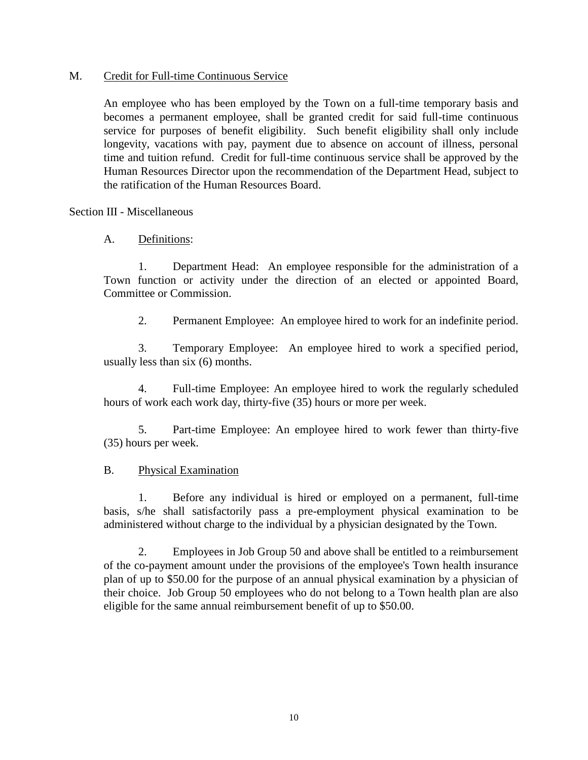M. <u>Credit for Full-time Continuous Service</u>

An employee who has been employed by the Town on a full-time temporary basis and becomes a permanent employee, shall be granted credit for said full-time continuous service for purposes of benefit eligibility. Such benefit eligibility shall only include longevity, vacations with pay, payment due to absence on account of illness, personal time and tuition refund. Credit for full-time continuous service shall be approved by the Human Resources Director upon the recommendation of the Department Head, subject to the ratification of the Human Resources Board.

Section III - Miscellaneous

A. <u>Definitions</u>:

1. Department Head: An employee responsible for the administration of a Town function or activity under the direction of an elected or appointed Board, Committee or Commission.

2. Permanent Employee: An employee hired to work for an indefinite period.

3. Temporary Employee: An employee hired to work a specified period, usually less than six (6) months.

4. Full-time Employee: An employee hired to work the regularly scheduled hours of work each work day, thirty-five (35) hours or more per week.

5. Part-time Employee: An employee hired to work fewer than thirty-five (35) hours per week.

B. <u>Physical Examination</u>

1. Before any individual is hired or employed on a permanent, full-time basis, s/he shall satisfactorily pass a pre-employment physical examination to be administered without charge to the individual by a physician designated by the Town.

2. Employees in Job Group 50 and above shall be entitled to a reimbursement of the co-payment amount under the provisions of the employee's Town health insurance plan of up to $50.00 for the purpose of an annual physical examination by a physician of their choice. Job Group 50 employees who do not belong to a Town health plan are also eligible for the same annual reimbursement benefit of up to $50.00.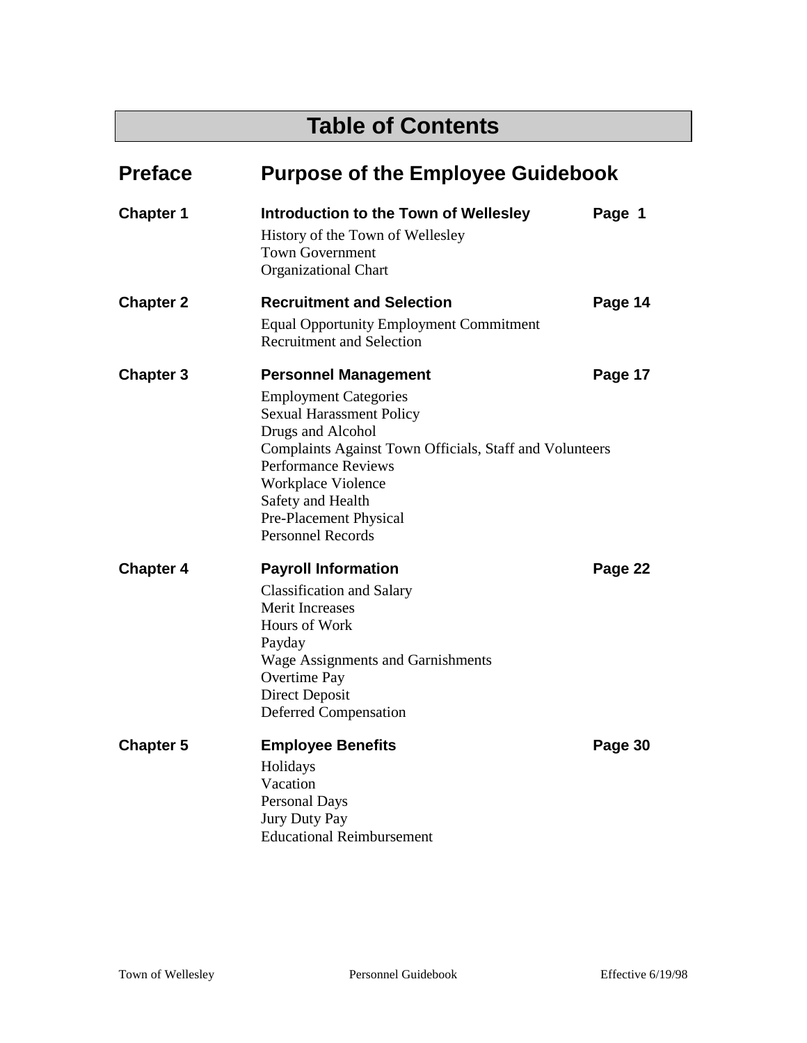# Table of Contents

## Preface — Purpose of the Employee Guidebook

**Chapter 1** — **Introduction to the Town of Wellesley** — **Page 1**

- History of the Town of Wellesley
- Town Government
- Organizational Chart

**Chapter 2** — **Recruitment and Selection** — **Page 14**

- Equal Opportunity Employment Commitment
- Recruitment and Selection

**Chapter 3** — **Personnel Management** — **Page 17**

- Employment Categories
- Sexual Harassment Policy
- Drugs and Alcohol
- Complaints Against Town Officials, Staff and Volunteers
- Performance Reviews
- Workplace Violence
- Safety and Health
- Pre-Placement Physical
- Personnel Records

**Chapter 4** — **Payroll Information** — **Page 22**

- Classification and Salary
- Merit Increases
- Hours of Work
- Payday
- Wage Assignments and Garnishments
- Overtime Pay
- Direct Deposit
- Deferred Compensation

**Chapter 5** — **Employee Benefits** — **Page 30**

- Holidays
- Vacation
- Personal Days
- Jury Duty Pay
- Educational Reimbursement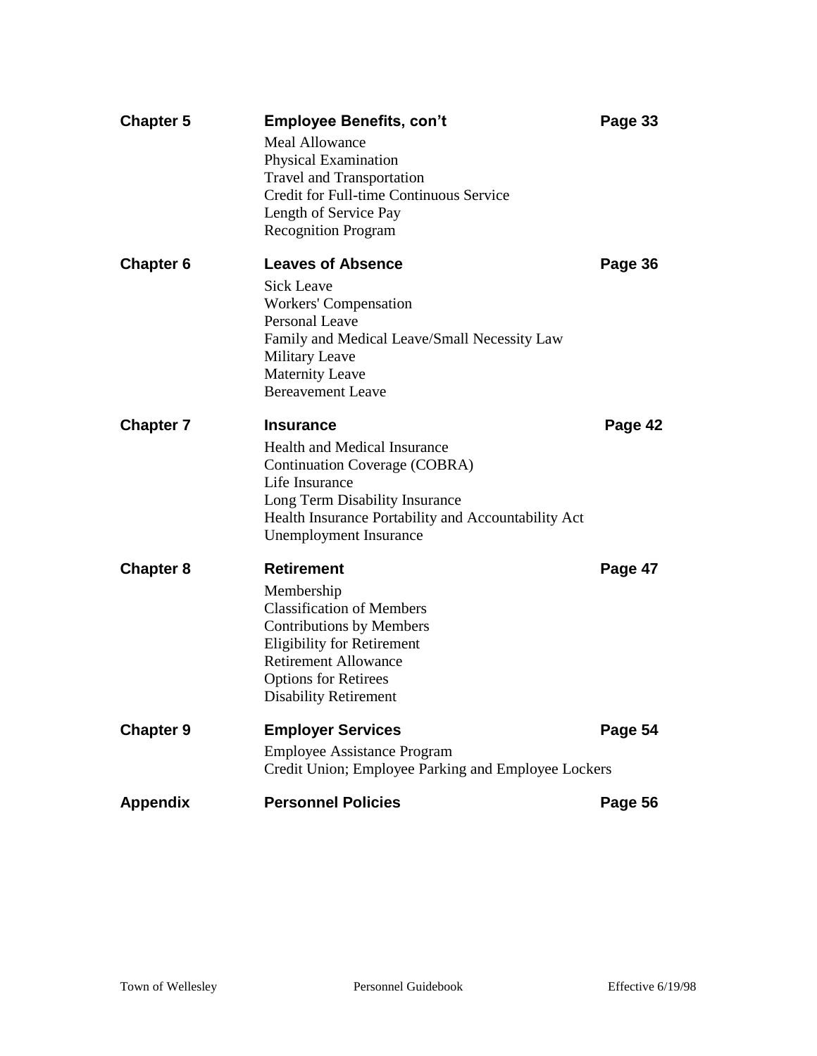**Chapter 5** **Employee Benefits, con't** **Page 33**

Meal Allowance
Physical Examination
Travel and Transportation
Credit for Full-time Continuous Service
Length of Service Pay
Recognition Program

**Chapter 6** **Leaves of Absence** **Page 36**

Sick Leave
Workers' Compensation
Personal Leave
Family and Medical Leave/Small Necessity Law
Military Leave
Maternity Leave
Bereavement Leave

**Chapter 7** **Insurance** **Page 42**

Health and Medical Insurance
Continuation Coverage (COBRA)
Life Insurance
Long Term Disability Insurance
Health Insurance Portability and Accountability Act
Unemployment Insurance

**Chapter 8** **Retirement** **Page 47**

Membership
Classification of Members
Contributions by Members
Eligibility for Retirement
Retirement Allowance
Options for Retirees
Disability Retirement

**Chapter 9** **Employer Services** **Page 54**

Employee Assistance Program
Credit Union; Employee Parking and Employee Lockers

**Appendix** **Personnel Policies** **Page 56**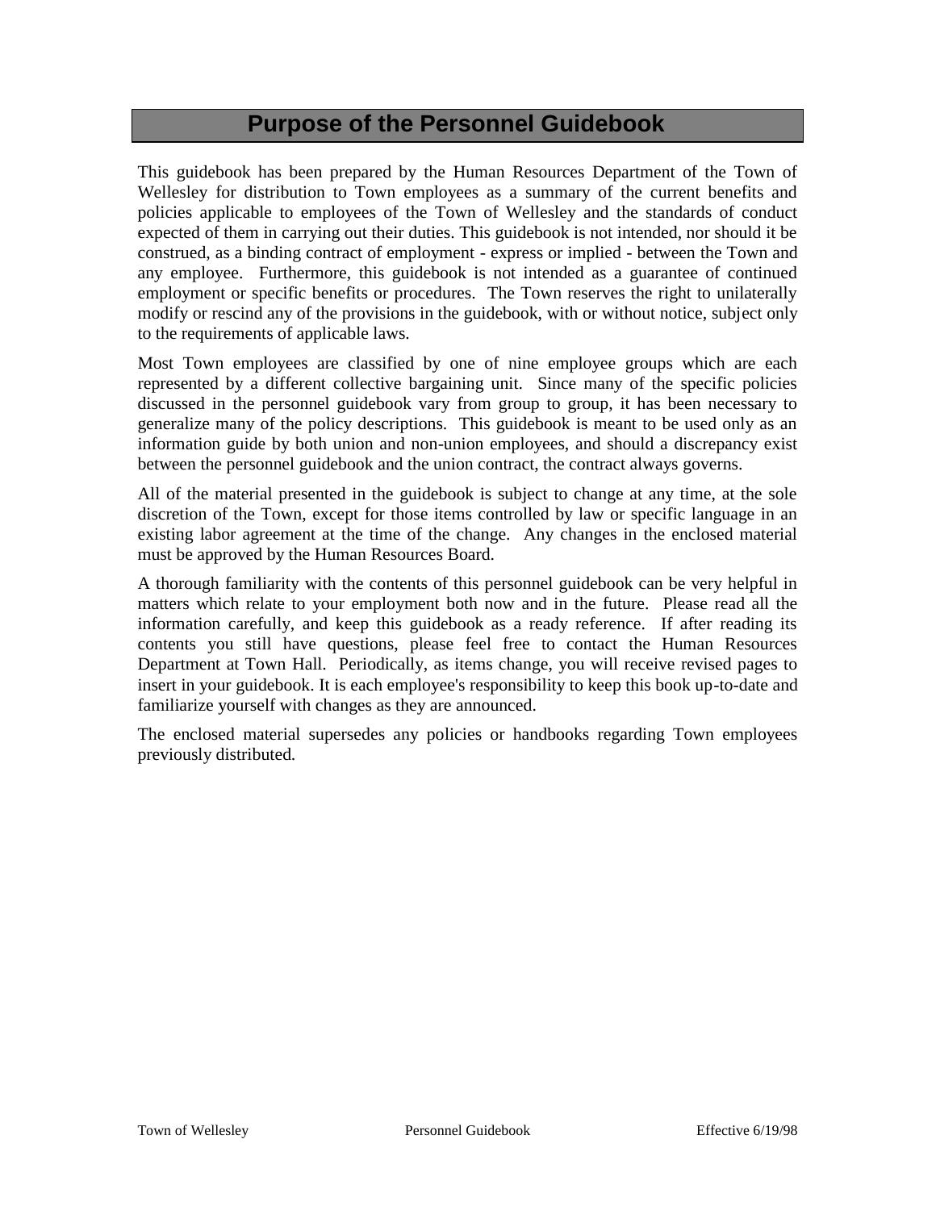# Purpose of the Personnel Guidebook

This guidebook has been prepared by the Human Resources Department of the Town of Wellesley for distribution to Town employees as a summary of the current benefits and policies applicable to employees of the Town of Wellesley and the standards of conduct expected of them in carrying out their duties. This guidebook is not intended, nor should it be construed, as a binding contract of employment - express or implied - between the Town and any employee. Furthermore, this guidebook is not intended as a guarantee of continued employment or specific benefits or procedures. The Town reserves the right to unilaterally modify or rescind any of the provisions in the guidebook, with or without notice, subject only to the requirements of applicable laws.

Most Town employees are classified by one of nine employee groups which are each represented by a different collective bargaining unit. Since many of the specific policies discussed in the personnel guidebook vary from group to group, it has been necessary to generalize many of the policy descriptions. This guidebook is meant to be used only as an information guide by both union and non-union employees, and should a discrepancy exist between the personnel guidebook and the union contract, the contract always governs.

All of the material presented in the guidebook is subject to change at any time, at the sole discretion of the Town, except for those items controlled by law or specific language in an existing labor agreement at the time of the change. Any changes in the enclosed material must be approved by the Human Resources Board.

A thorough familiarity with the contents of this personnel guidebook can be very helpful in matters which relate to your employment both now and in the future. Please read all the information carefully, and keep this guidebook as a ready reference. If after reading its contents you still have questions, please feel free to contact the Human Resources Department at Town Hall. Periodically, as items change, you will receive revised pages to insert in your guidebook. It is each employee's responsibility to keep this book up-to-date and familiarize yourself with changes as they are announced.

The enclosed material supersedes any policies or handbooks regarding Town employees previously distributed.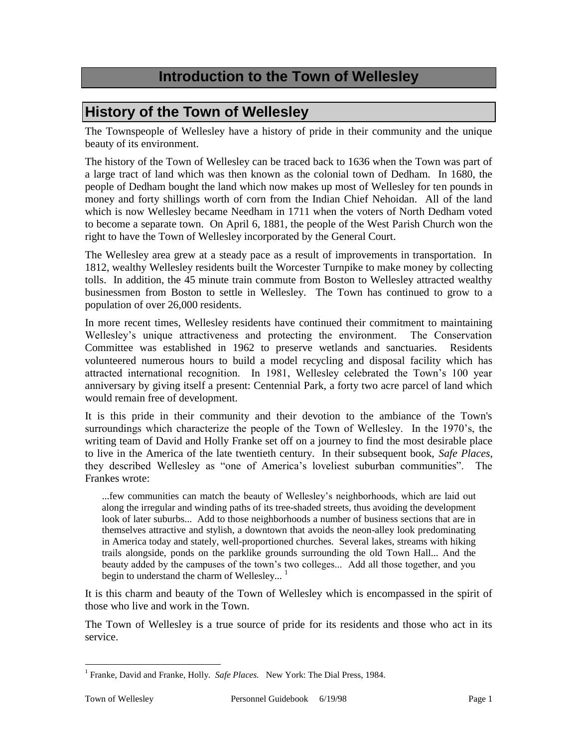# Introduction to the Town of Wellesley

## History of the Town of Wellesley

The Townspeople of Wellesley have a history of pride in their community and the unique beauty of its environment.

The history of the Town of Wellesley can be traced back to 1636 when the Town was part of a large tract of land which was then known as the colonial town of Dedham. In 1680, the people of Dedham bought the land which now makes up most of Wellesley for ten pounds in money and forty shillings worth of corn from the Indian Chief Nehoidan. All of the land which is now Wellesley became Needham in 1711 when the voters of North Dedham voted to become a separate town. On April 6, 1881, the people of the West Parish Church won the right to have the Town of Wellesley incorporated by the General Court.

The Wellesley area grew at a steady pace as a result of improvements in transportation. In 1812, wealthy Wellesley residents built the Worcester Turnpike to make money by collecting tolls. In addition, the 45 minute train commute from Boston to Wellesley attracted wealthy businessmen from Boston to settle in Wellesley. The Town has continued to grow to a population of over 26,000 residents.

In more recent times, Wellesley residents have continued their commitment to maintaining Wellesley's unique attractiveness and protecting the environment. The Conservation Committee was established in 1962 to preserve wetlands and sanctuaries. Residents volunteered numerous hours to build a model recycling and disposal facility which has attracted international recognition. In 1981, Wellesley celebrated the Town's 100 year anniversary by giving itself a present: Centennial Park, a forty two acre parcel of land which would remain free of development.

It is this pride in their community and their devotion to the ambiance of the Town's surroundings which characterize the people of the Town of Wellesley. In the 1970's, the writing team of David and Holly Franke set off on a journey to find the most desirable place to live in the America of the late twentieth century. In their subsequent book, *Safe Places*, they described Wellesley as "one of America's loveliest suburban communities". The Frankes wrote:

> ...few communities can match the beauty of Wellesley's neighborhoods, which are laid out along the irregular and winding paths of its tree-shaded streets, thus avoiding the development look of later suburbs... Add to those neighborhoods a number of business sections that are in themselves attractive and stylish, a downtown that avoids the neon-alley look predominating in America today and stately, well-proportioned churches. Several lakes, streams with hiking trails alongside, ponds on the parklike grounds surrounding the old Town Hall... And the beauty added by the campuses of the town's two colleges... Add all those together, and you begin to understand the charm of Wellesley... [1]

It is this charm and beauty of the Town of Wellesley which is encompassed in the spirit of those who live and work in the Town.

The Town of Wellesley is a true source of pride for its residents and those who act in its service.

---

[1] Franke, David and Franke, Holly. *Safe Places.* New York: The Dial Press, 1984.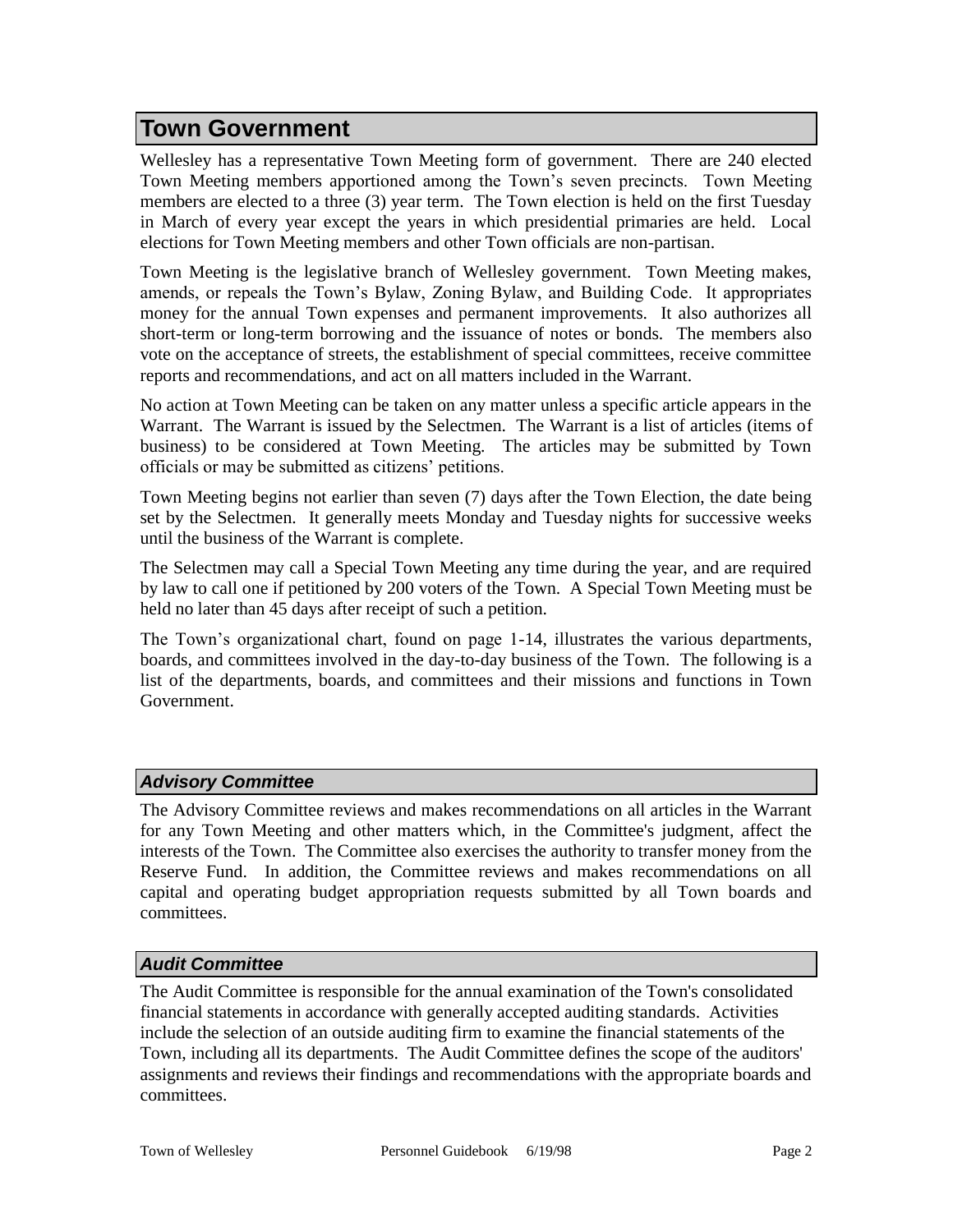## Town Government

Wellesley has a representative Town Meeting form of government. There are 240 elected Town Meeting members apportioned among the Town's seven precincts. Town Meeting members are elected to a three (3) year term. The Town election is held on the first Tuesday in March of every year except the years in which presidential primaries are held. Local elections for Town Meeting members and other Town officials are non-partisan.

Town Meeting is the legislative branch of Wellesley government. Town Meeting makes, amends, or repeals the Town's Bylaw, Zoning Bylaw, and Building Code. It appropriates money for the annual Town expenses and permanent improvements. It also authorizes all short-term or long-term borrowing and the issuance of notes or bonds. The members also vote on the acceptance of streets, the establishment of special committees, receive committee reports and recommendations, and act on all matters included in the Warrant.

No action at Town Meeting can be taken on any matter unless a specific article appears in the Warrant. The Warrant is issued by the Selectmen. The Warrant is a list of articles (items of business) to be considered at Town Meeting. The articles may be submitted by Town officials or may be submitted as citizens' petitions.

Town Meeting begins not earlier than seven (7) days after the Town Election, the date being set by the Selectmen. It generally meets Monday and Tuesday nights for successive weeks until the business of the Warrant is complete.

The Selectmen may call a Special Town Meeting any time during the year, and are required by law to call one if petitioned by 200 voters of the Town. A Special Town Meeting must be held no later than 45 days after receipt of such a petition.

The Town's organizational chart, found on page 1-14, illustrates the various departments, boards, and committees involved in the day-to-day business of the Town. The following is a list of the departments, boards, and committees and their missions and functions in Town Government.

### *Advisory Committee*

The Advisory Committee reviews and makes recommendations on all articles in the Warrant for any Town Meeting and other matters which, in the Committee's judgment, affect the interests of the Town. The Committee also exercises the authority to transfer money from the Reserve Fund. In addition, the Committee reviews and makes recommendations on all capital and operating budget appropriation requests submitted by all Town boards and committees.

### *Audit Committee*

The Audit Committee is responsible for the annual examination of the Town's consolidated financial statements in accordance with generally accepted auditing standards. Activities include the selection of an outside auditing firm to examine the financial statements of the Town, including all its departments. The Audit Committee defines the scope of the auditors' assignments and reviews their findings and recommendations with the appropriate boards and committees.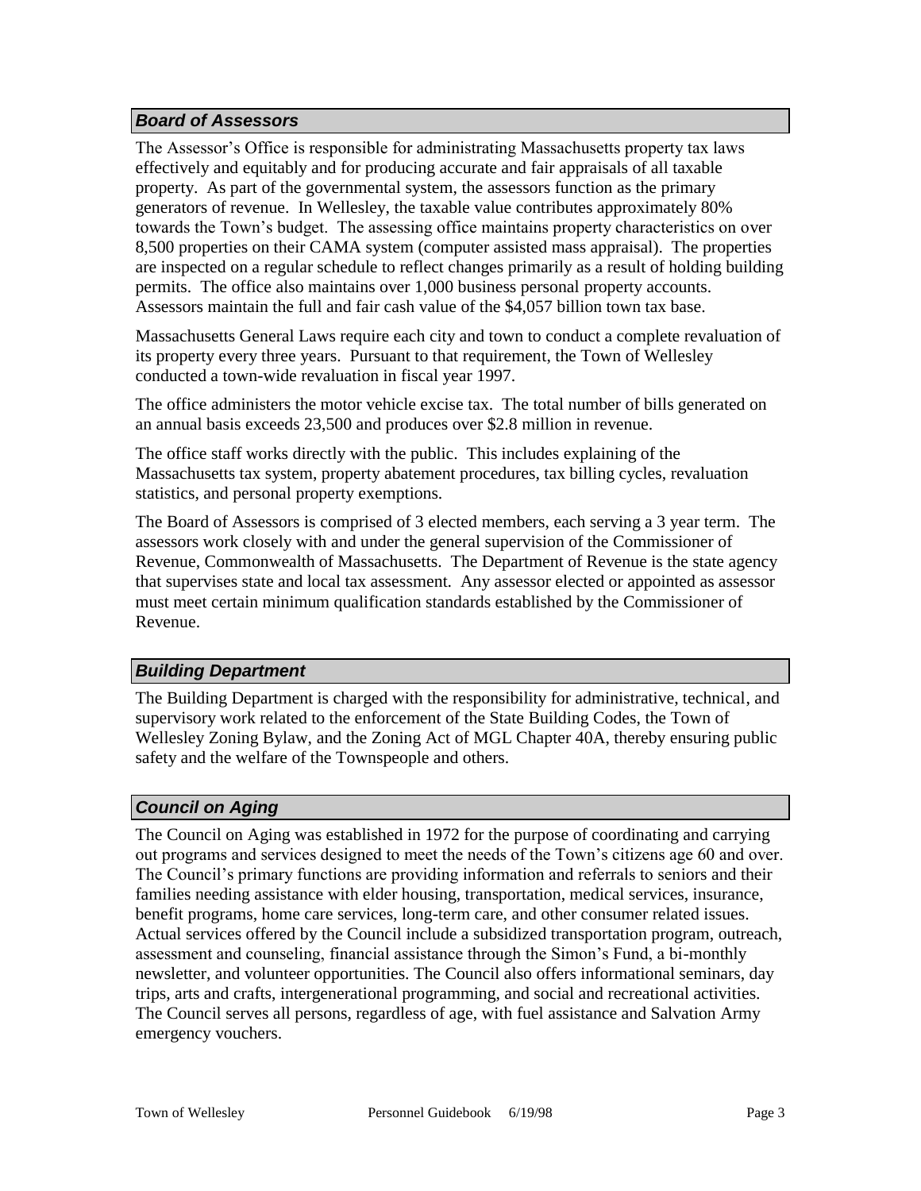## *Board of Assessors*

The Assessor's Office is responsible for administrating Massachusetts property tax laws effectively and equitably and for producing accurate and fair appraisals of all taxable property. As part of the governmental system, the assessors function as the primary generators of revenue. In Wellesley, the taxable value contributes approximately 80% towards the Town's budget. The assessing office maintains property characteristics on over 8,500 properties on their CAMA system (computer assisted mass appraisal). The properties are inspected on a regular schedule to reflect changes primarily as a result of holding building permits. The office also maintains over 1,000 business personal property accounts. Assessors maintain the full and fair cash value of the $4,057 billion town tax base.

Massachusetts General Laws require each city and town to conduct a complete revaluation of its property every three years. Pursuant to that requirement, the Town of Wellesley conducted a town-wide revaluation in fiscal year 1997.

The office administers the motor vehicle excise tax. The total number of bills generated on an annual basis exceeds 23,500 and produces over $2.8 million in revenue.

The office staff works directly with the public. This includes explaining of the Massachusetts tax system, property abatement procedures, tax billing cycles, revaluation statistics, and personal property exemptions.

The Board of Assessors is comprised of 3 elected members, each serving a 3 year term. The assessors work closely with and under the general supervision of the Commissioner of Revenue, Commonwealth of Massachusetts. The Department of Revenue is the state agency that supervises state and local tax assessment. Any assessor elected or appointed as assessor must meet certain minimum qualification standards established by the Commissioner of Revenue.

## *Building Department*

The Building Department is charged with the responsibility for administrative, technical, and supervisory work related to the enforcement of the State Building Codes, the Town of Wellesley Zoning Bylaw, and the Zoning Act of MGL Chapter 40A, thereby ensuring public safety and the welfare of the Townspeople and others.

## *Council on Aging*

The Council on Aging was established in 1972 for the purpose of coordinating and carrying out programs and services designed to meet the needs of the Town's citizens age 60 and over. The Council's primary functions are providing information and referrals to seniors and their families needing assistance with elder housing, transportation, medical services, insurance, benefit programs, home care services, long-term care, and other consumer related issues. Actual services offered by the Council include a subsidized transportation program, outreach, assessment and counseling, financial assistance through the Simon's Fund, a bi-monthly newsletter, and volunteer opportunities. The Council also offers informational seminars, day trips, arts and crafts, intergenerational programming, and social and recreational activities. The Council serves all persons, regardless of age, with fuel assistance and Salvation Army emergency vouchers.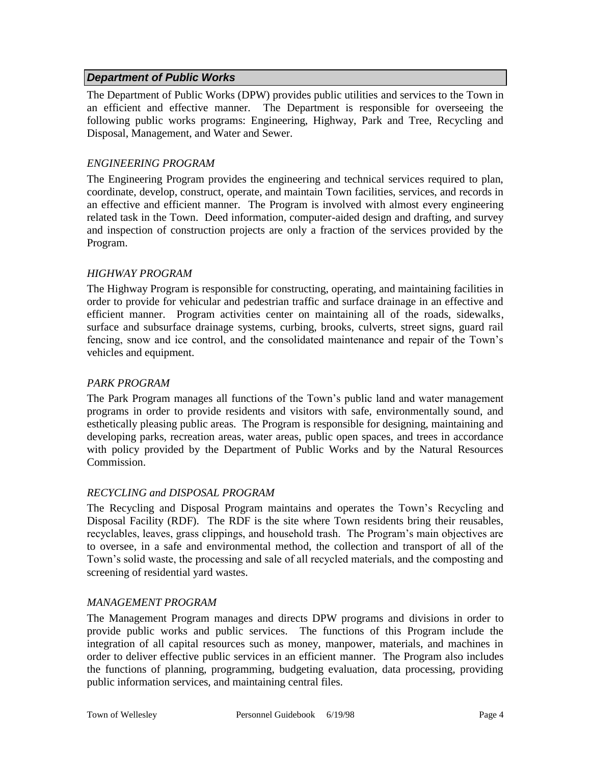## *Department of Public Works*

The Department of Public Works (DPW) provides public utilities and services to the Town in an efficient and effective manner. The Department is responsible for overseeing the following public works programs: Engineering, Highway, Park and Tree, Recycling and Disposal, Management, and Water and Sewer.

### *ENGINEERING PROGRAM*

The Engineering Program provides the engineering and technical services required to plan, coordinate, develop, construct, operate, and maintain Town facilities, services, and records in an effective and efficient manner. The Program is involved with almost every engineering related task in the Town. Deed information, computer-aided design and drafting, and survey and inspection of construction projects are only a fraction of the services provided by the Program.

### *HIGHWAY PROGRAM*

The Highway Program is responsible for constructing, operating, and maintaining facilities in order to provide for vehicular and pedestrian traffic and surface drainage in an effective and efficient manner. Program activities center on maintaining all of the roads, sidewalks, surface and subsurface drainage systems, curbing, brooks, culverts, street signs, guard rail fencing, snow and ice control, and the consolidated maintenance and repair of the Town's vehicles and equipment.

### *PARK PROGRAM*

The Park Program manages all functions of the Town's public land and water management programs in order to provide residents and visitors with safe, environmentally sound, and esthetically pleasing public areas. The Program is responsible for designing, maintaining and developing parks, recreation areas, water areas, public open spaces, and trees in accordance with policy provided by the Department of Public Works and by the Natural Resources Commission.

### *RECYCLING and DISPOSAL PROGRAM*

The Recycling and Disposal Program maintains and operates the Town's Recycling and Disposal Facility (RDF). The RDF is the site where Town residents bring their reusables, recyclables, leaves, grass clippings, and household trash. The Program's main objectives are to oversee, in a safe and environmental method, the collection and transport of all of the Town's solid waste, the processing and sale of all recycled materials, and the composting and screening of residential yard wastes.

### *MANAGEMENT PROGRAM*

The Management Program manages and directs DPW programs and divisions in order to provide public works and public services. The functions of this Program include the integration of all capital resources such as money, manpower, materials, and machines in order to deliver effective public services in an efficient manner. The Program also includes the functions of planning, programming, budgeting evaluation, data processing, providing public information services, and maintaining central files.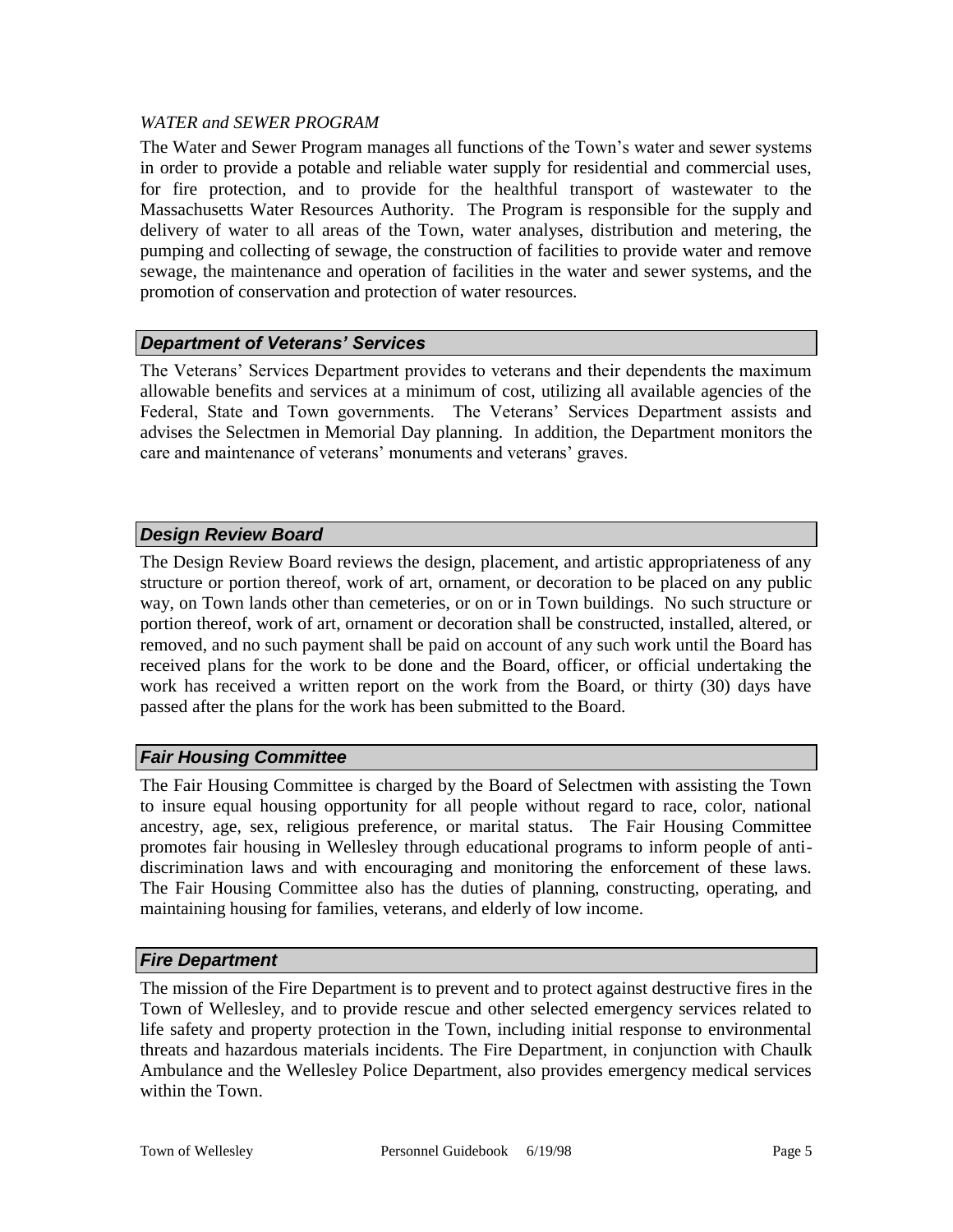*WATER and SEWER PROGRAM*

The Water and Sewer Program manages all functions of the Town's water and sewer systems in order to provide a potable and reliable water supply for residential and commercial uses, for fire protection, and to provide for the healthful transport of wastewater to the Massachusetts Water Resources Authority. The Program is responsible for the supply and delivery of water to all areas of the Town, water analyses, distribution and metering, the pumping and collecting of sewage, the construction of facilities to provide water and remove sewage, the maintenance and operation of facilities in the water and sewer systems, and the promotion of conservation and protection of water resources.

### *Department of Veterans' Services*

The Veterans' Services Department provides to veterans and their dependents the maximum allowable benefits and services at a minimum of cost, utilizing all available agencies of the Federal, State and Town governments. The Veterans' Services Department assists and advises the Selectmen in Memorial Day planning. In addition, the Department monitors the care and maintenance of veterans' monuments and veterans' graves.

### *Design Review Board*

The Design Review Board reviews the design, placement, and artistic appropriateness of any structure or portion thereof, work of art, ornament, or decoration to be placed on any public way, on Town lands other than cemeteries, or on or in Town buildings. No such structure or portion thereof, work of art, ornament or decoration shall be constructed, installed, altered, or removed, and no such payment shall be paid on account of any such work until the Board has received plans for the work to be done and the Board, officer, or official undertaking the work has received a written report on the work from the Board, or thirty (30) days have passed after the plans for the work has been submitted to the Board.

### *Fair Housing Committee*

The Fair Housing Committee is charged by the Board of Selectmen with assisting the Town to insure equal housing opportunity for all people without regard to race, color, national ancestry, age, sex, religious preference, or marital status. The Fair Housing Committee promotes fair housing in Wellesley through educational programs to inform people of anti-discrimination laws and with encouraging and monitoring the enforcement of these laws. The Fair Housing Committee also has the duties of planning, constructing, operating, and maintaining housing for families, veterans, and elderly of low income.

### *Fire Department*

The mission of the Fire Department is to prevent and to protect against destructive fires in the Town of Wellesley, and to provide rescue and other selected emergency services related to life safety and property protection in the Town, including initial response to environmental threats and hazardous materials incidents. The Fire Department, in conjunction with Chaulk Ambulance and the Wellesley Police Department, also provides emergency medical services within the Town.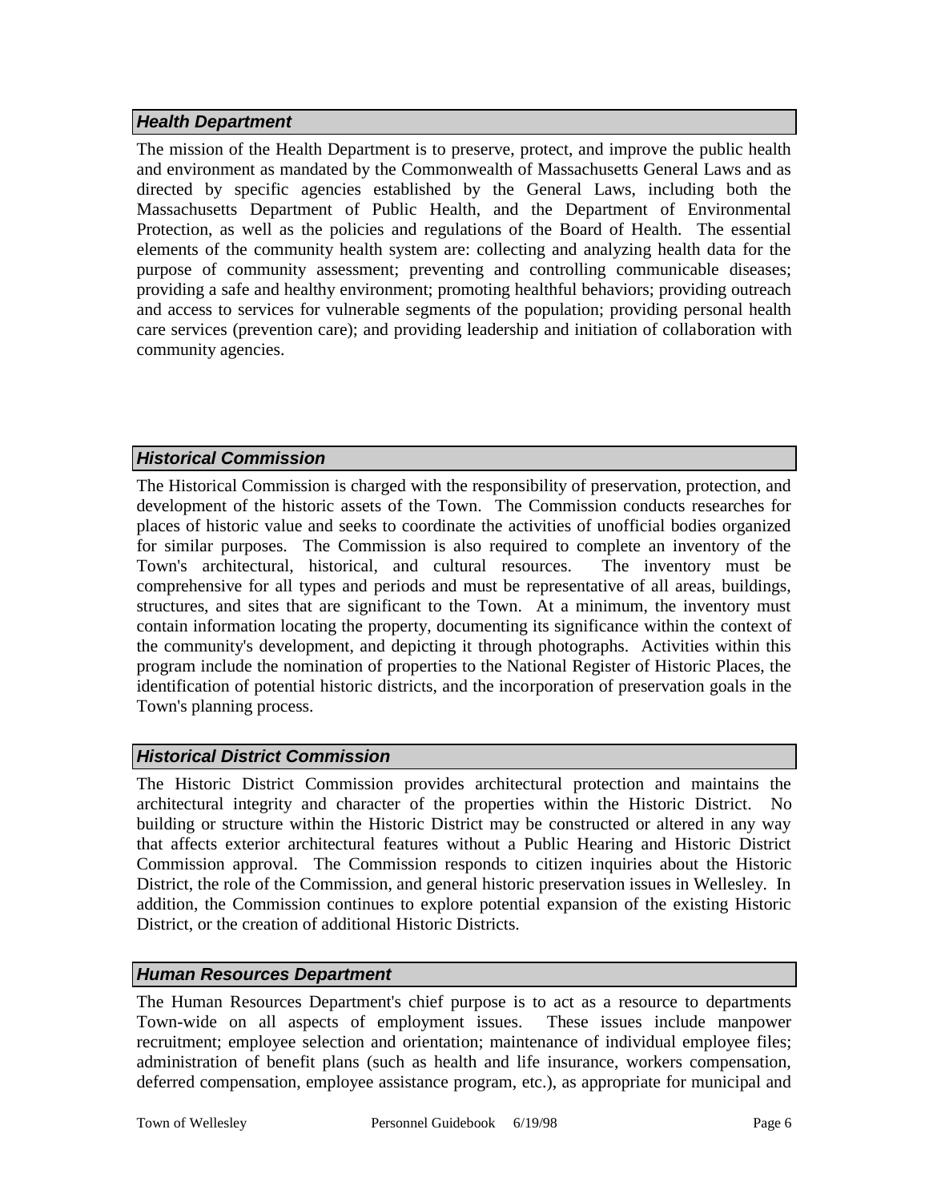### *Health Department*

The mission of the Health Department is to preserve, protect, and improve the public health and environment as mandated by the Commonwealth of Massachusetts General Laws and as directed by specific agencies established by the General Laws, including both the Massachusetts Department of Public Health, and the Department of Environmental Protection, as well as the policies and regulations of the Board of Health. The essential elements of the community health system are: collecting and analyzing health data for the purpose of community assessment; preventing and controlling communicable diseases; providing a safe and healthy environment; promoting healthful behaviors; providing outreach and access to services for vulnerable segments of the population; providing personal health care services (prevention care); and providing leadership and initiation of collaboration with community agencies.

### *Historical Commission*

The Historical Commission is charged with the responsibility of preservation, protection, and development of the historic assets of the Town. The Commission conducts researches for places of historic value and seeks to coordinate the activities of unofficial bodies organized for similar purposes. The Commission is also required to complete an inventory of the Town's architectural, historical, and cultural resources. The inventory must be comprehensive for all types and periods and must be representative of all areas, buildings, structures, and sites that are significant to the Town. At a minimum, the inventory must contain information locating the property, documenting its significance within the context of the community's development, and depicting it through photographs. Activities within this program include the nomination of properties to the National Register of Historic Places, the identification of potential historic districts, and the incorporation of preservation goals in the Town's planning process.

### *Historical District Commission*

The Historic District Commission provides architectural protection and maintains the architectural integrity and character of the properties within the Historic District. No building or structure within the Historic District may be constructed or altered in any way that affects exterior architectural features without a Public Hearing and Historic District Commission approval. The Commission responds to citizen inquiries about the Historic District, the role of the Commission, and general historic preservation issues in Wellesley. In addition, the Commission continues to explore potential expansion of the existing Historic District, or the creation of additional Historic Districts.

### *Human Resources Department*

The Human Resources Department's chief purpose is to act as a resource to departments Town-wide on all aspects of employment issues. These issues include manpower recruitment; employee selection and orientation; maintenance of individual employee files; administration of benefit plans (such as health and life insurance, workers compensation, deferred compensation, employee assistance program, etc.), as appropriate for municipal and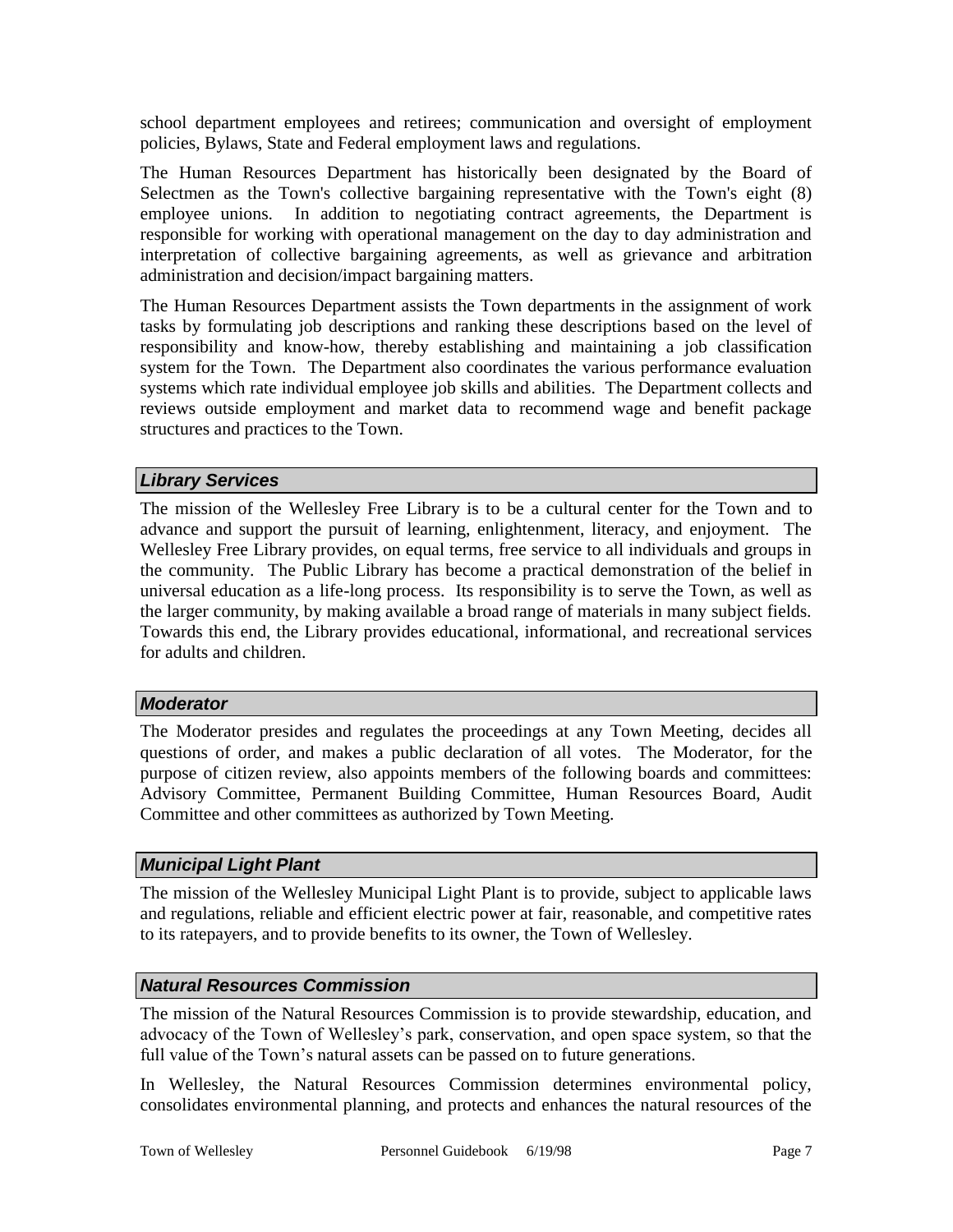school department employees and retirees; communication and oversight of employment policies, Bylaws, State and Federal employment laws and regulations.

The Human Resources Department has historically been designated by the Board of Selectmen as the Town's collective bargaining representative with the Town's eight (8) employee unions. In addition to negotiating contract agreements, the Department is responsible for working with operational management on the day to day administration and interpretation of collective bargaining agreements, as well as grievance and arbitration administration and decision/impact bargaining matters.

The Human Resources Department assists the Town departments in the assignment of work tasks by formulating job descriptions and ranking these descriptions based on the level of responsibility and know-how, thereby establishing and maintaining a job classification system for the Town. The Department also coordinates the various performance evaluation systems which rate individual employee job skills and abilities. The Department collects and reviews outside employment and market data to recommend wage and benefit package structures and practices to the Town.

### *Library Services*

The mission of the Wellesley Free Library is to be a cultural center for the Town and to advance and support the pursuit of learning, enlightenment, literacy, and enjoyment. The Wellesley Free Library provides, on equal terms, free service to all individuals and groups in the community. The Public Library has become a practical demonstration of the belief in universal education as a life-long process. Its responsibility is to serve the Town, as well as the larger community, by making available a broad range of materials in many subject fields. Towards this end, the Library provides educational, informational, and recreational services for adults and children.

### *Moderator*

The Moderator presides and regulates the proceedings at any Town Meeting, decides all questions of order, and makes a public declaration of all votes. The Moderator, for the purpose of citizen review, also appoints members of the following boards and committees: Advisory Committee, Permanent Building Committee, Human Resources Board, Audit Committee and other committees as authorized by Town Meeting.

### *Municipal Light Plant*

The mission of the Wellesley Municipal Light Plant is to provide, subject to applicable laws and regulations, reliable and efficient electric power at fair, reasonable, and competitive rates to its ratepayers, and to provide benefits to its owner, the Town of Wellesley.

### *Natural Resources Commission*

The mission of the Natural Resources Commission is to provide stewardship, education, and advocacy of the Town of Wellesley's park, conservation, and open space system, so that the full value of the Town's natural assets can be passed on to future generations.

In Wellesley, the Natural Resources Commission determines environmental policy, consolidates environmental planning, and protects and enhances the natural resources of the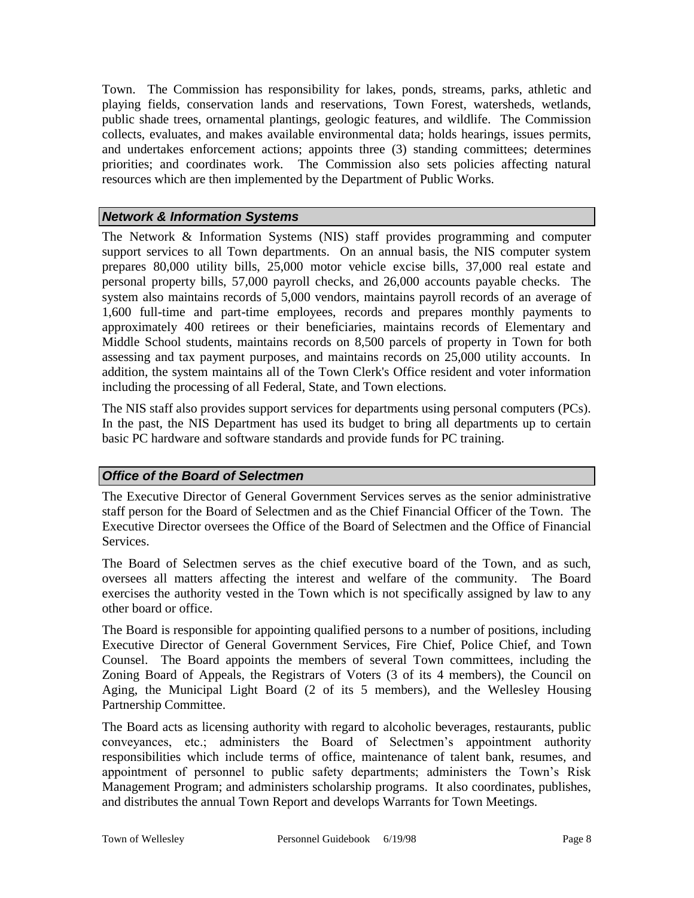Town. The Commission has responsibility for lakes, ponds, streams, parks, athletic and playing fields, conservation lands and reservations, Town Forest, watersheds, wetlands, public shade trees, ornamental plantings, geologic features, and wildlife. The Commission collects, evaluates, and makes available environmental data; holds hearings, issues permits, and undertakes enforcement actions; appoints three (3) standing committees; determines priorities; and coordinates work. The Commission also sets policies affecting natural resources which are then implemented by the Department of Public Works.

### *Network & Information Systems*

The Network & Information Systems (NIS) staff provides programming and computer support services to all Town departments. On an annual basis, the NIS computer system prepares 80,000 utility bills, 25,000 motor vehicle excise bills, 37,000 real estate and personal property bills, 57,000 payroll checks, and 26,000 accounts payable checks. The system also maintains records of 5,000 vendors, maintains payroll records of an average of 1,600 full-time and part-time employees, records and prepares monthly payments to approximately 400 retirees or their beneficiaries, maintains records of Elementary and Middle School students, maintains records on 8,500 parcels of property in Town for both assessing and tax payment purposes, and maintains records on 25,000 utility accounts. In addition, the system maintains all of the Town Clerk's Office resident and voter information including the processing of all Federal, State, and Town elections.

The NIS staff also provides support services for departments using personal computers (PCs). In the past, the NIS Department has used its budget to bring all departments up to certain basic PC hardware and software standards and provide funds for PC training.

### *Office of the Board of Selectmen*

The Executive Director of General Government Services serves as the senior administrative staff person for the Board of Selectmen and as the Chief Financial Officer of the Town. The Executive Director oversees the Office of the Board of Selectmen and the Office of Financial Services.

The Board of Selectmen serves as the chief executive board of the Town, and as such, oversees all matters affecting the interest and welfare of the community. The Board exercises the authority vested in the Town which is not specifically assigned by law to any other board or office.

The Board is responsible for appointing qualified persons to a number of positions, including Executive Director of General Government Services, Fire Chief, Police Chief, and Town Counsel. The Board appoints the members of several Town committees, including the Zoning Board of Appeals, the Registrars of Voters (3 of its 4 members), the Council on Aging, the Municipal Light Board (2 of its 5 members), and the Wellesley Housing Partnership Committee.

The Board acts as licensing authority with regard to alcoholic beverages, restaurants, public conveyances, etc.; administers the Board of Selectmen's appointment authority responsibilities which include terms of office, maintenance of talent bank, resumes, and appointment of personnel to public safety departments; administers the Town's Risk Management Program; and administers scholarship programs. It also coordinates, publishes, and distributes the annual Town Report and develops Warrants for Town Meetings.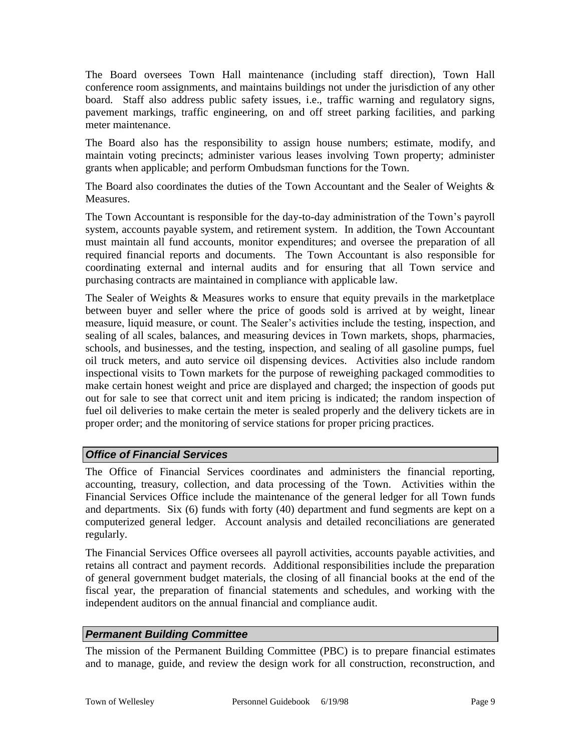The Board oversees Town Hall maintenance (including staff direction), Town Hall conference room assignments, and maintains buildings not under the jurisdiction of any other board. Staff also address public safety issues, i.e., traffic warning and regulatory signs, pavement markings, traffic engineering, on and off street parking facilities, and parking meter maintenance.

The Board also has the responsibility to assign house numbers; estimate, modify, and maintain voting precincts; administer various leases involving Town property; administer grants when applicable; and perform Ombudsman functions for the Town.

The Board also coordinates the duties of the Town Accountant and the Sealer of Weights & Measures.

The Town Accountant is responsible for the day-to-day administration of the Town's payroll system, accounts payable system, and retirement system. In addition, the Town Accountant must maintain all fund accounts, monitor expenditures; and oversee the preparation of all required financial reports and documents. The Town Accountant is also responsible for coordinating external and internal audits and for ensuring that all Town service and purchasing contracts are maintained in compliance with applicable law.

The Sealer of Weights & Measures works to ensure that equity prevails in the marketplace between buyer and seller where the price of goods sold is arrived at by weight, linear measure, liquid measure, or count. The Sealer's activities include the testing, inspection, and sealing of all scales, balances, and measuring devices in Town markets, shops, pharmacies, schools, and businesses, and the testing, inspection, and sealing of all gasoline pumps, fuel oil truck meters, and auto service oil dispensing devices. Activities also include random inspectional visits to Town markets for the purpose of reweighing packaged commodities to make certain honest weight and price are displayed and charged; the inspection of goods put out for sale to see that correct unit and item pricing is indicated; the random inspection of fuel oil deliveries to make certain the meter is sealed properly and the delivery tickets are in proper order; and the monitoring of service stations for proper pricing practices.

### *Office of Financial Services*

The Office of Financial Services coordinates and administers the financial reporting, accounting, treasury, collection, and data processing of the Town. Activities within the Financial Services Office include the maintenance of the general ledger for all Town funds and departments. Six (6) funds with forty (40) department and fund segments are kept on a computerized general ledger. Account analysis and detailed reconciliations are generated regularly.

The Financial Services Office oversees all payroll activities, accounts payable activities, and retains all contract and payment records. Additional responsibilities include the preparation of general government budget materials, the closing of all financial books at the end of the fiscal year, the preparation of financial statements and schedules, and working with the independent auditors on the annual financial and compliance audit.

### *Permanent Building Committee*

The mission of the Permanent Building Committee (PBC) is to prepare financial estimates and to manage, guide, and review the design work for all construction, reconstruction, and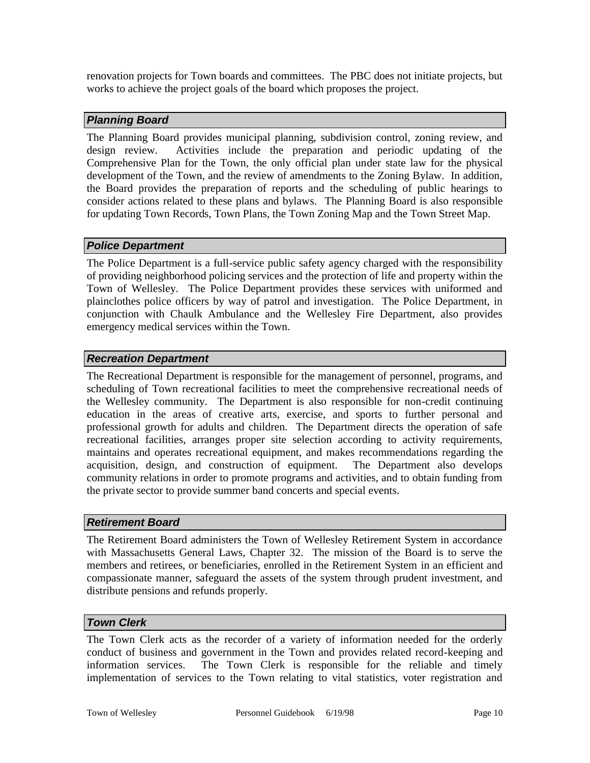renovation projects for Town boards and committees. The PBC does not initiate projects, but works to achieve the project goals of the board which proposes the project.

### *Planning Board*

The Planning Board provides municipal planning, subdivision control, zoning review, and design review. Activities include the preparation and periodic updating of the Comprehensive Plan for the Town, the only official plan under state law for the physical development of the Town, and the review of amendments to the Zoning Bylaw. In addition, the Board provides the preparation of reports and the scheduling of public hearings to consider actions related to these plans and bylaws. The Planning Board is also responsible for updating Town Records, Town Plans, the Town Zoning Map and the Town Street Map.

### *Police Department*

The Police Department is a full-service public safety agency charged with the responsibility of providing neighborhood policing services and the protection of life and property within the Town of Wellesley. The Police Department provides these services with uniformed and plainclothes police officers by way of patrol and investigation. The Police Department, in conjunction with Chaulk Ambulance and the Wellesley Fire Department, also provides emergency medical services within the Town.

### *Recreation Department*

The Recreational Department is responsible for the management of personnel, programs, and scheduling of Town recreational facilities to meet the comprehensive recreational needs of the Wellesley community. The Department is also responsible for non-credit continuing education in the areas of creative arts, exercise, and sports to further personal and professional growth for adults and children. The Department directs the operation of safe recreational facilities, arranges proper site selection according to activity requirements, maintains and operates recreational equipment, and makes recommendations regarding the acquisition, design, and construction of equipment. The Department also develops community relations in order to promote programs and activities, and to obtain funding from the private sector to provide summer band concerts and special events.

### *Retirement Board*

The Retirement Board administers the Town of Wellesley Retirement System in accordance with Massachusetts General Laws, Chapter 32. The mission of the Board is to serve the members and retirees, or beneficiaries, enrolled in the Retirement System in an efficient and compassionate manner, safeguard the assets of the system through prudent investment, and distribute pensions and refunds properly.

### *Town Clerk*

The Town Clerk acts as the recorder of a variety of information needed for the orderly conduct of business and government in the Town and provides related record-keeping and information services. The Town Clerk is responsible for the reliable and timely implementation of services to the Town relating to vital statistics, voter registration and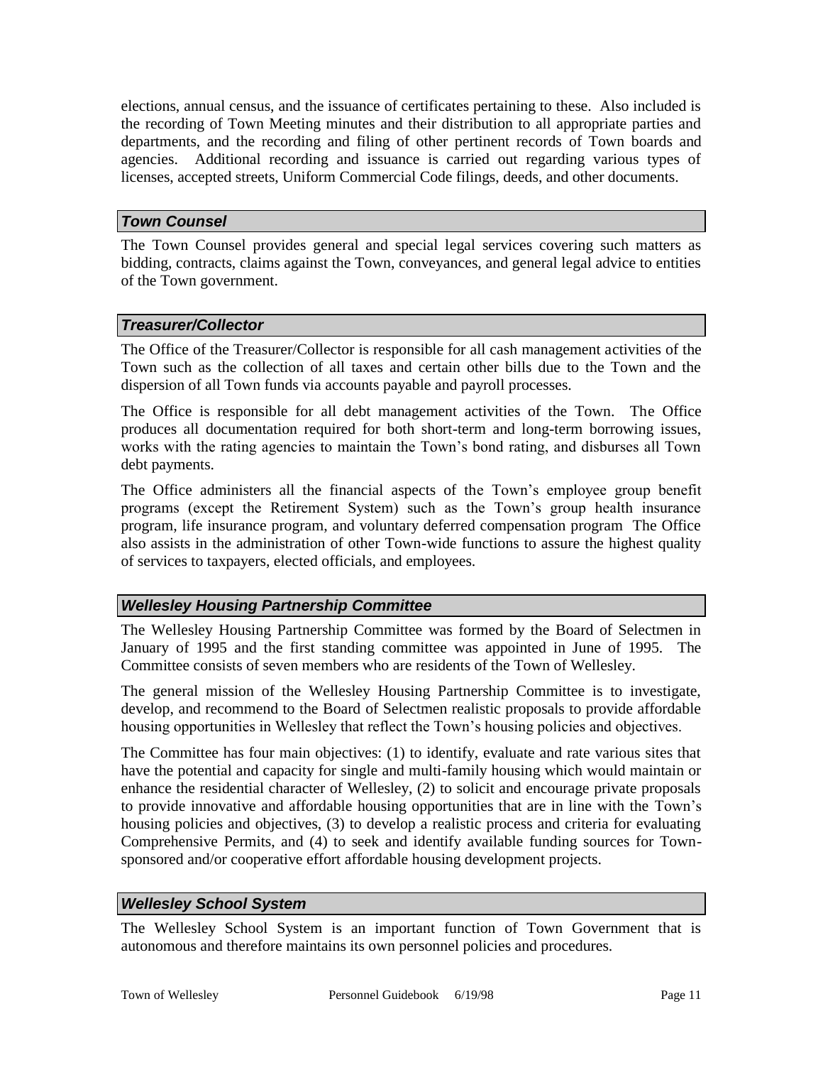elections, annual census, and the issuance of certificates pertaining to these. Also included is the recording of Town Meeting minutes and their distribution to all appropriate parties and departments, and the recording and filing of other pertinent records of Town boards and agencies. Additional recording and issuance is carried out regarding various types of licenses, accepted streets, Uniform Commercial Code filings, deeds, and other documents.

### *Town Counsel*

The Town Counsel provides general and special legal services covering such matters as bidding, contracts, claims against the Town, conveyances, and general legal advice to entities of the Town government.

### *Treasurer/Collector*

The Office of the Treasurer/Collector is responsible for all cash management activities of the Town such as the collection of all taxes and certain other bills due to the Town and the dispersion of all Town funds via accounts payable and payroll processes.

The Office is responsible for all debt management activities of the Town. The Office produces all documentation required for both short-term and long-term borrowing issues, works with the rating agencies to maintain the Town's bond rating, and disburses all Town debt payments.

The Office administers all the financial aspects of the Town's employee group benefit programs (except the Retirement System) such as the Town's group health insurance program, life insurance program, and voluntary deferred compensation program The Office also assists in the administration of other Town-wide functions to assure the highest quality of services to taxpayers, elected officials, and employees.

### *Wellesley Housing Partnership Committee*

The Wellesley Housing Partnership Committee was formed by the Board of Selectmen in January of 1995 and the first standing committee was appointed in June of 1995. The Committee consists of seven members who are residents of the Town of Wellesley.

The general mission of the Wellesley Housing Partnership Committee is to investigate, develop, and recommend to the Board of Selectmen realistic proposals to provide affordable housing opportunities in Wellesley that reflect the Town's housing policies and objectives.

The Committee has four main objectives: (1) to identify, evaluate and rate various sites that have the potential and capacity for single and multi-family housing which would maintain or enhance the residential character of Wellesley, (2) to solicit and encourage private proposals to provide innovative and affordable housing opportunities that are in line with the Town's housing policies and objectives, (3) to develop a realistic process and criteria for evaluating Comprehensive Permits, and (4) to seek and identify available funding sources for Town-sponsored and/or cooperative effort affordable housing development projects.

### *Wellesley School System*

The Wellesley School System is an important function of Town Government that is autonomous and therefore maintains its own personnel policies and procedures.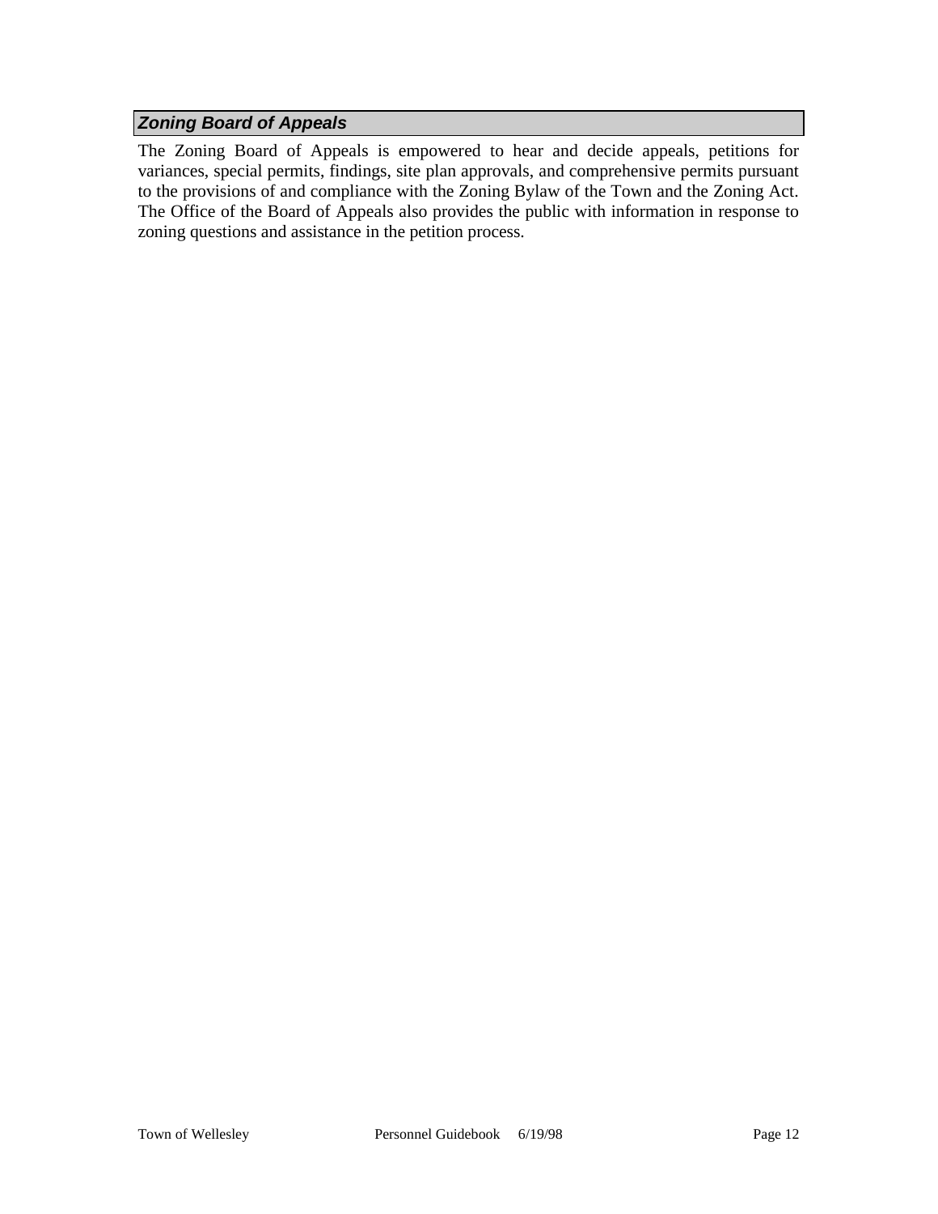### *Zoning Board of Appeals*

The Zoning Board of Appeals is empowered to hear and decide appeals, petitions for variances, special permits, findings, site plan approvals, and comprehensive permits pursuant to the provisions of and compliance with the Zoning Bylaw of the Town and the Zoning Act. The Office of the Board of Appeals also provides the public with information in response to zoning questions and assistance in the petition process.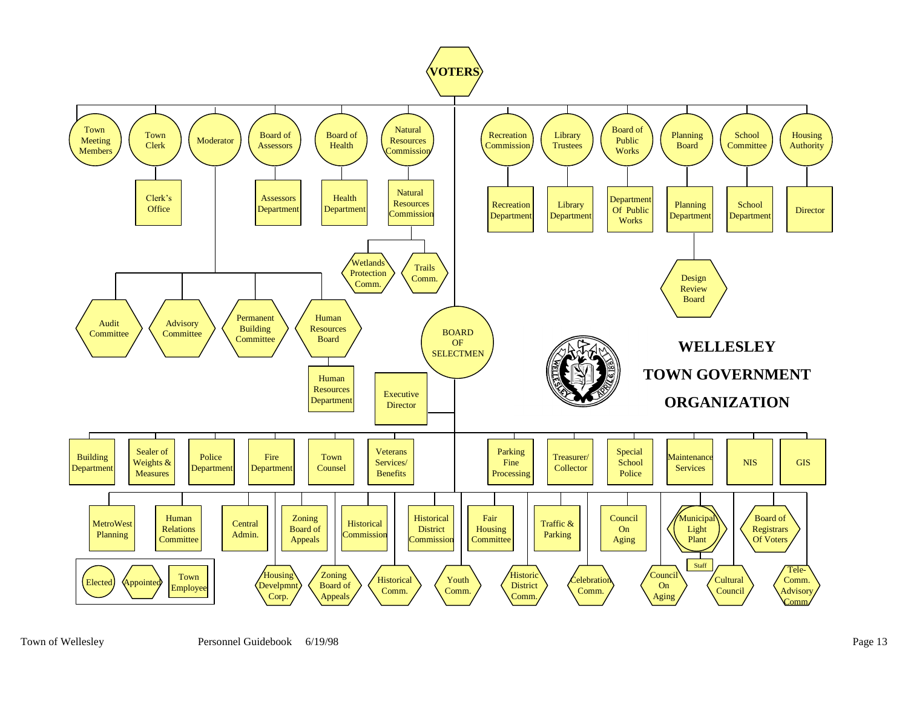# WELLESLEY TOWN GOVERNMENT ORGANIZATION

**VOTERS**

- Town Meeting Members
- Town Clerk
  - Clerk's Office
- Moderator
  - Audit Committee
  - Advisory Committee
  - Permanent Building Committee
  - Human Resources Board
    - Human Resources Department
- Board of Assessors
  - Assessors Department
- Board of Health
  - Health Department
- Natural Resources Commission
  - Natural Resources Commission
    - Wetlands Protection Comm.
    - Trails Comm.
- Recreation Commission
  - Recreation Department
- Library Trustees
  - Library Department
- Board of Public Works
  - Department Of Public Works
- Planning Board
  - Planning Department
    - Design Review Board
- School Committee
  - School Department
- Housing Authority
  - Director
- BOARD OF SELECTMEN
  - Executive Director
  - Building Department
  - Sealer of Weights & Measures
  - Police Department
  - Fire Department
  - Town Counsel
  - Veterans Services/ Benefits
  - Parking Fine Processing
  - Treasurer/ Collector
  - Special School Police
  - Maintenance Services
  - NIS
  - GIS
  - MetroWest Planning
  - Human Relations Committee
  - Central Admin.
  - Zoning Board of Appeals
  - Historical Commission
  - Historical District Commission
  - Fair Housing Committee
  - Traffic & Parking
  - Council On Aging
  - Municipal Light Plant
    - Staff
  - Board of Registrars Of Voters
  - Housing Develpmnt Corp.
  - Zoning Board of Appeals
  - Historical Comm.
  - Youth Comm.
  - Historic District Comm.
  - Celebration Comm.
  - Council On Aging
  - Cultural Council
  - Tele-Comm. Advisory Comm.

Legend: Elected (circle) | Appointed (hexagon) | Town Employee (rectangle)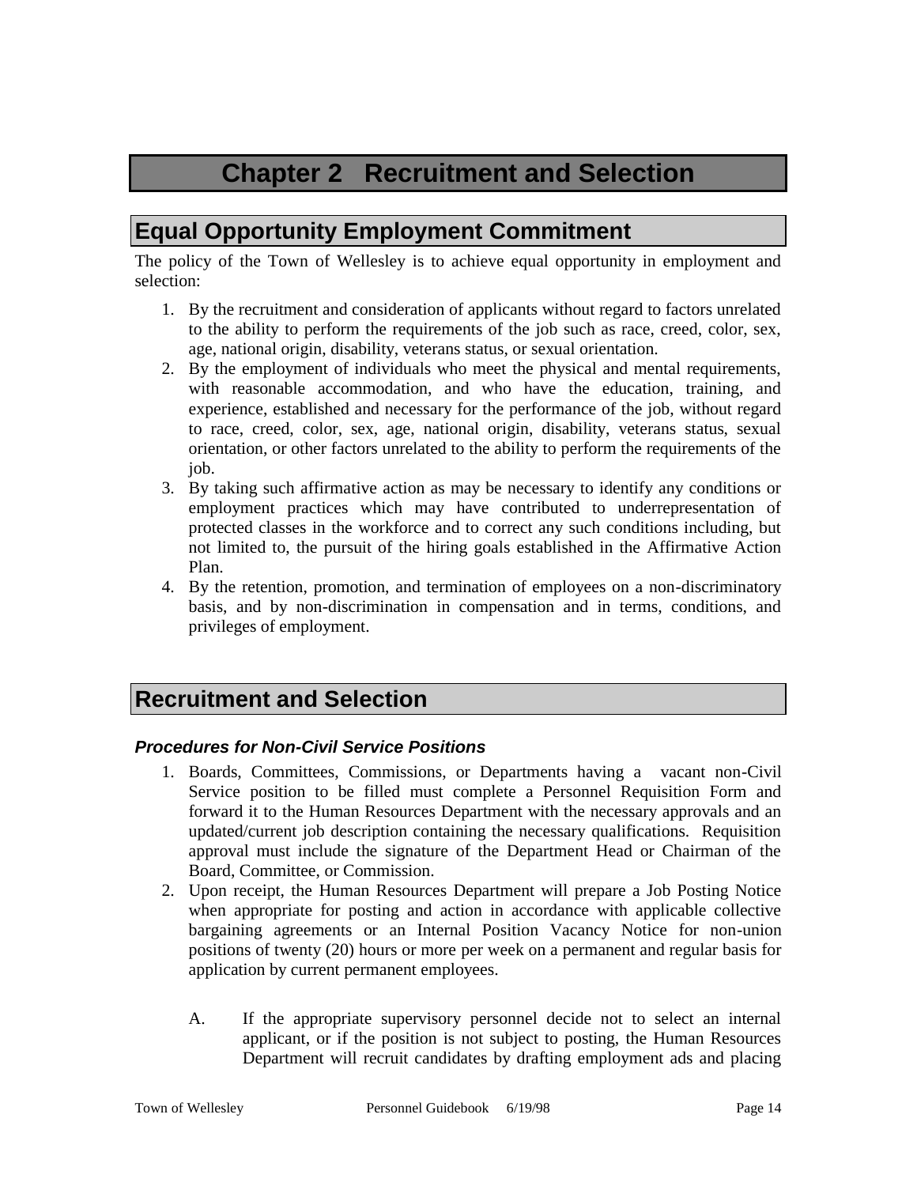# Chapter 2 Recruitment and Selection

## Equal Opportunity Employment Commitment

The policy of the Town of Wellesley is to achieve equal opportunity in employment and selection:

1. By the recruitment and consideration of applicants without regard to factors unrelated to the ability to perform the requirements of the job such as race, creed, color, sex, age, national origin, disability, veterans status, or sexual orientation.
2. By the employment of individuals who meet the physical and mental requirements, with reasonable accommodation, and who have the education, training, and experience, established and necessary for the performance of the job, without regard to race, creed, color, sex, age, national origin, disability, veterans status, sexual orientation, or other factors unrelated to the ability to perform the requirements of the job.
3. By taking such affirmative action as may be necessary to identify any conditions or employment practices which may have contributed to underrepresentation of protected classes in the workforce and to correct any such conditions including, but not limited to, the pursuit of the hiring goals established in the Affirmative Action Plan.
4. By the retention, promotion, and termination of employees on a non-discriminatory basis, and by non-discrimination in compensation and in terms, conditions, and privileges of employment.

## Recruitment and Selection

### *Procedures for Non-Civil Service Positions*

1. Boards, Committees, Commissions, or Departments having a vacant non-Civil Service position to be filled must complete a Personnel Requisition Form and forward it to the Human Resources Department with the necessary approvals and an updated/current job description containing the necessary qualifications. Requisition approval must include the signature of the Department Head or Chairman of the Board, Committee, or Commission.
2. Upon receipt, the Human Resources Department will prepare a Job Posting Notice when appropriate for posting and action in accordance with applicable collective bargaining agreements or an Internal Position Vacancy Notice for non-union positions of twenty (20) hours or more per week on a permanent and regular basis for application by current permanent employees.

   A. If the appropriate supervisory personnel decide not to select an internal applicant, or if the position is not subject to posting, the Human Resources Department will recruit candidates by drafting employment ads and placing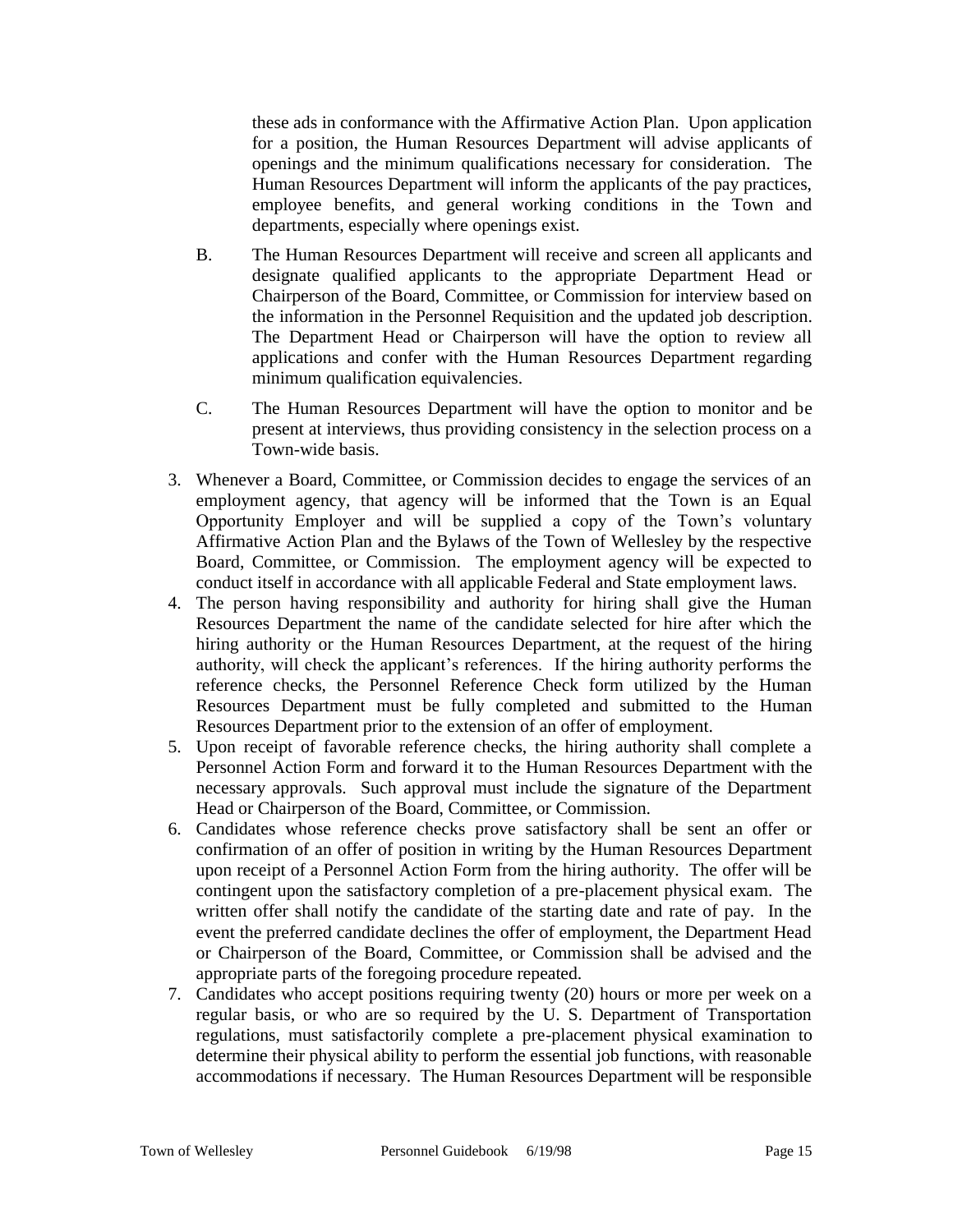these ads in conformance with the Affirmative Action Plan. Upon application for a position, the Human Resources Department will advise applicants of openings and the minimum qualifications necessary for consideration. The Human Resources Department will inform the applicants of the pay practices, employee benefits, and general working conditions in the Town and departments, especially where openings exist.

B. The Human Resources Department will receive and screen all applicants and designate qualified applicants to the appropriate Department Head or Chairperson of the Board, Committee, or Commission for interview based on the information in the Personnel Requisition and the updated job description. The Department Head or Chairperson will have the option to review all applications and confer with the Human Resources Department regarding minimum qualification equivalencies.

C. The Human Resources Department will have the option to monitor and be present at interviews, thus providing consistency in the selection process on a Town-wide basis.

3. Whenever a Board, Committee, or Commission decides to engage the services of an employment agency, that agency will be informed that the Town is an Equal Opportunity Employer and will be supplied a copy of the Town's voluntary Affirmative Action Plan and the Bylaws of the Town of Wellesley by the respective Board, Committee, or Commission. The employment agency will be expected to conduct itself in accordance with all applicable Federal and State employment laws.
4. The person having responsibility and authority for hiring shall give the Human Resources Department the name of the candidate selected for hire after which the hiring authority or the Human Resources Department, at the request of the hiring authority, will check the applicant's references. If the hiring authority performs the reference checks, the Personnel Reference Check form utilized by the Human Resources Department must be fully completed and submitted to the Human Resources Department prior to the extension of an offer of employment.
5. Upon receipt of favorable reference checks, the hiring authority shall complete a Personnel Action Form and forward it to the Human Resources Department with the necessary approvals. Such approval must include the signature of the Department Head or Chairperson of the Board, Committee, or Commission.
6. Candidates whose reference checks prove satisfactory shall be sent an offer or confirmation of an offer of position in writing by the Human Resources Department upon receipt of a Personnel Action Form from the hiring authority. The offer will be contingent upon the satisfactory completion of a pre-placement physical exam. The written offer shall notify the candidate of the starting date and rate of pay. In the event the preferred candidate declines the offer of employment, the Department Head or Chairperson of the Board, Committee, or Commission shall be advised and the appropriate parts of the foregoing procedure repeated.
7. Candidates who accept positions requiring twenty (20) hours or more per week on a regular basis, or who are so required by the U. S. Department of Transportation regulations, must satisfactorily complete a pre-placement physical examination to determine their physical ability to perform the essential job functions, with reasonable accommodations if necessary. The Human Resources Department will be responsible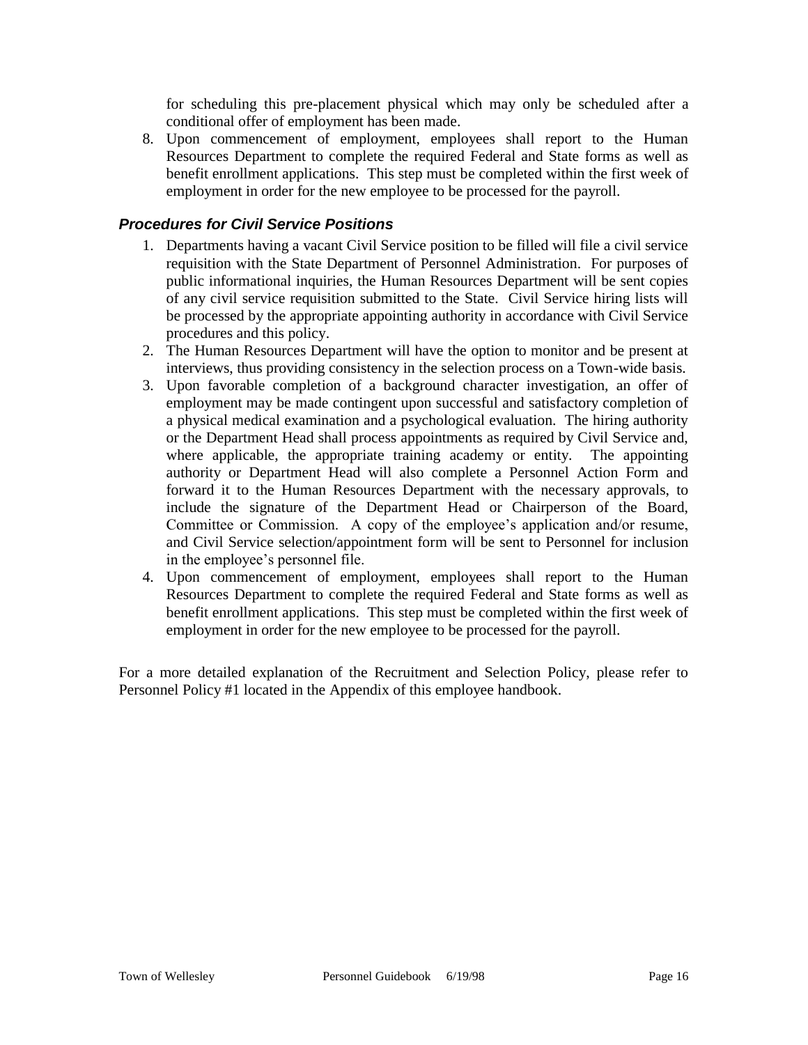for scheduling this pre-placement physical which may only be scheduled after a conditional offer of employment has been made.

8. Upon commencement of employment, employees shall report to the Human Resources Department to complete the required Federal and State forms as well as benefit enrollment applications. This step must be completed within the first week of employment in order for the new employee to be processed for the payroll.

### *Procedures for Civil Service Positions*

1. Departments having a vacant Civil Service position to be filled will file a civil service requisition with the State Department of Personnel Administration. For purposes of public informational inquiries, the Human Resources Department will be sent copies of any civil service requisition submitted to the State. Civil Service hiring lists will be processed by the appropriate appointing authority in accordance with Civil Service procedures and this policy.
2. The Human Resources Department will have the option to monitor and be present at interviews, thus providing consistency in the selection process on a Town-wide basis.
3. Upon favorable completion of a background character investigation, an offer of employment may be made contingent upon successful and satisfactory completion of a physical medical examination and a psychological evaluation. The hiring authority or the Department Head shall process appointments as required by Civil Service and, where applicable, the appropriate training academy or entity. The appointing authority or Department Head will also complete a Personnel Action Form and forward it to the Human Resources Department with the necessary approvals, to include the signature of the Department Head or Chairperson of the Board, Committee or Commission. A copy of the employee's application and/or resume, and Civil Service selection/appointment form will be sent to Personnel for inclusion in the employee's personnel file.
4. Upon commencement of employment, employees shall report to the Human Resources Department to complete the required Federal and State forms as well as benefit enrollment applications. This step must be completed within the first week of employment in order for the new employee to be processed for the payroll.

For a more detailed explanation of the Recruitment and Selection Policy, please refer to Personnel Policy #1 located in the Appendix of this employee handbook.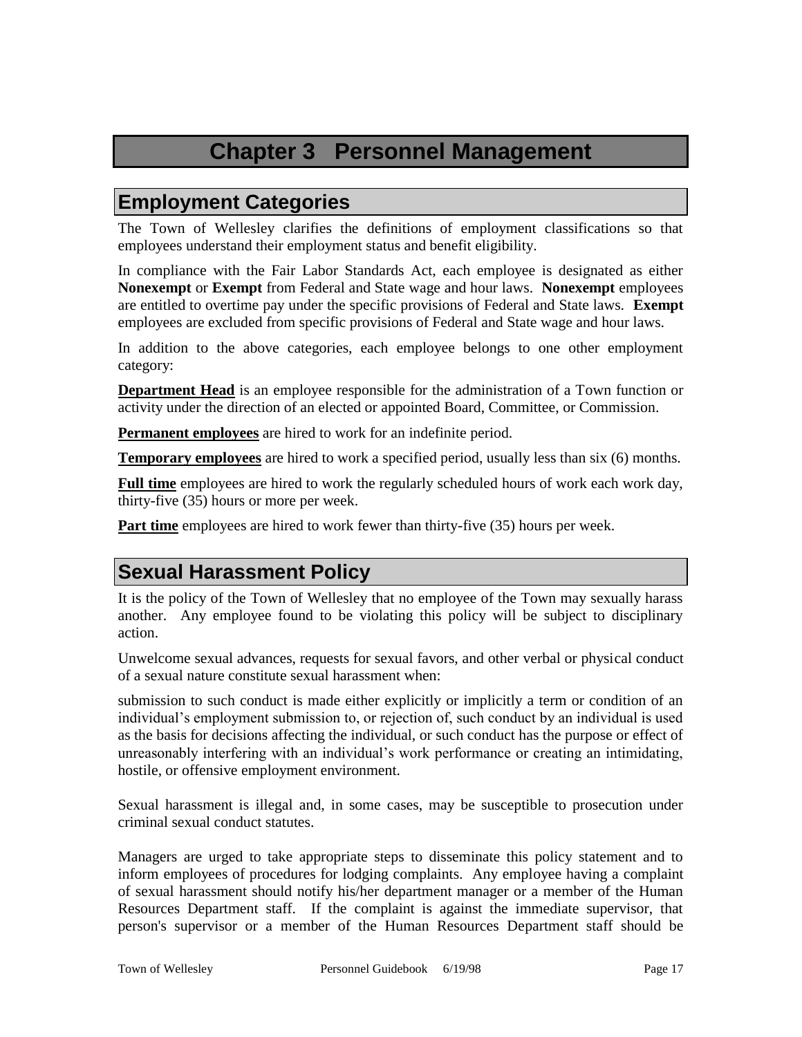# Chapter 3 Personnel Management

## Employment Categories

The Town of Wellesley clarifies the definitions of employment classifications so that employees understand their employment status and benefit eligibility.

In compliance with the Fair Labor Standards Act, each employee is designated as either **Nonexempt** or **Exempt** from Federal and State wage and hour laws. **Nonexempt** employees are entitled to overtime pay under the specific provisions of Federal and State laws. **Exempt** employees are excluded from specific provisions of Federal and State wage and hour laws.

In addition to the above categories, each employee belongs to one other employment category:

**Department Head** is an employee responsible for the administration of a Town function or activity under the direction of an elected or appointed Board, Committee, or Commission.

**Permanent employees** are hired to work for an indefinite period.

**Temporary employees** are hired to work a specified period, usually less than six (6) months.

**Full time** employees are hired to work the regularly scheduled hours of work each work day, thirty-five (35) hours or more per week.

**Part time** employees are hired to work fewer than thirty-five (35) hours per week.

## Sexual Harassment Policy

It is the policy of the Town of Wellesley that no employee of the Town may sexually harass another. Any employee found to be violating this policy will be subject to disciplinary action.

Unwelcome sexual advances, requests for sexual favors, and other verbal or physical conduct of a sexual nature constitute sexual harassment when:

submission to such conduct is made either explicitly or implicitly a term or condition of an individual's employment submission to, or rejection of, such conduct by an individual is used as the basis for decisions affecting the individual, or such conduct has the purpose or effect of unreasonably interfering with an individual's work performance or creating an intimidating, hostile, or offensive employment environment.

Sexual harassment is illegal and, in some cases, may be susceptible to prosecution under criminal sexual conduct statutes.

Managers are urged to take appropriate steps to disseminate this policy statement and to inform employees of procedures for lodging complaints. Any employee having a complaint of sexual harassment should notify his/her department manager or a member of the Human Resources Department staff. If the complaint is against the immediate supervisor, that person's supervisor or a member of the Human Resources Department staff should be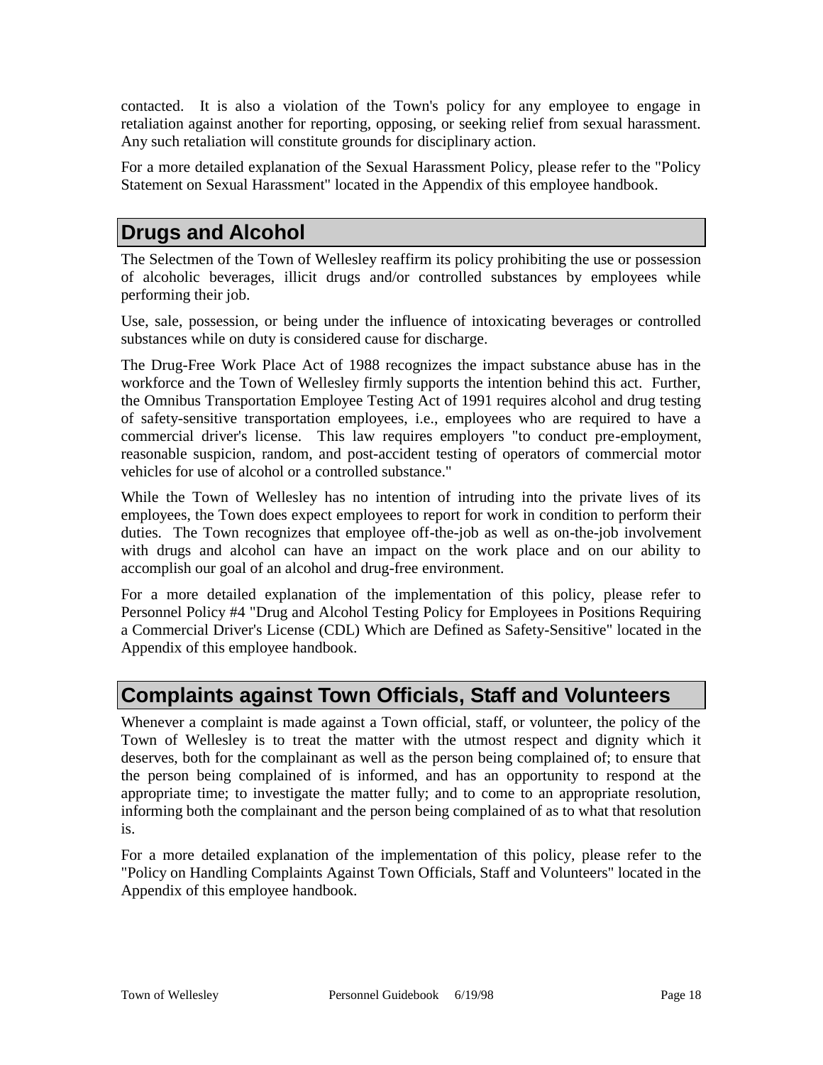contacted. It is also a violation of the Town's policy for any employee to engage in retaliation against another for reporting, opposing, or seeking relief from sexual harassment. Any such retaliation will constitute grounds for disciplinary action.

For a more detailed explanation of the Sexual Harassment Policy, please refer to the "Policy Statement on Sexual Harassment" located in the Appendix of this employee handbook.

## Drugs and Alcohol

The Selectmen of the Town of Wellesley reaffirm its policy prohibiting the use or possession of alcoholic beverages, illicit drugs and/or controlled substances by employees while performing their job.

Use, sale, possession, or being under the influence of intoxicating beverages or controlled substances while on duty is considered cause for discharge.

The Drug-Free Work Place Act of 1988 recognizes the impact substance abuse has in the workforce and the Town of Wellesley firmly supports the intention behind this act. Further, the Omnibus Transportation Employee Testing Act of 1991 requires alcohol and drug testing of safety-sensitive transportation employees, i.e., employees who are required to have a commercial driver's license. This law requires employers "to conduct pre-employment, reasonable suspicion, random, and post-accident testing of operators of commercial motor vehicles for use of alcohol or a controlled substance."

While the Town of Wellesley has no intention of intruding into the private lives of its employees, the Town does expect employees to report for work in condition to perform their duties. The Town recognizes that employee off-the-job as well as on-the-job involvement with drugs and alcohol can have an impact on the work place and on our ability to accomplish our goal of an alcohol and drug-free environment.

For a more detailed explanation of the implementation of this policy, please refer to Personnel Policy #4 "Drug and Alcohol Testing Policy for Employees in Positions Requiring a Commercial Driver's License (CDL) Which are Defined as Safety-Sensitive" located in the Appendix of this employee handbook.

## Complaints against Town Officials, Staff and Volunteers

Whenever a complaint is made against a Town official, staff, or volunteer, the policy of the Town of Wellesley is to treat the matter with the utmost respect and dignity which it deserves, both for the complainant as well as the person being complained of; to ensure that the person being complained of is informed, and has an opportunity to respond at the appropriate time; to investigate the matter fully; and to come to an appropriate resolution, informing both the complainant and the person being complained of as to what that resolution is.

For a more detailed explanation of the implementation of this policy, please refer to the "Policy on Handling Complaints Against Town Officials, Staff and Volunteers" located in the Appendix of this employee handbook.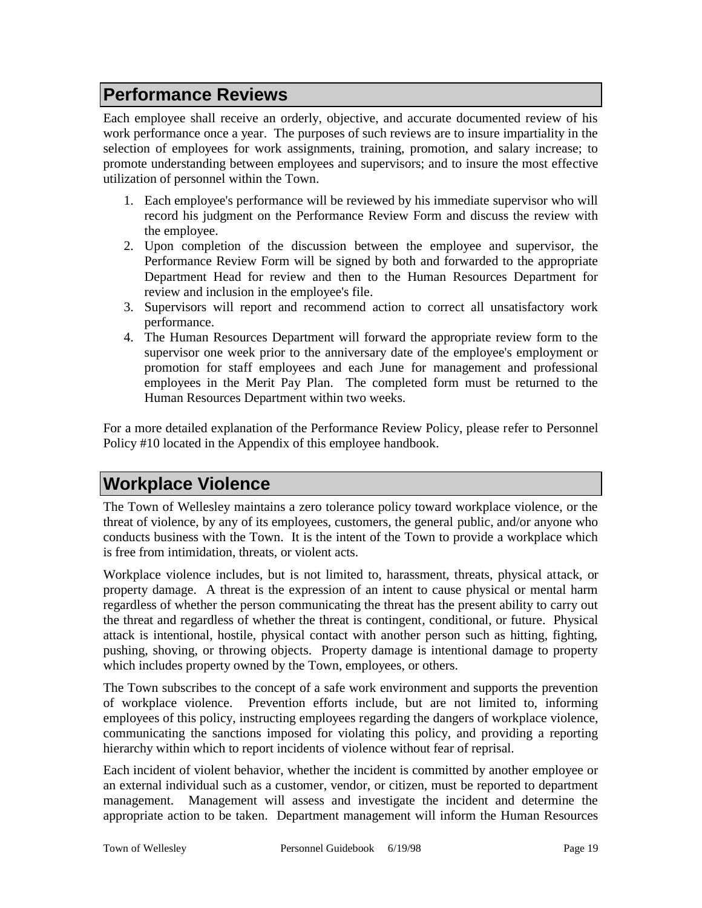## Performance Reviews

Each employee shall receive an orderly, objective, and accurate documented review of his work performance once a year. The purposes of such reviews are to insure impartiality in the selection of employees for work assignments, training, promotion, and salary increase; to promote understanding between employees and supervisors; and to insure the most effective utilization of personnel within the Town.

1. Each employee's performance will be reviewed by his immediate supervisor who will record his judgment on the Performance Review Form and discuss the review with the employee.
2. Upon completion of the discussion between the employee and supervisor, the Performance Review Form will be signed by both and forwarded to the appropriate Department Head for review and then to the Human Resources Department for review and inclusion in the employee's file.
3. Supervisors will report and recommend action to correct all unsatisfactory work performance.
4. The Human Resources Department will forward the appropriate review form to the supervisor one week prior to the anniversary date of the employee's employment or promotion for staff employees and each June for management and professional employees in the Merit Pay Plan. The completed form must be returned to the Human Resources Department within two weeks.

For a more detailed explanation of the Performance Review Policy, please refer to Personnel Policy #10 located in the Appendix of this employee handbook.

## Workplace Violence

The Town of Wellesley maintains a zero tolerance policy toward workplace violence, or the threat of violence, by any of its employees, customers, the general public, and/or anyone who conducts business with the Town. It is the intent of the Town to provide a workplace which is free from intimidation, threats, or violent acts.

Workplace violence includes, but is not limited to, harassment, threats, physical attack, or property damage. A threat is the expression of an intent to cause physical or mental harm regardless of whether the person communicating the threat has the present ability to carry out the threat and regardless of whether the threat is contingent, conditional, or future. Physical attack is intentional, hostile, physical contact with another person such as hitting, fighting, pushing, shoving, or throwing objects. Property damage is intentional damage to property which includes property owned by the Town, employees, or others.

The Town subscribes to the concept of a safe work environment and supports the prevention of workplace violence. Prevention efforts include, but are not limited to, informing employees of this policy, instructing employees regarding the dangers of workplace violence, communicating the sanctions imposed for violating this policy, and providing a reporting hierarchy within which to report incidents of violence without fear of reprisal.

Each incident of violent behavior, whether the incident is committed by another employee or an external individual such as a customer, vendor, or citizen, must be reported to department management. Management will assess and investigate the incident and determine the appropriate action to be taken. Department management will inform the Human Resources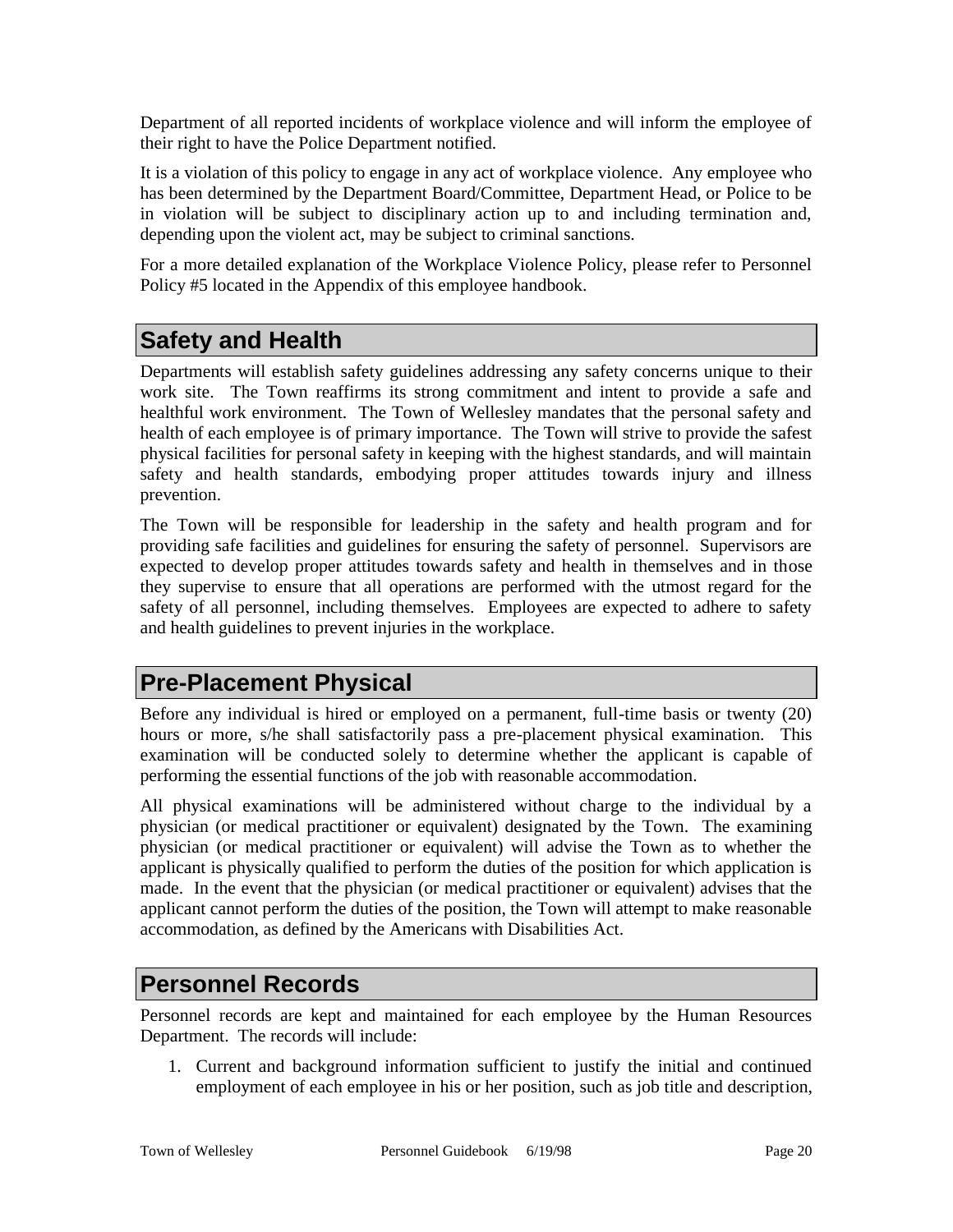Department of all reported incidents of workplace violence and will inform the employee of their right to have the Police Department notified.

It is a violation of this policy to engage in any act of workplace violence. Any employee who has been determined by the Department Board/Committee, Department Head, or Police to be in violation will be subject to disciplinary action up to and including termination and, depending upon the violent act, may be subject to criminal sanctions.

For a more detailed explanation of the Workplace Violence Policy, please refer to Personnel Policy #5 located in the Appendix of this employee handbook.

## Safety and Health

Departments will establish safety guidelines addressing any safety concerns unique to their work site. The Town reaffirms its strong commitment and intent to provide a safe and healthful work environment. The Town of Wellesley mandates that the personal safety and health of each employee is of primary importance. The Town will strive to provide the safest physical facilities for personal safety in keeping with the highest standards, and will maintain safety and health standards, embodying proper attitudes towards injury and illness prevention.

The Town will be responsible for leadership in the safety and health program and for providing safe facilities and guidelines for ensuring the safety of personnel. Supervisors are expected to develop proper attitudes towards safety and health in themselves and in those they supervise to ensure that all operations are performed with the utmost regard for the safety of all personnel, including themselves. Employees are expected to adhere to safety and health guidelines to prevent injuries in the workplace.

## Pre-Placement Physical

Before any individual is hired or employed on a permanent, full-time basis or twenty (20) hours or more, s/he shall satisfactorily pass a pre-placement physical examination. This examination will be conducted solely to determine whether the applicant is capable of performing the essential functions of the job with reasonable accommodation.

All physical examinations will be administered without charge to the individual by a physician (or medical practitioner or equivalent) designated by the Town. The examining physician (or medical practitioner or equivalent) will advise the Town as to whether the applicant is physically qualified to perform the duties of the position for which application is made. In the event that the physician (or medical practitioner or equivalent) advises that the applicant cannot perform the duties of the position, the Town will attempt to make reasonable accommodation, as defined by the Americans with Disabilities Act.

## Personnel Records

Personnel records are kept and maintained for each employee by the Human Resources Department. The records will include:

1. Current and background information sufficient to justify the initial and continued employment of each employee in his or her position, such as job title and description,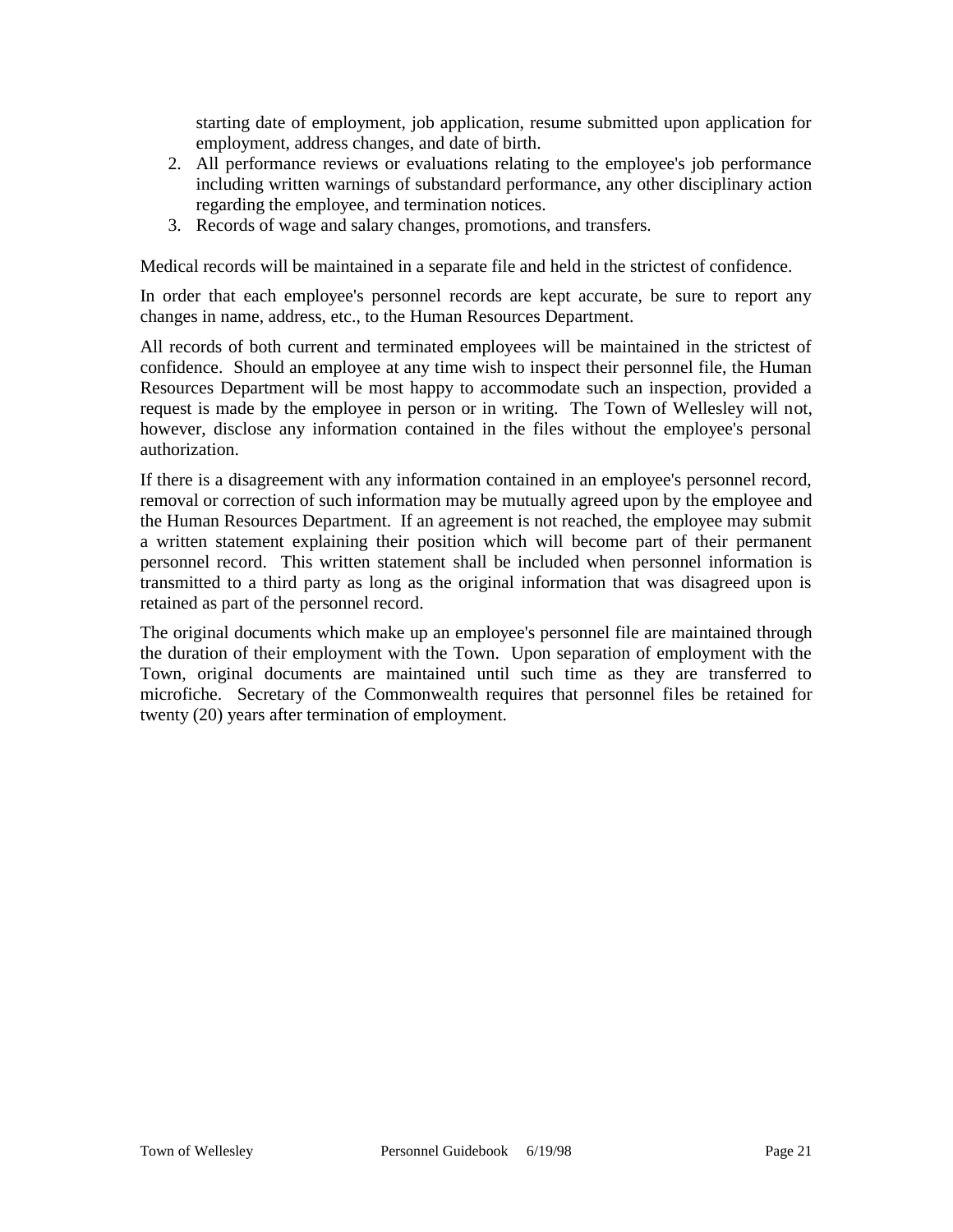starting date of employment, job application, resume submitted upon application for employment, address changes, and date of birth.

2. All performance reviews or evaluations relating to the employee's job performance including written warnings of substandard performance, any other disciplinary action regarding the employee, and termination notices.
3. Records of wage and salary changes, promotions, and transfers.

Medical records will be maintained in a separate file and held in the strictest of confidence.

In order that each employee's personnel records are kept accurate, be sure to report any changes in name, address, etc., to the Human Resources Department.

All records of both current and terminated employees will be maintained in the strictest of confidence. Should an employee at any time wish to inspect their personnel file, the Human Resources Department will be most happy to accommodate such an inspection, provided a request is made by the employee in person or in writing. The Town of Wellesley will not, however, disclose any information contained in the files without the employee's personal authorization.

If there is a disagreement with any information contained in an employee's personnel record, removal or correction of such information may be mutually agreed upon by the employee and the Human Resources Department. If an agreement is not reached, the employee may submit a written statement explaining their position which will become part of their permanent personnel record. This written statement shall be included when personnel information is transmitted to a third party as long as the original information that was disagreed upon is retained as part of the personnel record.

The original documents which make up an employee's personnel file are maintained through the duration of their employment with the Town. Upon separation of employment with the Town, original documents are maintained until such time as they are transferred to microfiche. Secretary of the Commonwealth requires that personnel files be retained for twenty (20) years after termination of employment.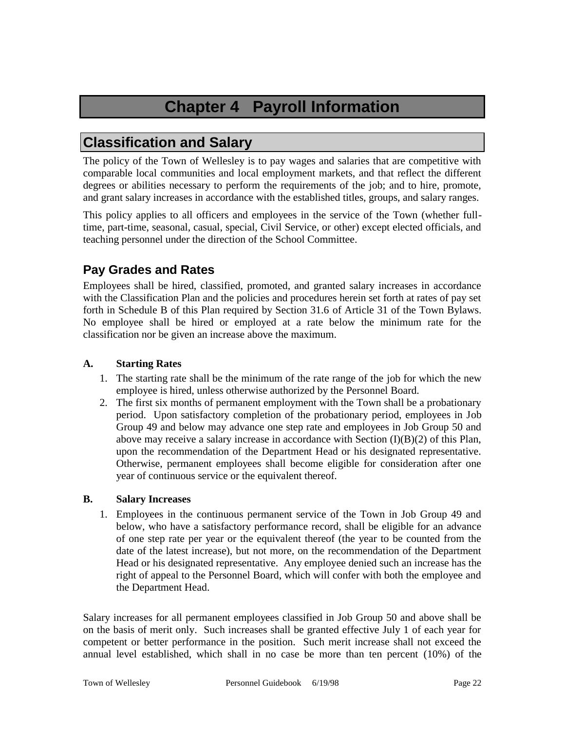# Chapter 4 Payroll Information

## Classification and Salary

The policy of the Town of Wellesley is to pay wages and salaries that are competitive with comparable local communities and local employment markets, and that reflect the different degrees or abilities necessary to perform the requirements of the job; and to hire, promote, and grant salary increases in accordance with the established titles, groups, and salary ranges.

This policy applies to all officers and employees in the service of the Town (whether full-time, part-time, seasonal, casual, special, Civil Service, or other) except elected officials, and teaching personnel under the direction of the School Committee.

### Pay Grades and Rates

Employees shall be hired, classified, promoted, and granted salary increases in accordance with the Classification Plan and the policies and procedures herein set forth at rates of pay set forth in Schedule B of this Plan required by Section 31.6 of Article 31 of the Town Bylaws. No employee shall be hired or employed at a rate below the minimum rate for the classification nor be given an increase above the maximum.

**A. Starting Rates**

1. The starting rate shall be the minimum of the rate range of the job for which the new employee is hired, unless otherwise authorized by the Personnel Board.
2. The first six months of permanent employment with the Town shall be a probationary period. Upon satisfactory completion of the probationary period, employees in Job Group 49 and below may advance one step rate and employees in Job Group 50 and above may receive a salary increase in accordance with Section (I)(B)(2) of this Plan, upon the recommendation of the Department Head or his designated representative. Otherwise, permanent employees shall become eligible for consideration after one year of continuous service or the equivalent thereof.

**B. Salary Increases**

1. Employees in the continuous permanent service of the Town in Job Group 49 and below, who have a satisfactory performance record, shall be eligible for an advance of one step rate per year or the equivalent thereof (the year to be counted from the date of the latest increase), but not more, on the recommendation of the Department Head or his designated representative. Any employee denied such an increase has the right of appeal to the Personnel Board, which will confer with both the employee and the Department Head.

Salary increases for all permanent employees classified in Job Group 50 and above shall be on the basis of merit only. Such increases shall be granted effective July 1 of each year for competent or better performance in the position. Such merit increase shall not exceed the annual level established, which shall in no case be more than ten percent (10%) of the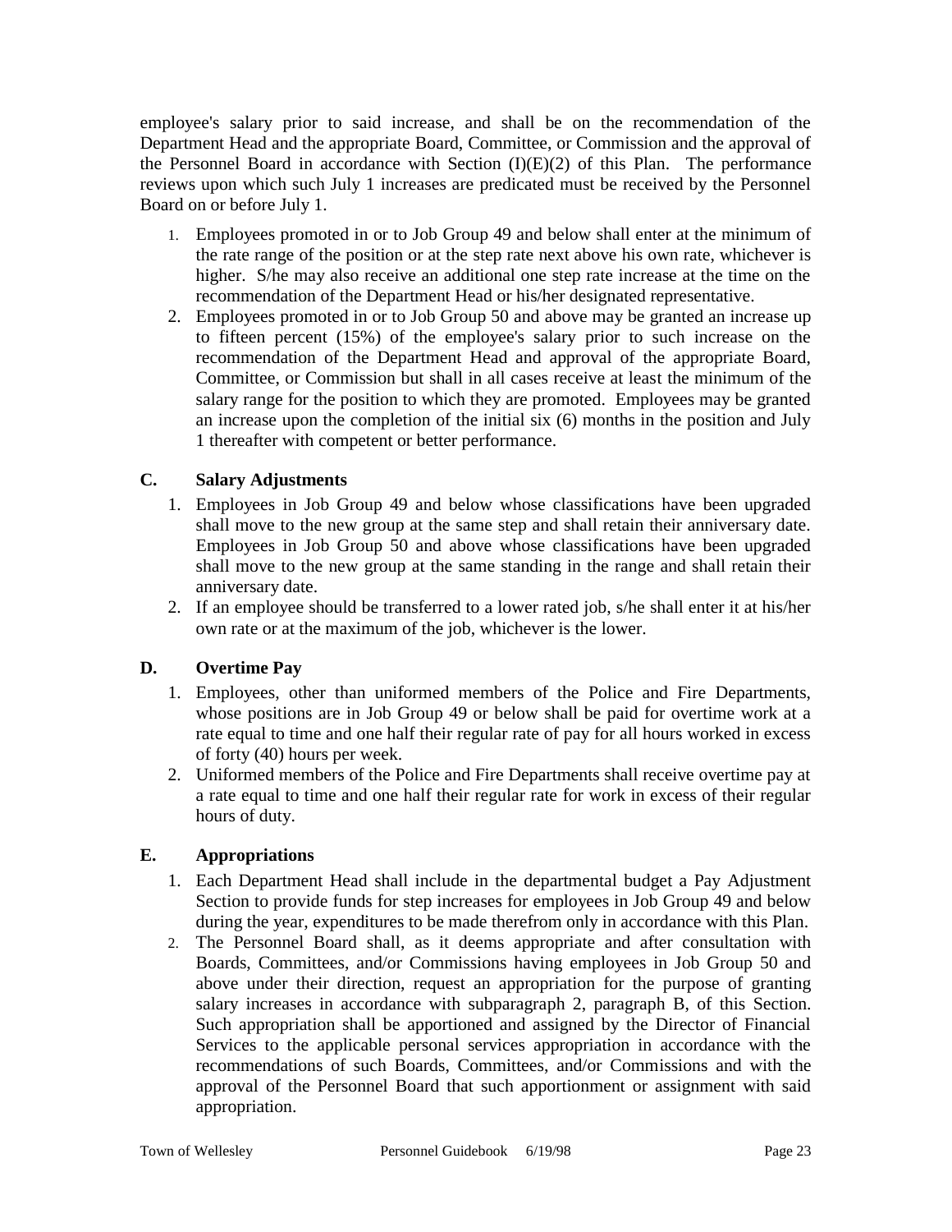employee's salary prior to said increase, and shall be on the recommendation of the Department Head and the appropriate Board, Committee, or Commission and the approval of the Personnel Board in accordance with Section (I)(E)(2) of this Plan. The performance reviews upon which such July 1 increases are predicated must be received by the Personnel Board on or before July 1.

1. Employees promoted in or to Job Group 49 and below shall enter at the minimum of the rate range of the position or at the step rate next above his own rate, whichever is higher. S/he may also receive an additional one step rate increase at the time on the recommendation of the Department Head or his/her designated representative.
2. Employees promoted in or to Job Group 50 and above may be granted an increase up to fifteen percent (15%) of the employee's salary prior to such increase on the recommendation of the Department Head and approval of the appropriate Board, Committee, or Commission but shall in all cases receive at least the minimum of the salary range for the position to which they are promoted. Employees may be granted an increase upon the completion of the initial six (6) months in the position and July 1 thereafter with competent or better performance.

### C. Salary Adjustments

1. Employees in Job Group 49 and below whose classifications have been upgraded shall move to the new group at the same step and shall retain their anniversary date. Employees in Job Group 50 and above whose classifications have been upgraded shall move to the new group at the same standing in the range and shall retain their anniversary date.
2. If an employee should be transferred to a lower rated job, s/he shall enter it at his/her own rate or at the maximum of the job, whichever is the lower.

### D. Overtime Pay

1. Employees, other than uniformed members of the Police and Fire Departments, whose positions are in Job Group 49 or below shall be paid for overtime work at a rate equal to time and one half their regular rate of pay for all hours worked in excess of forty (40) hours per week.
2. Uniformed members of the Police and Fire Departments shall receive overtime pay at a rate equal to time and one half their regular rate for work in excess of their regular hours of duty.

### E. Appropriations

1. Each Department Head shall include in the departmental budget a Pay Adjustment Section to provide funds for step increases for employees in Job Group 49 and below during the year, expenditures to be made therefrom only in accordance with this Plan.
2. The Personnel Board shall, as it deems appropriate and after consultation with Boards, Committees, and/or Commissions having employees in Job Group 50 and above under their direction, request an appropriation for the purpose of granting salary increases in accordance with subparagraph 2, paragraph B, of this Section. Such appropriation shall be apportioned and assigned by the Director of Financial Services to the applicable personal services appropriation in accordance with the recommendations of such Boards, Committees, and/or Commissions and with the approval of the Personnel Board that such apportionment or assignment with said appropriation.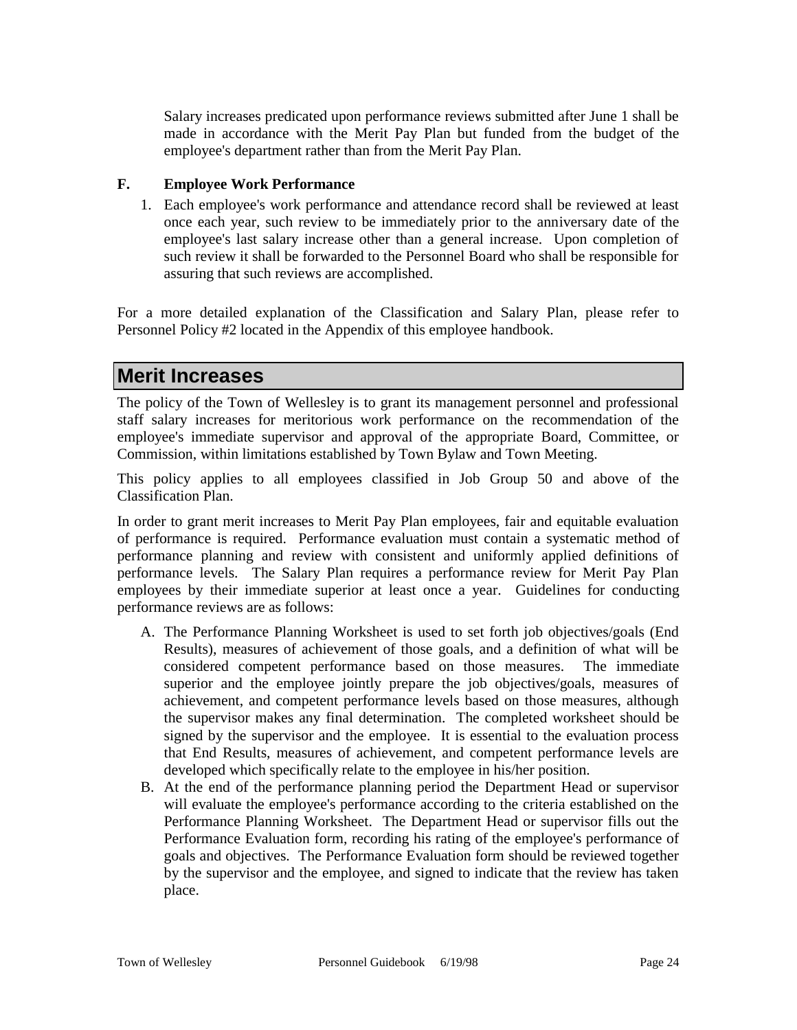Salary increases predicated upon performance reviews submitted after June 1 shall be made in accordance with the Merit Pay Plan but funded from the budget of the employee's department rather than from the Merit Pay Plan.

**F. Employee Work Performance**

1. Each employee's work performance and attendance record shall be reviewed at least once each year, such review to be immediately prior to the anniversary date of the employee's last salary increase other than a general increase. Upon completion of such review it shall be forwarded to the Personnel Board who shall be responsible for assuring that such reviews are accomplished.

For a more detailed explanation of the Classification and Salary Plan, please refer to Personnel Policy #2 located in the Appendix of this employee handbook.

## Merit Increases

The policy of the Town of Wellesley is to grant its management personnel and professional staff salary increases for meritorious work performance on the recommendation of the employee's immediate supervisor and approval of the appropriate Board, Committee, or Commission, within limitations established by Town Bylaw and Town Meeting.

This policy applies to all employees classified in Job Group 50 and above of the Classification Plan.

In order to grant merit increases to Merit Pay Plan employees, fair and equitable evaluation of performance is required. Performance evaluation must contain a systematic method of performance planning and review with consistent and uniformly applied definitions of performance levels. The Salary Plan requires a performance review for Merit Pay Plan employees by their immediate superior at least once a year. Guidelines for conducting performance reviews are as follows:

A. The Performance Planning Worksheet is used to set forth job objectives/goals (End Results), measures of achievement of those goals, and a definition of what will be considered competent performance based on those measures. The immediate superior and the employee jointly prepare the job objectives/goals, measures of achievement, and competent performance levels based on those measures, although the supervisor makes any final determination. The completed worksheet should be signed by the supervisor and the employee. It is essential to the evaluation process that End Results, measures of achievement, and competent performance levels are developed which specifically relate to the employee in his/her position.

B. At the end of the performance planning period the Department Head or supervisor will evaluate the employee's performance according to the criteria established on the Performance Planning Worksheet. The Department Head or supervisor fills out the Performance Evaluation form, recording his rating of the employee's performance of goals and objectives. The Performance Evaluation form should be reviewed together by the supervisor and the employee, and signed to indicate that the review has taken place.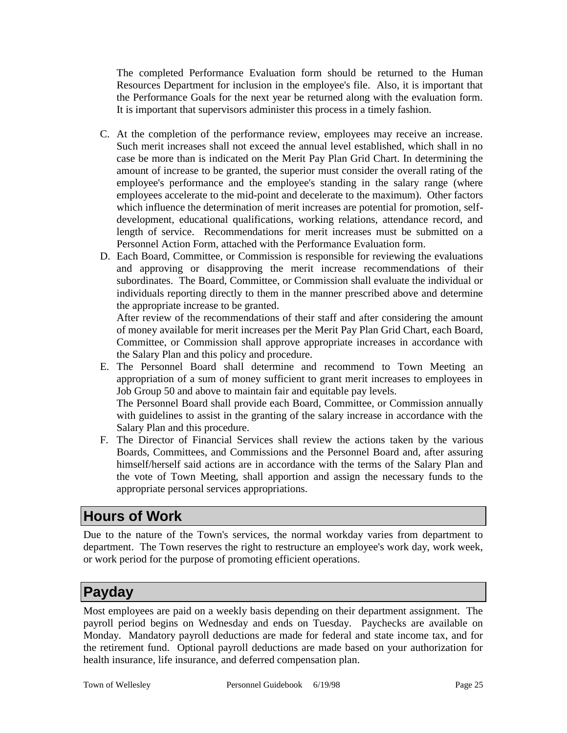The completed Performance Evaluation form should be returned to the Human Resources Department for inclusion in the employee's file. Also, it is important that the Performance Goals for the next year be returned along with the evaluation form. It is important that supervisors administer this process in a timely fashion.

C. At the completion of the performance review, employees may receive an increase. Such merit increases shall not exceed the annual level established, which shall in no case be more than is indicated on the Merit Pay Plan Grid Chart. In determining the amount of increase to be granted, the superior must consider the overall rating of the employee's performance and the employee's standing in the salary range (where employees accelerate to the mid-point and decelerate to the maximum). Other factors which influence the determination of merit increases are potential for promotion, self-development, educational qualifications, working relations, attendance record, and length of service. Recommendations for merit increases must be submitted on a Personnel Action Form, attached with the Performance Evaluation form.

D. Each Board, Committee, or Commission is responsible for reviewing the evaluations and approving or disapproving the merit increase recommendations of their subordinates. The Board, Committee, or Commission shall evaluate the individual or individuals reporting directly to them in the manner prescribed above and determine the appropriate increase to be granted.
   After review of the recommendations of their staff and after considering the amount of money available for merit increases per the Merit Pay Plan Grid Chart, each Board, Committee, or Commission shall approve appropriate increases in accordance with the Salary Plan and this policy and procedure.

E. The Personnel Board shall determine and recommend to Town Meeting an appropriation of a sum of money sufficient to grant merit increases to employees in Job Group 50 and above to maintain fair and equitable pay levels.
   The Personnel Board shall provide each Board, Committee, or Commission annually with guidelines to assist in the granting of the salary increase in accordance with the Salary Plan and this procedure.

F. The Director of Financial Services shall review the actions taken by the various Boards, Committees, and Commissions and the Personnel Board and, after assuring himself/herself said actions are in accordance with the terms of the Salary Plan and the vote of Town Meeting, shall apportion and assign the necessary funds to the appropriate personal services appropriations.

## Hours of Work

Due to the nature of the Town's services, the normal workday varies from department to department. The Town reserves the right to restructure an employee's work day, work week, or work period for the purpose of promoting efficient operations.

## Payday

Most employees are paid on a weekly basis depending on their department assignment. The payroll period begins on Wednesday and ends on Tuesday. Paychecks are available on Monday. Mandatory payroll deductions are made for federal and state income tax, and for the retirement fund. Optional payroll deductions are made based on your authorization for health insurance, life insurance, and deferred compensation plan.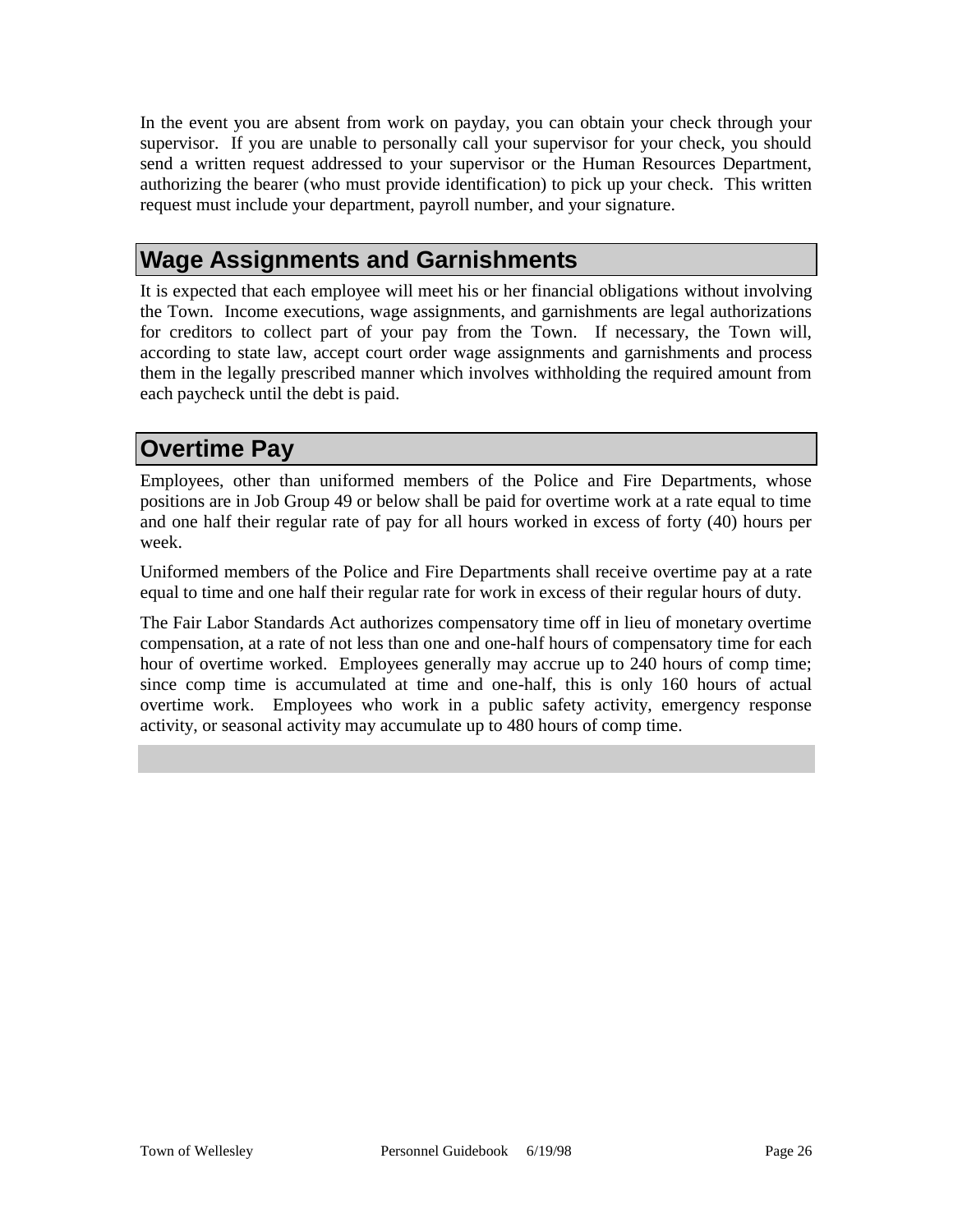In the event you are absent from work on payday, you can obtain your check through your supervisor. If you are unable to personally call your supervisor for your check, you should send a written request addressed to your supervisor or the Human Resources Department, authorizing the bearer (who must provide identification) to pick up your check. This written request must include your department, payroll number, and your signature.

## Wage Assignments and Garnishments

It is expected that each employee will meet his or her financial obligations without involving the Town. Income executions, wage assignments, and garnishments are legal authorizations for creditors to collect part of your pay from the Town. If necessary, the Town will, according to state law, accept court order wage assignments and garnishments and process them in the legally prescribed manner which involves withholding the required amount from each paycheck until the debt is paid.

## Overtime Pay

Employees, other than uniformed members of the Police and Fire Departments, whose positions are in Job Group 49 or below shall be paid for overtime work at a rate equal to time and one half their regular rate of pay for all hours worked in excess of forty (40) hours per week.

Uniformed members of the Police and Fire Departments shall receive overtime pay at a rate equal to time and one half their regular rate for work in excess of their regular hours of duty.

The Fair Labor Standards Act authorizes compensatory time off in lieu of monetary overtime compensation, at a rate of not less than one and one-half hours of compensatory time for each hour of overtime worked. Employees generally may accrue up to 240 hours of comp time; since comp time is accumulated at time and one-half, this is only 160 hours of actual overtime work. Employees who work in a public safety activity, emergency response activity, or seasonal activity may accumulate up to 480 hours of comp time.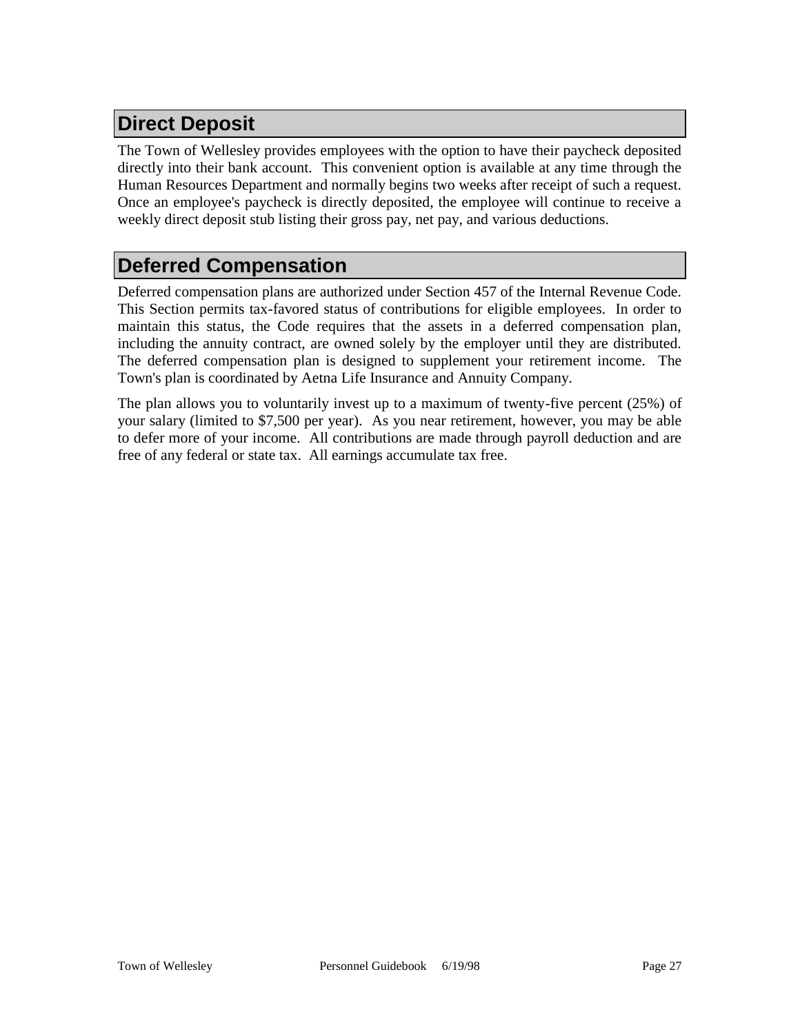## Direct Deposit

The Town of Wellesley provides employees with the option to have their paycheck deposited directly into their bank account. This convenient option is available at any time through the Human Resources Department and normally begins two weeks after receipt of such a request. Once an employee's paycheck is directly deposited, the employee will continue to receive a weekly direct deposit stub listing their gross pay, net pay, and various deductions.

## Deferred Compensation

Deferred compensation plans are authorized under Section 457 of the Internal Revenue Code. This Section permits tax-favored status of contributions for eligible employees. In order to maintain this status, the Code requires that the assets in a deferred compensation plan, including the annuity contract, are owned solely by the employer until they are distributed. The deferred compensation plan is designed to supplement your retirement income. The Town's plan is coordinated by Aetna Life Insurance and Annuity Company.

The plan allows you to voluntarily invest up to a maximum of twenty-five percent (25%) of your salary (limited to $7,500 per year). As you near retirement, however, you may be able to defer more of your income. All contributions are made through payroll deduction and are free of any federal or state tax. All earnings accumulate tax free.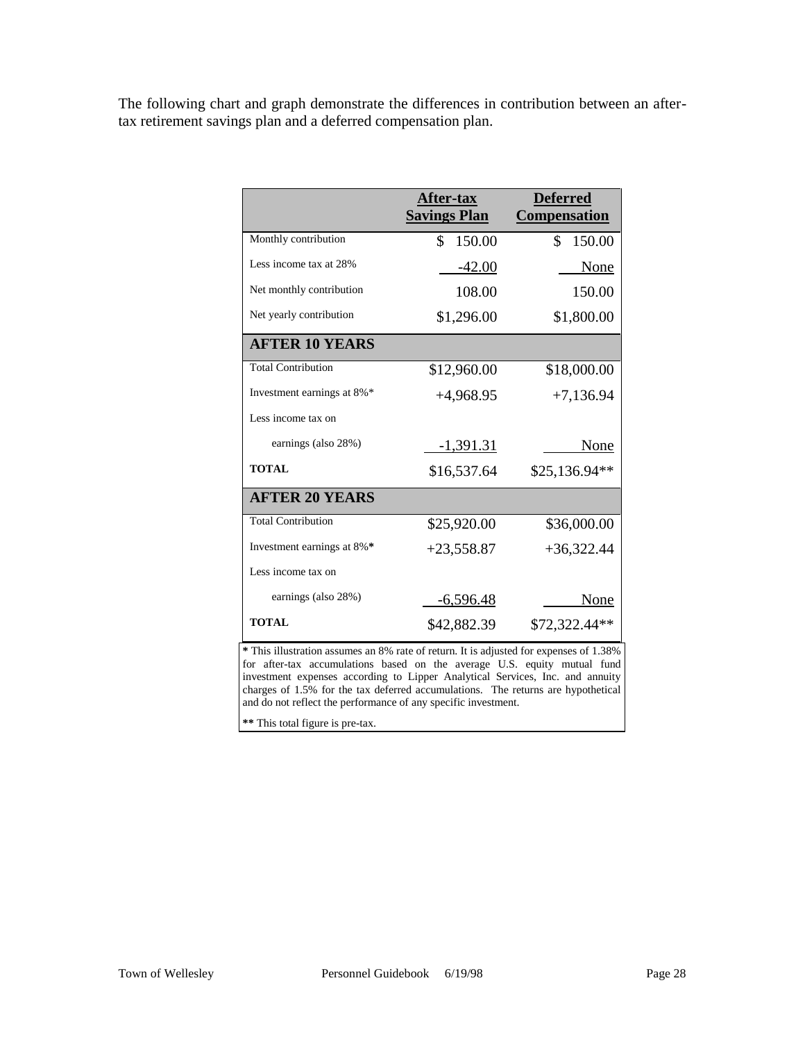The following chart and graph demonstrate the differences in contribution between an after-tax retirement savings plan and a deferred compensation plan.

| | After-tax Savings Plan | Deferred Compensation |
|---|---|---|
| Monthly contribution | $ 150.00 | $ 150.00 |
| Less income tax at 28% | -42.00 | None |
| Net monthly contribution | 108.00 | 150.00 |
| Net yearly contribution | $1,296.00 | $1,800.00 |
| **AFTER 10 YEARS** | | |
| Total Contribution | $12,960.00 | $18,000.00 |
| Investment earnings at 8%* | +4,968.95 | +7,136.94 |
| Less income tax on earnings (also 28%) | -1,391.31 | None |
| **TOTAL** | $16,537.64 | $25,136.94** |
| **AFTER 20 YEARS** | | |
| Total Contribution | $25,920.00 | $36,000.00 |
| Investment earnings at 8%* | +23,558.87 | +36,322.44 |
| Less income tax on earnings (also 28%) | -6,596.48 | None |
| **TOTAL** | $42,882.39 | $72,322.44** |

**\*** This illustration assumes an 8% rate of return. It is adjusted for expenses of 1.38% for after-tax accumulations based on the average U.S. equity mutual fund investment expenses according to Lipper Analytical Services, Inc. and annuity charges of 1.5% for the tax deferred accumulations. The returns are hypothetical and do not reflect the performance of any specific investment.

**\*\*** This total figure is pre-tax.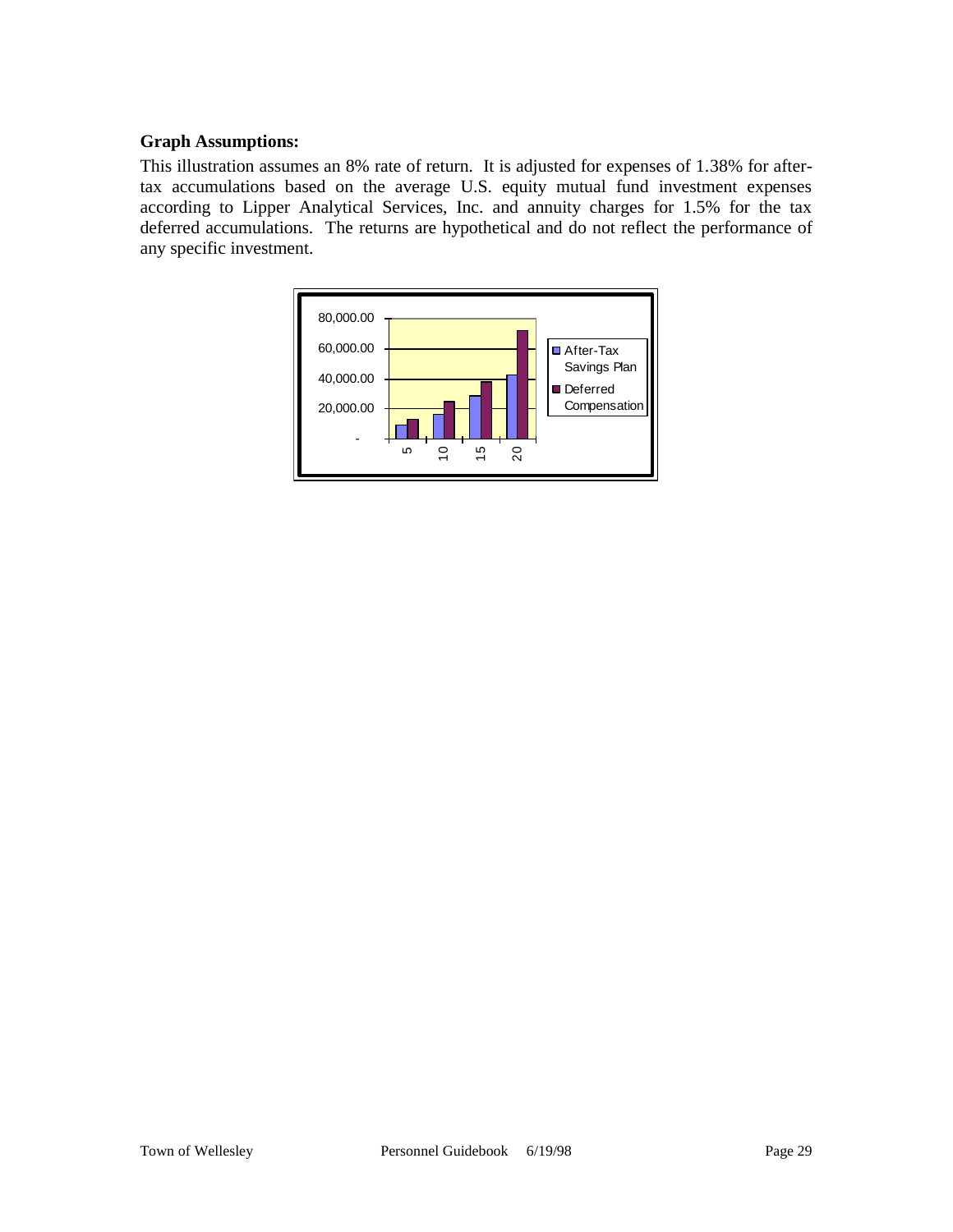**Graph Assumptions:**

This illustration assumes an 8% rate of return. It is adjusted for expenses of 1.38% for after-tax accumulations based on the average U.S. equity mutual fund investment expenses according to Lipper Analytical Services, Inc. and annuity charges for 1.5% for the tax deferred accumulations. The returns are hypothetical and do not reflect the performance of any specific investment.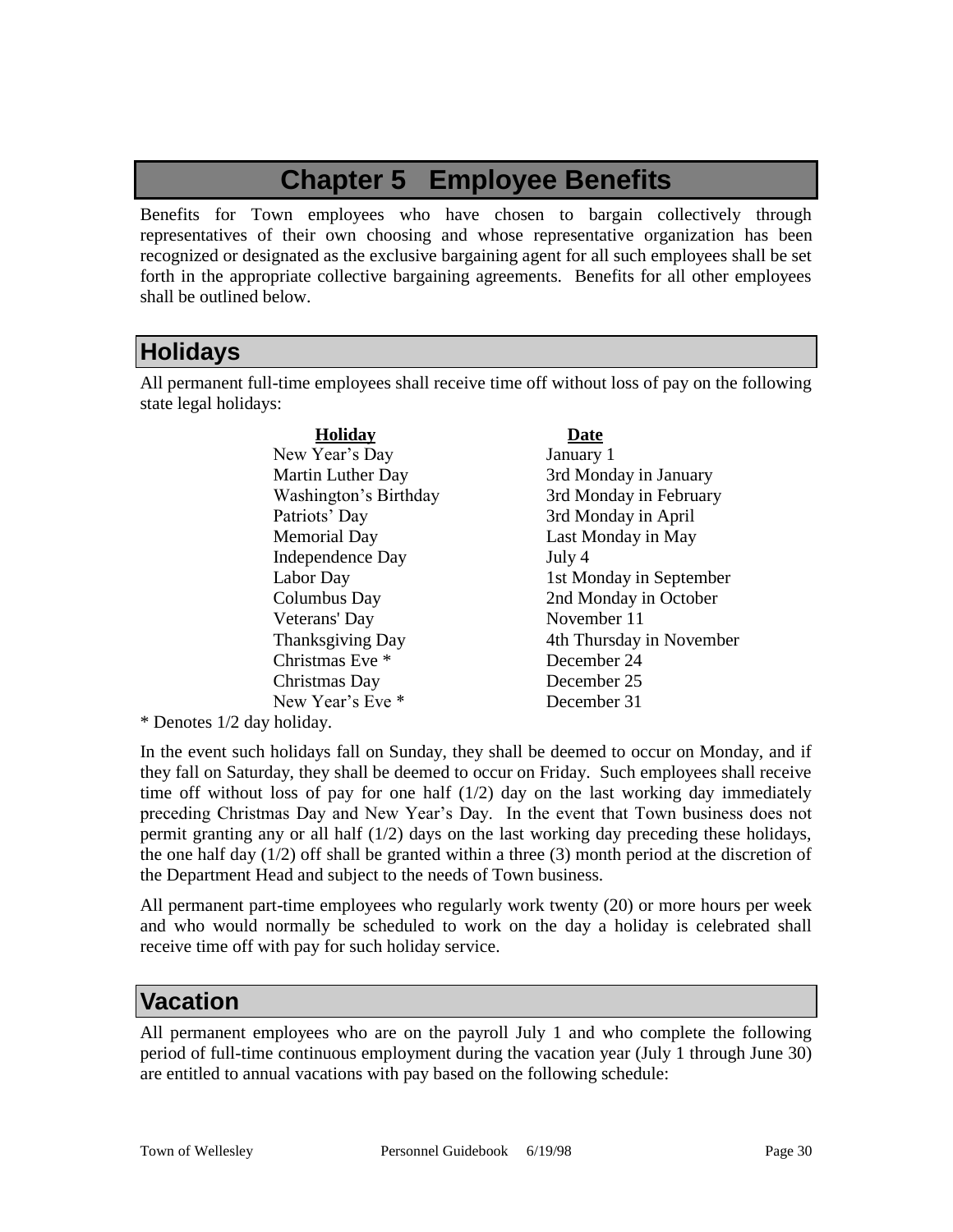# Chapter 5 Employee Benefits

Benefits for Town employees who have chosen to bargain collectively through representatives of their own choosing and whose representative organization has been recognized or designated as the exclusive bargaining agent for all such employees shall be set forth in the appropriate collective bargaining agreements. Benefits for all other employees shall be outlined below.

## Holidays

All permanent full-time employees shall receive time off without loss of pay on the following state legal holidays:

| Holiday | Date |
|---|---|
| New Year's Day | January 1 |
| Martin Luther Day | 3rd Monday in January |
| Washington's Birthday | 3rd Monday in February |
| Patriots' Day | 3rd Monday in April |
| Memorial Day | Last Monday in May |
| Independence Day | July 4 |
| Labor Day | 1st Monday in September |
| Columbus Day | 2nd Monday in October |
| Veterans' Day | November 11 |
| Thanksgiving Day | 4th Thursday in November |
| Christmas Eve * | December 24 |
| Christmas Day | December 25 |
| New Year's Eve * | December 31 |

* Denotes 1/2 day holiday.

In the event such holidays fall on Sunday, they shall be deemed to occur on Monday, and if they fall on Saturday, they shall be deemed to occur on Friday. Such employees shall receive time off without loss of pay for one half (1/2) day on the last working day immediately preceding Christmas Day and New Year's Day. In the event that Town business does not permit granting any or all half (1/2) days on the last working day preceding these holidays, the one half day (1/2) off shall be granted within a three (3) month period at the discretion of the Department Head and subject to the needs of Town business.

All permanent part-time employees who regularly work twenty (20) or more hours per week and who would normally be scheduled to work on the day a holiday is celebrated shall receive time off with pay for such holiday service.

## Vacation

All permanent employees who are on the payroll July 1 and who complete the following period of full-time continuous employment during the vacation year (July 1 through June 30) are entitled to annual vacations with pay based on the following schedule: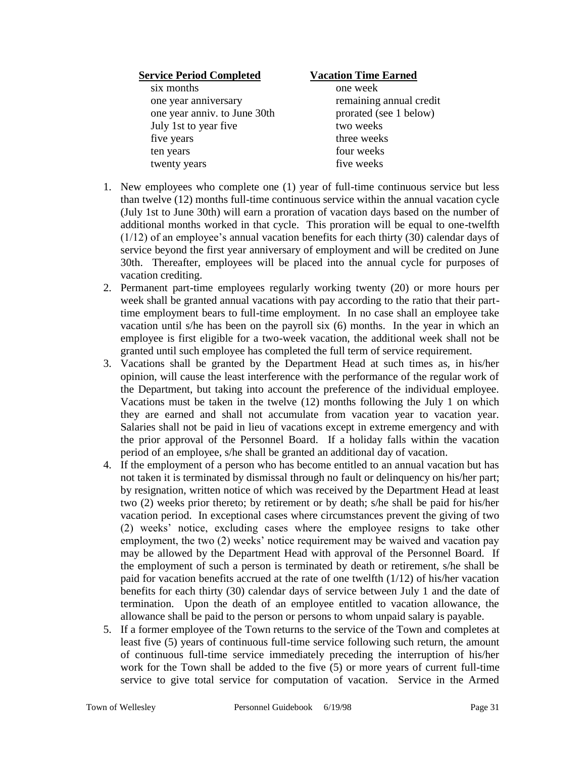| Service Period Completed | Vacation Time Earned |
|---|---|
| six months | one week |
| one year anniversary | remaining annual credit |
| one year anniv. to June 30th | prorated (see 1 below) |
| July 1st to year five | two weeks |
| five years | three weeks |
| ten years | four weeks |
| twenty years | five weeks |

1. New employees who complete one (1) year of full-time continuous service but less than twelve (12) months full-time continuous service within the annual vacation cycle (July 1st to June 30th) will earn a proration of vacation days based on the number of additional months worked in that cycle. This proration will be equal to one-twelfth (1/12) of an employee's annual vacation benefits for each thirty (30) calendar days of service beyond the first year anniversary of employment and will be credited on June 30th. Thereafter, employees will be placed into the annual cycle for purposes of vacation crediting.
2. Permanent part-time employees regularly working twenty (20) or more hours per week shall be granted annual vacations with pay according to the ratio that their part-time employment bears to full-time employment. In no case shall an employee take vacation until s/he has been on the payroll six (6) months. In the year in which an employee is first eligible for a two-week vacation, the additional week shall not be granted until such employee has completed the full term of service requirement.
3. Vacations shall be granted by the Department Head at such times as, in his/her opinion, will cause the least interference with the performance of the regular work of the Department, but taking into account the preference of the individual employee. Vacations must be taken in the twelve (12) months following the July 1 on which they are earned and shall not accumulate from vacation year to vacation year. Salaries shall not be paid in lieu of vacations except in extreme emergency and with the prior approval of the Personnel Board. If a holiday falls within the vacation period of an employee, s/he shall be granted an additional day of vacation.
4. If the employment of a person who has become entitled to an annual vacation but has not taken it is terminated by dismissal through no fault or delinquency on his/her part; by resignation, written notice of which was received by the Department Head at least two (2) weeks prior thereto; by retirement or by death; s/he shall be paid for his/her vacation period. In exceptional cases where circumstances prevent the giving of two (2) weeks' notice, excluding cases where the employee resigns to take other employment, the two (2) weeks' notice requirement may be waived and vacation pay may be allowed by the Department Head with approval of the Personnel Board. If the employment of such a person is terminated by death or retirement, s/he shall be paid for vacation benefits accrued at the rate of one twelfth (1/12) of his/her vacation benefits for each thirty (30) calendar days of service between July 1 and the date of termination. Upon the death of an employee entitled to vacation allowance, the allowance shall be paid to the person or persons to whom unpaid salary is payable.
5. If a former employee of the Town returns to the service of the Town and completes at least five (5) years of continuous full-time service following such return, the amount of continuous full-time service immediately preceding the interruption of his/her work for the Town shall be added to the five (5) or more years of current full-time service to give total service for computation of vacation. Service in the Armed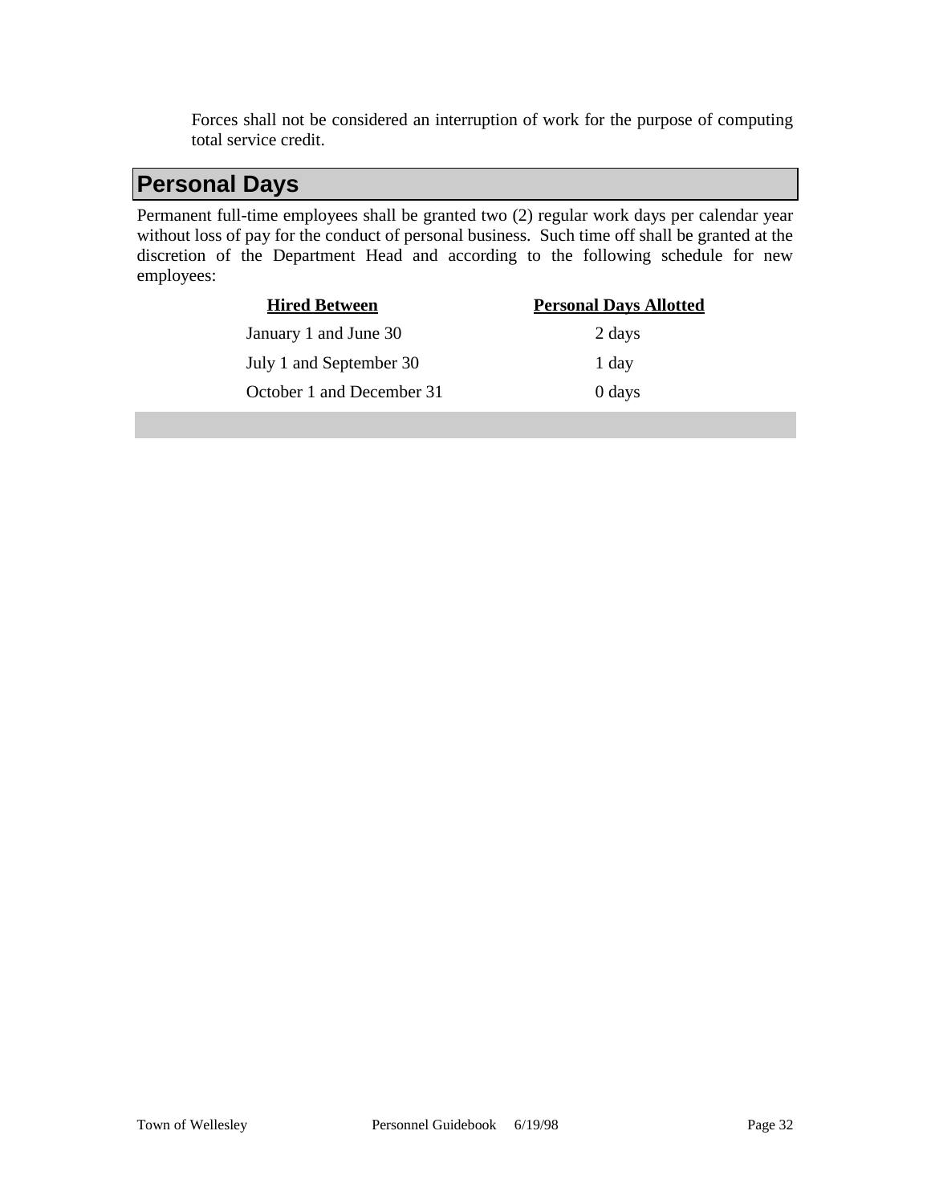Forces shall not be considered an interruption of work for the purpose of computing total service credit.

## Personal Days

Permanent full-time employees shall be granted two (2) regular work days per calendar year without loss of pay for the conduct of personal business. Such time off shall be granted at the discretion of the Department Head and according to the following schedule for new employees:

| Hired Between | Personal Days Allotted |
|---|---|
| January 1 and June 30 | 2 days |
| July 1 and September 30 | 1 day |
| October 1 and December 31 | 0 days |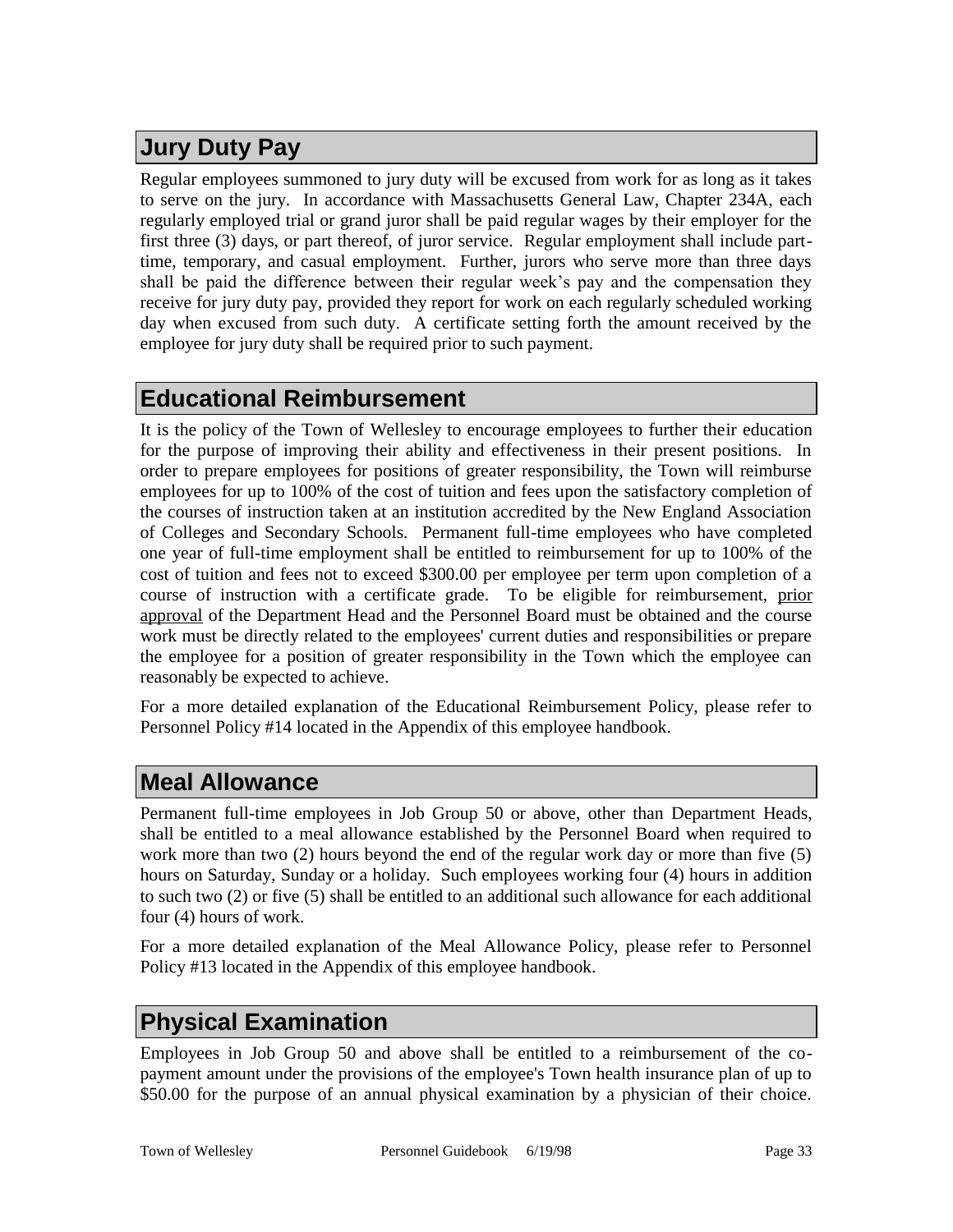## Jury Duty Pay

Regular employees summoned to jury duty will be excused from work for as long as it takes to serve on the jury. In accordance with Massachusetts General Law, Chapter 234A, each regularly employed trial or grand juror shall be paid regular wages by their employer for the first three (3) days, or part thereof, of juror service. Regular employment shall include part-time, temporary, and casual employment. Further, jurors who serve more than three days shall be paid the difference between their regular week's pay and the compensation they receive for jury duty pay, provided they report for work on each regularly scheduled working day when excused from such duty. A certificate setting forth the amount received by the employee for jury duty shall be required prior to such payment.

## Educational Reimbursement

It is the policy of the Town of Wellesley to encourage employees to further their education for the purpose of improving their ability and effectiveness in their present positions. In order to prepare employees for positions of greater responsibility, the Town will reimburse employees for up to 100% of the cost of tuition and fees upon the satisfactory completion of the courses of instruction taken at an institution accredited by the New England Association of Colleges and Secondary Schools. Permanent full-time employees who have completed one year of full-time employment shall be entitled to reimbursement for up to 100% of the cost of tuition and fees not to exceed $300.00 per employee per term upon completion of a course of instruction with a certificate grade. To be eligible for reimbursement, <u>prior approval</u> of the Department Head and the Personnel Board must be obtained and the course work must be directly related to the employees' current duties and responsibilities or prepare the employee for a position of greater responsibility in the Town which the employee can reasonably be expected to achieve.

For a more detailed explanation of the Educational Reimbursement Policy, please refer to Personnel Policy #14 located in the Appendix of this employee handbook.

## Meal Allowance

Permanent full-time employees in Job Group 50 or above, other than Department Heads, shall be entitled to a meal allowance established by the Personnel Board when required to work more than two (2) hours beyond the end of the regular work day or more than five (5) hours on Saturday, Sunday or a holiday. Such employees working four (4) hours in addition to such two (2) or five (5) shall be entitled to an additional such allowance for each additional four (4) hours of work.

For a more detailed explanation of the Meal Allowance Policy, please refer to Personnel Policy #13 located in the Appendix of this employee handbook.

## Physical Examination

Employees in Job Group 50 and above shall be entitled to a reimbursement of the co-payment amount under the provisions of the employee's Town health insurance plan of up to $50.00 for the purpose of an annual physical examination by a physician of their choice.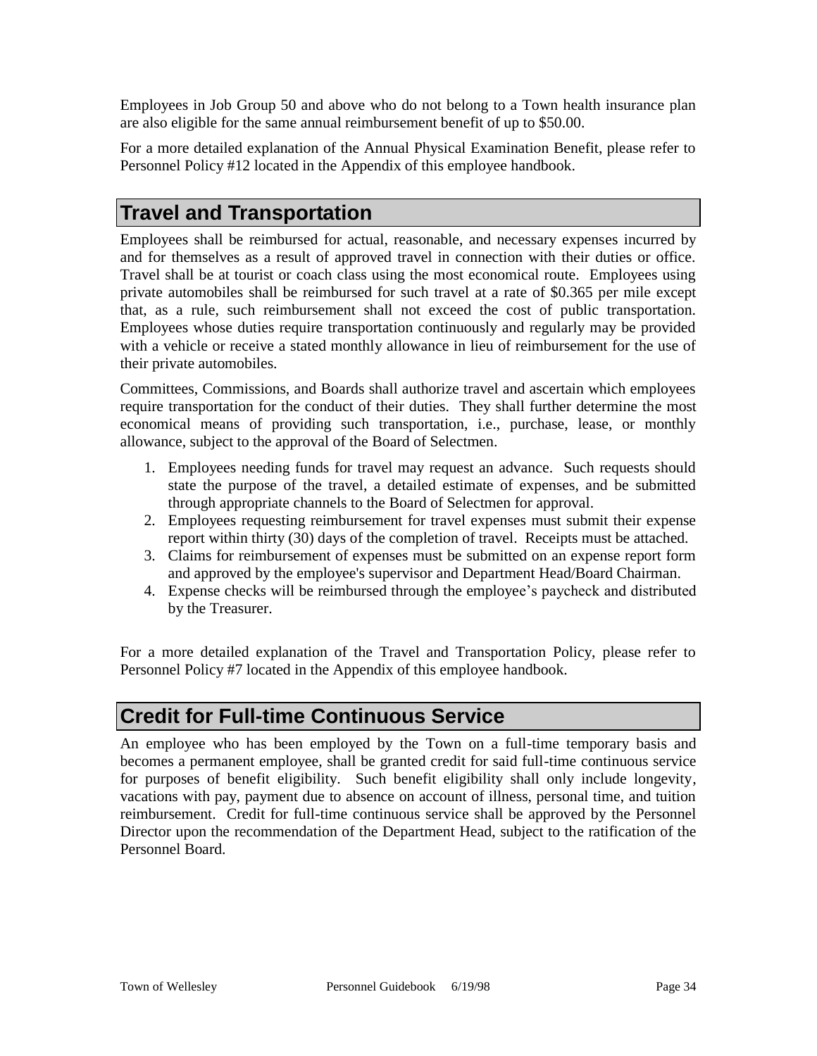Employees in Job Group 50 and above who do not belong to a Town health insurance plan are also eligible for the same annual reimbursement benefit of up to $50.00.

For a more detailed explanation of the Annual Physical Examination Benefit, please refer to Personnel Policy #12 located in the Appendix of this employee handbook.

## Travel and Transportation

Employees shall be reimbursed for actual, reasonable, and necessary expenses incurred by and for themselves as a result of approved travel in connection with their duties or office. Travel shall be at tourist or coach class using the most economical route. Employees using private automobiles shall be reimbursed for such travel at a rate of $0.365 per mile except that, as a rule, such reimbursement shall not exceed the cost of public transportation. Employees whose duties require transportation continuously and regularly may be provided with a vehicle or receive a stated monthly allowance in lieu of reimbursement for the use of their private automobiles.

Committees, Commissions, and Boards shall authorize travel and ascertain which employees require transportation for the conduct of their duties. They shall further determine the most economical means of providing such transportation, i.e., purchase, lease, or monthly allowance, subject to the approval of the Board of Selectmen.

1. Employees needing funds for travel may request an advance. Such requests should state the purpose of the travel, a detailed estimate of expenses, and be submitted through appropriate channels to the Board of Selectmen for approval.
2. Employees requesting reimbursement for travel expenses must submit their expense report within thirty (30) days of the completion of travel. Receipts must be attached.
3. Claims for reimbursement of expenses must be submitted on an expense report form and approved by the employee's supervisor and Department Head/Board Chairman.
4. Expense checks will be reimbursed through the employee's paycheck and distributed by the Treasurer.

For a more detailed explanation of the Travel and Transportation Policy, please refer to Personnel Policy #7 located in the Appendix of this employee handbook.

## Credit for Full-time Continuous Service

An employee who has been employed by the Town on a full-time temporary basis and becomes a permanent employee, shall be granted credit for said full-time continuous service for purposes of benefit eligibility. Such benefit eligibility shall only include longevity, vacations with pay, payment due to absence on account of illness, personal time, and tuition reimbursement. Credit for full-time continuous service shall be approved by the Personnel Director upon the recommendation of the Department Head, subject to the ratification of the Personnel Board.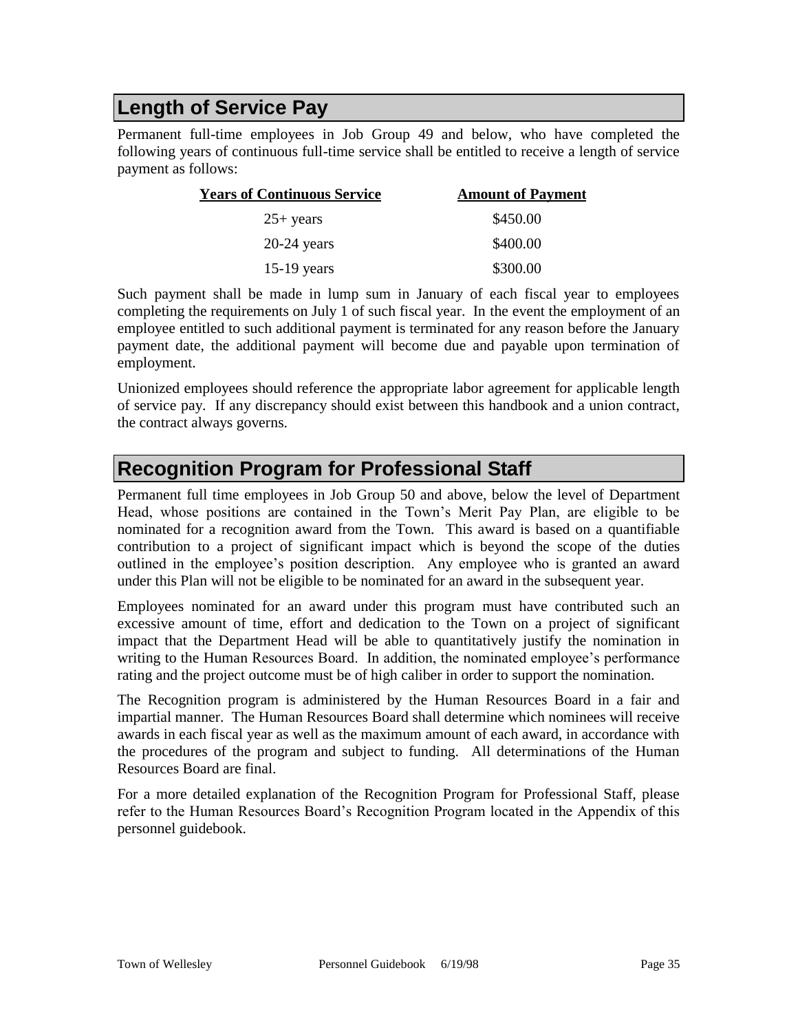## Length of Service Pay

Permanent full-time employees in Job Group 49 and below, who have completed the following years of continuous full-time service shall be entitled to receive a length of service payment as follows:

| Years of Continuous Service | Amount of Payment |
| --- | --- |
| 25+ years | $450.00 |
| 20-24 years | $400.00 |
| 15-19 years | $300.00 |

Such payment shall be made in lump sum in January of each fiscal year to employees completing the requirements on July 1 of such fiscal year. In the event the employment of an employee entitled to such additional payment is terminated for any reason before the January payment date, the additional payment will become due and payable upon termination of employment.

Unionized employees should reference the appropriate labor agreement for applicable length of service pay. If any discrepancy should exist between this handbook and a union contract, the contract always governs.

## Recognition Program for Professional Staff

Permanent full time employees in Job Group 50 and above, below the level of Department Head, whose positions are contained in the Town's Merit Pay Plan, are eligible to be nominated for a recognition award from the Town. This award is based on a quantifiable contribution to a project of significant impact which is beyond the scope of the duties outlined in the employee's position description. Any employee who is granted an award under this Plan will not be eligible to be nominated for an award in the subsequent year.

Employees nominated for an award under this program must have contributed such an excessive amount of time, effort and dedication to the Town on a project of significant impact that the Department Head will be able to quantitatively justify the nomination in writing to the Human Resources Board. In addition, the nominated employee's performance rating and the project outcome must be of high caliber in order to support the nomination.

The Recognition program is administered by the Human Resources Board in a fair and impartial manner. The Human Resources Board shall determine which nominees will receive awards in each fiscal year as well as the maximum amount of each award, in accordance with the procedures of the program and subject to funding. All determinations of the Human Resources Board are final.

For a more detailed explanation of the Recognition Program for Professional Staff, please refer to the Human Resources Board's Recognition Program located in the Appendix of this personnel guidebook.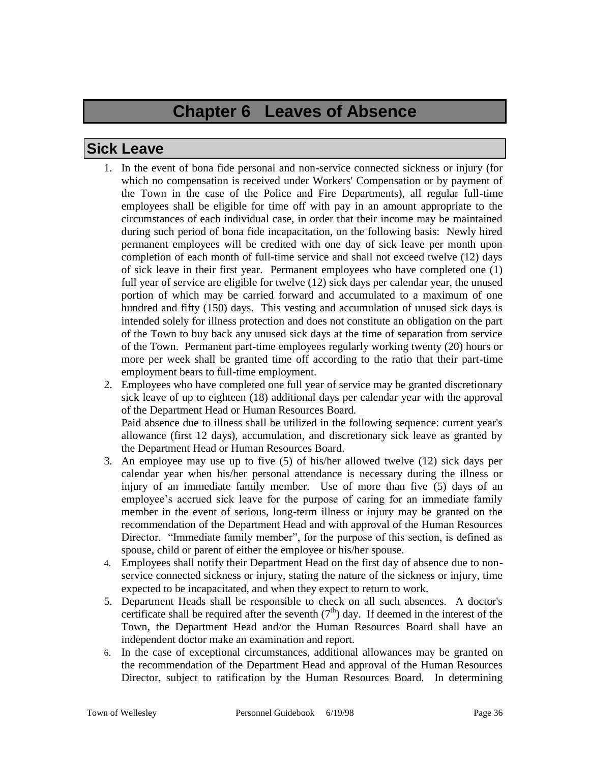# Chapter 6 Leaves of Absence

## Sick Leave

1. In the event of bona fide personal and non-service connected sickness or injury (for which no compensation is received under Workers' Compensation or by payment of the Town in the case of the Police and Fire Departments), all regular full-time employees shall be eligible for time off with pay in an amount appropriate to the circumstances of each individual case, in order that their income may be maintained during such period of bona fide incapacitation, on the following basis: Newly hired permanent employees will be credited with one day of sick leave per month upon completion of each month of full-time service and shall not exceed twelve (12) days of sick leave in their first year. Permanent employees who have completed one (1) full year of service are eligible for twelve (12) sick days per calendar year, the unused portion of which may be carried forward and accumulated to a maximum of one hundred and fifty (150) days. This vesting and accumulation of unused sick days is intended solely for illness protection and does not constitute an obligation on the part of the Town to buy back any unused sick days at the time of separation from service of the Town. Permanent part-time employees regularly working twenty (20) hours or more per week shall be granted time off according to the ratio that their part-time employment bears to full-time employment.
2. Employees who have completed one full year of service may be granted discretionary sick leave of up to eighteen (18) additional days per calendar year with the approval of the Department Head or Human Resources Board.
   Paid absence due to illness shall be utilized in the following sequence: current year's allowance (first 12 days), accumulation, and discretionary sick leave as granted by the Department Head or Human Resources Board.
3. An employee may use up to five (5) of his/her allowed twelve (12) sick days per calendar year when his/her personal attendance is necessary during the illness or injury of an immediate family member. Use of more than five (5) days of an employee's accrued sick leave for the purpose of caring for an immediate family member in the event of serious, long-term illness or injury may be granted on the recommendation of the Department Head and with approval of the Human Resources Director. "Immediate family member", for the purpose of this section, is defined as spouse, child or parent of either the employee or his/her spouse.
4. Employees shall notify their Department Head on the first day of absence due to non-service connected sickness or injury, stating the nature of the sickness or injury, time expected to be incapacitated, and when they expect to return to work.
5. Department Heads shall be responsible to check on all such absences. A doctor's certificate shall be required after the seventh (7th) day. If deemed in the interest of the Town, the Department Head and/or the Human Resources Board shall have an independent doctor make an examination and report.
6. In the case of exceptional circumstances, additional allowances may be granted on the recommendation of the Department Head and approval of the Human Resources Director, subject to ratification by the Human Resources Board. In determining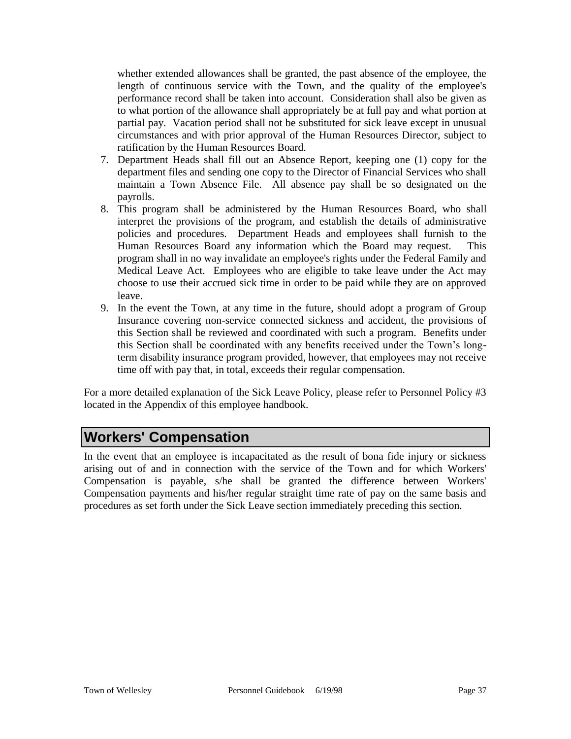whether extended allowances shall be granted, the past absence of the employee, the length of continuous service with the Town, and the quality of the employee's performance record shall be taken into account. Consideration shall also be given as to what portion of the allowance shall appropriately be at full pay and what portion at partial pay. Vacation period shall not be substituted for sick leave except in unusual circumstances and with prior approval of the Human Resources Director, subject to ratification by the Human Resources Board.

7. Department Heads shall fill out an Absence Report, keeping one (1) copy for the department files and sending one copy to the Director of Financial Services who shall maintain a Town Absence File. All absence pay shall be so designated on the payrolls.
8. This program shall be administered by the Human Resources Board, who shall interpret the provisions of the program, and establish the details of administrative policies and procedures. Department Heads and employees shall furnish to the Human Resources Board any information which the Board may request. This program shall in no way invalidate an employee's rights under the Federal Family and Medical Leave Act. Employees who are eligible to take leave under the Act may choose to use their accrued sick time in order to be paid while they are on approved leave.
9. In the event the Town, at any time in the future, should adopt a program of Group Insurance covering non-service connected sickness and accident, the provisions of this Section shall be reviewed and coordinated with such a program. Benefits under this Section shall be coordinated with any benefits received under the Town's long-term disability insurance program provided, however, that employees may not receive time off with pay that, in total, exceeds their regular compensation.

For a more detailed explanation of the Sick Leave Policy, please refer to Personnel Policy #3 located in the Appendix of this employee handbook.

## Workers' Compensation

In the event that an employee is incapacitated as the result of bona fide injury or sickness arising out of and in connection with the service of the Town and for which Workers' Compensation is payable, s/he shall be granted the difference between Workers' Compensation payments and his/her regular straight time rate of pay on the same basis and procedures as set forth under the Sick Leave section immediately preceding this section.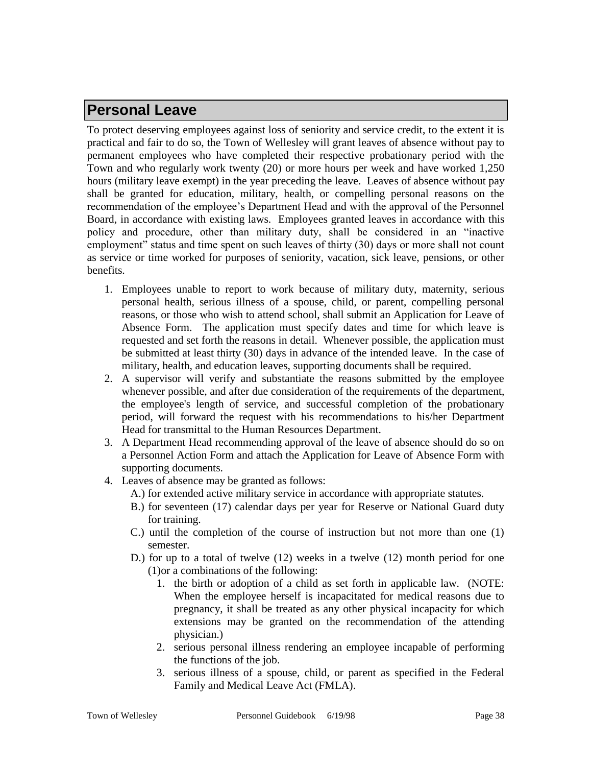## Personal Leave

To protect deserving employees against loss of seniority and service credit, to the extent it is practical and fair to do so, the Town of Wellesley will grant leaves of absence without pay to permanent employees who have completed their respective probationary period with the Town and who regularly work twenty (20) or more hours per week and have worked 1,250 hours (military leave exempt) in the year preceding the leave. Leaves of absence without pay shall be granted for education, military, health, or compelling personal reasons on the recommendation of the employee's Department Head and with the approval of the Personnel Board, in accordance with existing laws. Employees granted leaves in accordance with this policy and procedure, other than military duty, shall be considered in an "inactive employment" status and time spent on such leaves of thirty (30) days or more shall not count as service or time worked for purposes of seniority, vacation, sick leave, pensions, or other benefits.

1. Employees unable to report to work because of military duty, maternity, serious personal health, serious illness of a spouse, child, or parent, compelling personal reasons, or those who wish to attend school, shall submit an Application for Leave of Absence Form. The application must specify dates and time for which leave is requested and set forth the reasons in detail. Whenever possible, the application must be submitted at least thirty (30) days in advance of the intended leave. In the case of military, health, and education leaves, supporting documents shall be required.
2. A supervisor will verify and substantiate the reasons submitted by the employee whenever possible, and after due consideration of the requirements of the department, the employee's length of service, and successful completion of the probationary period, will forward the request with his recommendations to his/her Department Head for transmittal to the Human Resources Department.
3. A Department Head recommending approval of the leave of absence should do so on a Personnel Action Form and attach the Application for Leave of Absence Form with supporting documents.
4. Leaves of absence may be granted as follows:
   - A.) for extended active military service in accordance with appropriate statutes.
   - B.) for seventeen (17) calendar days per year for Reserve or National Guard duty for training.
   - C.) until the completion of the course of instruction but not more than one (1) semester.
   - D.) for up to a total of twelve (12) weeks in a twelve (12) month period for one (1)or a combinations of the following:
     1. the birth or adoption of a child as set forth in applicable law. (NOTE: When the employee herself is incapacitated for medical reasons due to pregnancy, it shall be treated as any other physical incapacity for which extensions may be granted on the recommendation of the attending physician.)
     2. serious personal illness rendering an employee incapable of performing the functions of the job.
     3. serious illness of a spouse, child, or parent as specified in the Federal Family and Medical Leave Act (FMLA).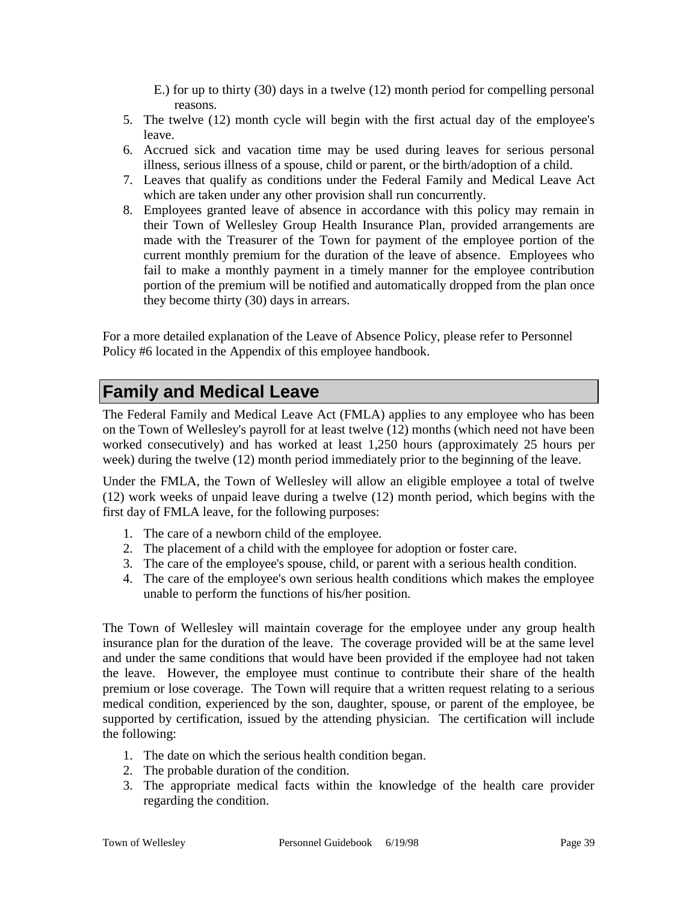E.) for up to thirty (30) days in a twelve (12) month period for compelling personal reasons.

5. The twelve (12) month cycle will begin with the first actual day of the employee's leave.
6. Accrued sick and vacation time may be used during leaves for serious personal illness, serious illness of a spouse, child or parent, or the birth/adoption of a child.
7. Leaves that qualify as conditions under the Federal Family and Medical Leave Act which are taken under any other provision shall run concurrently.
8. Employees granted leave of absence in accordance with this policy may remain in their Town of Wellesley Group Health Insurance Plan, provided arrangements are made with the Treasurer of the Town for payment of the employee portion of the current monthly premium for the duration of the leave of absence. Employees who fail to make a monthly payment in a timely manner for the employee contribution portion of the premium will be notified and automatically dropped from the plan once they become thirty (30) days in arrears.

For a more detailed explanation of the Leave of Absence Policy, please refer to Personnel Policy #6 located in the Appendix of this employee handbook.

## Family and Medical Leave

The Federal Family and Medical Leave Act (FMLA) applies to any employee who has been on the Town of Wellesley's payroll for at least twelve (12) months (which need not have been worked consecutively) and has worked at least 1,250 hours (approximately 25 hours per week) during the twelve (12) month period immediately prior to the beginning of the leave.

Under the FMLA, the Town of Wellesley will allow an eligible employee a total of twelve (12) work weeks of unpaid leave during a twelve (12) month period, which begins with the first day of FMLA leave, for the following purposes:

1. The care of a newborn child of the employee.
2. The placement of a child with the employee for adoption or foster care.
3. The care of the employee's spouse, child, or parent with a serious health condition.
4. The care of the employee's own serious health conditions which makes the employee unable to perform the functions of his/her position.

The Town of Wellesley will maintain coverage for the employee under any group health insurance plan for the duration of the leave. The coverage provided will be at the same level and under the same conditions that would have been provided if the employee had not taken the leave. However, the employee must continue to contribute their share of the health premium or lose coverage. The Town will require that a written request relating to a serious medical condition, experienced by the son, daughter, spouse, or parent of the employee, be supported by certification, issued by the attending physician. The certification will include the following:

1. The date on which the serious health condition began.
2. The probable duration of the condition.
3. The appropriate medical facts within the knowledge of the health care provider regarding the condition.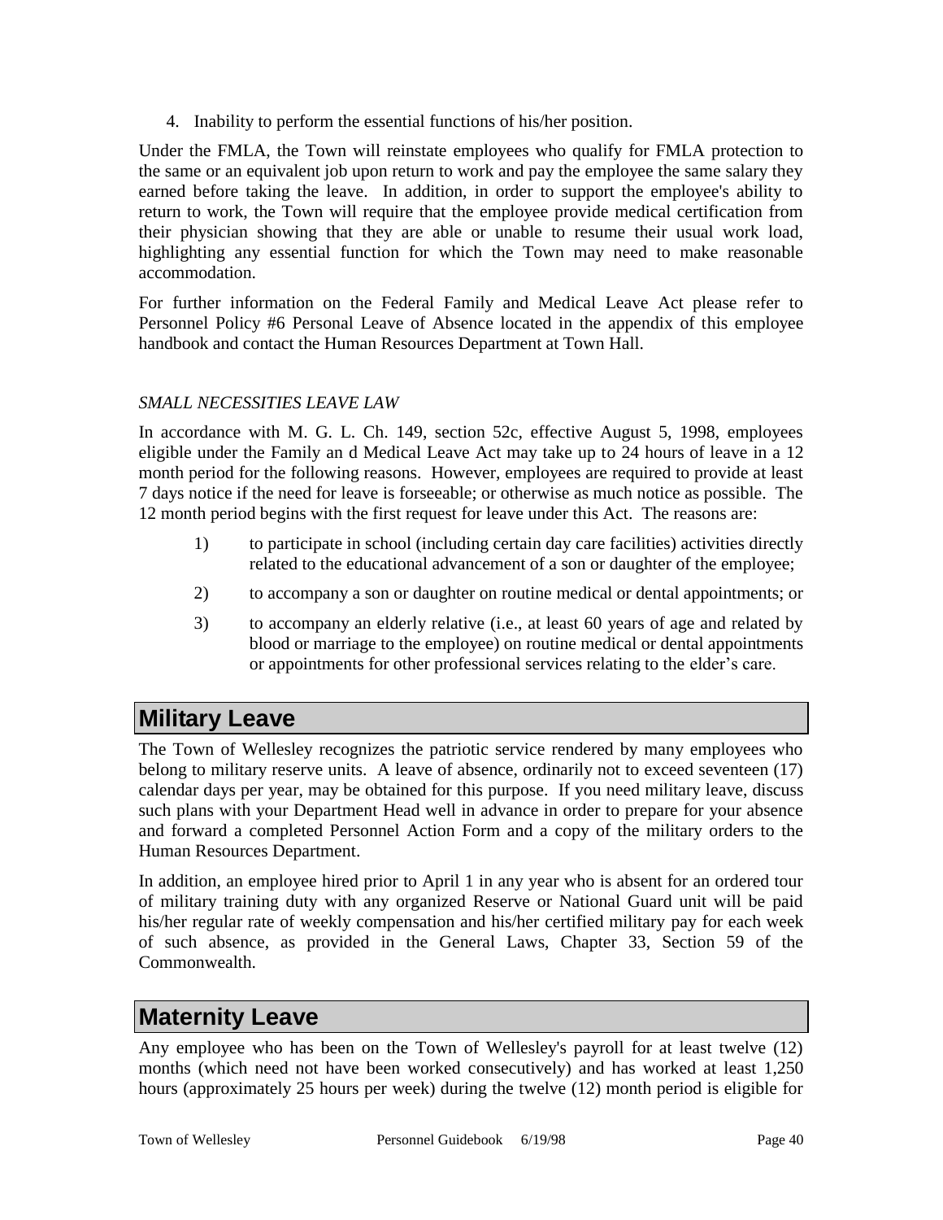4. Inability to perform the essential functions of his/her position.

Under the FMLA, the Town will reinstate employees who qualify for FMLA protection to the same or an equivalent job upon return to work and pay the employee the same salary they earned before taking the leave. In addition, in order to support the employee's ability to return to work, the Town will require that the employee provide medical certification from their physician showing that they are able or unable to resume their usual work load, highlighting any essential function for which the Town may need to make reasonable accommodation.

For further information on the Federal Family and Medical Leave Act please refer to Personnel Policy #6 Personal Leave of Absence located in the appendix of this employee handbook and contact the Human Resources Department at Town Hall.

*SMALL NECESSITIES LEAVE LAW*

In accordance with M. G. L. Ch. 149, section 52c, effective August 5, 1998, employees eligible under the Family an d Medical Leave Act may take up to 24 hours of leave in a 12 month period for the following reasons. However, employees are required to provide at least 7 days notice if the need for leave is forseeable; or otherwise as much notice as possible. The 12 month period begins with the first request for leave under this Act. The reasons are:

1) to participate in school (including certain day care facilities) activities directly related to the educational advancement of a son or daughter of the employee;

2) to accompany a son or daughter on routine medical or dental appointments; or

3) to accompany an elderly relative (i.e., at least 60 years of age and related by blood or marriage to the employee) on routine medical or dental appointments or appointments for other professional services relating to the elder's care.

## Military Leave

The Town of Wellesley recognizes the patriotic service rendered by many employees who belong to military reserve units. A leave of absence, ordinarily not to exceed seventeen (17) calendar days per year, may be obtained for this purpose. If you need military leave, discuss such plans with your Department Head well in advance in order to prepare for your absence and forward a completed Personnel Action Form and a copy of the military orders to the Human Resources Department.

In addition, an employee hired prior to April 1 in any year who is absent for an ordered tour of military training duty with any organized Reserve or National Guard unit will be paid his/her regular rate of weekly compensation and his/her certified military pay for each week of such absence, as provided in the General Laws, Chapter 33, Section 59 of the Commonwealth.

## Maternity Leave

Any employee who has been on the Town of Wellesley's payroll for at least twelve (12) months (which need not have been worked consecutively) and has worked at least 1,250 hours (approximately 25 hours per week) during the twelve (12) month period is eligible for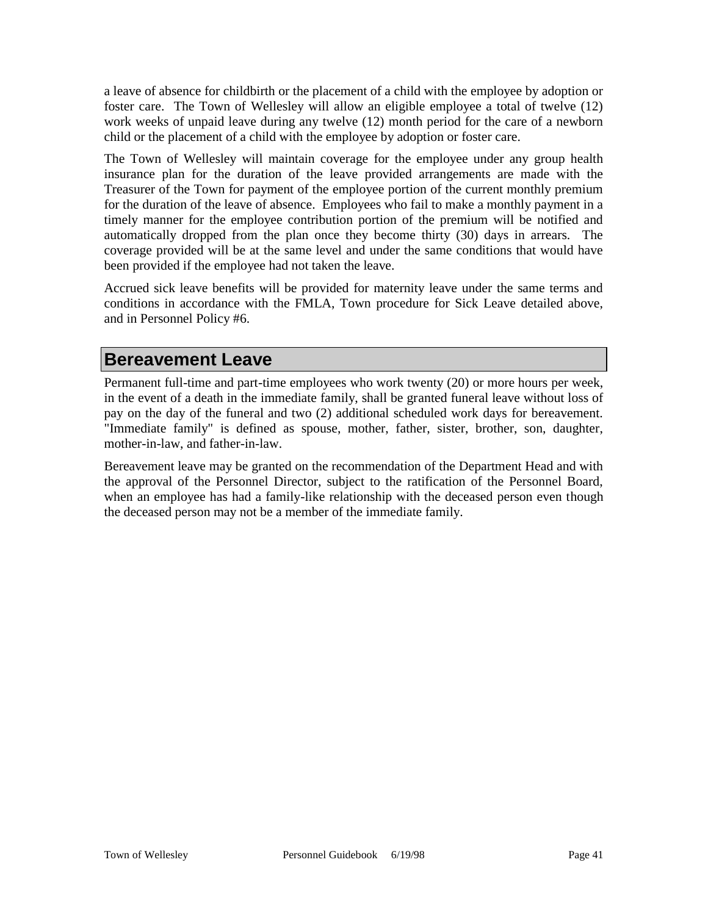a leave of absence for childbirth or the placement of a child with the employee by adoption or foster care. The Town of Wellesley will allow an eligible employee a total of twelve (12) work weeks of unpaid leave during any twelve (12) month period for the care of a newborn child or the placement of a child with the employee by adoption or foster care.

The Town of Wellesley will maintain coverage for the employee under any group health insurance plan for the duration of the leave provided arrangements are made with the Treasurer of the Town for payment of the employee portion of the current monthly premium for the duration of the leave of absence. Employees who fail to make a monthly payment in a timely manner for the employee contribution portion of the premium will be notified and automatically dropped from the plan once they become thirty (30) days in arrears. The coverage provided will be at the same level and under the same conditions that would have been provided if the employee had not taken the leave.

Accrued sick leave benefits will be provided for maternity leave under the same terms and conditions in accordance with the FMLA, Town procedure for Sick Leave detailed above, and in Personnel Policy #6.

## Bereavement Leave

Permanent full-time and part-time employees who work twenty (20) or more hours per week, in the event of a death in the immediate family, shall be granted funeral leave without loss of pay on the day of the funeral and two (2) additional scheduled work days for bereavement. "Immediate family" is defined as spouse, mother, father, sister, brother, son, daughter, mother-in-law, and father-in-law.

Bereavement leave may be granted on the recommendation of the Department Head and with the approval of the Personnel Director, subject to the ratification of the Personnel Board, when an employee has had a family-like relationship with the deceased person even though the deceased person may not be a member of the immediate family.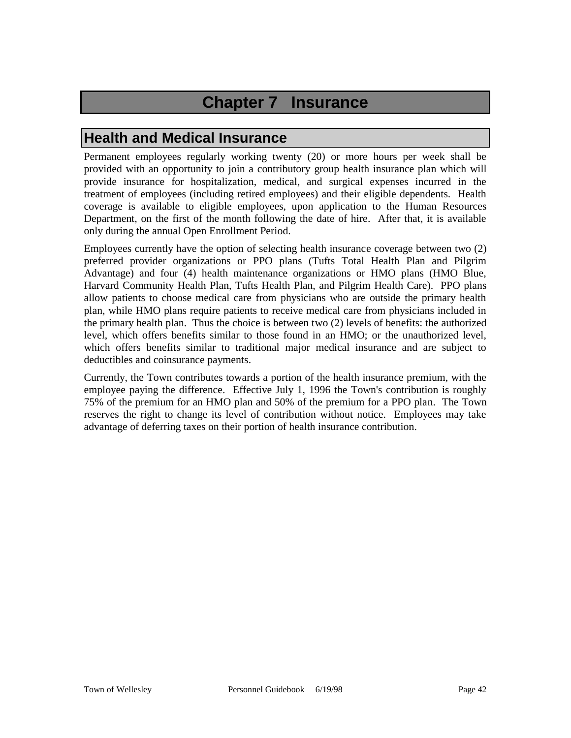# Chapter 7 Insurance

## Health and Medical Insurance

Permanent employees regularly working twenty (20) or more hours per week shall be provided with an opportunity to join a contributory group health insurance plan which will provide insurance for hospitalization, medical, and surgical expenses incurred in the treatment of employees (including retired employees) and their eligible dependents. Health coverage is available to eligible employees, upon application to the Human Resources Department, on the first of the month following the date of hire. After that, it is available only during the annual Open Enrollment Period.

Employees currently have the option of selecting health insurance coverage between two (2) preferred provider organizations or PPO plans (Tufts Total Health Plan and Pilgrim Advantage) and four (4) health maintenance organizations or HMO plans (HMO Blue, Harvard Community Health Plan, Tufts Health Plan, and Pilgrim Health Care). PPO plans allow patients to choose medical care from physicians who are outside the primary health plan, while HMO plans require patients to receive medical care from physicians included in the primary health plan. Thus the choice is between two (2) levels of benefits: the authorized level, which offers benefits similar to those found in an HMO; or the unauthorized level, which offers benefits similar to traditional major medical insurance and are subject to deductibles and coinsurance payments.

Currently, the Town contributes towards a portion of the health insurance premium, with the employee paying the difference. Effective July 1, 1996 the Town's contribution is roughly 75% of the premium for an HMO plan and 50% of the premium for a PPO plan. The Town reserves the right to change its level of contribution without notice. Employees may take advantage of deferring taxes on their portion of health insurance contribution.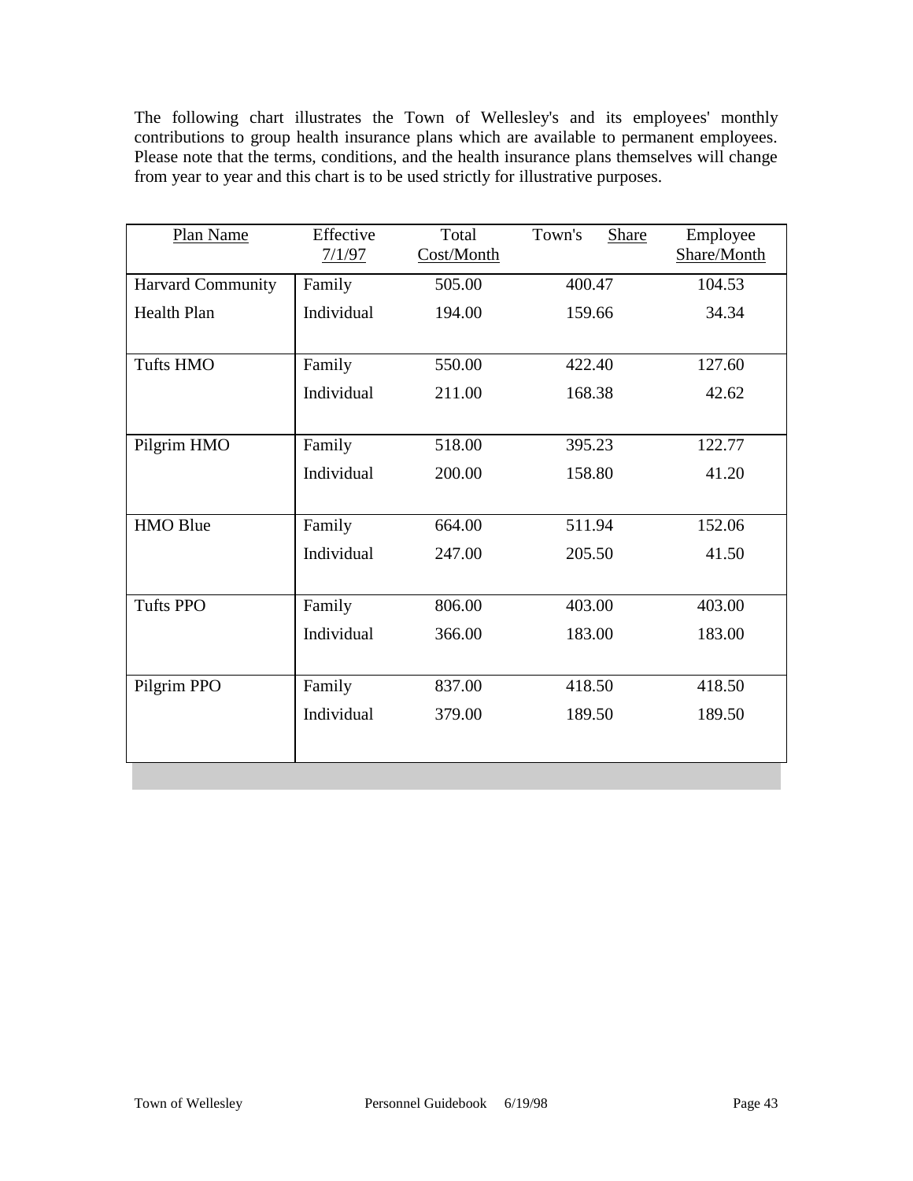The following chart illustrates the Town of Wellesley's and its employees' monthly contributions to group health insurance plans which are available to permanent employees. Please note that the terms, conditions, and the health insurance plans themselves will change from year to year and this chart is to be used strictly for illustrative purposes.

| Plan Name | Effective 7/1/97 | Total Cost/Month | Town's Share | Employee Share/Month |
|---|---|---|---|---|
| Harvard Community Health Plan | Family | 505.00 | 400.47 | 104.53 |
| | Individual | 194.00 | 159.66 | 34.34 |
| Tufts HMO | Family | 550.00 | 422.40 | 127.60 |
| | Individual | 211.00 | 168.38 | 42.62 |
| Pilgrim HMO | Family | 518.00 | 395.23 | 122.77 |
| | Individual | 200.00 | 158.80 | 41.20 |
| HMO Blue | Family | 664.00 | 511.94 | 152.06 |
| | Individual | 247.00 | 205.50 | 41.50 |
| Tufts PPO | Family | 806.00 | 403.00 | 403.00 |
| | Individual | 366.00 | 183.00 | 183.00 |
| Pilgrim PPO | Family | 837.00 | 418.50 | 418.50 |
| | Individual | 379.00 | 189.50 | 189.50 |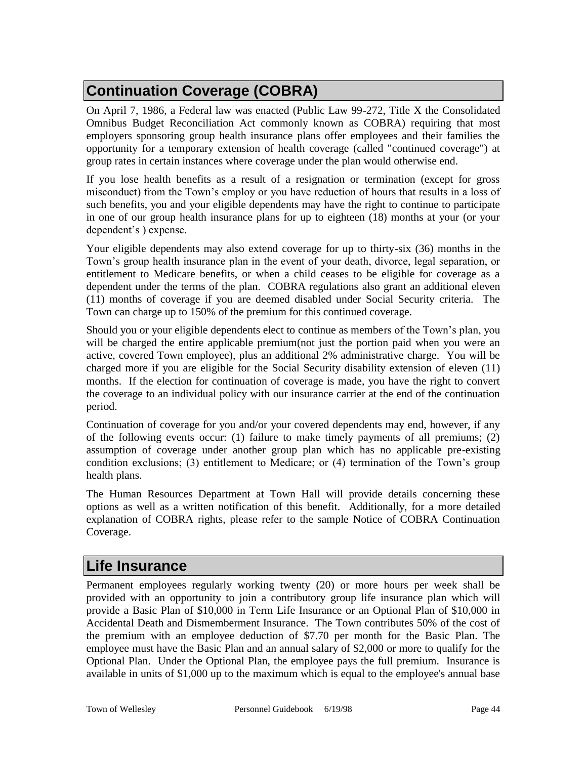## Continuation Coverage (COBRA)

On April 7, 1986, a Federal law was enacted (Public Law 99-272, Title X the Consolidated Omnibus Budget Reconciliation Act commonly known as COBRA) requiring that most employers sponsoring group health insurance plans offer employees and their families the opportunity for a temporary extension of health coverage (called "continued coverage") at group rates in certain instances where coverage under the plan would otherwise end.

If you lose health benefits as a result of a resignation or termination (except for gross misconduct) from the Town's employ or you have reduction of hours that results in a loss of such benefits, you and your eligible dependents may have the right to continue to participate in one of our group health insurance plans for up to eighteen (18) months at your (or your dependent's ) expense.

Your eligible dependents may also extend coverage for up to thirty-six (36) months in the Town's group health insurance plan in the event of your death, divorce, legal separation, or entitlement to Medicare benefits, or when a child ceases to be eligible for coverage as a dependent under the terms of the plan. COBRA regulations also grant an additional eleven (11) months of coverage if you are deemed disabled under Social Security criteria. The Town can charge up to 150% of the premium for this continued coverage.

Should you or your eligible dependents elect to continue as members of the Town's plan, you will be charged the entire applicable premium(not just the portion paid when you were an active, covered Town employee), plus an additional 2% administrative charge. You will be charged more if you are eligible for the Social Security disability extension of eleven (11) months. If the election for continuation of coverage is made, you have the right to convert the coverage to an individual policy with our insurance carrier at the end of the continuation period.

Continuation of coverage for you and/or your covered dependents may end, however, if any of the following events occur: (1) failure to make timely payments of all premiums; (2) assumption of coverage under another group plan which has no applicable pre-existing condition exclusions; (3) entitlement to Medicare; or (4) termination of the Town's group health plans.

The Human Resources Department at Town Hall will provide details concerning these options as well as a written notification of this benefit. Additionally, for a more detailed explanation of COBRA rights, please refer to the sample Notice of COBRA Continuation Coverage.

## Life Insurance

Permanent employees regularly working twenty (20) or more hours per week shall be provided with an opportunity to join a contributory group life insurance plan which will provide a Basic Plan of $10,000 in Term Life Insurance or an Optional Plan of $10,000 in Accidental Death and Dismemberment Insurance. The Town contributes 50% of the cost of the premium with an employee deduction of $7.70 per month for the Basic Plan. The employee must have the Basic Plan and an annual salary of $2,000 or more to qualify for the Optional Plan. Under the Optional Plan, the employee pays the full premium. Insurance is available in units of $1,000 up to the maximum which is equal to the employee's annual base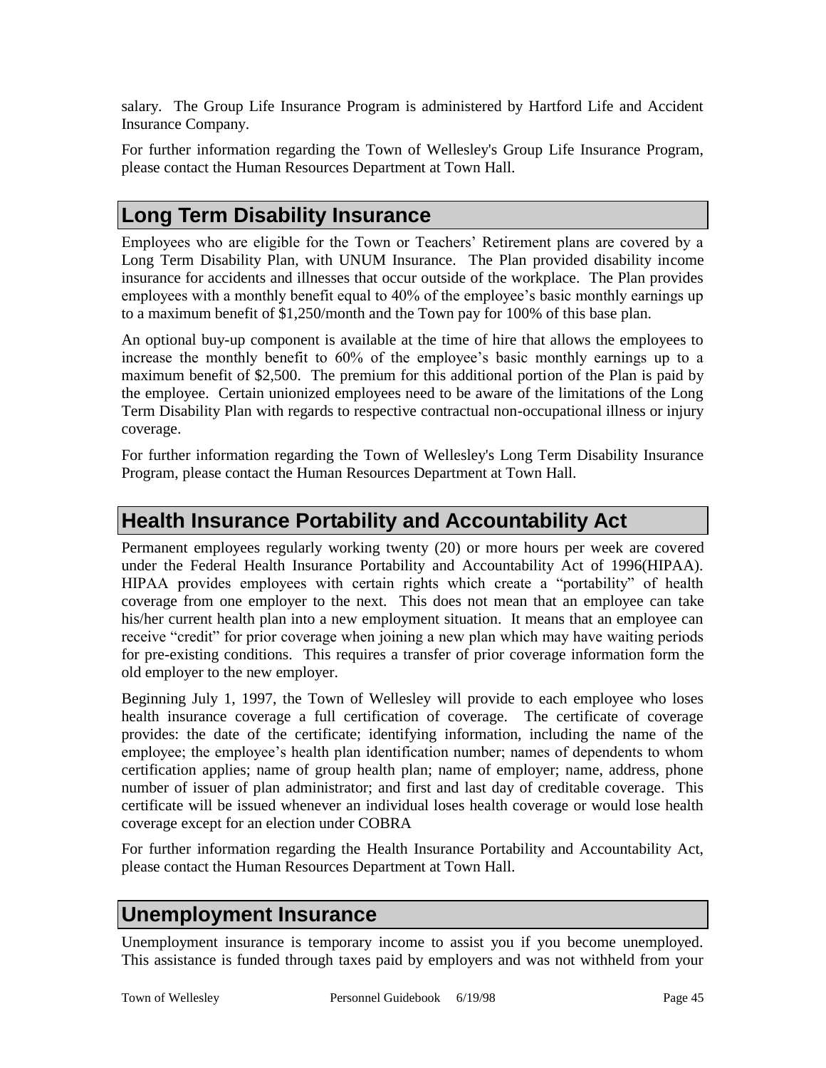salary. The Group Life Insurance Program is administered by Hartford Life and Accident Insurance Company.

For further information regarding the Town of Wellesley's Group Life Insurance Program, please contact the Human Resources Department at Town Hall.

## Long Term Disability Insurance

Employees who are eligible for the Town or Teachers' Retirement plans are covered by a Long Term Disability Plan, with UNUM Insurance. The Plan provided disability income insurance for accidents and illnesses that occur outside of the workplace. The Plan provides employees with a monthly benefit equal to 40% of the employee's basic monthly earnings up to a maximum benefit of $1,250/month and the Town pay for 100% of this base plan.

An optional buy-up component is available at the time of hire that allows the employees to increase the monthly benefit to 60% of the employee's basic monthly earnings up to a maximum benefit of $2,500. The premium for this additional portion of the Plan is paid by the employee. Certain unionized employees need to be aware of the limitations of the Long Term Disability Plan with regards to respective contractual non-occupational illness or injury coverage.

For further information regarding the Town of Wellesley's Long Term Disability Insurance Program, please contact the Human Resources Department at Town Hall.

## Health Insurance Portability and Accountability Act

Permanent employees regularly working twenty (20) or more hours per week are covered under the Federal Health Insurance Portability and Accountability Act of 1996(HIPAA). HIPAA provides employees with certain rights which create a "portability" of health coverage from one employer to the next. This does not mean that an employee can take his/her current health plan into a new employment situation. It means that an employee can receive "credit" for prior coverage when joining a new plan which may have waiting periods for pre-existing conditions. This requires a transfer of prior coverage information form the old employer to the new employer.

Beginning July 1, 1997, the Town of Wellesley will provide to each employee who loses health insurance coverage a full certification of coverage. The certificate of coverage provides: the date of the certificate; identifying information, including the name of the employee; the employee's health plan identification number; names of dependents to whom certification applies; name of group health plan; name of employer; name, address, phone number of issuer of plan administrator; and first and last day of creditable coverage. This certificate will be issued whenever an individual loses health coverage or would lose health coverage except for an election under COBRA

For further information regarding the Health Insurance Portability and Accountability Act, please contact the Human Resources Department at Town Hall.

## Unemployment Insurance

Unemployment insurance is temporary income to assist you if you become unemployed. This assistance is funded through taxes paid by employers and was not withheld from your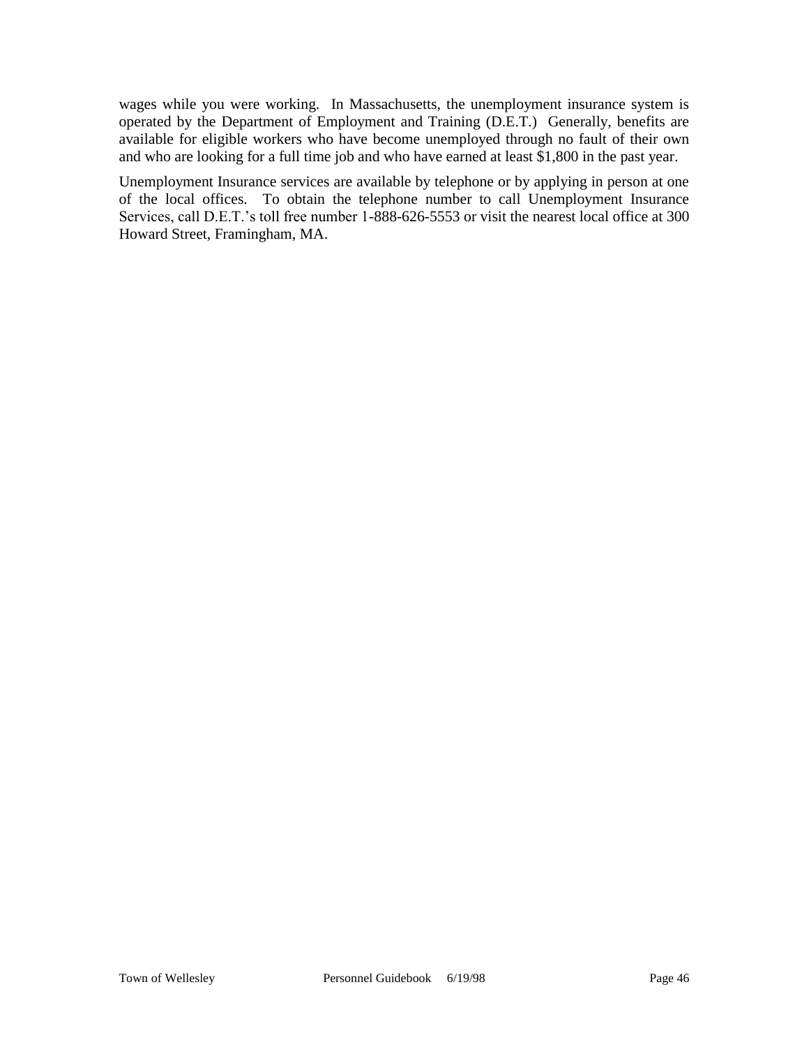wages while you were working. In Massachusetts, the unemployment insurance system is operated by the Department of Employment and Training (D.E.T.) Generally, benefits are available for eligible workers who have become unemployed through no fault of their own and who are looking for a full time job and who have earned at least $1,800 in the past year.

Unemployment Insurance services are available by telephone or by applying in person at one of the local offices. To obtain the telephone number to call Unemployment Insurance Services, call D.E.T.'s toll free number 1-888-626-5553 or visit the nearest local office at 300 Howard Street, Framingham, MA.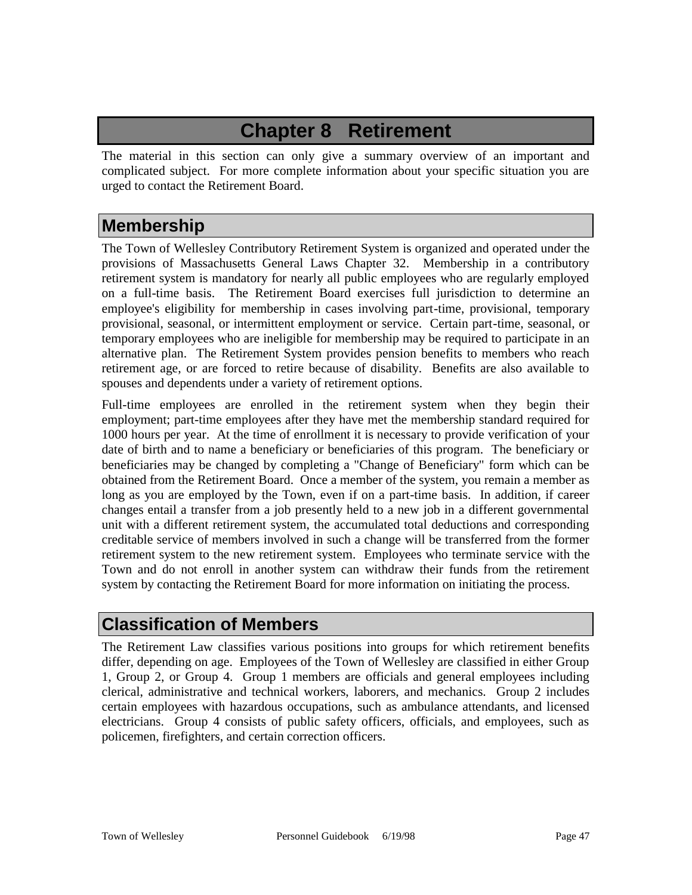# Chapter 8 Retirement

The material in this section can only give a summary overview of an important and complicated subject. For more complete information about your specific situation you are urged to contact the Retirement Board.

## Membership

The Town of Wellesley Contributory Retirement System is organized and operated under the provisions of Massachusetts General Laws Chapter 32. Membership in a contributory retirement system is mandatory for nearly all public employees who are regularly employed on a full-time basis. The Retirement Board exercises full jurisdiction to determine an employee's eligibility for membership in cases involving part-time, provisional, temporary provisional, seasonal, or intermittent employment or service. Certain part-time, seasonal, or temporary employees who are ineligible for membership may be required to participate in an alternative plan. The Retirement System provides pension benefits to members who reach retirement age, or are forced to retire because of disability. Benefits are also available to spouses and dependents under a variety of retirement options.

Full-time employees are enrolled in the retirement system when they begin their employment; part-time employees after they have met the membership standard required for 1000 hours per year. At the time of enrollment it is necessary to provide verification of your date of birth and to name a beneficiary or beneficiaries of this program. The beneficiary or beneficiaries may be changed by completing a "Change of Beneficiary" form which can be obtained from the Retirement Board. Once a member of the system, you remain a member as long as you are employed by the Town, even if on a part-time basis. In addition, if career changes entail a transfer from a job presently held to a new job in a different governmental unit with a different retirement system, the accumulated total deductions and corresponding creditable service of members involved in such a change will be transferred from the former retirement system to the new retirement system. Employees who terminate service with the Town and do not enroll in another system can withdraw their funds from the retirement system by contacting the Retirement Board for more information on initiating the process.

## Classification of Members

The Retirement Law classifies various positions into groups for which retirement benefits differ, depending on age. Employees of the Town of Wellesley are classified in either Group 1, Group 2, or Group 4. Group 1 members are officials and general employees including clerical, administrative and technical workers, laborers, and mechanics. Group 2 includes certain employees with hazardous occupations, such as ambulance attendants, and licensed electricians. Group 4 consists of public safety officers, officials, and employees, such as policemen, firefighters, and certain correction officers.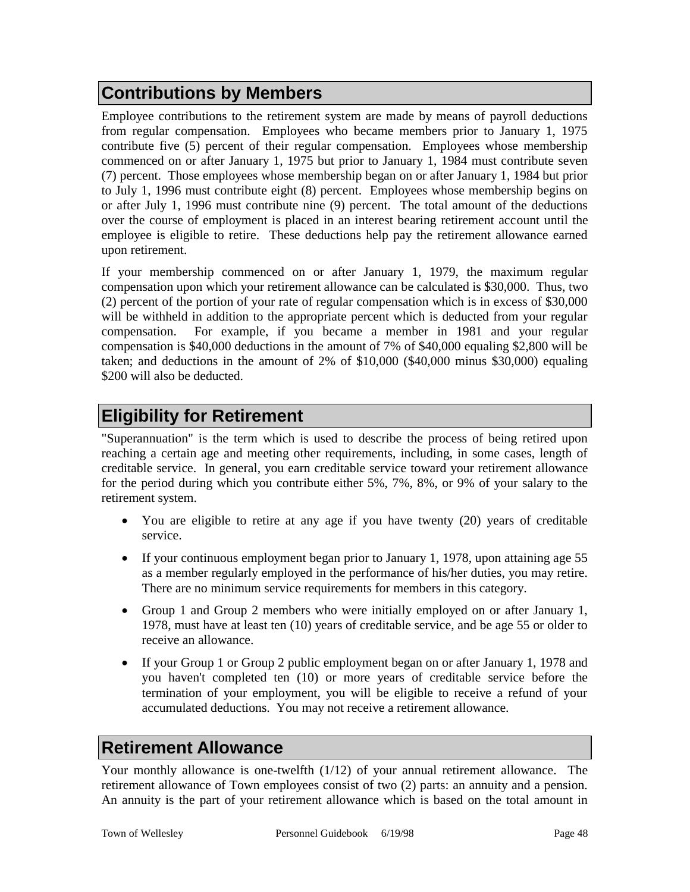## Contributions by Members

Employee contributions to the retirement system are made by means of payroll deductions from regular compensation. Employees who became members prior to January 1, 1975 contribute five (5) percent of their regular compensation. Employees whose membership commenced on or after January 1, 1975 but prior to January 1, 1984 must contribute seven (7) percent. Those employees whose membership began on or after January 1, 1984 but prior to July 1, 1996 must contribute eight (8) percent. Employees whose membership begins on or after July 1, 1996 must contribute nine (9) percent. The total amount of the deductions over the course of employment is placed in an interest bearing retirement account until the employee is eligible to retire. These deductions help pay the retirement allowance earned upon retirement.

If your membership commenced on or after January 1, 1979, the maximum regular compensation upon which your retirement allowance can be calculated is $30,000. Thus, two (2) percent of the portion of your rate of regular compensation which is in excess of $30,000 will be withheld in addition to the appropriate percent which is deducted from your regular compensation. For example, if you became a member in 1981 and your regular compensation is $40,000 deductions in the amount of 7% of $40,000 equaling $2,800 will be taken; and deductions in the amount of 2% of $10,000 ($40,000 minus $30,000) equaling $200 will also be deducted.

## Eligibility for Retirement

"Superannuation" is the term which is used to describe the process of being retired upon reaching a certain age and meeting other requirements, including, in some cases, length of creditable service. In general, you earn creditable service toward your retirement allowance for the period during which you contribute either 5%, 7%, 8%, or 9% of your salary to the retirement system.

- You are eligible to retire at any age if you have twenty (20) years of creditable service.
- If your continuous employment began prior to January 1, 1978, upon attaining age 55 as a member regularly employed in the performance of his/her duties, you may retire. There are no minimum service requirements for members in this category.
- Group 1 and Group 2 members who were initially employed on or after January 1, 1978, must have at least ten (10) years of creditable service, and be age 55 or older to receive an allowance.
- If your Group 1 or Group 2 public employment began on or after January 1, 1978 and you haven't completed ten (10) or more years of creditable service before the termination of your employment, you will be eligible to receive a refund of your accumulated deductions. You may not receive a retirement allowance.

## Retirement Allowance

Your monthly allowance is one-twelfth (1/12) of your annual retirement allowance. The retirement allowance of Town employees consist of two (2) parts: an annuity and a pension. An annuity is the part of your retirement allowance which is based on the total amount in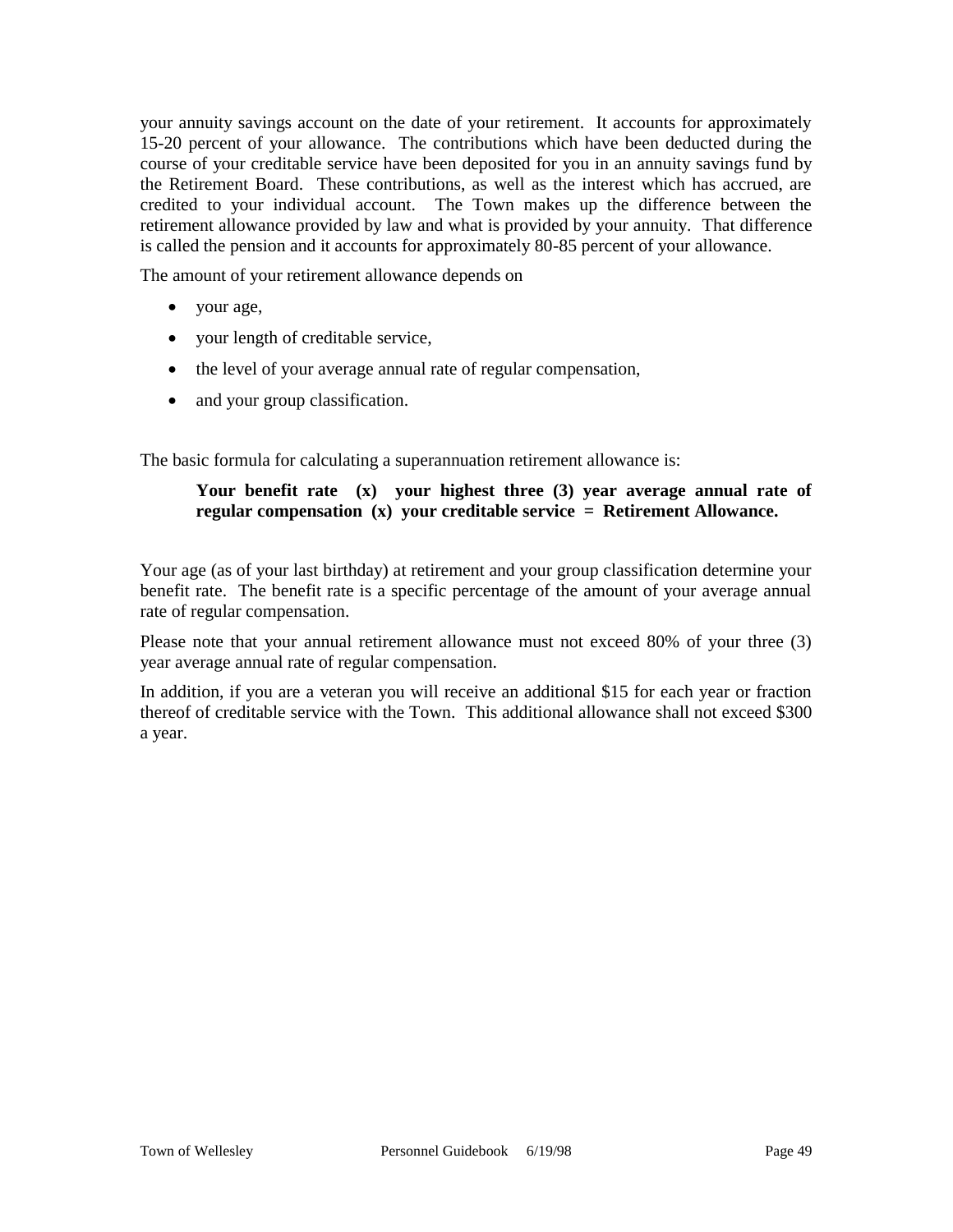your annuity savings account on the date of your retirement. It accounts for approximately 15-20 percent of your allowance. The contributions which have been deducted during the course of your creditable service have been deposited for you in an annuity savings fund by the Retirement Board. These contributions, as well as the interest which has accrued, are credited to your individual account. The Town makes up the difference between the retirement allowance provided by law and what is provided by your annuity. That difference is called the pension and it accounts for approximately 80-85 percent of your allowance.

The amount of your retirement allowance depends on

- your age,
- your length of creditable service,
- the level of your average annual rate of regular compensation,
- and your group classification.

The basic formula for calculating a superannuation retirement allowance is:

> **Your benefit rate (x) your highest three (3) year average annual rate of regular compensation (x) your creditable service = Retirement Allowance.**

Your age (as of your last birthday) at retirement and your group classification determine your benefit rate. The benefit rate is a specific percentage of the amount of your average annual rate of regular compensation.

Please note that your annual retirement allowance must not exceed 80% of your three (3) year average annual rate of regular compensation.

In addition, if you are a veteran you will receive an additional $15 for each year or fraction thereof of creditable service with the Town. This additional allowance shall not exceed $300 a year.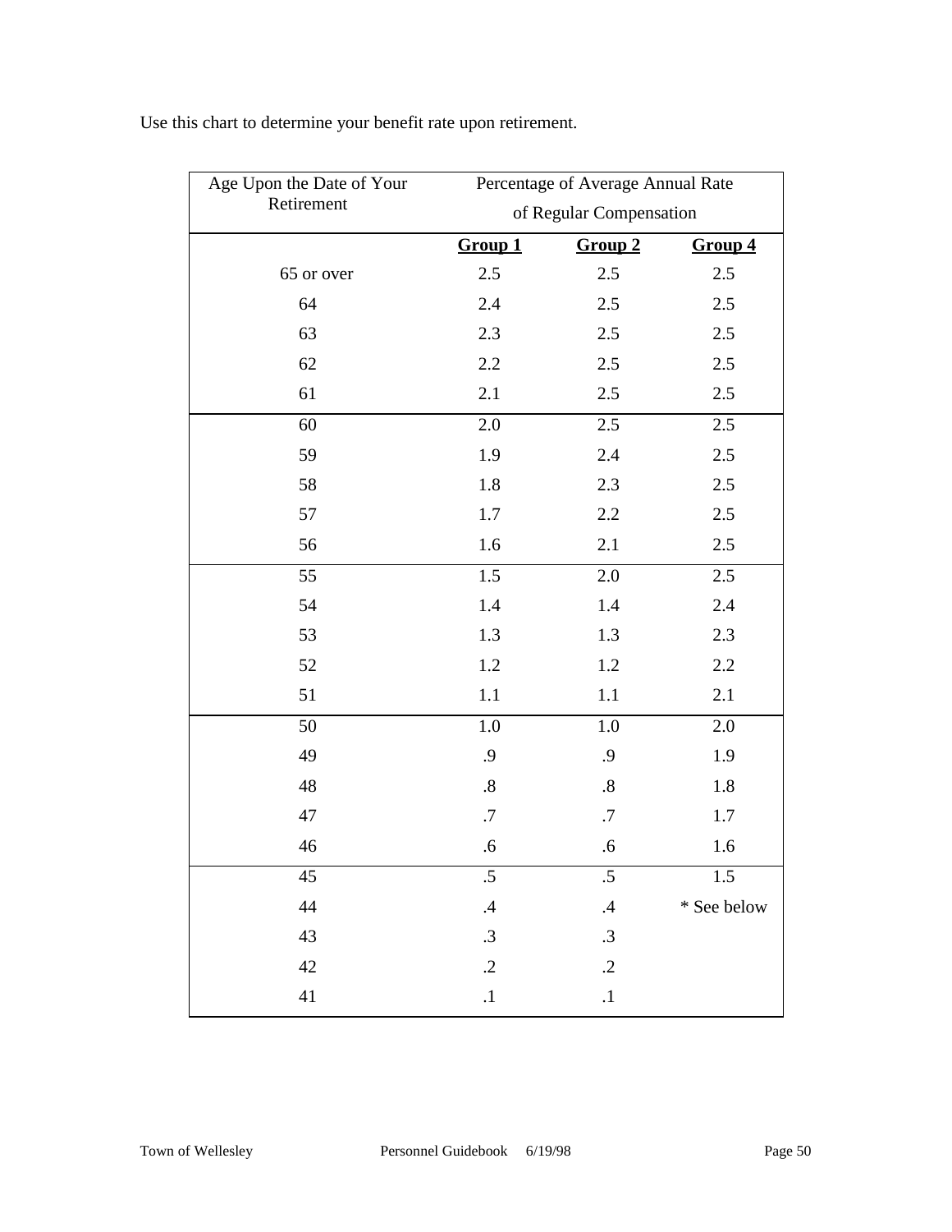Use this chart to determine your benefit rate upon retirement.

| Age Upon the Date of Your Retirement | Percentage of Average Annual Rate of Regular Compensation | | |
|---|---|---|---|
| | **Group 1** | **Group 2** | **Group 4** |
| 65 or over | 2.5 | 2.5 | 2.5 |
| 64 | 2.4 | 2.5 | 2.5 |
| 63 | 2.3 | 2.5 | 2.5 |
| 62 | 2.2 | 2.5 | 2.5 |
| 61 | 2.1 | 2.5 | 2.5 |
| 60 | 2.0 | 2.5 | 2.5 |
| 59 | 1.9 | 2.4 | 2.5 |
| 58 | 1.8 | 2.3 | 2.5 |
| 57 | 1.7 | 2.2 | 2.5 |
| 56 | 1.6 | 2.1 | 2.5 |
| 55 | 1.5 | 2.0 | 2.5 |
| 54 | 1.4 | 1.4 | 2.4 |
| 53 | 1.3 | 1.3 | 2.3 |
| 52 | 1.2 | 1.2 | 2.2 |
| 51 | 1.1 | 1.1 | 2.1 |
| 50 | 1.0 | 1.0 | 2.0 |
| 49 | .9 | .9 | 1.9 |
| 48 | .8 | .8 | 1.8 |
| 47 | .7 | .7 | 1.7 |
| 46 | .6 | .6 | 1.6 |
| 45 | .5 | .5 | 1.5 |
| 44 | .4 | .4 | * See below |
| 43 | .3 | .3 | |
| 42 | .2 | .2 | |
| 41 | .1 | .1 | |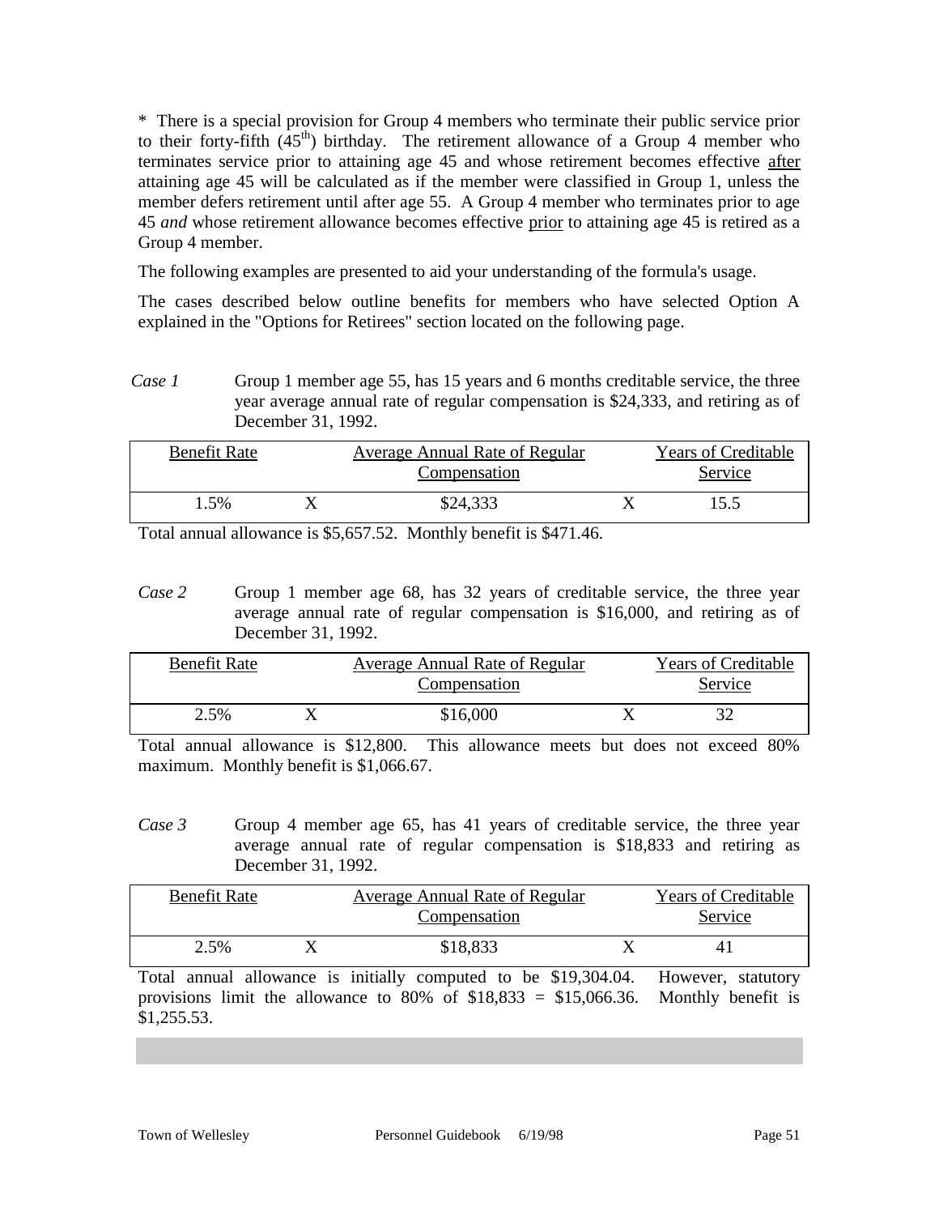* There is a special provision for Group 4 members who terminate their public service prior to their forty-fifth ($45^{th}$) birthday. The retirement allowance of a Group 4 member who terminates service prior to attaining age 45 and whose retirement becomes effective after attaining age 45 will be calculated as if the member were classified in Group 1, unless the member defers retirement until after age 55. A Group 4 member who terminates prior to age 45 *and* whose retirement allowance becomes effective prior to attaining age 45 is retired as a Group 4 member.

The following examples are presented to aid your understanding of the formula's usage.

The cases described below outline benefits for members who have selected Option A explained in the "Options for Retirees" section located on the following page.

*Case 1* Group 1 member age 55, has 15 years and 6 months creditable service, the three year average annual rate of regular compensation is $24,333, and retiring as of December 31, 1992.

| Benefit Rate | | Average Annual Rate of Regular Compensation | | Years of Creditable Service |
|---|---|---|---|---|
| 1.5% | X | $24,333 | X | 15.5 |

Total annual allowance is $5,657.52. Monthly benefit is $471.46.

*Case 2* Group 1 member age 68, has 32 years of creditable service, the three year average annual rate of regular compensation is $16,000, and retiring as of December 31, 1992.

| Benefit Rate | | Average Annual Rate of Regular Compensation | | Years of Creditable Service |
|---|---|---|---|---|
| 2.5% | X | $16,000 | X | 32 |

Total annual allowance is $12,800. This allowance meets but does not exceed 80% maximum. Monthly benefit is $1,066.67.

*Case 3* Group 4 member age 65, has 41 years of creditable service, the three year average annual rate of regular compensation is $18,833 and retiring as December 31, 1992.

| Benefit Rate | | Average Annual Rate of Regular Compensation | | Years of Creditable Service |
|---|---|---|---|---|
| 2.5% | X | $18,833 | X | 41 |

Total annual allowance is initially computed to be $19,304.04. However, statutory provisions limit the allowance to 80% of $18,833 = $15,066.36. Monthly benefit is $1,255.53.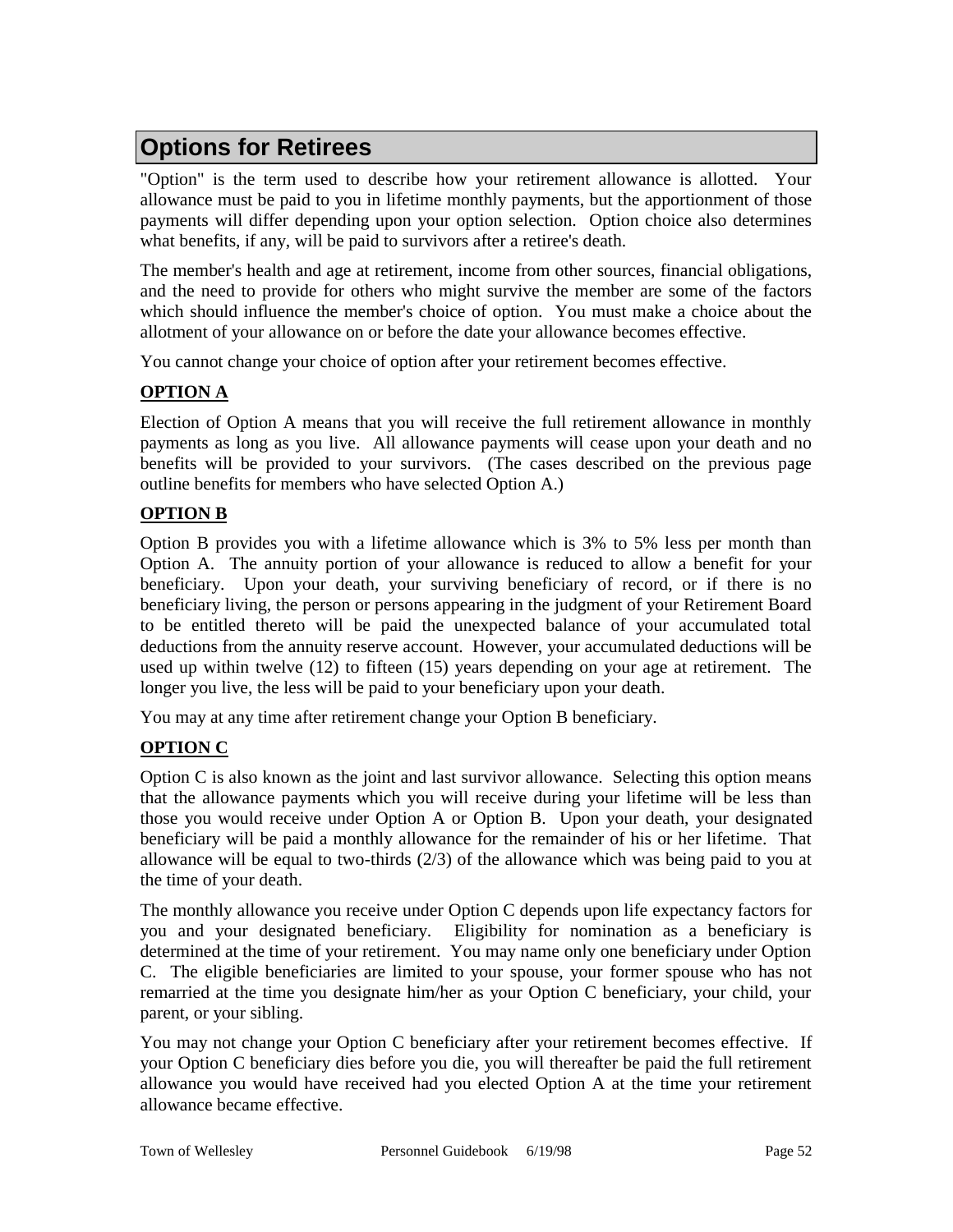## Options for Retirees

"Option" is the term used to describe how your retirement allowance is allotted. Your allowance must be paid to you in lifetime monthly payments, but the apportionment of those payments will differ depending upon your option selection. Option choice also determines what benefits, if any, will be paid to survivors after a retiree's death.

The member's health and age at retirement, income from other sources, financial obligations, and the need to provide for others who might survive the member are some of the factors which should influence the member's choice of option. You must make a choice about the allotment of your allowance on or before the date your allowance becomes effective.

You cannot change your choice of option after your retirement becomes effective.

**OPTION A**

Election of Option A means that you will receive the full retirement allowance in monthly payments as long as you live. All allowance payments will cease upon your death and no benefits will be provided to your survivors. (The cases described on the previous page outline benefits for members who have selected Option A.)

**OPTION B**

Option B provides you with a lifetime allowance which is 3% to 5% less per month than Option A. The annuity portion of your allowance is reduced to allow a benefit for your beneficiary. Upon your death, your surviving beneficiary of record, or if there is no beneficiary living, the person or persons appearing in the judgment of your Retirement Board to be entitled thereto will be paid the unexpected balance of your accumulated total deductions from the annuity reserve account. However, your accumulated deductions will be used up within twelve (12) to fifteen (15) years depending on your age at retirement. The longer you live, the less will be paid to your beneficiary upon your death.

You may at any time after retirement change your Option B beneficiary.

**OPTION C**

Option C is also known as the joint and last survivor allowance. Selecting this option means that the allowance payments which you will receive during your lifetime will be less than those you would receive under Option A or Option B. Upon your death, your designated beneficiary will be paid a monthly allowance for the remainder of his or her lifetime. That allowance will be equal to two-thirds (2/3) of the allowance which was being paid to you at the time of your death.

The monthly allowance you receive under Option C depends upon life expectancy factors for you and your designated beneficiary. Eligibility for nomination as a beneficiary is determined at the time of your retirement. You may name only one beneficiary under Option C. The eligible beneficiaries are limited to your spouse, your former spouse who has not remarried at the time you designate him/her as your Option C beneficiary, your child, your parent, or your sibling.

You may not change your Option C beneficiary after your retirement becomes effective. If your Option C beneficiary dies before you die, you will thereafter be paid the full retirement allowance you would have received had you elected Option A at the time your retirement allowance became effective.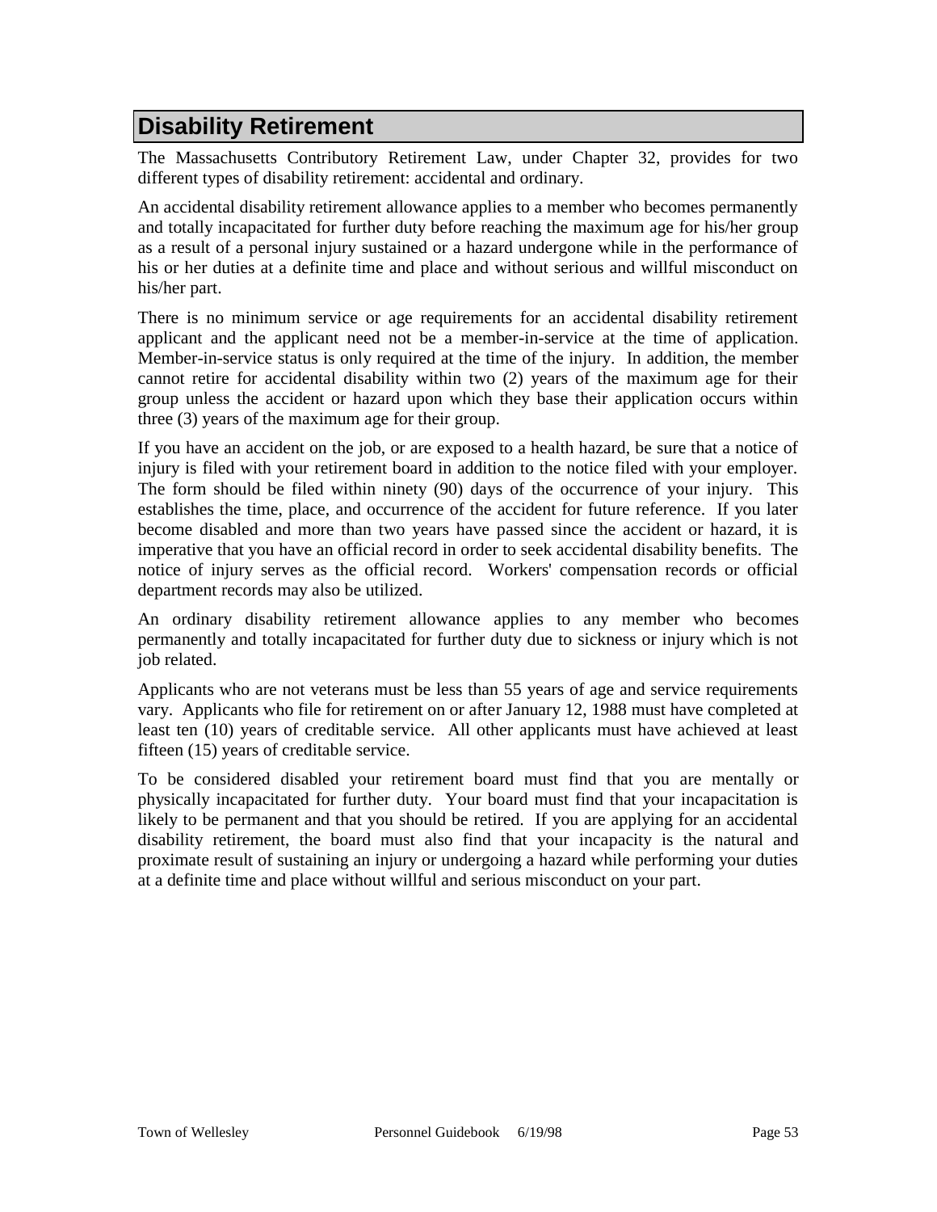# Disability Retirement

The Massachusetts Contributory Retirement Law, under Chapter 32, provides for two different types of disability retirement: accidental and ordinary.

An accidental disability retirement allowance applies to a member who becomes permanently and totally incapacitated for further duty before reaching the maximum age for his/her group as a result of a personal injury sustained or a hazard undergone while in the performance of his or her duties at a definite time and place and without serious and willful misconduct on his/her part.

There is no minimum service or age requirements for an accidental disability retirement applicant and the applicant need not be a member-in-service at the time of application. Member-in-service status is only required at the time of the injury. In addition, the member cannot retire for accidental disability within two (2) years of the maximum age for their group unless the accident or hazard upon which they base their application occurs within three (3) years of the maximum age for their group.

If you have an accident on the job, or are exposed to a health hazard, be sure that a notice of injury is filed with your retirement board in addition to the notice filed with your employer. The form should be filed within ninety (90) days of the occurrence of your injury. This establishes the time, place, and occurrence of the accident for future reference. If you later become disabled and more than two years have passed since the accident or hazard, it is imperative that you have an official record in order to seek accidental disability benefits. The notice of injury serves as the official record. Workers' compensation records or official department records may also be utilized.

An ordinary disability retirement allowance applies to any member who becomes permanently and totally incapacitated for further duty due to sickness or injury which is not job related.

Applicants who are not veterans must be less than 55 years of age and service requirements vary. Applicants who file for retirement on or after January 12, 1988 must have completed at least ten (10) years of creditable service. All other applicants must have achieved at least fifteen (15) years of creditable service.

To be considered disabled your retirement board must find that you are mentally or physically incapacitated for further duty. Your board must find that your incapacitation is likely to be permanent and that you should be retired. If you are applying for an accidental disability retirement, the board must also find that your incapacity is the natural and proximate result of sustaining an injury or undergoing a hazard while performing your duties at a definite time and place without willful and serious misconduct on your part.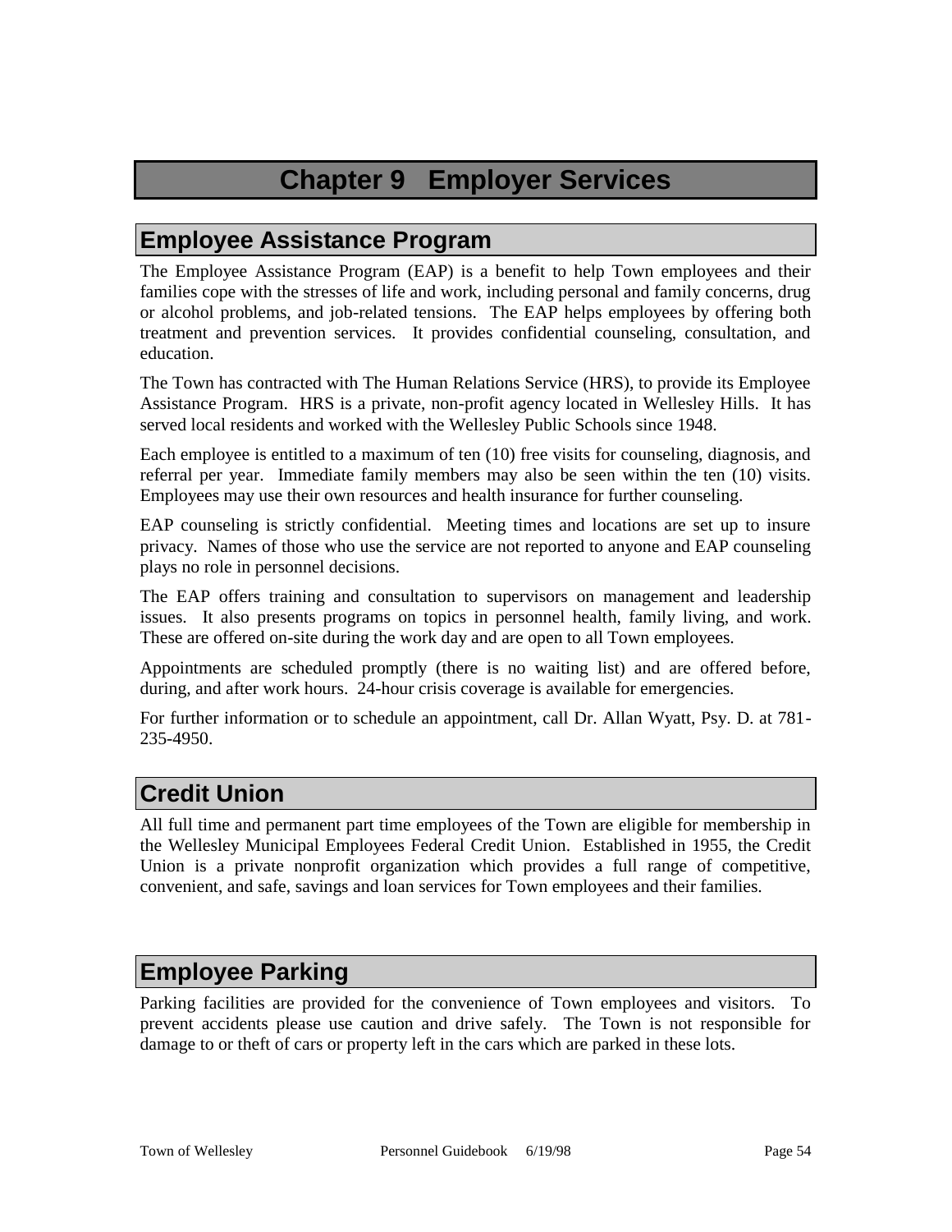# Chapter 9 Employer Services

## Employee Assistance Program

The Employee Assistance Program (EAP) is a benefit to help Town employees and their families cope with the stresses of life and work, including personal and family concerns, drug or alcohol problems, and job-related tensions. The EAP helps employees by offering both treatment and prevention services. It provides confidential counseling, consultation, and education.

The Town has contracted with The Human Relations Service (HRS), to provide its Employee Assistance Program. HRS is a private, non-profit agency located in Wellesley Hills. It has served local residents and worked with the Wellesley Public Schools since 1948.

Each employee is entitled to a maximum of ten (10) free visits for counseling, diagnosis, and referral per year. Immediate family members may also be seen within the ten (10) visits. Employees may use their own resources and health insurance for further counseling.

EAP counseling is strictly confidential. Meeting times and locations are set up to insure privacy. Names of those who use the service are not reported to anyone and EAP counseling plays no role in personnel decisions.

The EAP offers training and consultation to supervisors on management and leadership issues. It also presents programs on topics in personnel health, family living, and work. These are offered on-site during the work day and are open to all Town employees.

Appointments are scheduled promptly (there is no waiting list) and are offered before, during, and after work hours. 24-hour crisis coverage is available for emergencies.

For further information or to schedule an appointment, call Dr. Allan Wyatt, Psy. D. at 781-235-4950.

## Credit Union

All full time and permanent part time employees of the Town are eligible for membership in the Wellesley Municipal Employees Federal Credit Union. Established in 1955, the Credit Union is a private nonprofit organization which provides a full range of competitive, convenient, and safe, savings and loan services for Town employees and their families.

## Employee Parking

Parking facilities are provided for the convenience of Town employees and visitors. To prevent accidents please use caution and drive safely. The Town is not responsible for damage to or theft of cars or property left in the cars which are parked in these lots.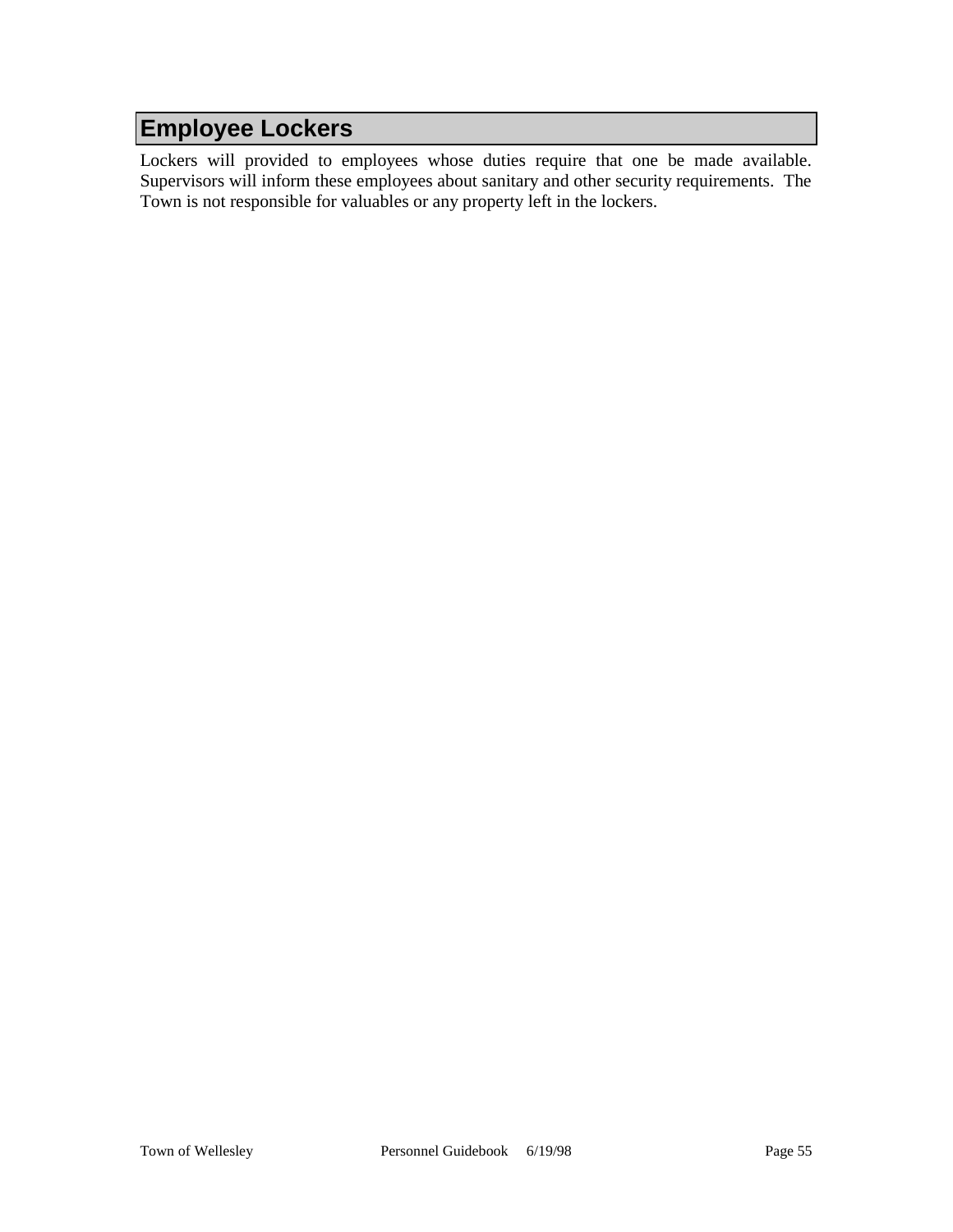# Employee Lockers

Lockers will provided to employees whose duties require that one be made available. Supervisors will inform these employees about sanitary and other security requirements. The Town is not responsible for valuables or any property left in the lockers.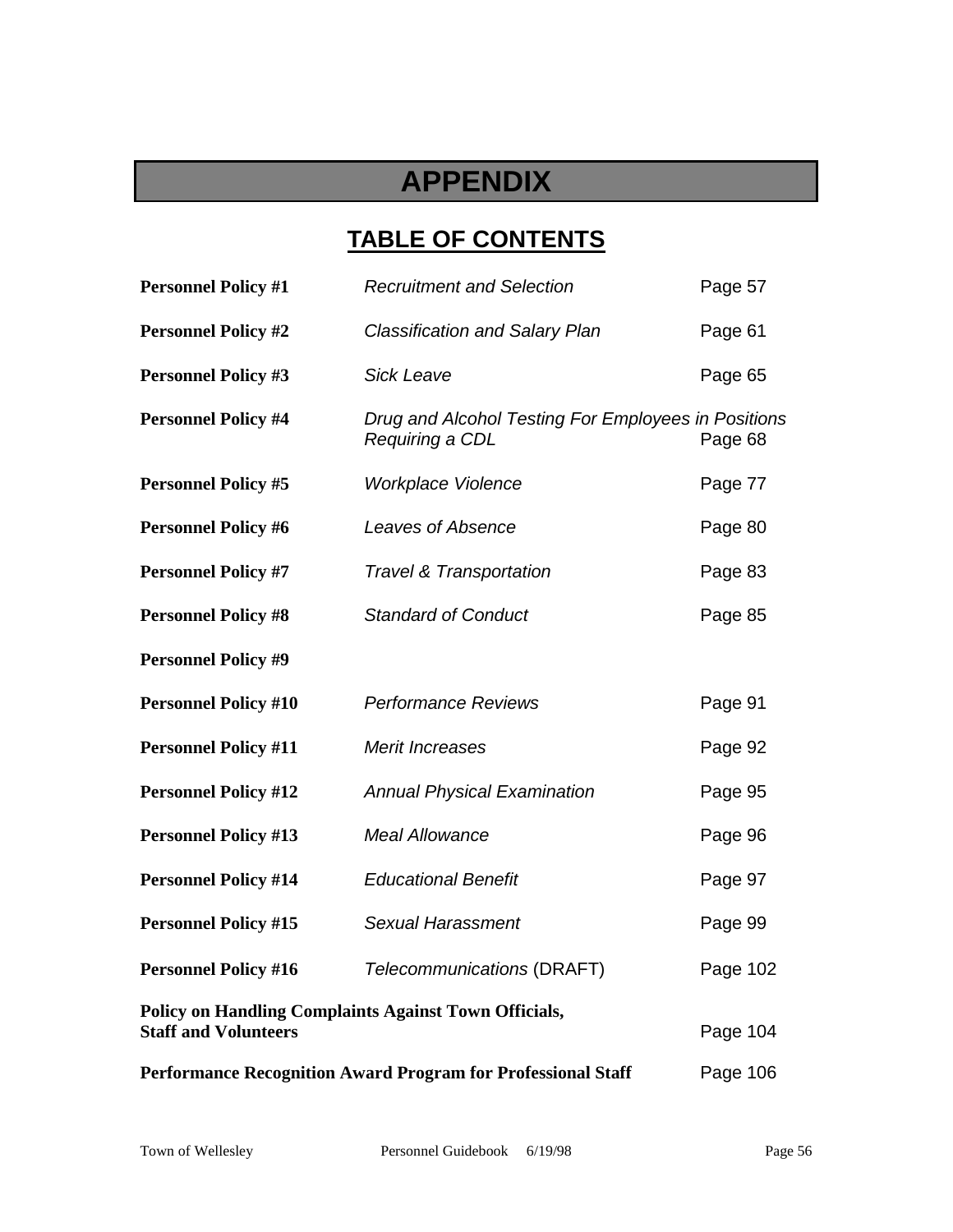# APPENDIX

## TABLE OF CONTENTS

| | | |
|---|---|---|
| **Personnel Policy #1** | *Recruitment and Selection* | Page 57 |
| **Personnel Policy #2** | *Classification and Salary Plan* | Page 61 |
| **Personnel Policy #3** | *Sick Leave* | Page 65 |
| **Personnel Policy #4** | *Drug and Alcohol Testing For Employees in Positions Requiring a CDL* | Page 68 |
| **Personnel Policy #5** | *Workplace Violence* | Page 77 |
| **Personnel Policy #6** | *Leaves of Absence* | Page 80 |
| **Personnel Policy #7** | *Travel & Transportation* | Page 83 |
| **Personnel Policy #8** | *Standard of Conduct* | Page 85 |
| **Personnel Policy #9** | | |
| **Personnel Policy #10** | *Performance Reviews* | Page 91 |
| **Personnel Policy #11** | *Merit Increases* | Page 92 |
| **Personnel Policy #12** | *Annual Physical Examination* | Page 95 |
| **Personnel Policy #13** | *Meal Allowance* | Page 96 |
| **Personnel Policy #14** | *Educational Benefit* | Page 97 |
| **Personnel Policy #15** | *Sexual Harassment* | Page 99 |
| **Personnel Policy #16** | *Telecommunications* (DRAFT) | Page 102 |
| **Policy on Handling Complaints Against Town Officials, Staff and Volunteers** | | Page 104 |
| **Performance Recognition Award Program for Professional Staff** | | Page 106 |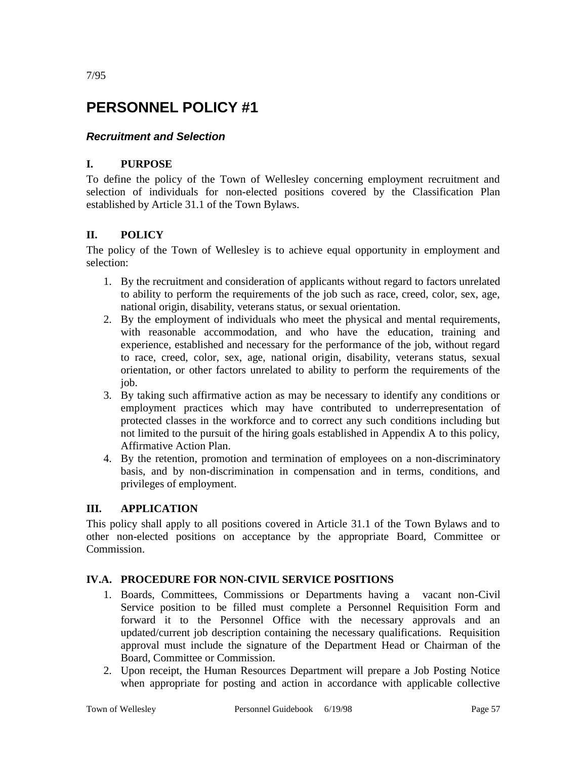7/95

# PERSONNEL POLICY #1

### *Recruitment and Selection*

## I. PURPOSE

To define the policy of the Town of Wellesley concerning employment recruitment and selection of individuals for non-elected positions covered by the Classification Plan established by Article 31.1 of the Town Bylaws.

## II. POLICY

The policy of the Town of Wellesley is to achieve equal opportunity in employment and selection:

1. By the recruitment and consideration of applicants without regard to factors unrelated to ability to perform the requirements of the job such as race, creed, color, sex, age, national origin, disability, veterans status, or sexual orientation.
2. By the employment of individuals who meet the physical and mental requirements, with reasonable accommodation, and who have the education, training and experience, established and necessary for the performance of the job, without regard to race, creed, color, sex, age, national origin, disability, veterans status, sexual orientation, or other factors unrelated to ability to perform the requirements of the job.
3. By taking such affirmative action as may be necessary to identify any conditions or employment practices which may have contributed to underrepresentation of protected classes in the workforce and to correct any such conditions including but not limited to the pursuit of the hiring goals established in Appendix A to this policy, Affirmative Action Plan.
4. By the retention, promotion and termination of employees on a non-discriminatory basis, and by non-discrimination in compensation and in terms, conditions, and privileges of employment.

## III. APPLICATION

This policy shall apply to all positions covered in Article 31.1 of the Town Bylaws and to other non-elected positions on acceptance by the appropriate Board, Committee or Commission.

## IV.A. PROCEDURE FOR NON-CIVIL SERVICE POSITIONS

1. Boards, Committees, Commissions or Departments having a vacant non-Civil Service position to be filled must complete a Personnel Requisition Form and forward it to the Personnel Office with the necessary approvals and an updated/current job description containing the necessary qualifications. Requisition approval must include the signature of the Department Head or Chairman of the Board, Committee or Commission.
2. Upon receipt, the Human Resources Department will prepare a Job Posting Notice when appropriate for posting and action in accordance with applicable collective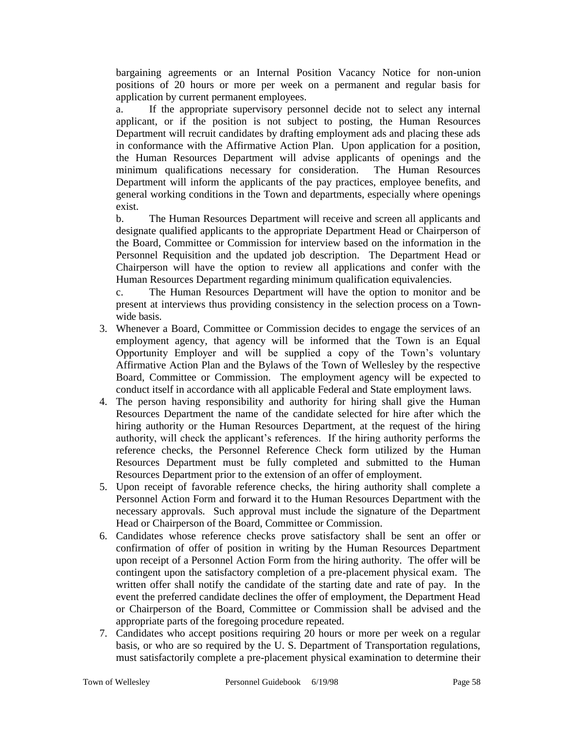bargaining agreements or an Internal Position Vacancy Notice for non-union positions of 20 hours or more per week on a permanent and regular basis for application by current permanent employees.

a. If the appropriate supervisory personnel decide not to select any internal applicant, or if the position is not subject to posting, the Human Resources Department will recruit candidates by drafting employment ads and placing these ads in conformance with the Affirmative Action Plan. Upon application for a position, the Human Resources Department will advise applicants of openings and the minimum qualifications necessary for consideration. The Human Resources Department will inform the applicants of the pay practices, employee benefits, and general working conditions in the Town and departments, especially where openings exist.

b. The Human Resources Department will receive and screen all applicants and designate qualified applicants to the appropriate Department Head or Chairperson of the Board, Committee or Commission for interview based on the information in the Personnel Requisition and the updated job description. The Department Head or Chairperson will have the option to review all applications and confer with the Human Resources Department regarding minimum qualification equivalencies.

c. The Human Resources Department will have the option to monitor and be present at interviews thus providing consistency in the selection process on a Town-wide basis.

3. Whenever a Board, Committee or Commission decides to engage the services of an employment agency, that agency will be informed that the Town is an Equal Opportunity Employer and will be supplied a copy of the Town's voluntary Affirmative Action Plan and the Bylaws of the Town of Wellesley by the respective Board, Committee or Commission. The employment agency will be expected to conduct itself in accordance with all applicable Federal and State employment laws.
4. The person having responsibility and authority for hiring shall give the Human Resources Department the name of the candidate selected for hire after which the hiring authority or the Human Resources Department, at the request of the hiring authority, will check the applicant's references. If the hiring authority performs the reference checks, the Personnel Reference Check form utilized by the Human Resources Department must be fully completed and submitted to the Human Resources Department prior to the extension of an offer of employment.
5. Upon receipt of favorable reference checks, the hiring authority shall complete a Personnel Action Form and forward it to the Human Resources Department with the necessary approvals. Such approval must include the signature of the Department Head or Chairperson of the Board, Committee or Commission.
6. Candidates whose reference checks prove satisfactory shall be sent an offer or confirmation of offer of position in writing by the Human Resources Department upon receipt of a Personnel Action Form from the hiring authority. The offer will be contingent upon the satisfactory completion of a pre-placement physical exam. The written offer shall notify the candidate of the starting date and rate of pay. In the event the preferred candidate declines the offer of employment, the Department Head or Chairperson of the Board, Committee or Commission shall be advised and the appropriate parts of the foregoing procedure repeated.
7. Candidates who accept positions requiring 20 hours or more per week on a regular basis, or who are so required by the U. S. Department of Transportation regulations, must satisfactorily complete a pre-placement physical examination to determine their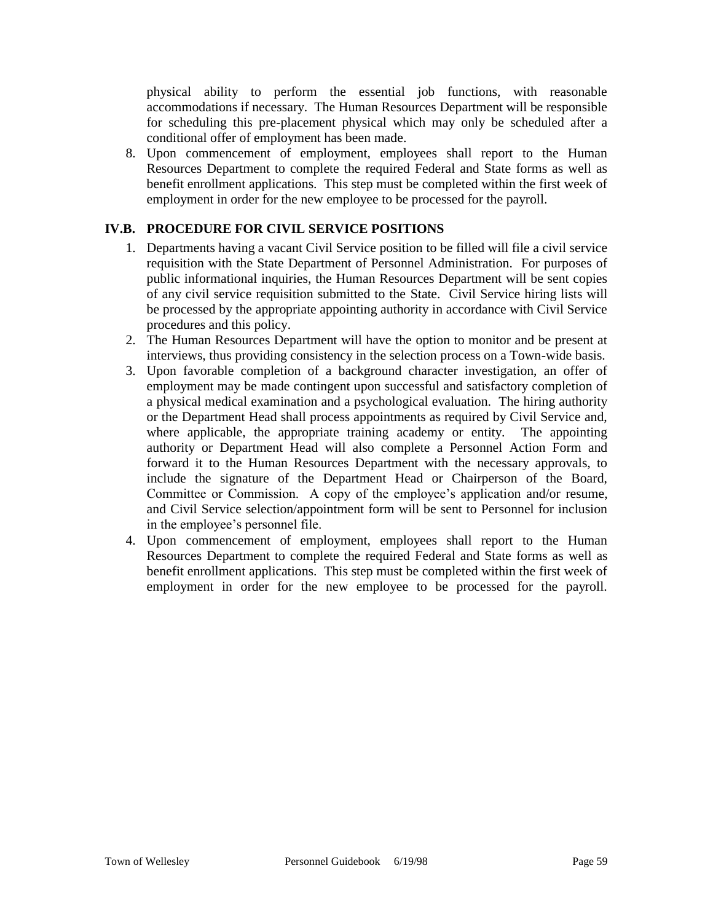physical ability to perform the essential job functions, with reasonable accommodations if necessary. The Human Resources Department will be responsible for scheduling this pre-placement physical which may only be scheduled after a conditional offer of employment has been made.

8. Upon commencement of employment, employees shall report to the Human Resources Department to complete the required Federal and State forms as well as benefit enrollment applications. This step must be completed within the first week of employment in order for the new employee to be processed for the payroll.

### IV.B. PROCEDURE FOR CIVIL SERVICE POSITIONS

1. Departments having a vacant Civil Service position to be filled will file a civil service requisition with the State Department of Personnel Administration. For purposes of public informational inquiries, the Human Resources Department will be sent copies of any civil service requisition submitted to the State. Civil Service hiring lists will be processed by the appropriate appointing authority in accordance with Civil Service procedures and this policy.
2. The Human Resources Department will have the option to monitor and be present at interviews, thus providing consistency in the selection process on a Town-wide basis.
3. Upon favorable completion of a background character investigation, an offer of employment may be made contingent upon successful and satisfactory completion of a physical medical examination and a psychological evaluation. The hiring authority or the Department Head shall process appointments as required by Civil Service and, where applicable, the appropriate training academy or entity. The appointing authority or Department Head will also complete a Personnel Action Form and forward it to the Human Resources Department with the necessary approvals, to include the signature of the Department Head or Chairperson of the Board, Committee or Commission. A copy of the employee's application and/or resume, and Civil Service selection/appointment form will be sent to Personnel for inclusion in the employee's personnel file.
4. Upon commencement of employment, employees shall report to the Human Resources Department to complete the required Federal and State forms as well as benefit enrollment applications. This step must be completed within the first week of employment in order for the new employee to be processed for the payroll.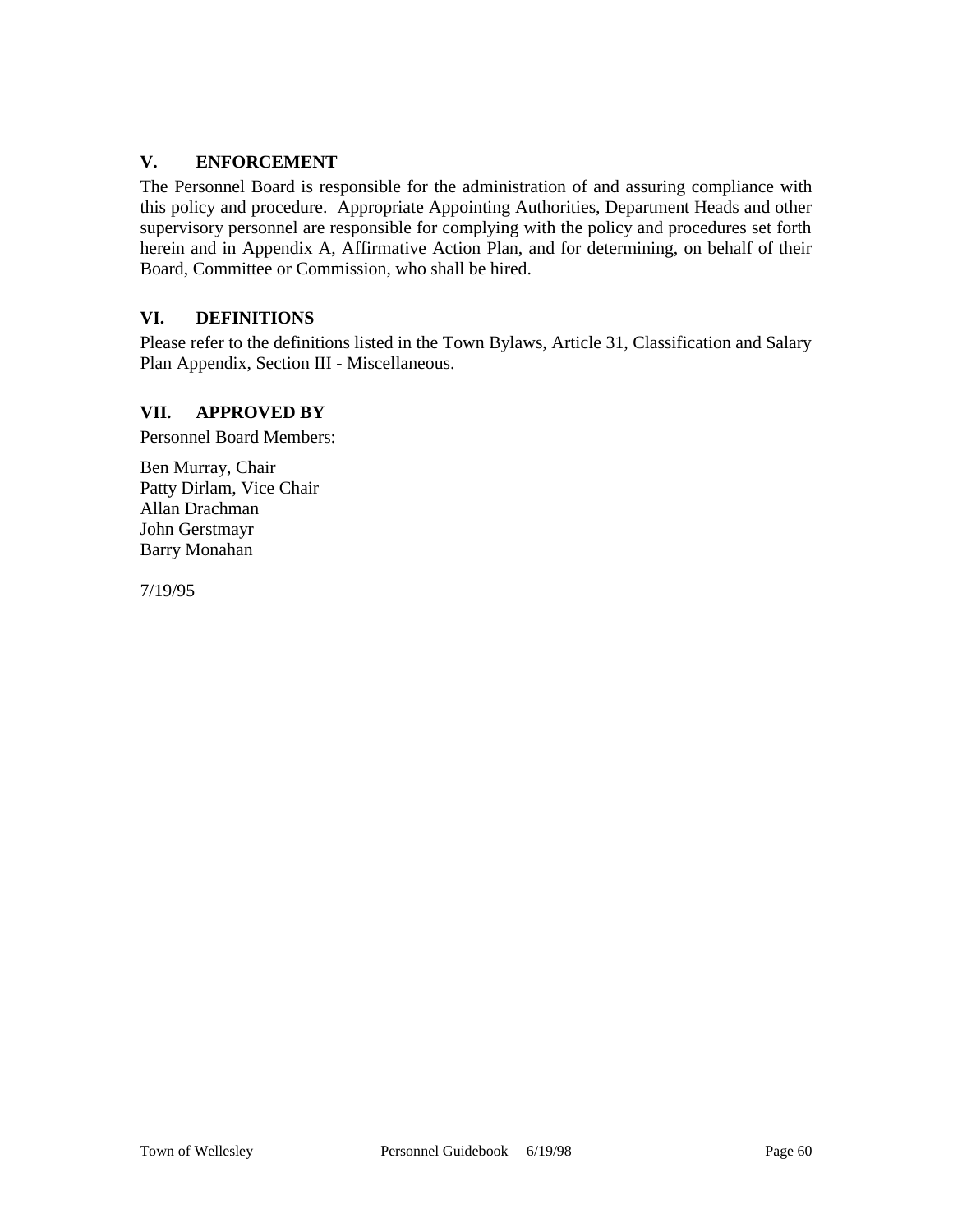## V. ENFORCEMENT

The Personnel Board is responsible for the administration of and assuring compliance with this policy and procedure. Appropriate Appointing Authorities, Department Heads and other supervisory personnel are responsible for complying with the policy and procedures set forth herein and in Appendix A, Affirmative Action Plan, and for determining, on behalf of their Board, Committee or Commission, who shall be hired.

## VI. DEFINITIONS

Please refer to the definitions listed in the Town Bylaws, Article 31, Classification and Salary Plan Appendix, Section III - Miscellaneous.

## VII. APPROVED BY

Personnel Board Members:

Ben Murray, Chair
Patty Dirlam, Vice Chair
Allan Drachman
John Gerstmayr
Barry Monahan

7/19/95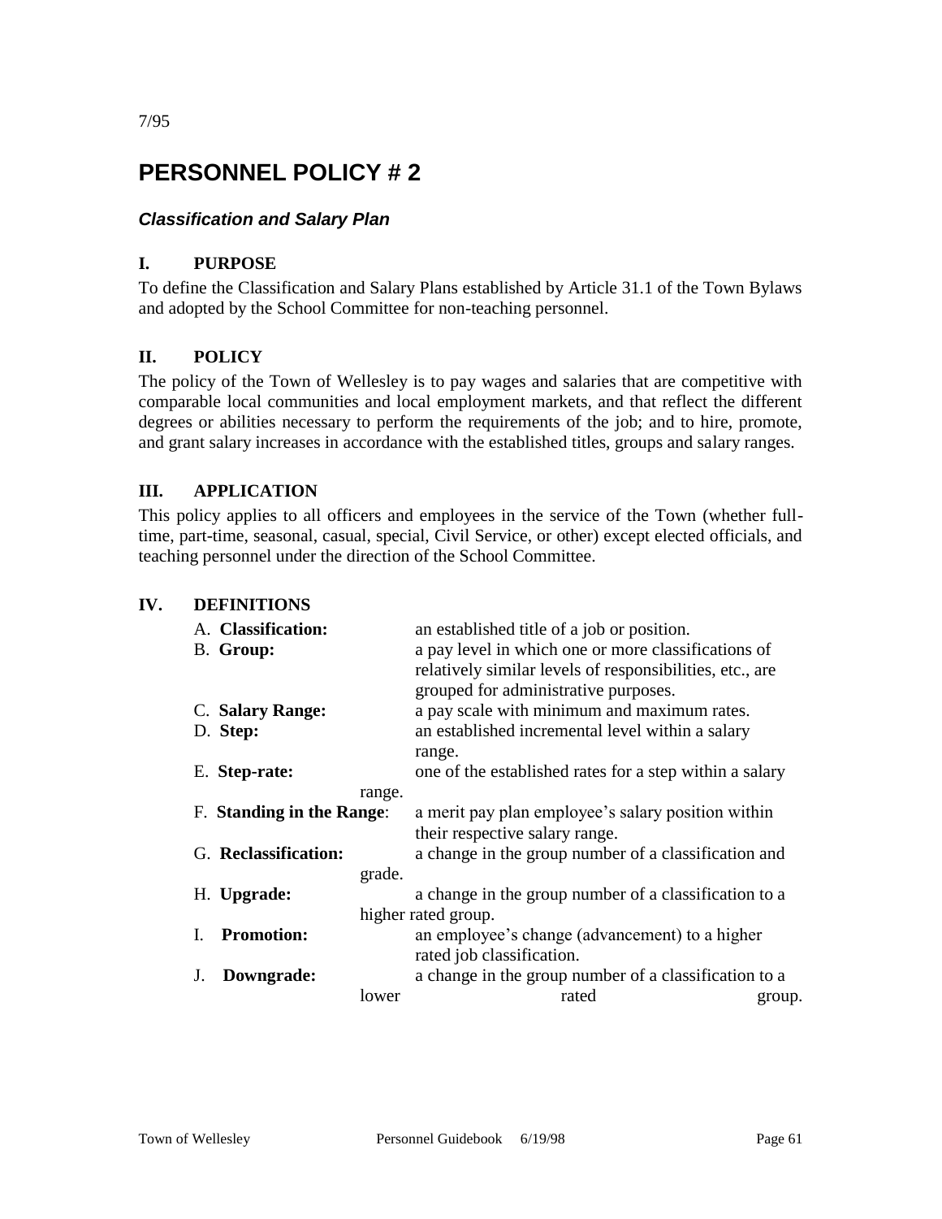7/95

# PERSONNEL POLICY # 2

## *Classification and Salary Plan*

### I. PURPOSE

To define the Classification and Salary Plans established by Article 31.1 of the Town Bylaws and adopted by the School Committee for non-teaching personnel.

### II. POLICY

The policy of the Town of Wellesley is to pay wages and salaries that are competitive with comparable local communities and local employment markets, and that reflect the different degrees or abilities necessary to perform the requirements of the job; and to hire, promote, and grant salary increases in accordance with the established titles, groups and salary ranges.

### III. APPLICATION

This policy applies to all officers and employees in the service of the Town (whether full-time, part-time, seasonal, casual, special, Civil Service, or other) except elected officials, and teaching personnel under the direction of the School Committee.

### IV. DEFINITIONS

A. **Classification:** an established title of a job or position.

B. **Group:** a pay level in which one or more classifications of relatively similar levels of responsibilities, etc., are grouped for administrative purposes.

C. **Salary Range:** a pay scale with minimum and maximum rates.

D. **Step:** an established incremental level within a salary range.

E. **Step-rate:** one of the established rates for a step within a salary range.

F. **Standing in the Range**: a merit pay plan employee's salary position within their respective salary range.

G. **Reclassification:** a change in the group number of a classification and grade.

H. **Upgrade:** a change in the group number of a classification to a higher rated group.

I. **Promotion:** an employee's change (advancement) to a higher rated job classification.

J. **Downgrade:** a change in the group number of a classification to a lower rated group.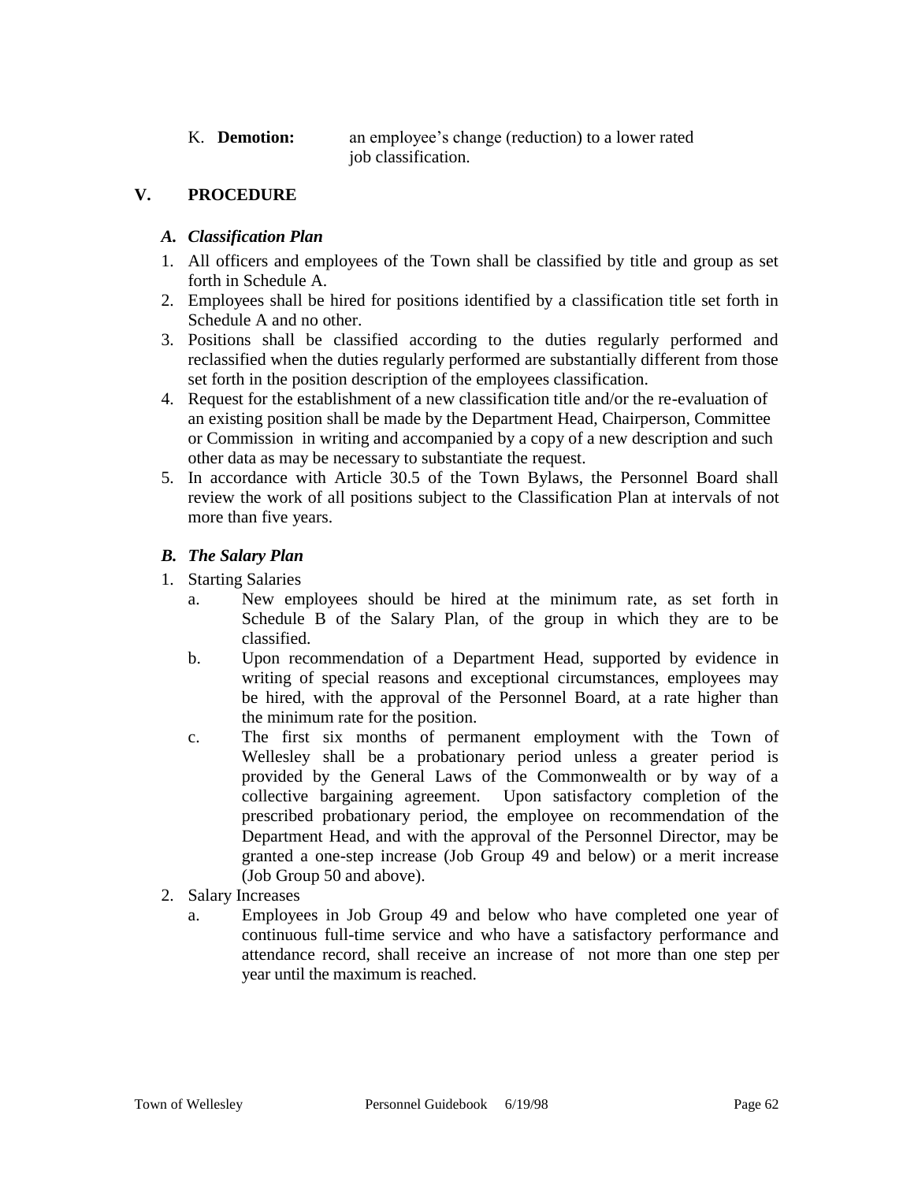K. **Demotion:** an employee's change (reduction) to a lower rated job classification.

## V. PROCEDURE

### *A. Classification Plan*

1. All officers and employees of the Town shall be classified by title and group as set forth in Schedule A.
2. Employees shall be hired for positions identified by a classification title set forth in Schedule A and no other.
3. Positions shall be classified according to the duties regularly performed and reclassified when the duties regularly performed are substantially different from those set forth in the position description of the employees classification.
4. Request for the establishment of a new classification title and/or the re-evaluation of an existing position shall be made by the Department Head, Chairperson, Committee or Commission in writing and accompanied by a copy of a new description and such other data as may be necessary to substantiate the request.
5. In accordance with Article 30.5 of the Town Bylaws, the Personnel Board shall review the work of all positions subject to the Classification Plan at intervals of not more than five years.

### *B. The Salary Plan*

1. Starting Salaries
   a. New employees should be hired at the minimum rate, as set forth in Schedule B of the Salary Plan, of the group in which they are to be classified.
   b. Upon recommendation of a Department Head, supported by evidence in writing of special reasons and exceptional circumstances, employees may be hired, with the approval of the Personnel Board, at a rate higher than the minimum rate for the position.
   c. The first six months of permanent employment with the Town of Wellesley shall be a probationary period unless a greater period is provided by the General Laws of the Commonwealth or by way of a collective bargaining agreement. Upon satisfactory completion of the prescribed probationary period, the employee on recommendation of the Department Head, and with the approval of the Personnel Director, may be granted a one-step increase (Job Group 49 and below) or a merit increase (Job Group 50 and above).
2. Salary Increases
   a. Employees in Job Group 49 and below who have completed one year of continuous full-time service and who have a satisfactory performance and attendance record, shall receive an increase of not more than one step per year until the maximum is reached.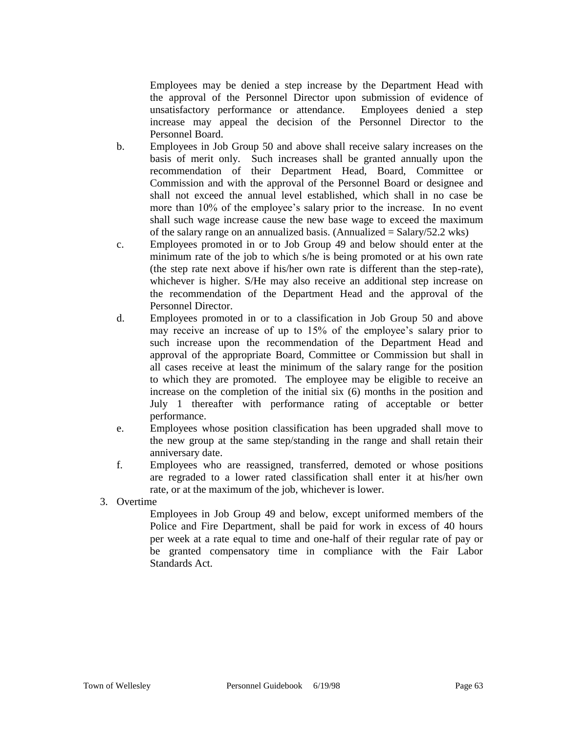Employees may be denied a step increase by the Department Head with the approval of the Personnel Director upon submission of evidence of unsatisfactory performance or attendance. Employees denied a step increase may appeal the decision of the Personnel Director to the Personnel Board.

b. Employees in Job Group 50 and above shall receive salary increases on the basis of merit only. Such increases shall be granted annually upon the recommendation of their Department Head, Board, Committee or Commission and with the approval of the Personnel Board or designee and shall not exceed the annual level established, which shall in no case be more than 10% of the employee's salary prior to the increase. In no event shall such wage increase cause the new base wage to exceed the maximum of the salary range on an annualized basis. (Annualized = Salary/52.2 wks)

c. Employees promoted in or to Job Group 49 and below should enter at the minimum rate of the job to which s/he is being promoted or at his own rate (the step rate next above if his/her own rate is different than the step-rate), whichever is higher. S/He may also receive an additional step increase on the recommendation of the Department Head and the approval of the Personnel Director.

d. Employees promoted in or to a classification in Job Group 50 and above may receive an increase of up to 15% of the employee's salary prior to such increase upon the recommendation of the Department Head and approval of the appropriate Board, Committee or Commission but shall in all cases receive at least the minimum of the salary range for the position to which they are promoted. The employee may be eligible to receive an increase on the completion of the initial six (6) months in the position and July 1 thereafter with performance rating of acceptable or better performance.

e. Employees whose position classification has been upgraded shall move to the new group at the same step/standing in the range and shall retain their anniversary date.

f. Employees who are reassigned, transferred, demoted or whose positions are regraded to a lower rated classification shall enter it at his/her own rate, or at the maximum of the job, whichever is lower.

3. Overtime

Employees in Job Group 49 and below, except uniformed members of the Police and Fire Department, shall be paid for work in excess of 40 hours per week at a rate equal to time and one-half of their regular rate of pay or be granted compensatory time in compliance with the Fair Labor Standards Act.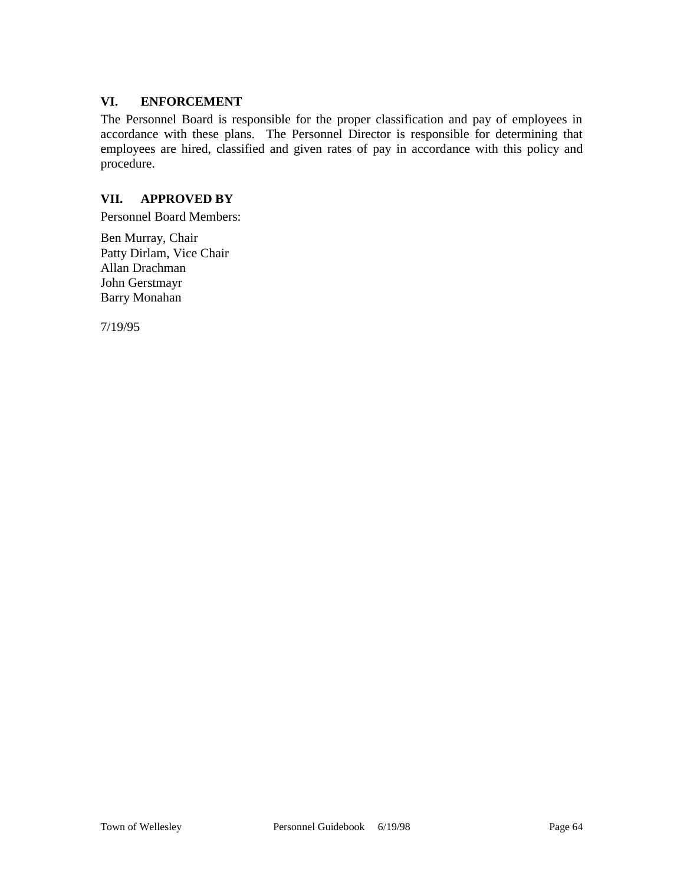## VI. ENFORCEMENT

The Personnel Board is responsible for the proper classification and pay of employees in accordance with these plans. The Personnel Director is responsible for determining that employees are hired, classified and given rates of pay in accordance with this policy and procedure.

## VII. APPROVED BY

Personnel Board Members:

Ben Murray, Chair
Patty Dirlam, Vice Chair
Allan Drachman
John Gerstmayr
Barry Monahan

7/19/95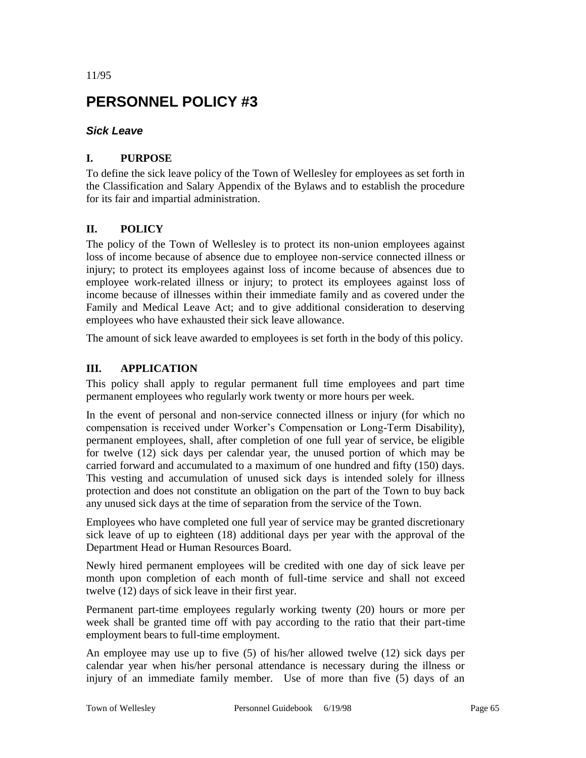11/95

# PERSONNEL POLICY #3

### *Sick Leave*

## I. PURPOSE

To define the sick leave policy of the Town of Wellesley for employees as set forth in the Classification and Salary Appendix of the Bylaws and to establish the procedure for its fair and impartial administration.

## II. POLICY

The policy of the Town of Wellesley is to protect its non-union employees against loss of income because of absence due to employee non-service connected illness or injury; to protect its employees against loss of income because of absences due to employee work-related illness or injury; to protect its employees against loss of income because of illnesses within their immediate family and as covered under the Family and Medical Leave Act; and to give additional consideration to deserving employees who have exhausted their sick leave allowance.

The amount of sick leave awarded to employees is set forth in the body of this policy.

## III. APPLICATION

This policy shall apply to regular permanent full time employees and part time permanent employees who regularly work twenty or more hours per week.

In the event of personal and non-service connected illness or injury (for which no compensation is received under Worker's Compensation or Long-Term Disability), permanent employees, shall, after completion of one full year of service, be eligible for twelve (12) sick days per calendar year, the unused portion of which may be carried forward and accumulated to a maximum of one hundred and fifty (150) days. This vesting and accumulation of unused sick days is intended solely for illness protection and does not constitute an obligation on the part of the Town to buy back any unused sick days at the time of separation from the service of the Town.

Employees who have completed one full year of service may be granted discretionary sick leave of up to eighteen (18) additional days per year with the approval of the Department Head or Human Resources Board.

Newly hired permanent employees will be credited with one day of sick leave per month upon completion of each month of full-time service and shall not exceed twelve (12) days of sick leave in their first year.

Permanent part-time employees regularly working twenty (20) hours or more per week shall be granted time off with pay according to the ratio that their part-time employment bears to full-time employment.

An employee may use up to five (5) of his/her allowed twelve (12) sick days per calendar year when his/her personal attendance is necessary during the illness or injury of an immediate family member. Use of more than five (5) days of an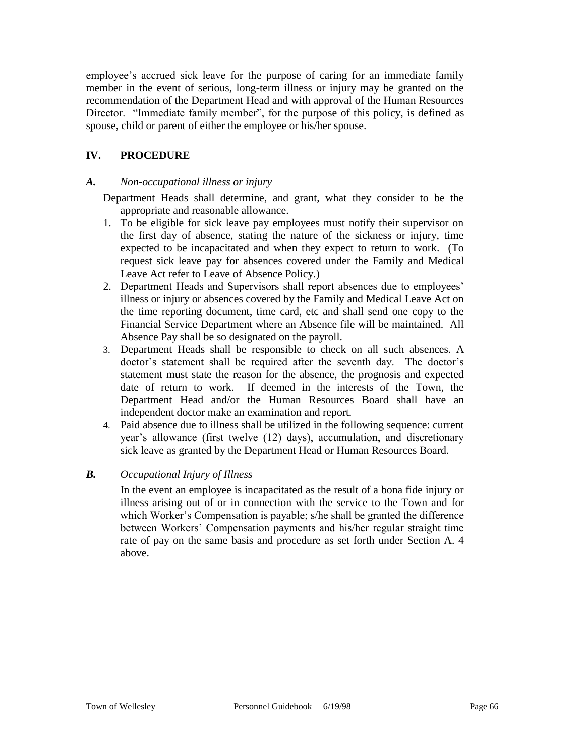employee's accrued sick leave for the purpose of caring for an immediate family member in the event of serious, long-term illness or injury may be granted on the recommendation of the Department Head and with approval of the Human Resources Director. "Immediate family member", for the purpose of this policy, is defined as spouse, child or parent of either the employee or his/her spouse.

## IV. PROCEDURE

### *A. Non-occupational illness or injury*

Department Heads shall determine, and grant, what they consider to be the appropriate and reasonable allowance.

1. To be eligible for sick leave pay employees must notify their supervisor on the first day of absence, stating the nature of the sickness or injury, time expected to be incapacitated and when they expect to return to work. (To request sick leave pay for absences covered under the Family and Medical Leave Act refer to Leave of Absence Policy.)
2. Department Heads and Supervisors shall report absences due to employees' illness or injury or absences covered by the Family and Medical Leave Act on the time reporting document, time card, etc and shall send one copy to the Financial Service Department where an Absence file will be maintained. All Absence Pay shall be so designated on the payroll.
3. Department Heads shall be responsible to check on all such absences. A doctor's statement shall be required after the seventh day. The doctor's statement must state the reason for the absence, the prognosis and expected date of return to work. If deemed in the interests of the Town, the Department Head and/or the Human Resources Board shall have an independent doctor make an examination and report.
4. Paid absence due to illness shall be utilized in the following sequence: current year's allowance (first twelve (12) days), accumulation, and discretionary sick leave as granted by the Department Head or Human Resources Board.

### *B. Occupational Injury of Illness*

In the event an employee is incapacitated as the result of a bona fide injury or illness arising out of or in connection with the service to the Town and for which Worker's Compensation is payable; s/he shall be granted the difference between Workers' Compensation payments and his/her regular straight time rate of pay on the same basis and procedure as set forth under Section A. 4 above.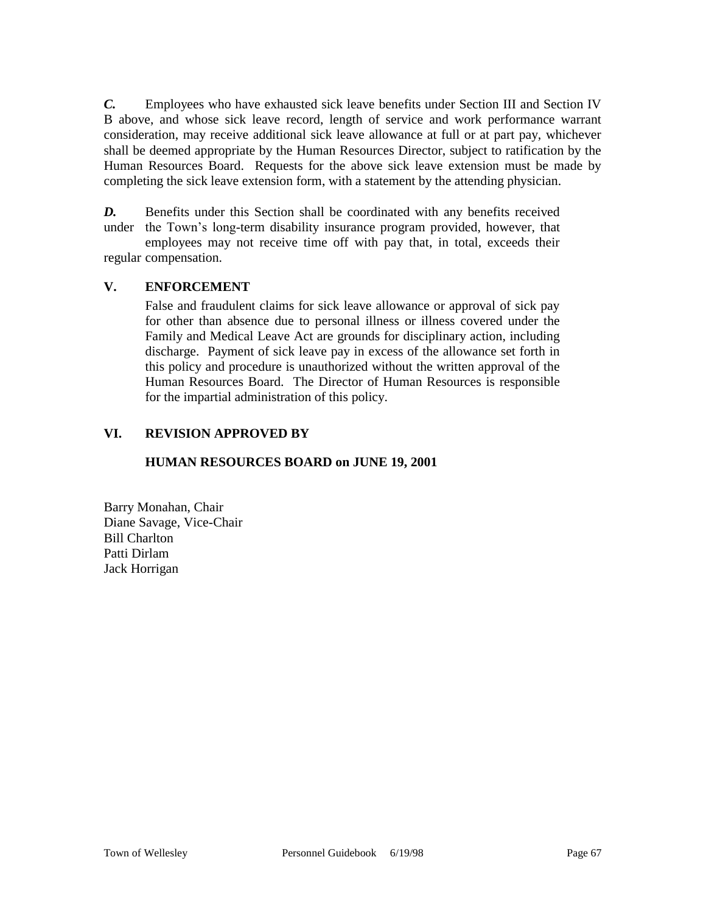***C.*** Employees who have exhausted sick leave benefits under Section III and Section IV B above, and whose sick leave record, length of service and work performance warrant consideration, may receive additional sick leave allowance at full or at part pay, whichever shall be deemed appropriate by the Human Resources Director, subject to ratification by the Human Resources Board. Requests for the above sick leave extension must be made by completing the sick leave extension form, with a statement by the attending physician.

***D.*** Benefits under this Section shall be coordinated with any benefits received under the Town's long-term disability insurance program provided, however, that employees may not receive time off with pay that, in total, exceeds their regular compensation.

## V. ENFORCEMENT

False and fraudulent claims for sick leave allowance or approval of sick pay for other than absence due to personal illness or illness covered under the Family and Medical Leave Act are grounds for disciplinary action, including discharge. Payment of sick leave pay in excess of the allowance set forth in this policy and procedure is unauthorized without the written approval of the Human Resources Board. The Director of Human Resources is responsible for the impartial administration of this policy.

## VI. REVISION APPROVED BY

**HUMAN RESOURCES BOARD on JUNE 19, 2001**

Barry Monahan, Chair
Diane Savage, Vice-Chair
Bill Charlton
Patti Dirlam
Jack Horrigan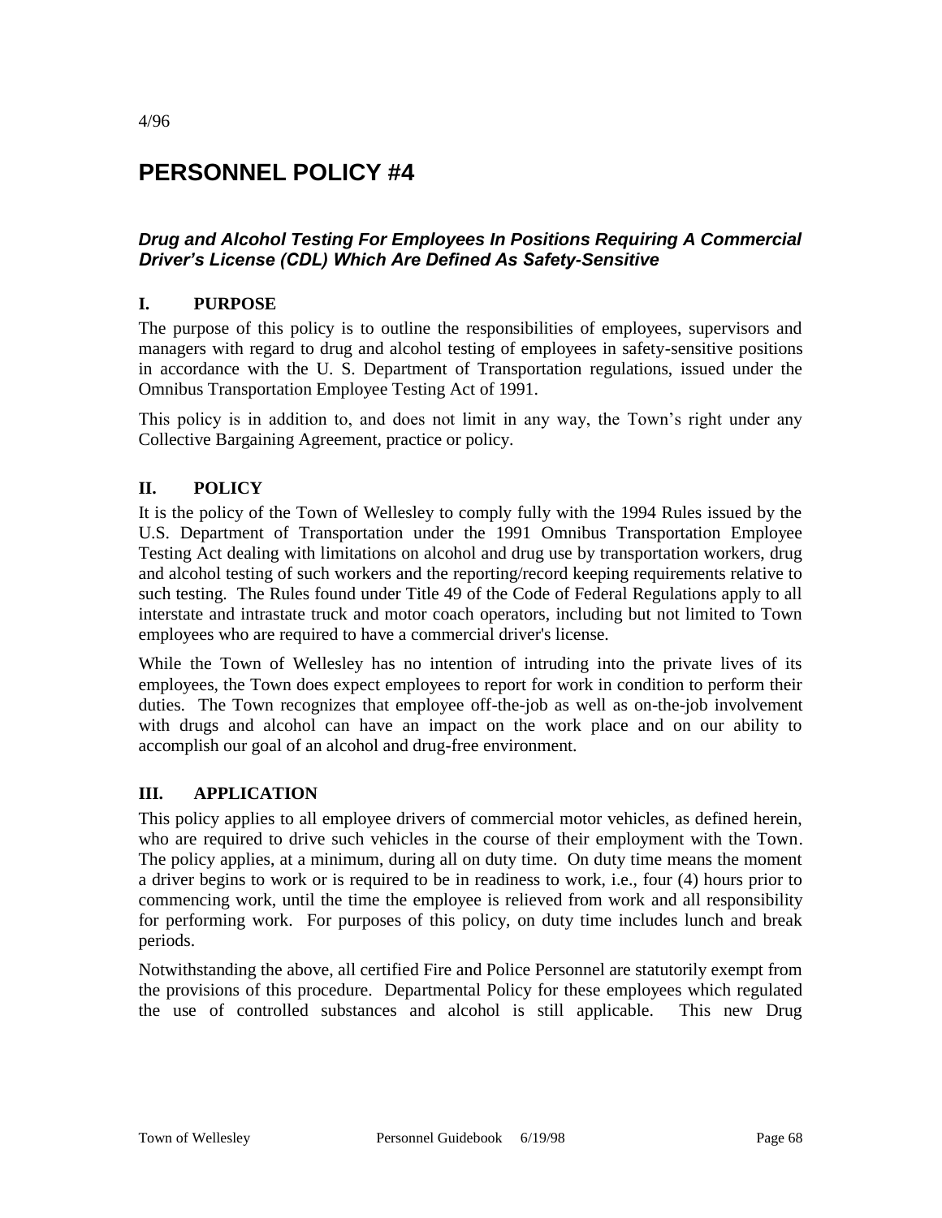4/96

# PERSONNEL POLICY #4

### *Drug and Alcohol Testing For Employees In Positions Requiring A Commercial Driver's License (CDL) Which Are Defined As Safety-Sensitive*

## I. PURPOSE

The purpose of this policy is to outline the responsibilities of employees, supervisors and managers with regard to drug and alcohol testing of employees in safety-sensitive positions in accordance with the U. S. Department of Transportation regulations, issued under the Omnibus Transportation Employee Testing Act of 1991.

This policy is in addition to, and does not limit in any way, the Town's right under any Collective Bargaining Agreement, practice or policy.

## II. POLICY

It is the policy of the Town of Wellesley to comply fully with the 1994 Rules issued by the U.S. Department of Transportation under the 1991 Omnibus Transportation Employee Testing Act dealing with limitations on alcohol and drug use by transportation workers, drug and alcohol testing of such workers and the reporting/record keeping requirements relative to such testing. The Rules found under Title 49 of the Code of Federal Regulations apply to all interstate and intrastate truck and motor coach operators, including but not limited to Town employees who are required to have a commercial driver's license.

While the Town of Wellesley has no intention of intruding into the private lives of its employees, the Town does expect employees to report for work in condition to perform their duties. The Town recognizes that employee off-the-job as well as on-the-job involvement with drugs and alcohol can have an impact on the work place and on our ability to accomplish our goal of an alcohol and drug-free environment.

## III. APPLICATION

This policy applies to all employee drivers of commercial motor vehicles, as defined herein, who are required to drive such vehicles in the course of their employment with the Town. The policy applies, at a minimum, during all on duty time. On duty time means the moment a driver begins to work or is required to be in readiness to work, i.e., four (4) hours prior to commencing work, until the time the employee is relieved from work and all responsibility for performing work. For purposes of this policy, on duty time includes lunch and break periods.

Notwithstanding the above, all certified Fire and Police Personnel are statutorily exempt from the provisions of this procedure. Departmental Policy for these employees which regulated the use of controlled substances and alcohol is still applicable. This new Drug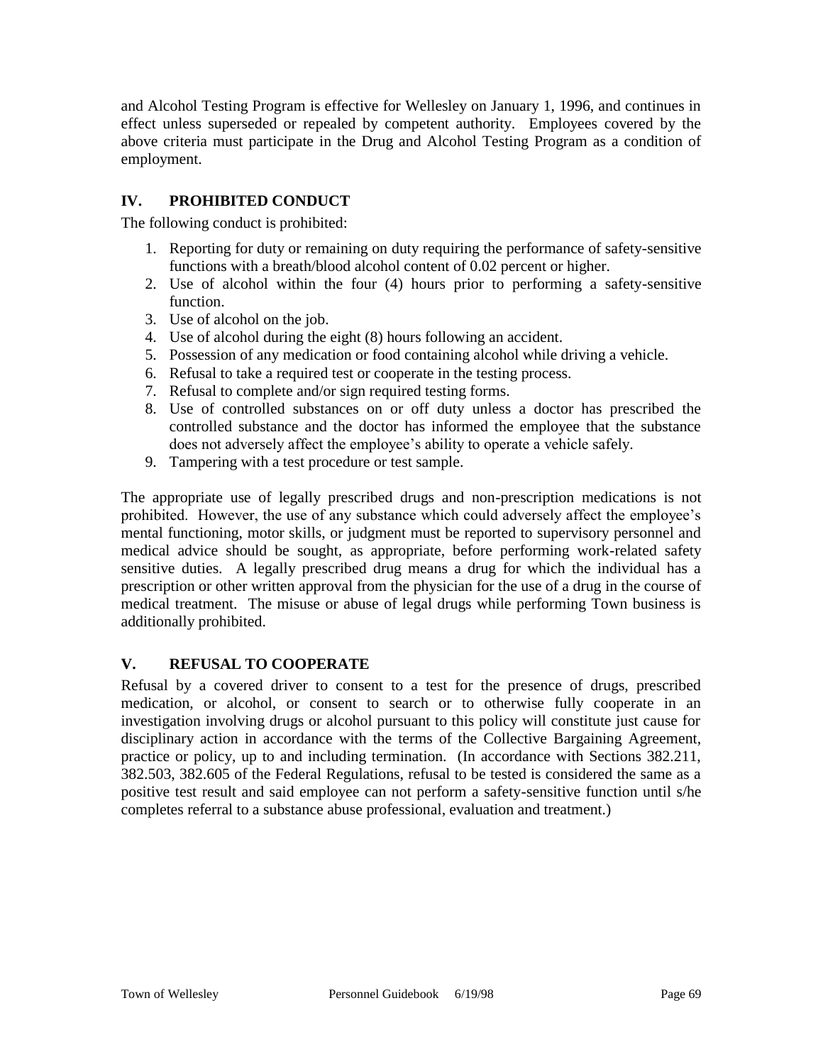and Alcohol Testing Program is effective for Wellesley on January 1, 1996, and continues in effect unless superseded or repealed by competent authority. Employees covered by the above criteria must participate in the Drug and Alcohol Testing Program as a condition of employment.

## IV. PROHIBITED CONDUCT

The following conduct is prohibited:

1. Reporting for duty or remaining on duty requiring the performance of safety-sensitive functions with a breath/blood alcohol content of 0.02 percent or higher.
2. Use of alcohol within the four (4) hours prior to performing a safety-sensitive function.
3. Use of alcohol on the job.
4. Use of alcohol during the eight (8) hours following an accident.
5. Possession of any medication or food containing alcohol while driving a vehicle.
6. Refusal to take a required test or cooperate in the testing process.
7. Refusal to complete and/or sign required testing forms.
8. Use of controlled substances on or off duty unless a doctor has prescribed the controlled substance and the doctor has informed the employee that the substance does not adversely affect the employee's ability to operate a vehicle safely.
9. Tampering with a test procedure or test sample.

The appropriate use of legally prescribed drugs and non-prescription medications is not prohibited. However, the use of any substance which could adversely affect the employee's mental functioning, motor skills, or judgment must be reported to supervisory personnel and medical advice should be sought, as appropriate, before performing work-related safety sensitive duties. A legally prescribed drug means a drug for which the individual has a prescription or other written approval from the physician for the use of a drug in the course of medical treatment. The misuse or abuse of legal drugs while performing Town business is additionally prohibited.

## V. REFUSAL TO COOPERATE

Refusal by a covered driver to consent to a test for the presence of drugs, prescribed medication, or alcohol, or consent to search or to otherwise fully cooperate in an investigation involving drugs or alcohol pursuant to this policy will constitute just cause for disciplinary action in accordance with the terms of the Collective Bargaining Agreement, practice or policy, up to and including termination. (In accordance with Sections 382.211, 382.503, 382.605 of the Federal Regulations, refusal to be tested is considered the same as a positive test result and said employee can not perform a safety-sensitive function until s/he completes referral to a substance abuse professional, evaluation and treatment.)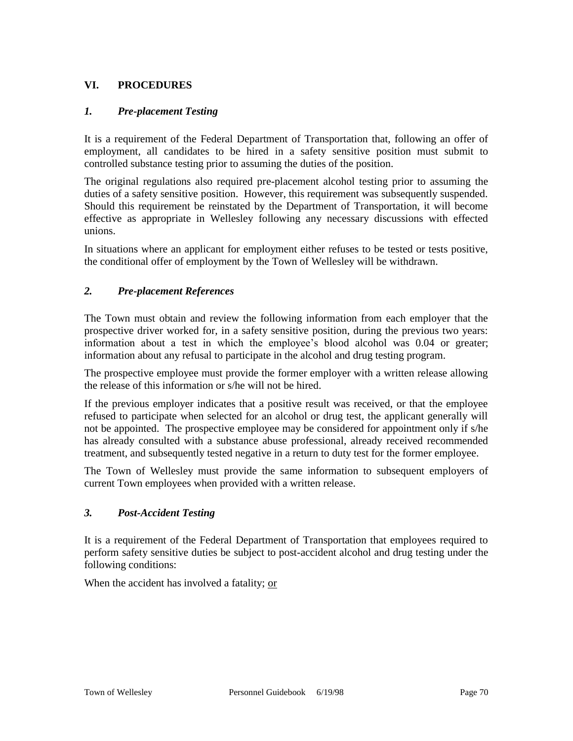## VI. PROCEDURES

### *1. Pre-placement Testing*

It is a requirement of the Federal Department of Transportation that, following an offer of employment, all candidates to be hired in a safety sensitive position must submit to controlled substance testing prior to assuming the duties of the position.

The original regulations also required pre-placement alcohol testing prior to assuming the duties of a safety sensitive position. However, this requirement was subsequently suspended. Should this requirement be reinstated by the Department of Transportation, it will become effective as appropriate in Wellesley following any necessary discussions with effected unions.

In situations where an applicant for employment either refuses to be tested or tests positive, the conditional offer of employment by the Town of Wellesley will be withdrawn.

### *2. Pre-placement References*

The Town must obtain and review the following information from each employer that the prospective driver worked for, in a safety sensitive position, during the previous two years: information about a test in which the employee's blood alcohol was 0.04 or greater; information about any refusal to participate in the alcohol and drug testing program.

The prospective employee must provide the former employer with a written release allowing the release of this information or s/he will not be hired.

If the previous employer indicates that a positive result was received, or that the employee refused to participate when selected for an alcohol or drug test, the applicant generally will not be appointed. The prospective employee may be considered for appointment only if s/he has already consulted with a substance abuse professional, already received recommended treatment, and subsequently tested negative in a return to duty test for the former employee.

The Town of Wellesley must provide the same information to subsequent employers of current Town employees when provided with a written release.

### *3. Post-Accident Testing*

It is a requirement of the Federal Department of Transportation that employees required to perform safety sensitive duties be subject to post-accident alcohol and drug testing under the following conditions:

When the accident has involved a fatality; or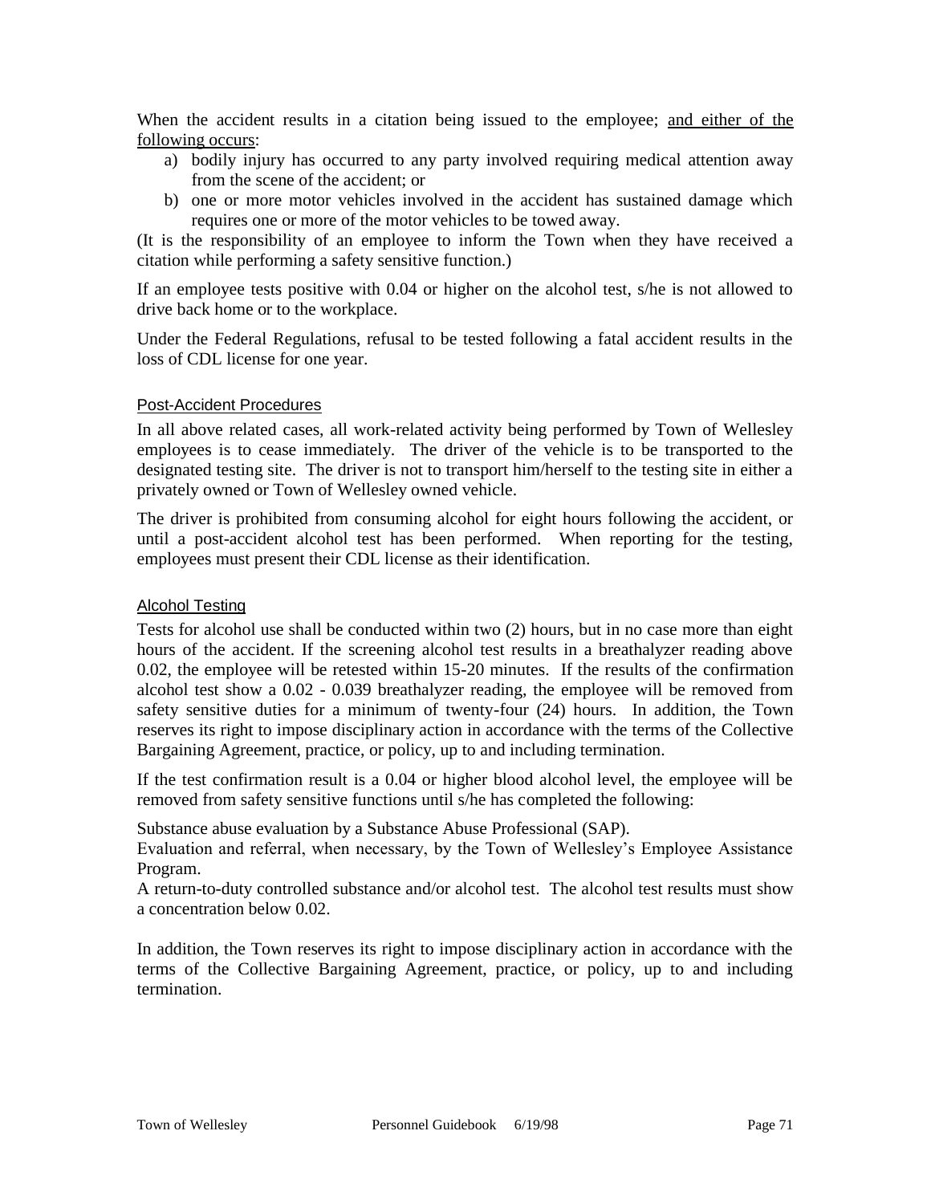When the accident results in a citation being issued to the employee; <u>and either of the following occurs</u>:

a) bodily injury has occurred to any party involved requiring medical attention away from the scene of the accident; or
b) one or more motor vehicles involved in the accident has sustained damage which requires one or more of the motor vehicles to be towed away.

(It is the responsibility of an employee to inform the Town when they have received a citation while performing a safety sensitive function.)

If an employee tests positive with 0.04 or higher on the alcohol test, s/he is not allowed to drive back home or to the workplace.

Under the Federal Regulations, refusal to be tested following a fatal accident results in the loss of CDL license for one year.

#### <u>Post-Accident Procedures</u>

In all above related cases, all work-related activity being performed by Town of Wellesley employees is to cease immediately. The driver of the vehicle is to be transported to the designated testing site. The driver is not to transport him/herself to the testing site in either a privately owned or Town of Wellesley owned vehicle.

The driver is prohibited from consuming alcohol for eight hours following the accident, or until a post-accident alcohol test has been performed. When reporting for the testing, employees must present their CDL license as their identification.

#### <u>Alcohol Testing</u>

Tests for alcohol use shall be conducted within two (2) hours, but in no case more than eight hours of the accident. If the screening alcohol test results in a breathalyzer reading above 0.02, the employee will be retested within 15-20 minutes. If the results of the confirmation alcohol test show a 0.02 - 0.039 breathalyzer reading, the employee will be removed from safety sensitive duties for a minimum of twenty-four (24) hours. In addition, the Town reserves its right to impose disciplinary action in accordance with the terms of the Collective Bargaining Agreement, practice, or policy, up to and including termination.

If the test confirmation result is a 0.04 or higher blood alcohol level, the employee will be removed from safety sensitive functions until s/he has completed the following:

Substance abuse evaluation by a Substance Abuse Professional (SAP).
Evaluation and referral, when necessary, by the Town of Wellesley's Employee Assistance Program.
A return-to-duty controlled substance and/or alcohol test. The alcohol test results must show a concentration below 0.02.

In addition, the Town reserves its right to impose disciplinary action in accordance with the terms of the Collective Bargaining Agreement, practice, or policy, up to and including termination.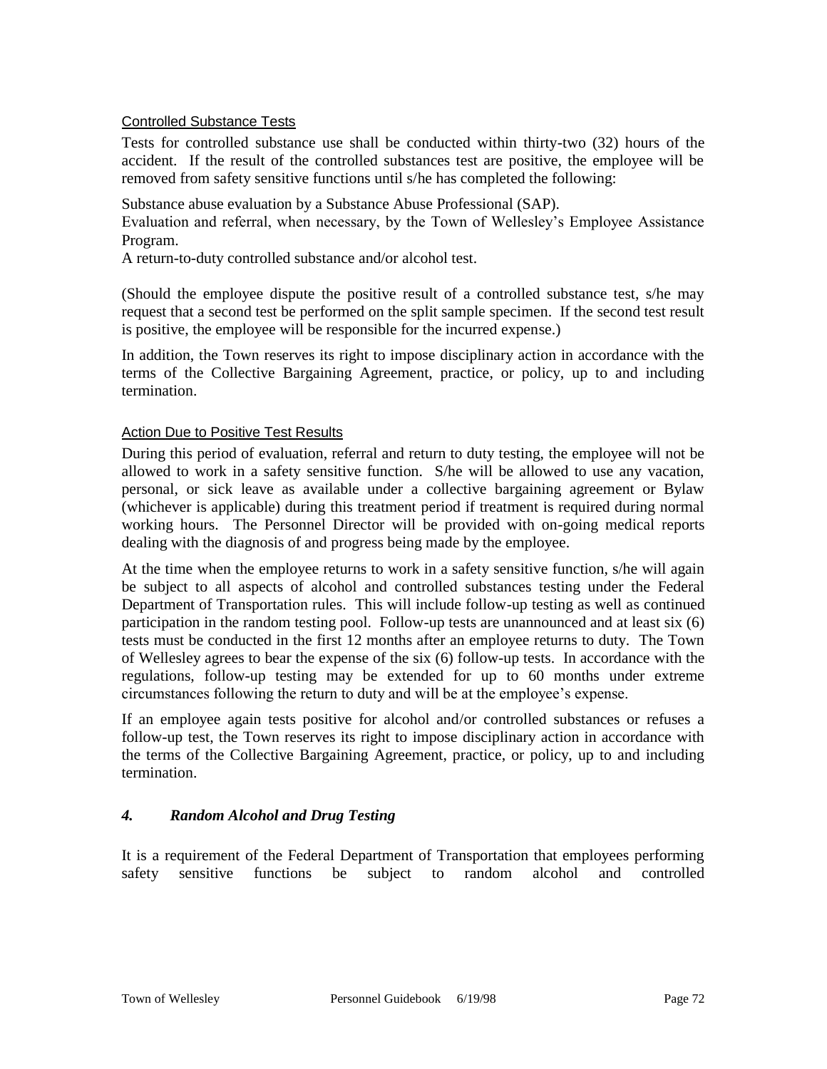Controlled Substance Tests

Tests for controlled substance use shall be conducted within thirty-two (32) hours of the accident. If the result of the controlled substances test are positive, the employee will be removed from safety sensitive functions until s/he has completed the following:

Substance abuse evaluation by a Substance Abuse Professional (SAP).
Evaluation and referral, when necessary, by the Town of Wellesley's Employee Assistance Program.
A return-to-duty controlled substance and/or alcohol test.

(Should the employee dispute the positive result of a controlled substance test, s/he may request that a second test be performed on the split sample specimen. If the second test result is positive, the employee will be responsible for the incurred expense.)

In addition, the Town reserves its right to impose disciplinary action in accordance with the terms of the Collective Bargaining Agreement, practice, or policy, up to and including termination.

Action Due to Positive Test Results

During this period of evaluation, referral and return to duty testing, the employee will not be allowed to work in a safety sensitive function. S/he will be allowed to use any vacation, personal, or sick leave as available under a collective bargaining agreement or Bylaw (whichever is applicable) during this treatment period if treatment is required during normal working hours. The Personnel Director will be provided with on-going medical reports dealing with the diagnosis of and progress being made by the employee.

At the time when the employee returns to work in a safety sensitive function, s/he will again be subject to all aspects of alcohol and controlled substances testing under the Federal Department of Transportation rules. This will include follow-up testing as well as continued participation in the random testing pool. Follow-up tests are unannounced and at least six (6) tests must be conducted in the first 12 months after an employee returns to duty. The Town of Wellesley agrees to bear the expense of the six (6) follow-up tests. In accordance with the regulations, follow-up testing may be extended for up to 60 months under extreme circumstances following the return to duty and will be at the employee's expense.

If an employee again tests positive for alcohol and/or controlled substances or refuses a follow-up test, the Town reserves its right to impose disciplinary action in accordance with the terms of the Collective Bargaining Agreement, practice, or policy, up to and including termination.

### *4. Random Alcohol and Drug Testing*

It is a requirement of the Federal Department of Transportation that employees performing safety sensitive functions be subject to random alcohol and controlled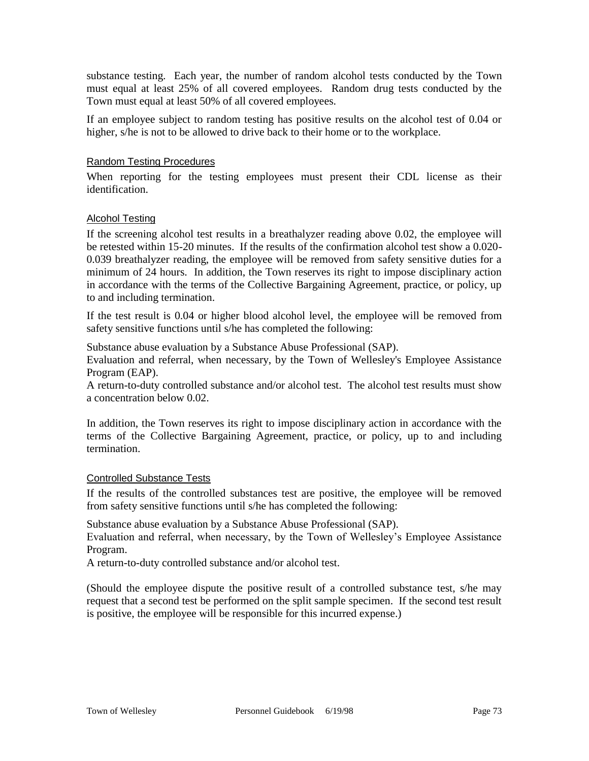substance testing. Each year, the number of random alcohol tests conducted by the Town must equal at least 25% of all covered employees. Random drug tests conducted by the Town must equal at least 50% of all covered employees.

If an employee subject to random testing has positive results on the alcohol test of 0.04 or higher, s/he is not to be allowed to drive back to their home or to the workplace.

### Random Testing Procedures

When reporting for the testing employees must present their CDL license as their identification.

### Alcohol Testing

If the screening alcohol test results in a breathalyzer reading above 0.02, the employee will be retested within 15-20 minutes. If the results of the confirmation alcohol test show a 0.020-0.039 breathalyzer reading, the employee will be removed from safety sensitive duties for a minimum of 24 hours. In addition, the Town reserves its right to impose disciplinary action in accordance with the terms of the Collective Bargaining Agreement, practice, or policy, up to and including termination.

If the test result is 0.04 or higher blood alcohol level, the employee will be removed from safety sensitive functions until s/he has completed the following:

Substance abuse evaluation by a Substance Abuse Professional (SAP).
Evaluation and referral, when necessary, by the Town of Wellesley's Employee Assistance Program (EAP).
A return-to-duty controlled substance and/or alcohol test. The alcohol test results must show a concentration below 0.02.

In addition, the Town reserves its right to impose disciplinary action in accordance with the terms of the Collective Bargaining Agreement, practice, or policy, up to and including termination.

### Controlled Substance Tests

If the results of the controlled substances test are positive, the employee will be removed from safety sensitive functions until s/he has completed the following:

Substance abuse evaluation by a Substance Abuse Professional (SAP).
Evaluation and referral, when necessary, by the Town of Wellesley's Employee Assistance Program.
A return-to-duty controlled substance and/or alcohol test.

(Should the employee dispute the positive result of a controlled substance test, s/he may request that a second test be performed on the split sample specimen. If the second test result is positive, the employee will be responsible for this incurred expense.)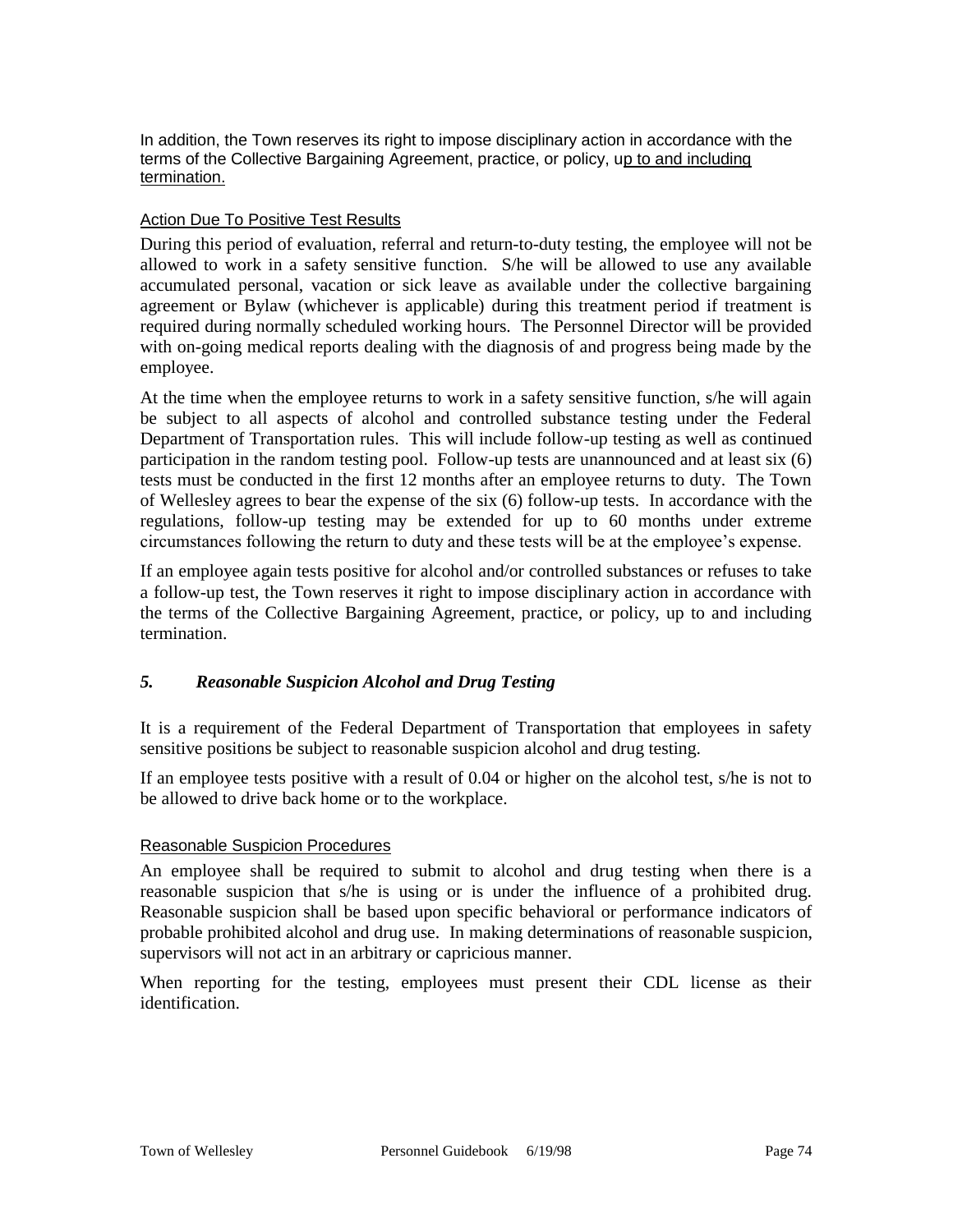In addition, the Town reserves its right to impose disciplinary action in accordance with the terms of the Collective Bargaining Agreement, practice, or policy, up to and including termination.

Action Due To Positive Test Results

During this period of evaluation, referral and return-to-duty testing, the employee will not be allowed to work in a safety sensitive function. S/he will be allowed to use any available accumulated personal, vacation or sick leave as available under the collective bargaining agreement or Bylaw (whichever is applicable) during this treatment period if treatment is required during normally scheduled working hours. The Personnel Director will be provided with on-going medical reports dealing with the diagnosis of and progress being made by the employee.

At the time when the employee returns to work in a safety sensitive function, s/he will again be subject to all aspects of alcohol and controlled substance testing under the Federal Department of Transportation rules. This will include follow-up testing as well as continued participation in the random testing pool. Follow-up tests are unannounced and at least six (6) tests must be conducted in the first 12 months after an employee returns to duty. The Town of Wellesley agrees to bear the expense of the six (6) follow-up tests. In accordance with the regulations, follow-up testing may be extended for up to 60 months under extreme circumstances following the return to duty and these tests will be at the employee's expense.

If an employee again tests positive for alcohol and/or controlled substances or refuses to take a follow-up test, the Town reserves it right to impose disciplinary action in accordance with the terms of the Collective Bargaining Agreement, practice, or policy, up to and including termination.

### *5. Reasonable Suspicion Alcohol and Drug Testing*

It is a requirement of the Federal Department of Transportation that employees in safety sensitive positions be subject to reasonable suspicion alcohol and drug testing.

If an employee tests positive with a result of 0.04 or higher on the alcohol test, s/he is not to be allowed to drive back home or to the workplace.

Reasonable Suspicion Procedures

An employee shall be required to submit to alcohol and drug testing when there is a reasonable suspicion that s/he is using or is under the influence of a prohibited drug. Reasonable suspicion shall be based upon specific behavioral or performance indicators of probable prohibited alcohol and drug use. In making determinations of reasonable suspicion, supervisors will not act in an arbitrary or capricious manner.

When reporting for the testing, employees must present their CDL license as their identification.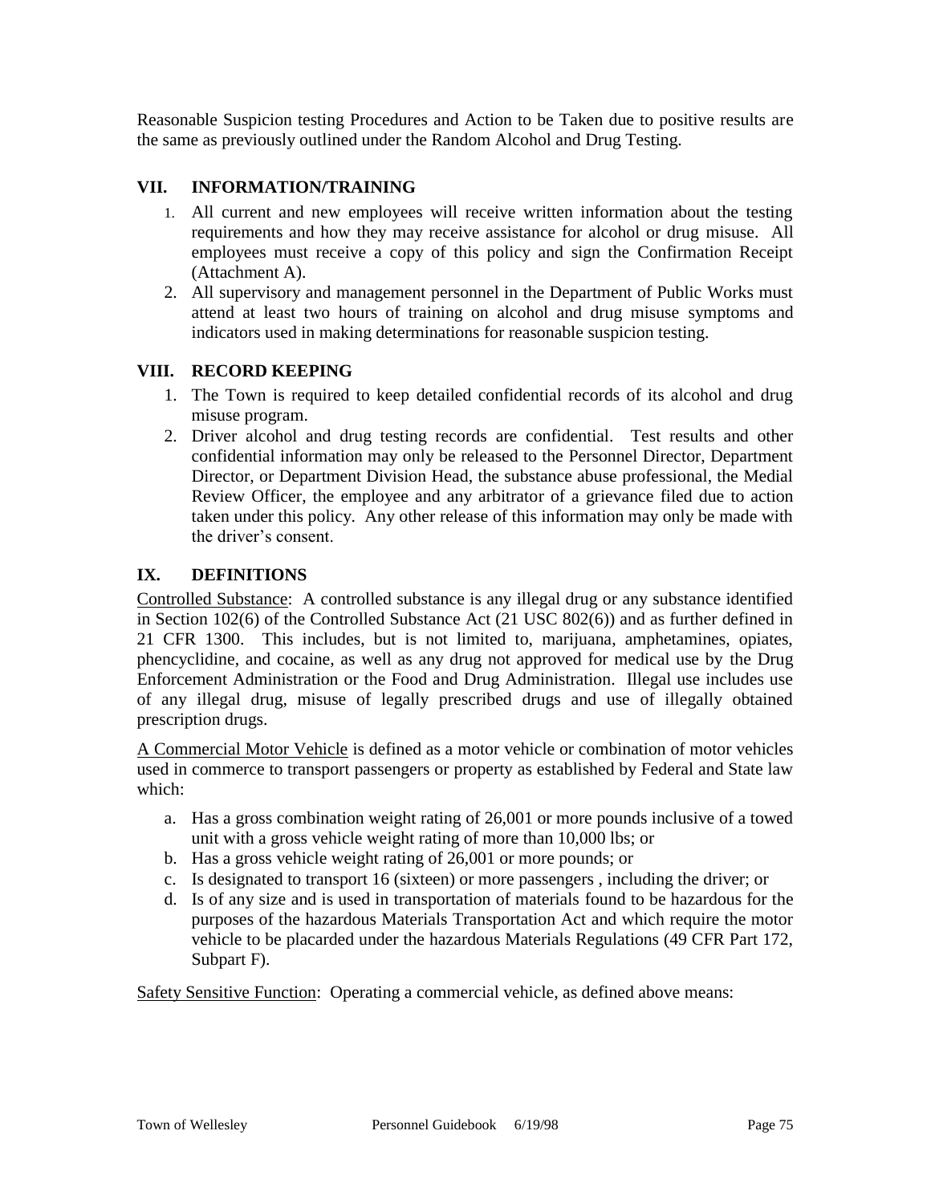Reasonable Suspicion testing Procedures and Action to be Taken due to positive results are the same as previously outlined under the Random Alcohol and Drug Testing.

## VII. INFORMATION/TRAINING

1. All current and new employees will receive written information about the testing requirements and how they may receive assistance for alcohol or drug misuse. All employees must receive a copy of this policy and sign the Confirmation Receipt (Attachment A).
2. All supervisory and management personnel in the Department of Public Works must attend at least two hours of training on alcohol and drug misuse symptoms and indicators used in making determinations for reasonable suspicion testing.

## VIII. RECORD KEEPING

1. The Town is required to keep detailed confidential records of its alcohol and drug misuse program.
2. Driver alcohol and drug testing records are confidential. Test results and other confidential information may only be released to the Personnel Director, Department Director, or Department Division Head, the substance abuse professional, the Medial Review Officer, the employee and any arbitrator of a grievance filed due to action taken under this policy. Any other release of this information may only be made with the driver's consent.

## IX. DEFINITIONS

Controlled Substance: A controlled substance is any illegal drug or any substance identified in Section 102(6) of the Controlled Substance Act (21 USC 802(6)) and as further defined in 21 CFR 1300. This includes, but is not limited to, marijuana, amphetamines, opiates, phencyclidine, and cocaine, as well as any drug not approved for medical use by the Drug Enforcement Administration or the Food and Drug Administration. Illegal use includes use of any illegal drug, misuse of legally prescribed drugs and use of illegally obtained prescription drugs.

A Commercial Motor Vehicle is defined as a motor vehicle or combination of motor vehicles used in commerce to transport passengers or property as established by Federal and State law which:

a. Has a gross combination weight rating of 26,001 or more pounds inclusive of a towed unit with a gross vehicle weight rating of more than 10,000 lbs; or
b. Has a gross vehicle weight rating of 26,001 or more pounds; or
c. Is designated to transport 16 (sixteen) or more passengers , including the driver; or
d. Is of any size and is used in transportation of materials found to be hazardous for the purposes of the hazardous Materials Transportation Act and which require the motor vehicle to be placarded under the hazardous Materials Regulations (49 CFR Part 172, Subpart F).

Safety Sensitive Function: Operating a commercial vehicle, as defined above means: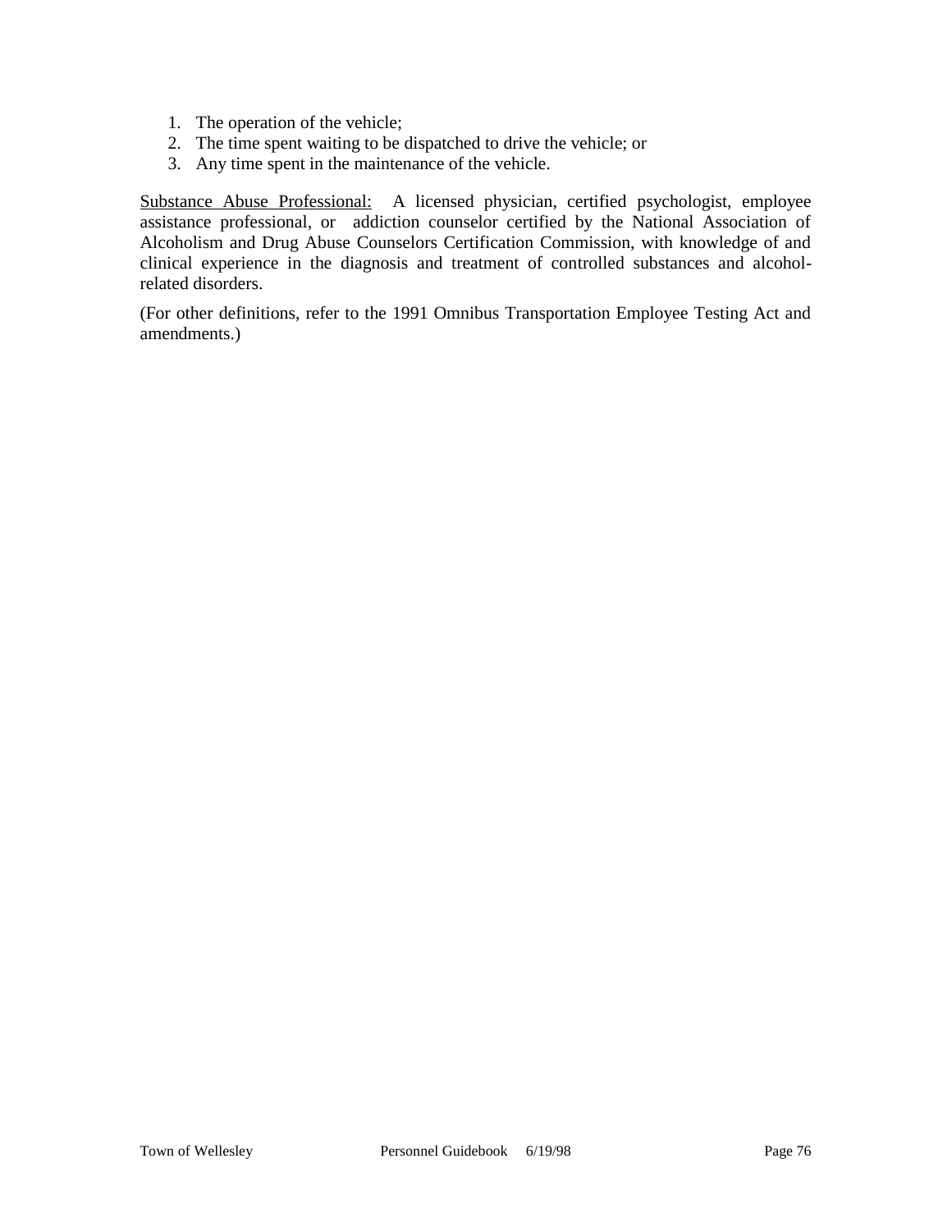1. The operation of the vehicle;
2. The time spent waiting to be dispatched to drive the vehicle; or
3. Any time spent in the maintenance of the vehicle.

<u>Substance Abuse Professional:</u> A licensed physician, certified psychologist, employee assistance professional, or addiction counselor certified by the National Association of Alcoholism and Drug Abuse Counselors Certification Commission, with knowledge of and clinical experience in the diagnosis and treatment of controlled substances and alcohol-related disorders.

(For other definitions, refer to the 1991 Omnibus Transportation Employee Testing Act and amendments.)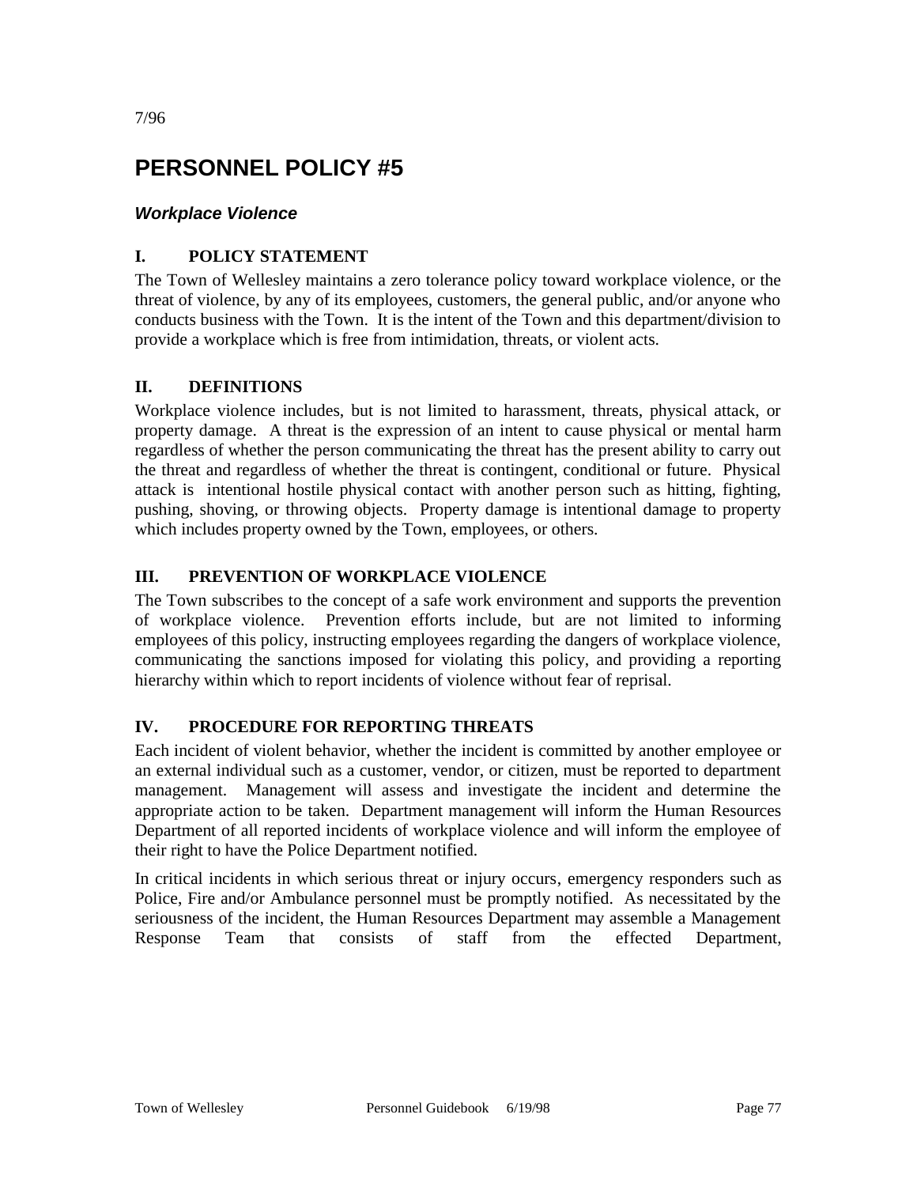7/96

# PERSONNEL POLICY #5

## *Workplace Violence*

### I. POLICY STATEMENT

The Town of Wellesley maintains a zero tolerance policy toward workplace violence, or the threat of violence, by any of its employees, customers, the general public, and/or anyone who conducts business with the Town. It is the intent of the Town and this department/division to provide a workplace which is free from intimidation, threats, or violent acts.

### II. DEFINITIONS

Workplace violence includes, but is not limited to harassment, threats, physical attack, or property damage. A threat is the expression of an intent to cause physical or mental harm regardless of whether the person communicating the threat has the present ability to carry out the threat and regardless of whether the threat is contingent, conditional or future. Physical attack is intentional hostile physical contact with another person such as hitting, fighting, pushing, shoving, or throwing objects. Property damage is intentional damage to property which includes property owned by the Town, employees, or others.

### III. PREVENTION OF WORKPLACE VIOLENCE

The Town subscribes to the concept of a safe work environment and supports the prevention of workplace violence. Prevention efforts include, but are not limited to informing employees of this policy, instructing employees regarding the dangers of workplace violence, communicating the sanctions imposed for violating this policy, and providing a reporting hierarchy within which to report incidents of violence without fear of reprisal.

### IV. PROCEDURE FOR REPORTING THREATS

Each incident of violent behavior, whether the incident is committed by another employee or an external individual such as a customer, vendor, or citizen, must be reported to department management. Management will assess and investigate the incident and determine the appropriate action to be taken. Department management will inform the Human Resources Department of all reported incidents of workplace violence and will inform the employee of their right to have the Police Department notified.

In critical incidents in which serious threat or injury occurs, emergency responders such as Police, Fire and/or Ambulance personnel must be promptly notified. As necessitated by the seriousness of the incident, the Human Resources Department may assemble a Management Response Team that consists of staff from the effected Department,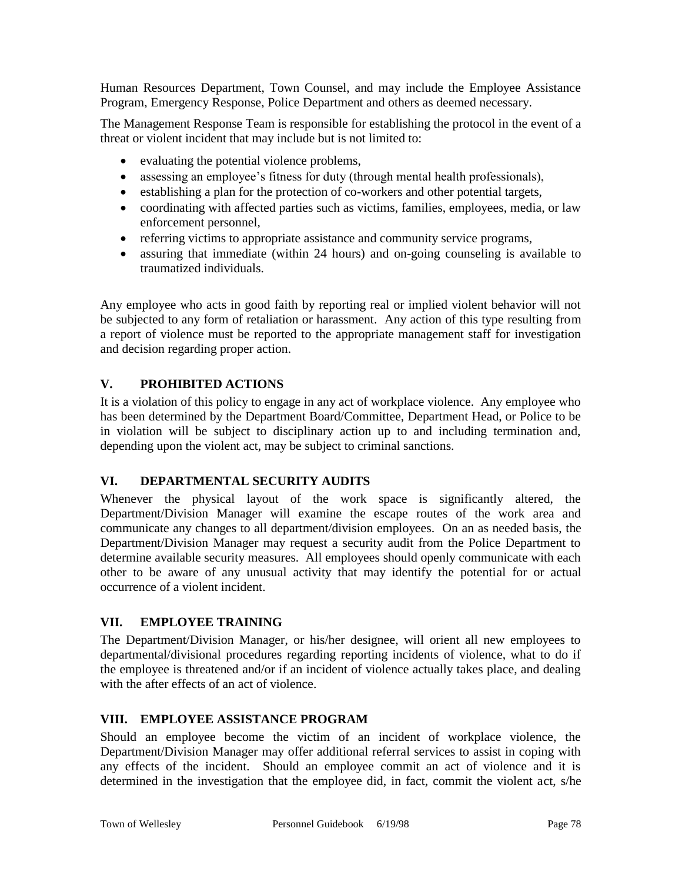Human Resources Department, Town Counsel, and may include the Employee Assistance Program, Emergency Response, Police Department and others as deemed necessary.

The Management Response Team is responsible for establishing the protocol in the event of a threat or violent incident that may include but is not limited to:

- evaluating the potential violence problems,
- assessing an employee's fitness for duty (through mental health professionals),
- establishing a plan for the protection of co-workers and other potential targets,
- coordinating with affected parties such as victims, families, employees, media, or law enforcement personnel,
- referring victims to appropriate assistance and community service programs,
- assuring that immediate (within 24 hours) and on-going counseling is available to traumatized individuals.

Any employee who acts in good faith by reporting real or implied violent behavior will not be subjected to any form of retaliation or harassment. Any action of this type resulting from a report of violence must be reported to the appropriate management staff for investigation and decision regarding proper action.

## V. PROHIBITED ACTIONS

It is a violation of this policy to engage in any act of workplace violence. Any employee who has been determined by the Department Board/Committee, Department Head, or Police to be in violation will be subject to disciplinary action up to and including termination and, depending upon the violent act, may be subject to criminal sanctions.

## VI. DEPARTMENTAL SECURITY AUDITS

Whenever the physical layout of the work space is significantly altered, the Department/Division Manager will examine the escape routes of the work area and communicate any changes to all department/division employees. On an as needed basis, the Department/Division Manager may request a security audit from the Police Department to determine available security measures. All employees should openly communicate with each other to be aware of any unusual activity that may identify the potential for or actual occurrence of a violent incident.

## VII. EMPLOYEE TRAINING

The Department/Division Manager, or his/her designee, will orient all new employees to departmental/divisional procedures regarding reporting incidents of violence, what to do if the employee is threatened and/or if an incident of violence actually takes place, and dealing with the after effects of an act of violence.

## VIII. EMPLOYEE ASSISTANCE PROGRAM

Should an employee become the victim of an incident of workplace violence, the Department/Division Manager may offer additional referral services to assist in coping with any effects of the incident. Should an employee commit an act of violence and it is determined in the investigation that the employee did, in fact, commit the violent act, s/he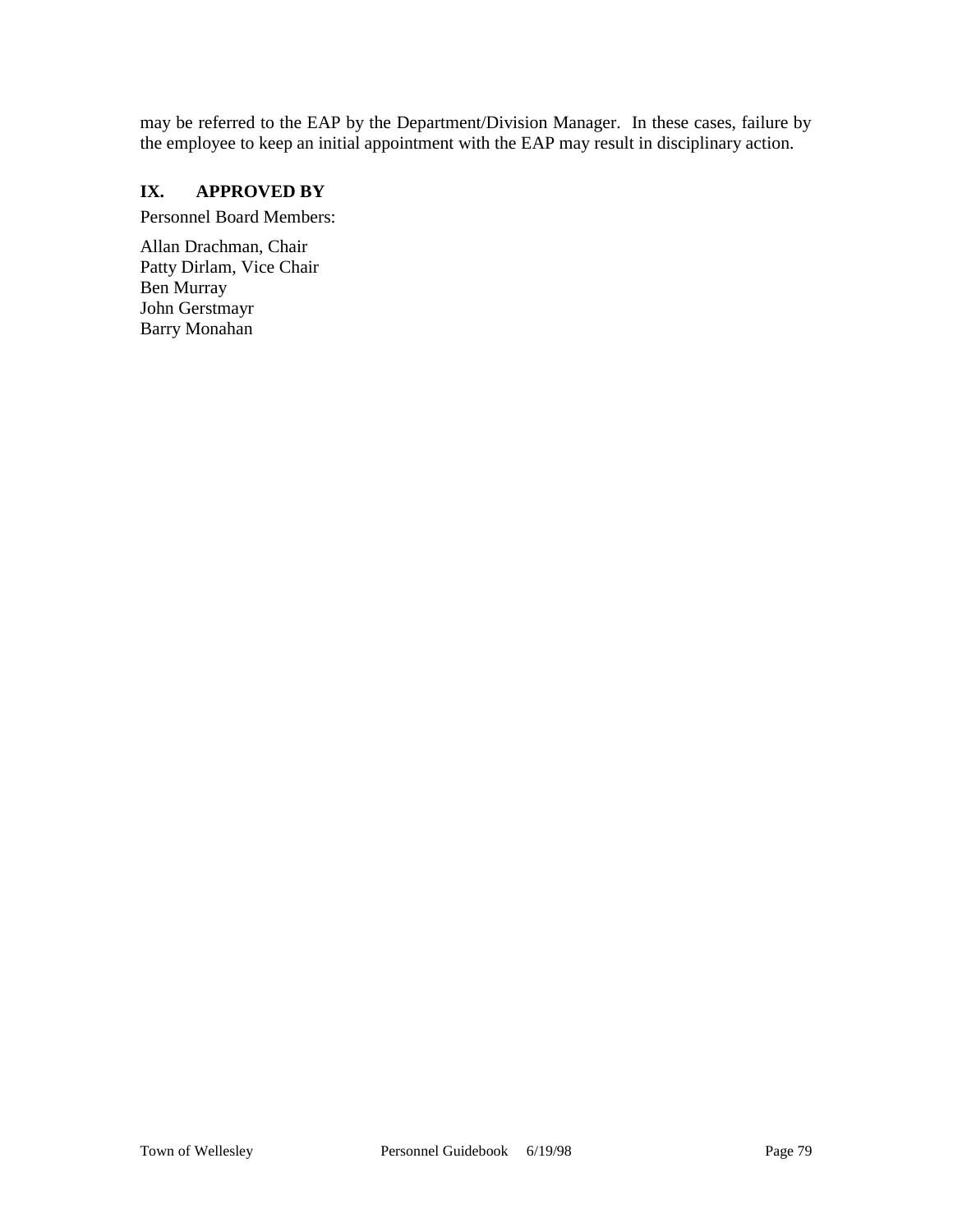may be referred to the EAP by the Department/Division Manager. In these cases, failure by the employee to keep an initial appointment with the EAP may result in disciplinary action.

## IX. APPROVED BY

Personnel Board Members:

Allan Drachman, Chair
Patty Dirlam, Vice Chair
Ben Murray
John Gerstmayr
Barry Monahan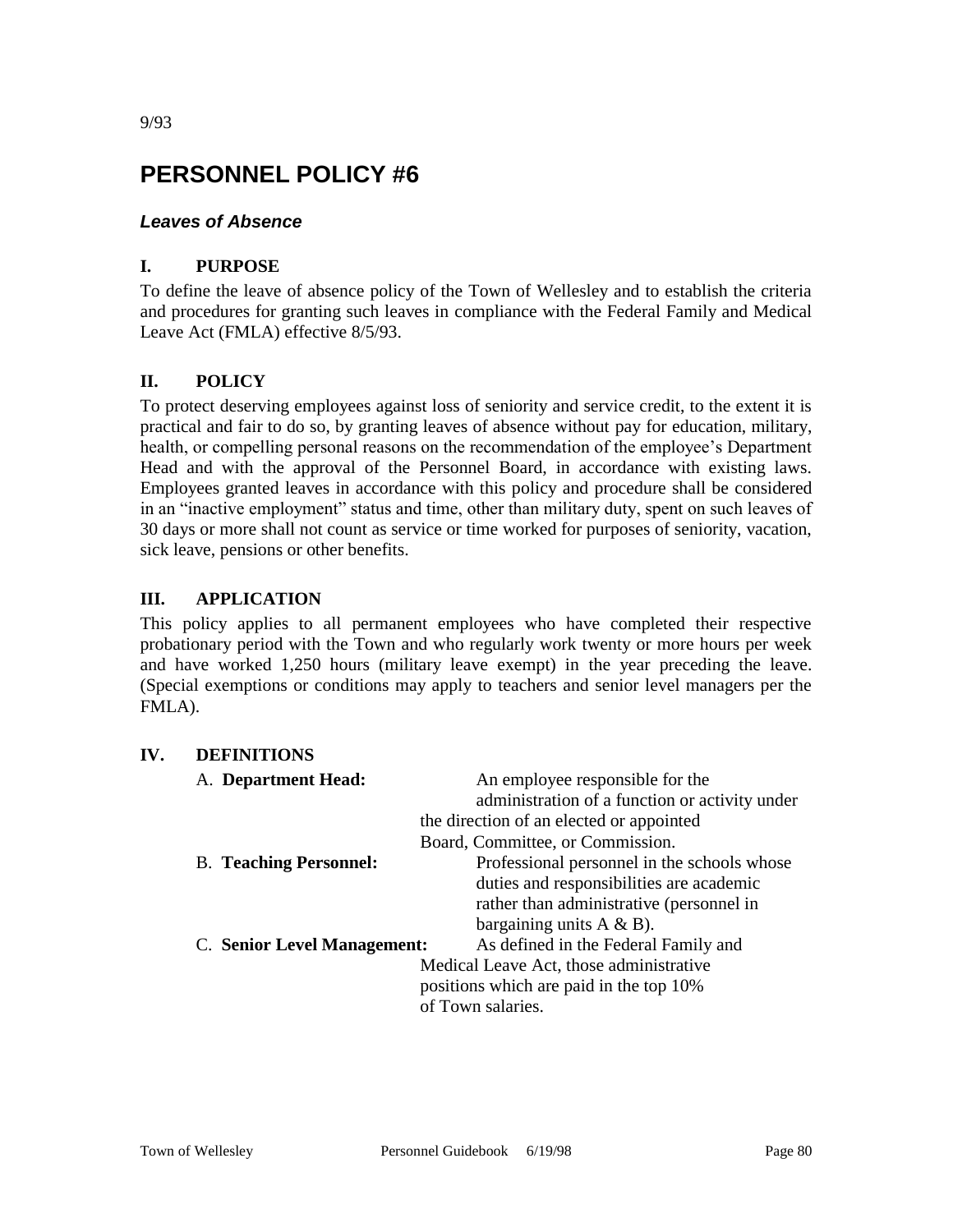9/93

# PERSONNEL POLICY #6

### *Leaves of Absence*

## I. PURPOSE

To define the leave of absence policy of the Town of Wellesley and to establish the criteria and procedures for granting such leaves in compliance with the Federal Family and Medical Leave Act (FMLA) effective 8/5/93.

## II. POLICY

To protect deserving employees against loss of seniority and service credit, to the extent it is practical and fair to do so, by granting leaves of absence without pay for education, military, health, or compelling personal reasons on the recommendation of the employee's Department Head and with the approval of the Personnel Board, in accordance with existing laws. Employees granted leaves in accordance with this policy and procedure shall be considered in an "inactive employment" status and time, other than military duty, spent on such leaves of 30 days or more shall not count as service or time worked for purposes of seniority, vacation, sick leave, pensions or other benefits.

## III. APPLICATION

This policy applies to all permanent employees who have completed their respective probationary period with the Town and who regularly work twenty or more hours per week and have worked 1,250 hours (military leave exempt) in the year preceding the leave. (Special exemptions or conditions may apply to teachers and senior level managers per the FMLA).

## IV. DEFINITIONS

A. **Department Head:** An employee responsible for the administration of a function or activity under the direction of an elected or appointed Board, Committee, or Commission.

B. **Teaching Personnel:** Professional personnel in the schools whose duties and responsibilities are academic rather than administrative (personnel in bargaining units A & B).

C. **Senior Level Management:** As defined in the Federal Family and Medical Leave Act, those administrative positions which are paid in the top 10% of Town salaries.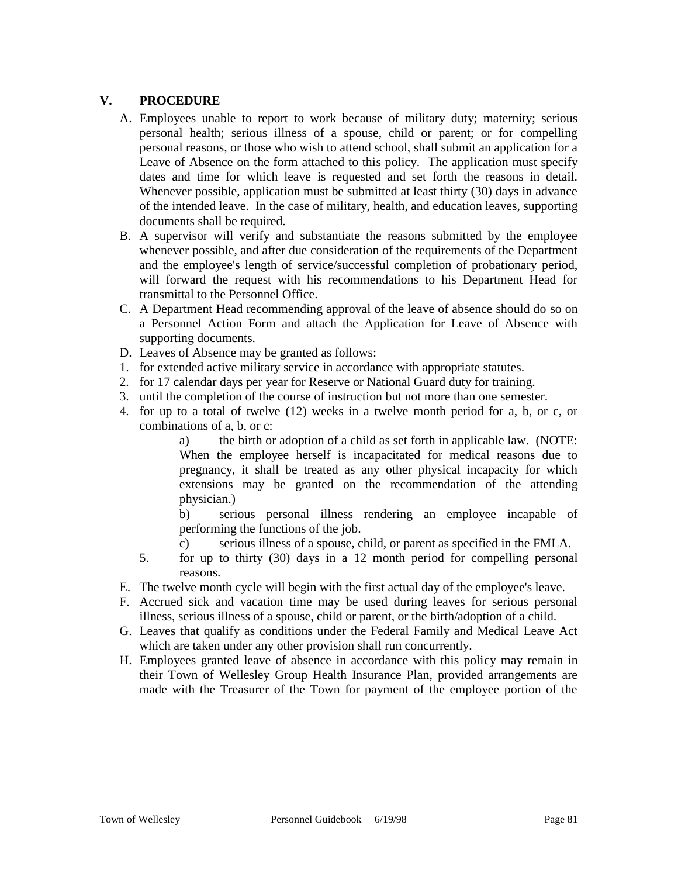## V. PROCEDURE

A. Employees unable to report to work because of military duty; maternity; serious personal health; serious illness of a spouse, child or parent; or for compelling personal reasons, or those who wish to attend school, shall submit an application for a Leave of Absence on the form attached to this policy. The application must specify dates and time for which leave is requested and set forth the reasons in detail. Whenever possible, application must be submitted at least thirty (30) days in advance of the intended leave. In the case of military, health, and education leaves, supporting documents shall be required.

B. A supervisor will verify and substantiate the reasons submitted by the employee whenever possible, and after due consideration of the requirements of the Department and the employee's length of service/successful completion of probationary period, will forward the request with his recommendations to his Department Head for transmittal to the Personnel Office.

C. A Department Head recommending approval of the leave of absence should do so on a Personnel Action Form and attach the Application for Leave of Absence with supporting documents.

D. Leaves of Absence may be granted as follows:

1. for extended active military service in accordance with appropriate statutes.
2. for 17 calendar days per year for Reserve or National Guard duty for training.
3. until the completion of the course of instruction but not more than one semester.
4. for up to a total of twelve (12) weeks in a twelve month period for a, b, or c, or combinations of a, b, or c:

   a) the birth or adoption of a child as set forth in applicable law. (NOTE: When the employee herself is incapacitated for medical reasons due to pregnancy, it shall be treated as any other physical incapacity for which extensions may be granted on the recommendation of the attending physician.)

   b) serious personal illness rendering an employee incapable of performing the functions of the job.

   c) serious illness of a spouse, child, or parent as specified in the FMLA.

5. for up to thirty (30) days in a 12 month period for compelling personal reasons.

E. The twelve month cycle will begin with the first actual day of the employee's leave.

F. Accrued sick and vacation time may be used during leaves for serious personal illness, serious illness of a spouse, child or parent, or the birth/adoption of a child.

G. Leaves that qualify as conditions under the Federal Family and Medical Leave Act which are taken under any other provision shall run concurrently.

H. Employees granted leave of absence in accordance with this policy may remain in their Town of Wellesley Group Health Insurance Plan, provided arrangements are made with the Treasurer of the Town for payment of the employee portion of the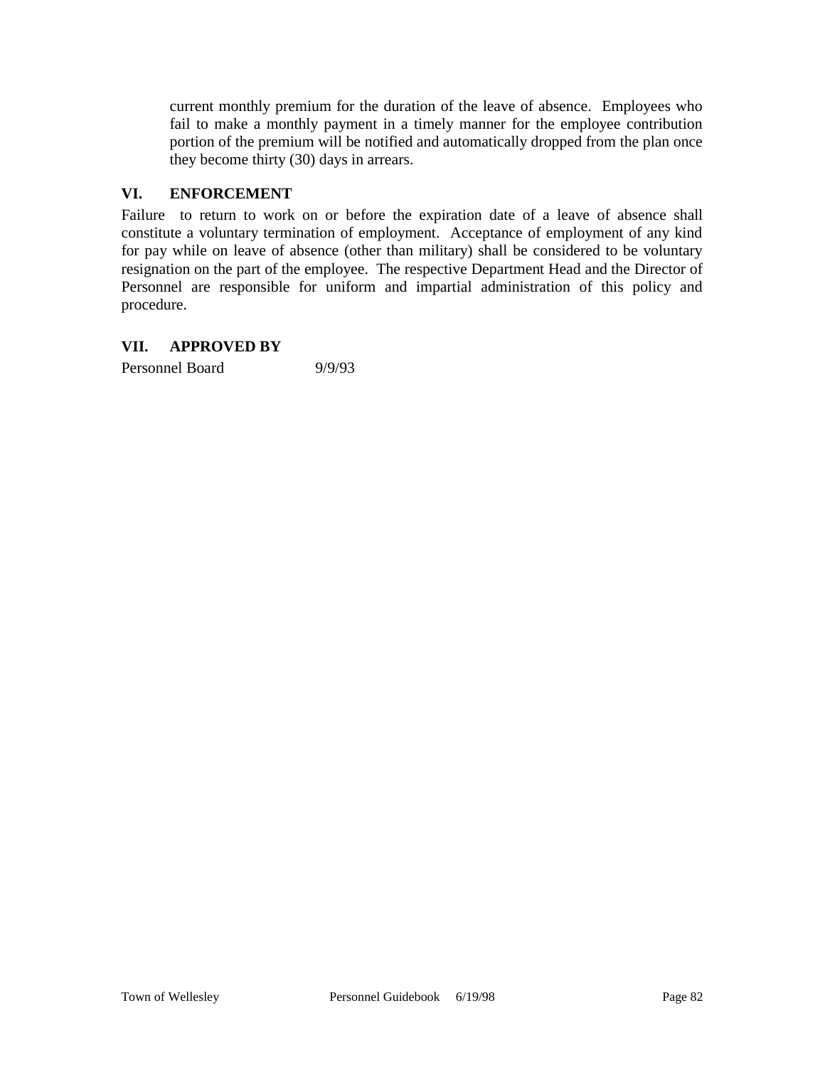current monthly premium for the duration of the leave of absence. Employees who fail to make a monthly payment in a timely manner for the employee contribution portion of the premium will be notified and automatically dropped from the plan once they become thirty (30) days in arrears.

## VI. ENFORCEMENT

Failure to return to work on or before the expiration date of a leave of absence shall constitute a voluntary termination of employment. Acceptance of employment of any kind for pay while on leave of absence (other than military) shall be considered to be voluntary resignation on the part of the employee. The respective Department Head and the Director of Personnel are responsible for uniform and impartial administration of this policy and procedure.

## VII. APPROVED BY

Personnel Board 9/9/93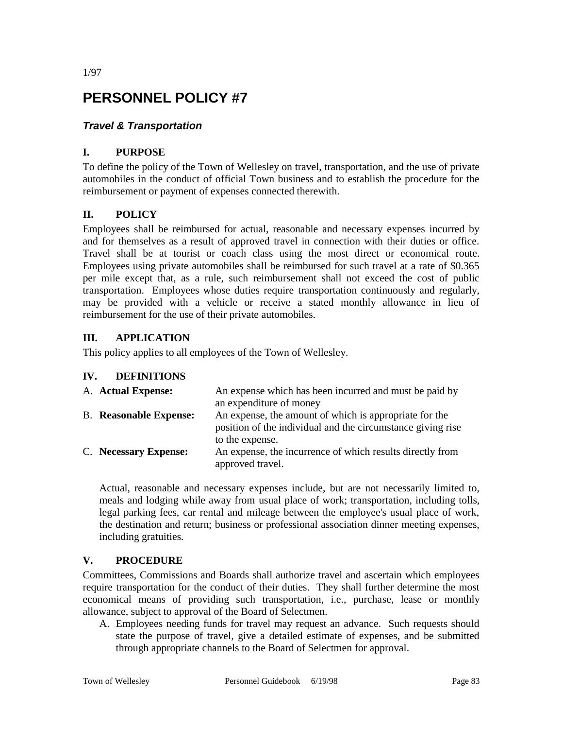1/97

# PERSONNEL POLICY #7

### *Travel & Transportation*

## I. PURPOSE

To define the policy of the Town of Wellesley on travel, transportation, and the use of private automobiles in the conduct of official Town business and to establish the procedure for the reimbursement or payment of expenses connected therewith.

## II. POLICY

Employees shall be reimbursed for actual, reasonable and necessary expenses incurred by and for themselves as a result of approved travel in connection with their duties or office. Travel shall be at tourist or coach class using the most direct or economical route. Employees using private automobiles shall be reimbursed for such travel at a rate of $0.365 per mile except that, as a rule, such reimbursement shall not exceed the cost of public transportation. Employees whose duties require transportation continuously and regularly, may be provided with a vehicle or receive a stated monthly allowance in lieu of reimbursement for the use of their private automobiles.

## III. APPLICATION

This policy applies to all employees of the Town of Wellesley.

## IV. DEFINITIONS

A. **Actual Expense:** An expense which has been incurred and must be paid by an expenditure of money

B. **Reasonable Expense:** An expense, the amount of which is appropriate for the position of the individual and the circumstance giving rise to the expense.

C. **Necessary Expense:** An expense, the incurrence of which results directly from approved travel.

Actual, reasonable and necessary expenses include, but are not necessarily limited to, meals and lodging while away from usual place of work; transportation, including tolls, legal parking fees, car rental and mileage between the employee's usual place of work, the destination and return; business or professional association dinner meeting expenses, including gratuities.

## V. PROCEDURE

Committees, Commissions and Boards shall authorize travel and ascertain which employees require transportation for the conduct of their duties. They shall further determine the most economical means of providing such transportation, i.e., purchase, lease or monthly allowance, subject to approval of the Board of Selectmen.

A. Employees needing funds for travel may request an advance. Such requests should state the purpose of travel, give a detailed estimate of expenses, and be submitted through appropriate channels to the Board of Selectmen for approval.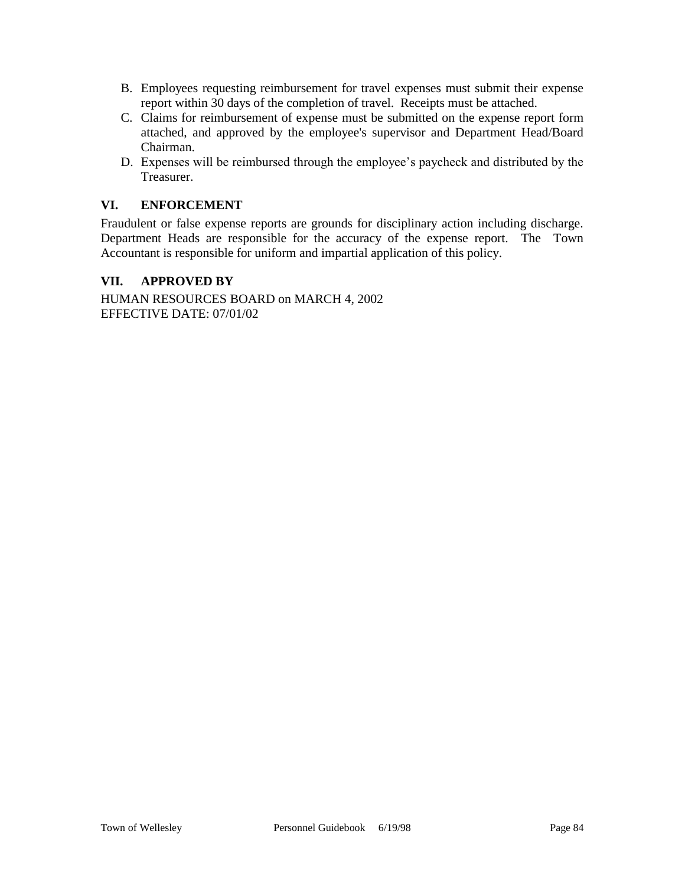B. Employees requesting reimbursement for travel expenses must submit their expense report within 30 days of the completion of travel. Receipts must be attached.
C. Claims for reimbursement of expense must be submitted on the expense report form attached, and approved by the employee's supervisor and Department Head/Board Chairman.
D. Expenses will be reimbursed through the employee's paycheck and distributed by the Treasurer.

## VI. ENFORCEMENT

Fraudulent or false expense reports are grounds for disciplinary action including discharge. Department Heads are responsible for the accuracy of the expense report. The Town Accountant is responsible for uniform and impartial application of this policy.

## VII. APPROVED BY

HUMAN RESOURCES BOARD on MARCH 4, 2002
EFFECTIVE DATE: 07/01/02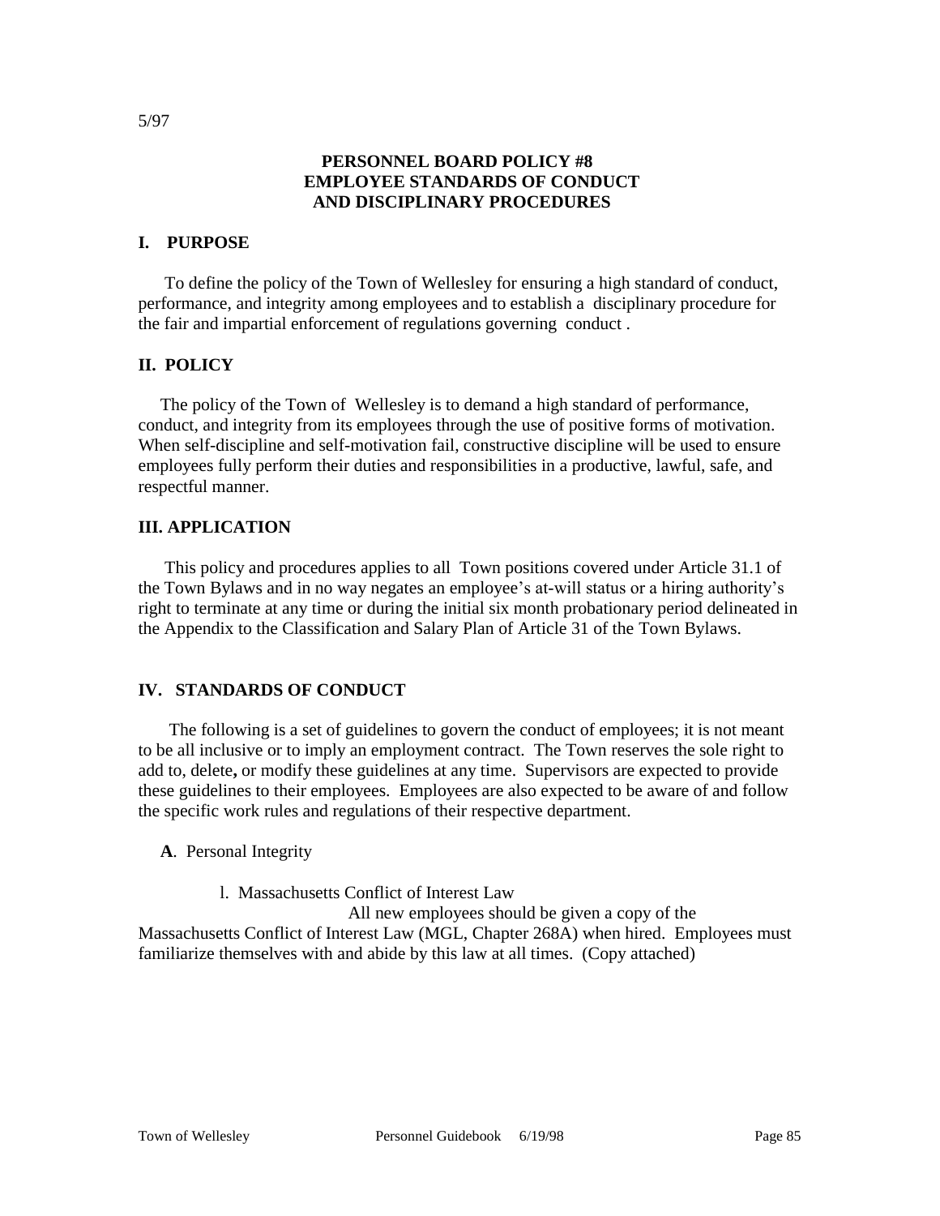5/97

## PERSONNEL BOARD POLICY #8
## EMPLOYEE STANDARDS OF CONDUCT AND DISCIPLINARY PROCEDURES

### I. PURPOSE

To define the policy of the Town of Wellesley for ensuring a high standard of conduct, performance, and integrity among employees and to establish a disciplinary procedure for the fair and impartial enforcement of regulations governing conduct .

### II. POLICY

The policy of the Town of Wellesley is to demand a high standard of performance, conduct, and integrity from its employees through the use of positive forms of motivation. When self-discipline and self-motivation fail, constructive discipline will be used to ensure employees fully perform their duties and responsibilities in a productive, lawful, safe, and respectful manner.

### III. APPLICATION

This policy and procedures applies to all Town positions covered under Article 31.1 of the Town Bylaws and in no way negates an employee's at-will status or a hiring authority's right to terminate at any time or during the initial six month probationary period delineated in the Appendix to the Classification and Salary Plan of Article 31 of the Town Bylaws.

### IV. STANDARDS OF CONDUCT

The following is a set of guidelines to govern the conduct of employees; it is not meant to be all inclusive or to imply an employment contract. The Town reserves the sole right to add to, delete, or modify these guidelines at any time. Supervisors are expected to provide these guidelines to their employees. Employees are also expected to be aware of and follow the specific work rules and regulations of their respective department.

**A**. Personal Integrity

l. Massachusetts Conflict of Interest Law

All new employees should be given a copy of the Massachusetts Conflict of Interest Law (MGL, Chapter 268A) when hired. Employees must familiarize themselves with and abide by this law at all times. (Copy attached)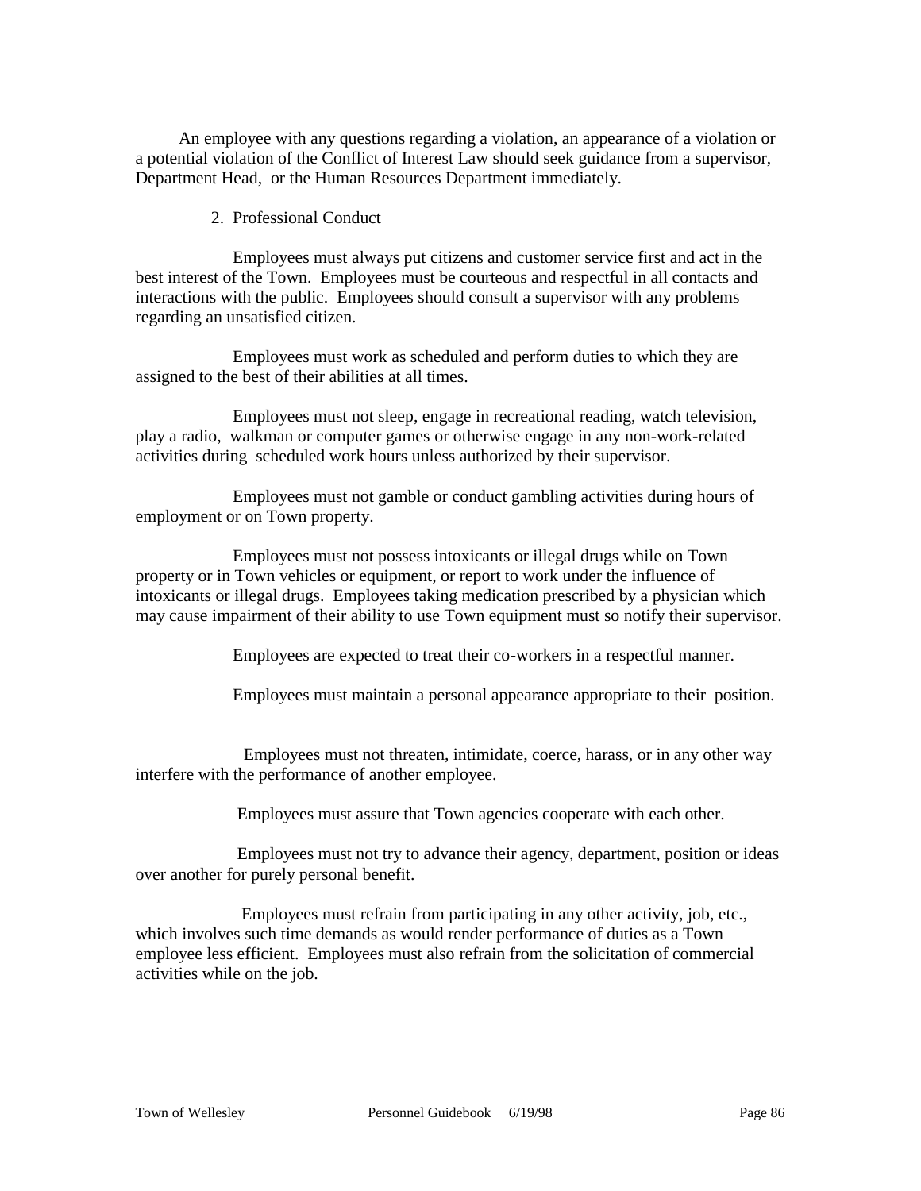An employee with any questions regarding a violation, an appearance of a violation or a potential violation of the Conflict of Interest Law should seek guidance from a supervisor, Department Head, or the Human Resources Department immediately.

2. Professional Conduct

Employees must always put citizens and customer service first and act in the best interest of the Town. Employees must be courteous and respectful in all contacts and interactions with the public. Employees should consult a supervisor with any problems regarding an unsatisfied citizen.

Employees must work as scheduled and perform duties to which they are assigned to the best of their abilities at all times.

Employees must not sleep, engage in recreational reading, watch television, play a radio, walkman or computer games or otherwise engage in any non-work-related activities during scheduled work hours unless authorized by their supervisor.

Employees must not gamble or conduct gambling activities during hours of employment or on Town property.

Employees must not possess intoxicants or illegal drugs while on Town property or in Town vehicles or equipment, or report to work under the influence of intoxicants or illegal drugs. Employees taking medication prescribed by a physician which may cause impairment of their ability to use Town equipment must so notify their supervisor.

Employees are expected to treat their co-workers in a respectful manner.

Employees must maintain a personal appearance appropriate to their position.

Employees must not threaten, intimidate, coerce, harass, or in any other way interfere with the performance of another employee.

Employees must assure that Town agencies cooperate with each other.

Employees must not try to advance their agency, department, position or ideas over another for purely personal benefit.

Employees must refrain from participating in any other activity, job, etc., which involves such time demands as would render performance of duties as a Town employee less efficient. Employees must also refrain from the solicitation of commercial activities while on the job.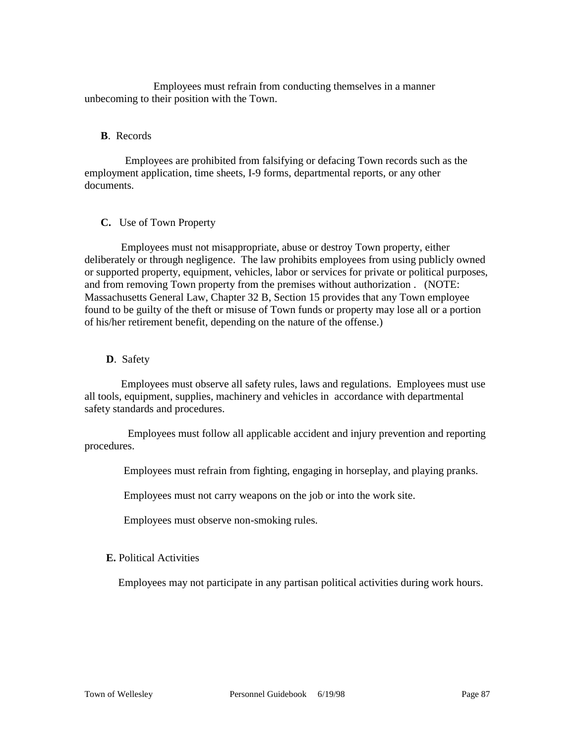Employees must refrain from conducting themselves in a manner unbecoming to their position with the Town.

**B**. Records

Employees are prohibited from falsifying or defacing Town records such as the employment application, time sheets, I-9 forms, departmental reports, or any other documents.

**C.** Use of Town Property

Employees must not misappropriate, abuse or destroy Town property, either deliberately or through negligence. The law prohibits employees from using publicly owned or supported property, equipment, vehicles, labor or services for private or political purposes, and from removing Town property from the premises without authorization . (NOTE: Massachusetts General Law, Chapter 32 B, Section 15 provides that any Town employee found to be guilty of the theft or misuse of Town funds or property may lose all or a portion of his/her retirement benefit, depending on the nature of the offense.)

**D**. Safety

Employees must observe all safety rules, laws and regulations. Employees must use all tools, equipment, supplies, machinery and vehicles in accordance with departmental safety standards and procedures.

Employees must follow all applicable accident and injury prevention and reporting procedures.

Employees must refrain from fighting, engaging in horseplay, and playing pranks.

Employees must not carry weapons on the job or into the work site.

Employees must observe non-smoking rules.

**E.** Political Activities

Employees may not participate in any partisan political activities during work hours.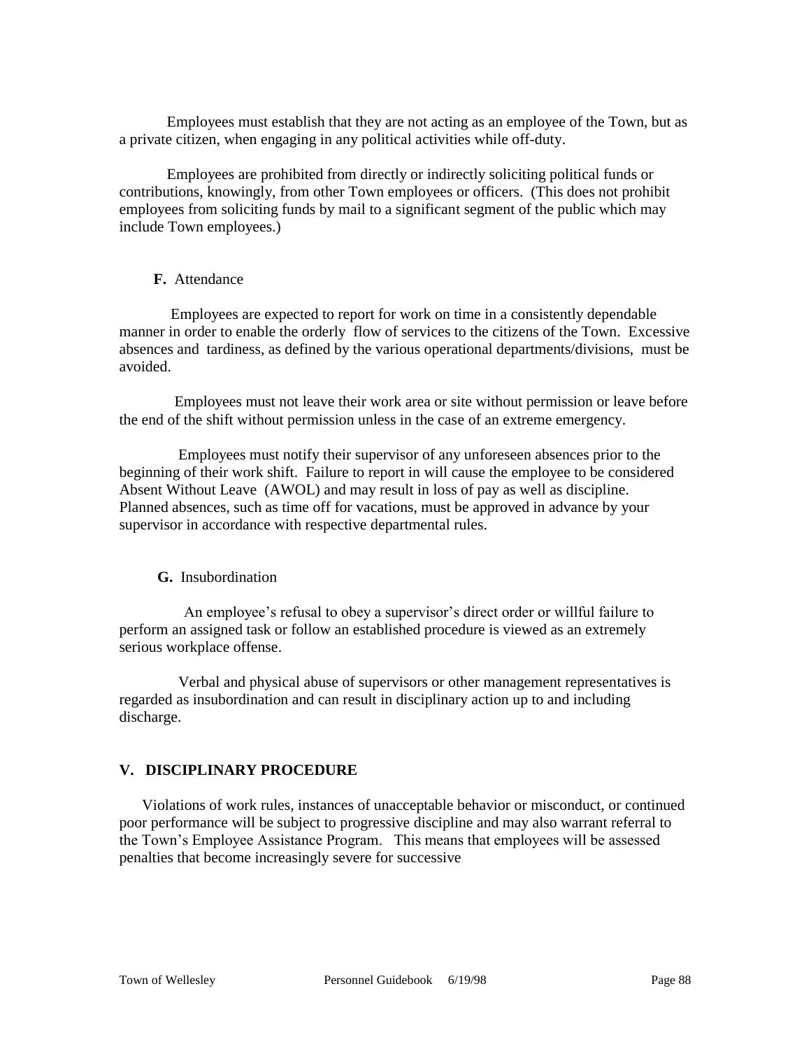Employees must establish that they are not acting as an employee of the Town, but as a private citizen, when engaging in any political activities while off-duty.

Employees are prohibited from directly or indirectly soliciting political funds or contributions, knowingly, from other Town employees or officers. (This does not prohibit employees from soliciting funds by mail to a significant segment of the public which may include Town employees.)

**F.** Attendance

Employees are expected to report for work on time in a consistently dependable manner in order to enable the orderly flow of services to the citizens of the Town. Excessive absences and tardiness, as defined by the various operational departments/divisions, must be avoided.

Employees must not leave their work area or site without permission or leave before the end of the shift without permission unless in the case of an extreme emergency.

Employees must notify their supervisor of any unforeseen absences prior to the beginning of their work shift. Failure to report in will cause the employee to be considered Absent Without Leave (AWOL) and may result in loss of pay as well as discipline. Planned absences, such as time off for vacations, must be approved in advance by your supervisor in accordance with respective departmental rules.

**G.** Insubordination

An employee's refusal to obey a supervisor's direct order or willful failure to perform an assigned task or follow an established procedure is viewed as an extremely serious workplace offense.

Verbal and physical abuse of supervisors or other management representatives is regarded as insubordination and can result in disciplinary action up to and including discharge.

## V. DISCIPLINARY PROCEDURE

Violations of work rules, instances of unacceptable behavior or misconduct, or continued poor performance will be subject to progressive discipline and may also warrant referral to the Town's Employee Assistance Program. This means that employees will be assessed penalties that become increasingly severe for successive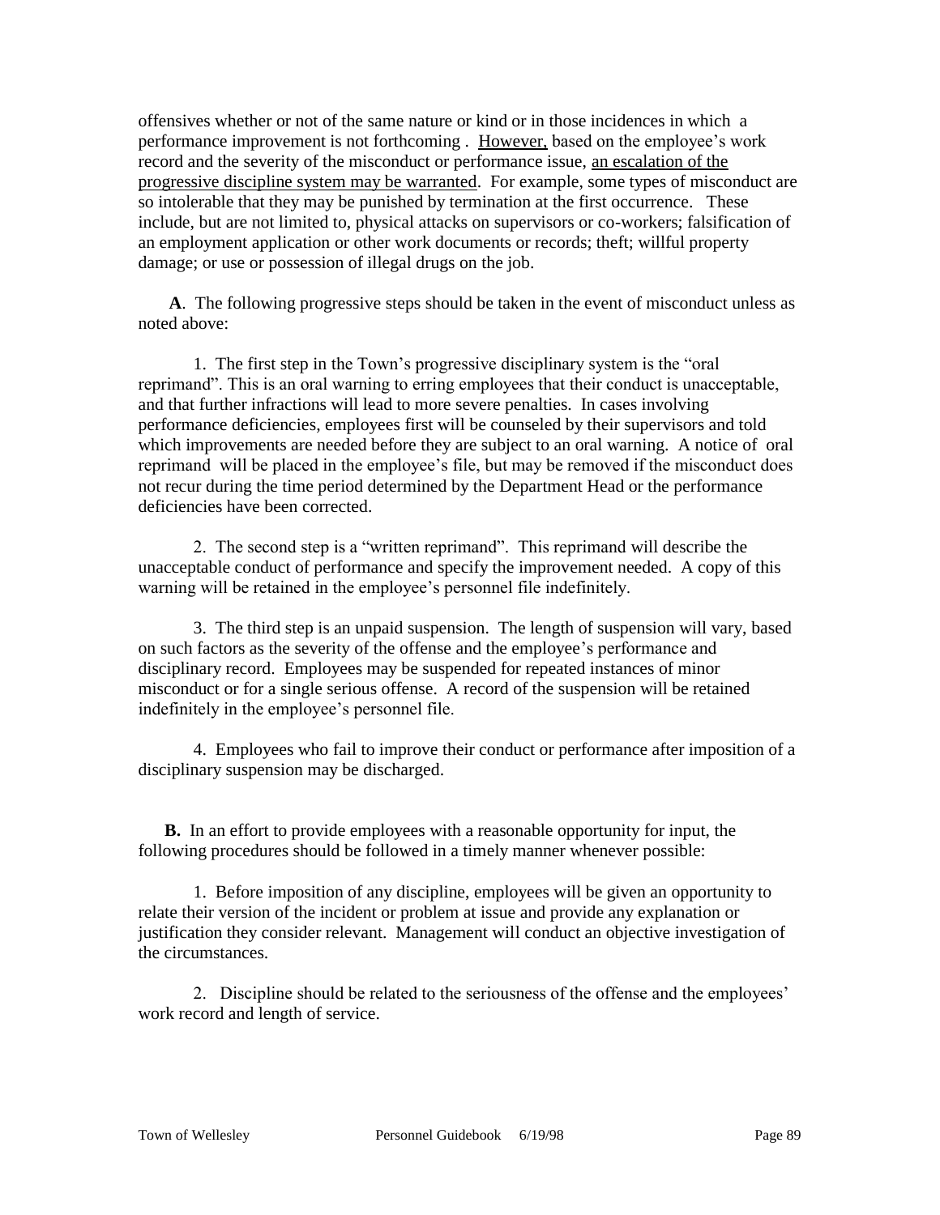offensives whether or not of the same nature or kind or in those incidences in which a performance improvement is not forthcoming . <u>However,</u> based on the employee's work record and the severity of the misconduct or performance issue, <u>an escalation of the progressive discipline system may be warranted</u>. For example, some types of misconduct are so intolerable that they may be punished by termination at the first occurrence. These include, but are not limited to, physical attacks on supervisors or co-workers; falsification of an employment application or other work documents or records; theft; willful property damage; or use or possession of illegal drugs on the job.

**A**. The following progressive steps should be taken in the event of misconduct unless as noted above:

1. The first step in the Town's progressive disciplinary system is the "oral reprimand". This is an oral warning to erring employees that their conduct is unacceptable, and that further infractions will lead to more severe penalties. In cases involving performance deficiencies, employees first will be counseled by their supervisors and told which improvements are needed before they are subject to an oral warning. A notice of oral reprimand will be placed in the employee's file, but may be removed if the misconduct does not recur during the time period determined by the Department Head or the performance deficiencies have been corrected.

2. The second step is a "written reprimand". This reprimand will describe the unacceptable conduct of performance and specify the improvement needed. A copy of this warning will be retained in the employee's personnel file indefinitely.

3. The third step is an unpaid suspension. The length of suspension will vary, based on such factors as the severity of the offense and the employee's performance and disciplinary record. Employees may be suspended for repeated instances of minor misconduct or for a single serious offense. A record of the suspension will be retained indefinitely in the employee's personnel file.

4. Employees who fail to improve their conduct or performance after imposition of a disciplinary suspension may be discharged.

**B.** In an effort to provide employees with a reasonable opportunity for input, the following procedures should be followed in a timely manner whenever possible:

1. Before imposition of any discipline, employees will be given an opportunity to relate their version of the incident or problem at issue and provide any explanation or justification they consider relevant. Management will conduct an objective investigation of the circumstances.

2. Discipline should be related to the seriousness of the offense and the employees' work record and length of service.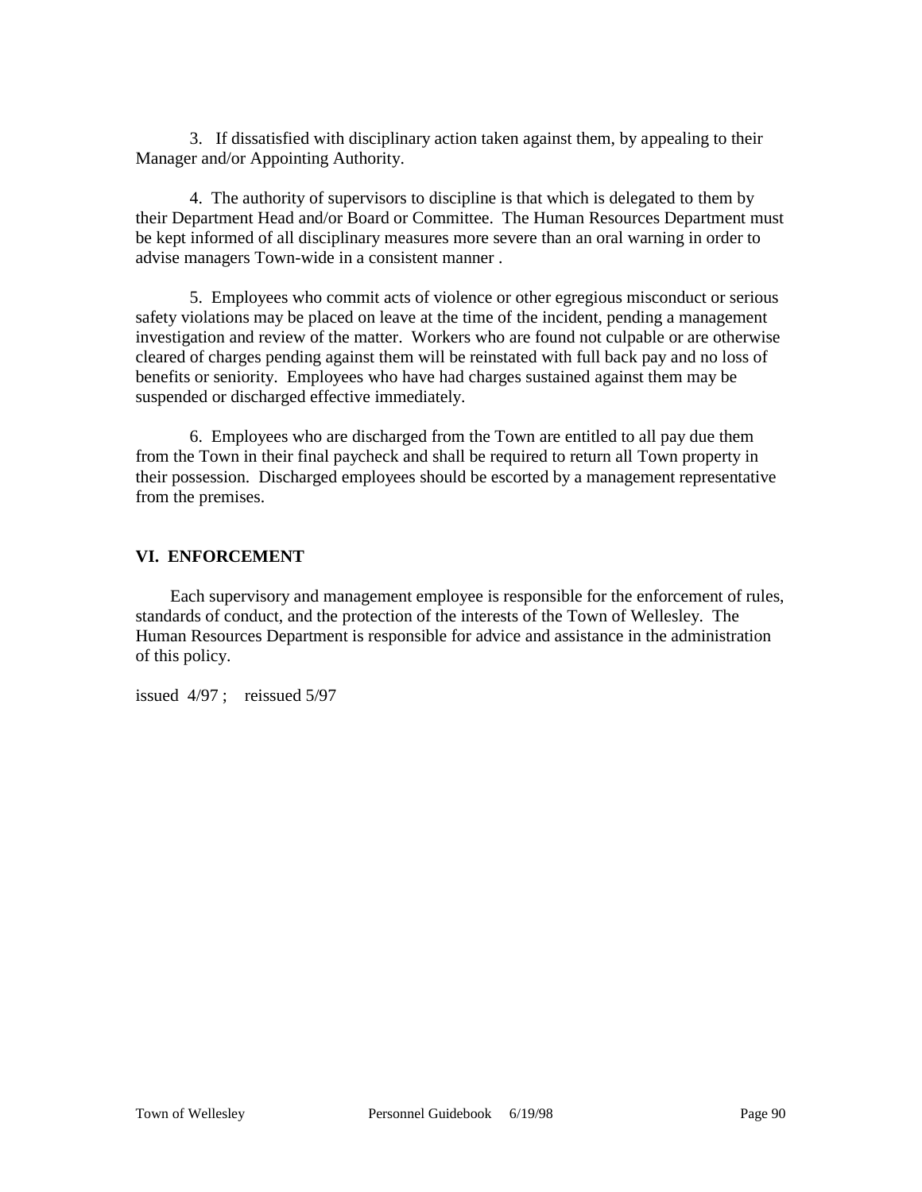3. If dissatisfied with disciplinary action taken against them, by appealing to their Manager and/or Appointing Authority.

4. The authority of supervisors to discipline is that which is delegated to them by their Department Head and/or Board or Committee. The Human Resources Department must be kept informed of all disciplinary measures more severe than an oral warning in order to advise managers Town-wide in a consistent manner .

5. Employees who commit acts of violence or other egregious misconduct or serious safety violations may be placed on leave at the time of the incident, pending a management investigation and review of the matter. Workers who are found not culpable or are otherwise cleared of charges pending against them will be reinstated with full back pay and no loss of benefits or seniority. Employees who have had charges sustained against them may be suspended or discharged effective immediately.

6. Employees who are discharged from the Town are entitled to all pay due them from the Town in their final paycheck and shall be required to return all Town property in their possession. Discharged employees should be escorted by a management representative from the premises.

## VI. ENFORCEMENT

Each supervisory and management employee is responsible for the enforcement of rules, standards of conduct, and the protection of the interests of the Town of Wellesley. The Human Resources Department is responsible for advice and assistance in the administration of this policy.

issued 4/97 ; reissued 5/97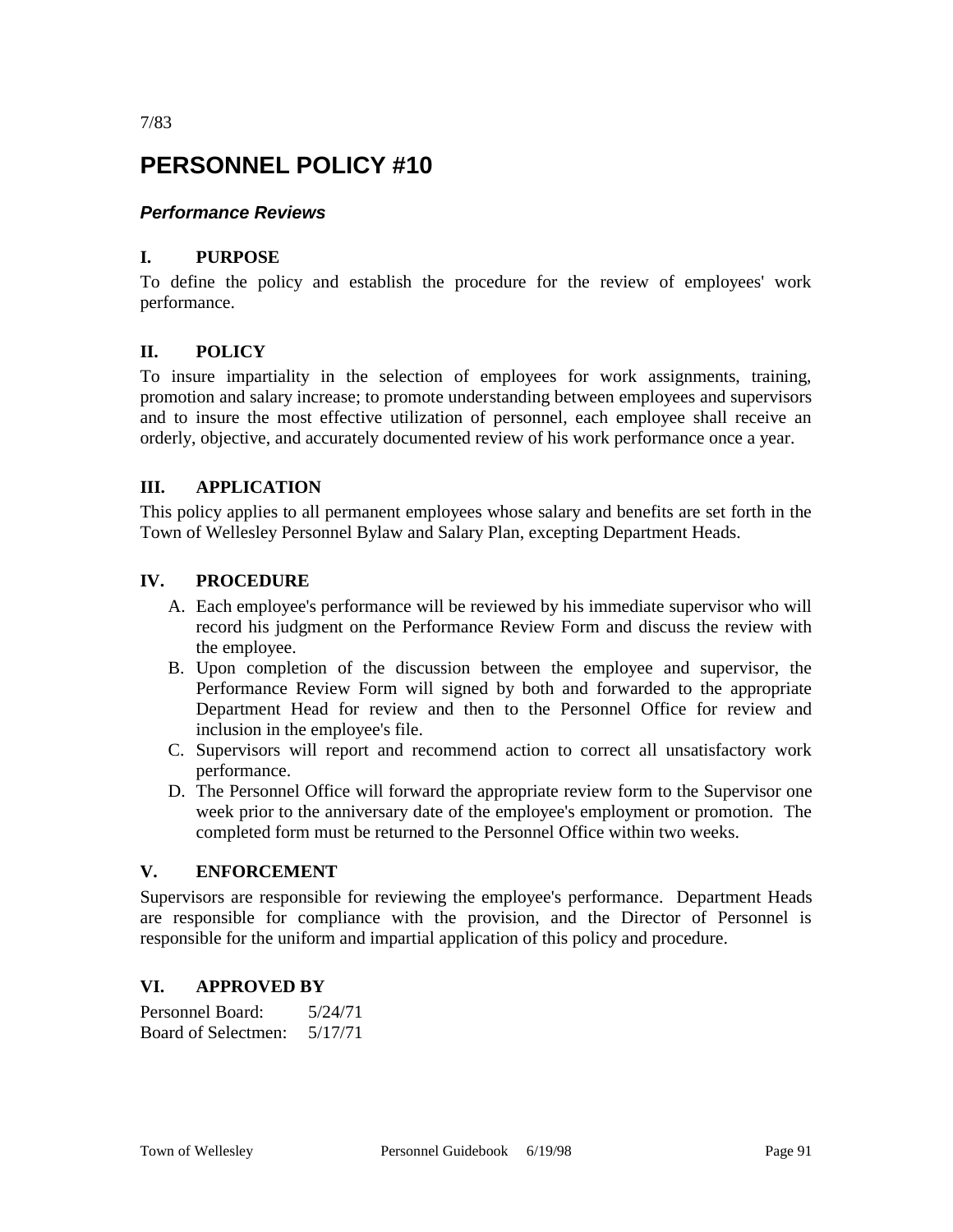7/83

# PERSONNEL POLICY #10

### *Performance Reviews*

**I. PURPOSE**

To define the policy and establish the procedure for the review of employees' work performance.

**II. POLICY**

To insure impartiality in the selection of employees for work assignments, training, promotion and salary increase; to promote understanding between employees and supervisors and to insure the most effective utilization of personnel, each employee shall receive an orderly, objective, and accurately documented review of his work performance once a year.

**III. APPLICATION**

This policy applies to all permanent employees whose salary and benefits are set forth in the Town of Wellesley Personnel Bylaw and Salary Plan, excepting Department Heads.

**IV. PROCEDURE**

A. Each employee's performance will be reviewed by his immediate supervisor who will record his judgment on the Performance Review Form and discuss the review with the employee.
B. Upon completion of the discussion between the employee and supervisor, the Performance Review Form will signed by both and forwarded to the appropriate Department Head for review and then to the Personnel Office for review and inclusion in the employee's file.
C. Supervisors will report and recommend action to correct all unsatisfactory work performance.
D. The Personnel Office will forward the appropriate review form to the Supervisor one week prior to the anniversary date of the employee's employment or promotion. The completed form must be returned to the Personnel Office within two weeks.

**V. ENFORCEMENT**

Supervisors are responsible for reviewing the employee's performance. Department Heads are responsible for compliance with the provision, and the Director of Personnel is responsible for the uniform and impartial application of this policy and procedure.

**VI. APPROVED BY**

Personnel Board: 5/24/71
Board of Selectmen: 5/17/71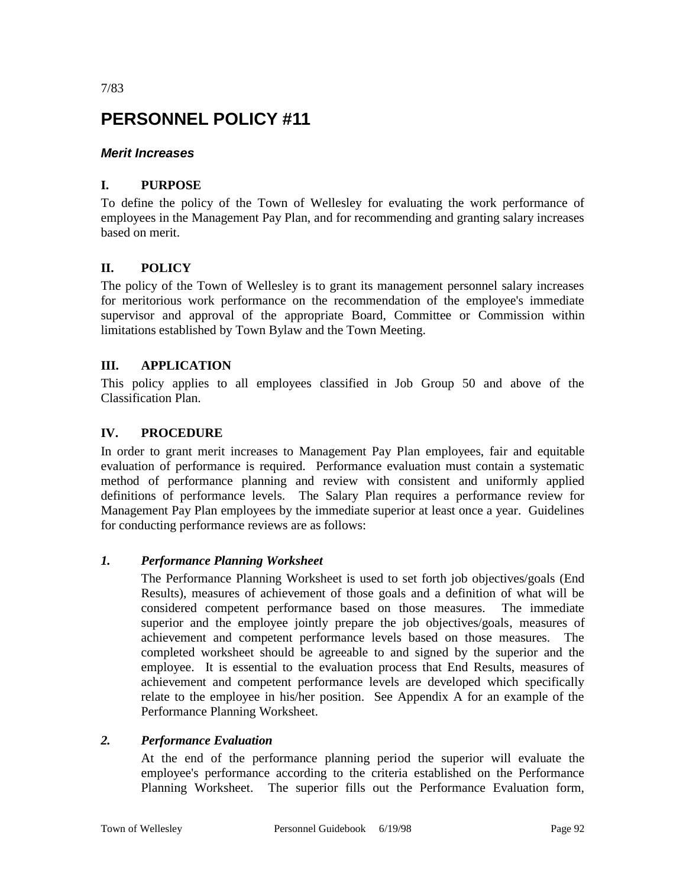7/83

# PERSONNEL POLICY #11

## *Merit Increases*

### I. PURPOSE

To define the policy of the Town of Wellesley for evaluating the work performance of employees in the Management Pay Plan, and for recommending and granting salary increases based on merit.

### II. POLICY

The policy of the Town of Wellesley is to grant its management personnel salary increases for meritorious work performance on the recommendation of the employee's immediate supervisor and approval of the appropriate Board, Committee or Commission within limitations established by Town Bylaw and the Town Meeting.

### III. APPLICATION

This policy applies to all employees classified in Job Group 50 and above of the Classification Plan.

### IV. PROCEDURE

In order to grant merit increases to Management Pay Plan employees, fair and equitable evaluation of performance is required. Performance evaluation must contain a systematic method of performance planning and review with consistent and uniformly applied definitions of performance levels. The Salary Plan requires a performance review for Management Pay Plan employees by the immediate superior at least once a year. Guidelines for conducting performance reviews are as follows:

#### *1. Performance Planning Worksheet*

The Performance Planning Worksheet is used to set forth job objectives/goals (End Results), measures of achievement of those goals and a definition of what will be considered competent performance based on those measures. The immediate superior and the employee jointly prepare the job objectives/goals, measures of achievement and competent performance levels based on those measures. The completed worksheet should be agreeable to and signed by the superior and the employee. It is essential to the evaluation process that End Results, measures of achievement and competent performance levels are developed which specifically relate to the employee in his/her position. See Appendix A for an example of the Performance Planning Worksheet.

#### *2. Performance Evaluation*

At the end of the performance planning period the superior will evaluate the employee's performance according to the criteria established on the Performance Planning Worksheet. The superior fills out the Performance Evaluation form,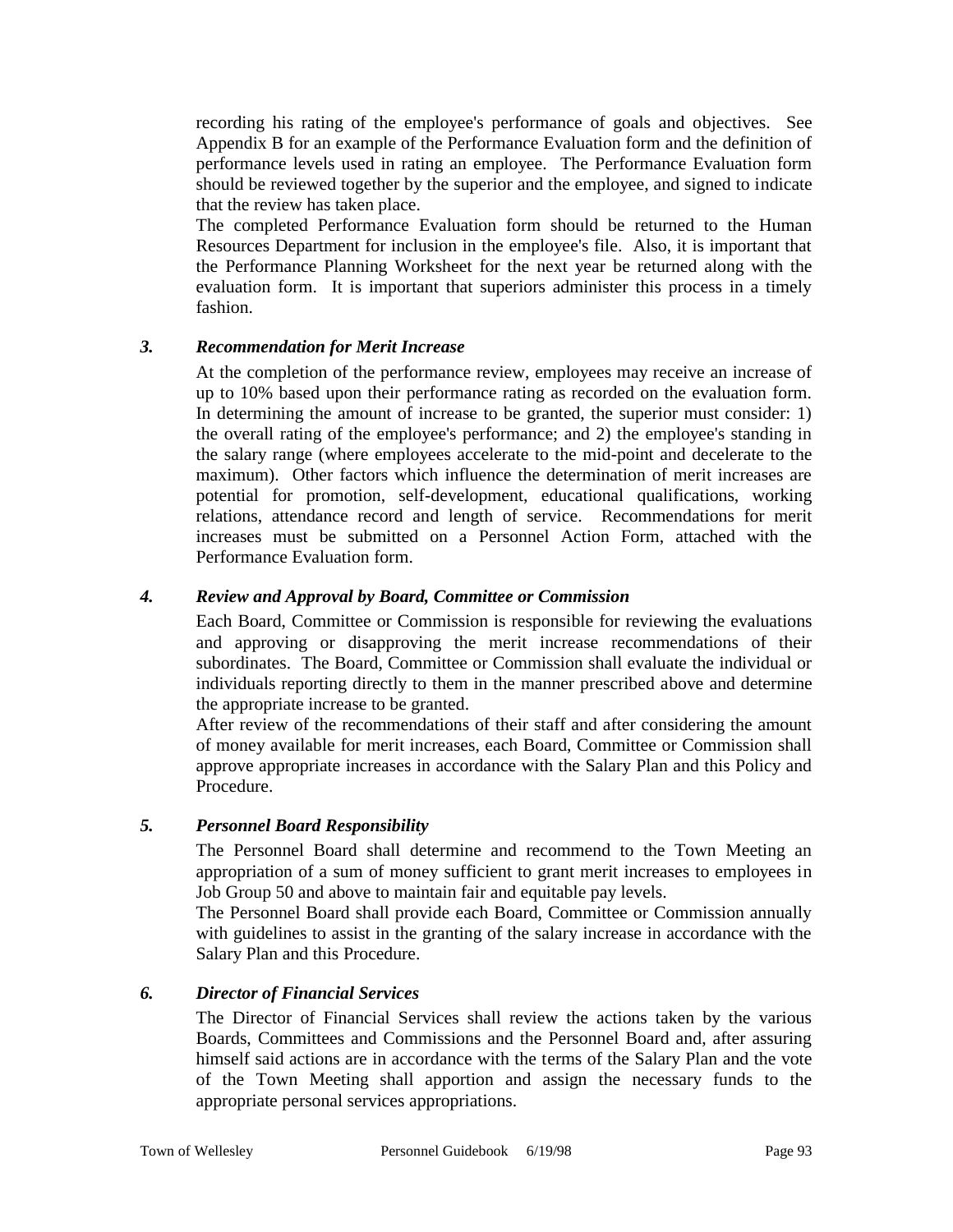recording his rating of the employee's performance of goals and objectives. See Appendix B for an example of the Performance Evaluation form and the definition of performance levels used in rating an employee. The Performance Evaluation form should be reviewed together by the superior and the employee, and signed to indicate that the review has taken place.

The completed Performance Evaluation form should be returned to the Human Resources Department for inclusion in the employee's file. Also, it is important that the Performance Planning Worksheet for the next year be returned along with the evaluation form. It is important that superiors administer this process in a timely fashion.

### *3. Recommendation for Merit Increase*

At the completion of the performance review, employees may receive an increase of up to 10% based upon their performance rating as recorded on the evaluation form. In determining the amount of increase to be granted, the superior must consider: 1) the overall rating of the employee's performance; and 2) the employee's standing in the salary range (where employees accelerate to the mid-point and decelerate to the maximum). Other factors which influence the determination of merit increases are potential for promotion, self-development, educational qualifications, working relations, attendance record and length of service. Recommendations for merit increases must be submitted on a Personnel Action Form, attached with the Performance Evaluation form.

### *4. Review and Approval by Board, Committee or Commission*

Each Board, Committee or Commission is responsible for reviewing the evaluations and approving or disapproving the merit increase recommendations of their subordinates. The Board, Committee or Commission shall evaluate the individual or individuals reporting directly to them in the manner prescribed above and determine the appropriate increase to be granted.

After review of the recommendations of their staff and after considering the amount of money available for merit increases, each Board, Committee or Commission shall approve appropriate increases in accordance with the Salary Plan and this Policy and Procedure.

### *5. Personnel Board Responsibility*

The Personnel Board shall determine and recommend to the Town Meeting an appropriation of a sum of money sufficient to grant merit increases to employees in Job Group 50 and above to maintain fair and equitable pay levels.

The Personnel Board shall provide each Board, Committee or Commission annually with guidelines to assist in the granting of the salary increase in accordance with the Salary Plan and this Procedure.

### *6. Director of Financial Services*

The Director of Financial Services shall review the actions taken by the various Boards, Committees and Commissions and the Personnel Board and, after assuring himself said actions are in accordance with the terms of the Salary Plan and the vote of the Town Meeting shall apportion and assign the necessary funds to the appropriate personal services appropriations.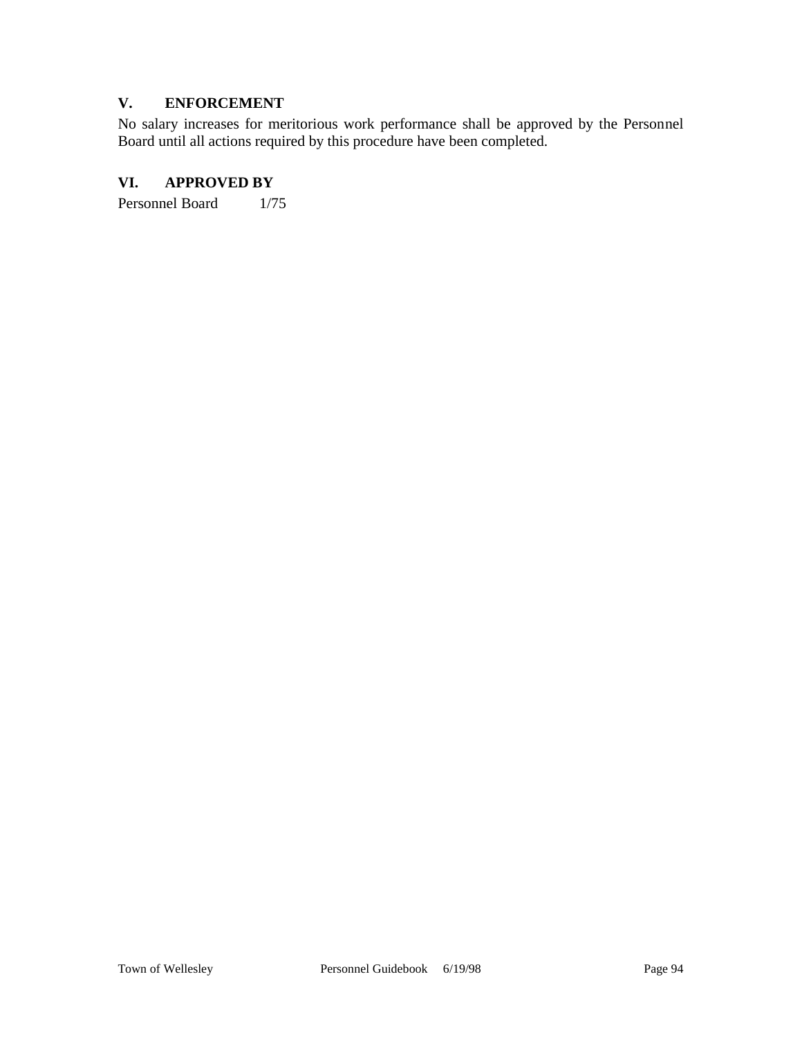## V. ENFORCEMENT

No salary increases for meritorious work performance shall be approved by the Personnel Board until all actions required by this procedure have been completed.

## VI. APPROVED BY

Personnel Board 1/75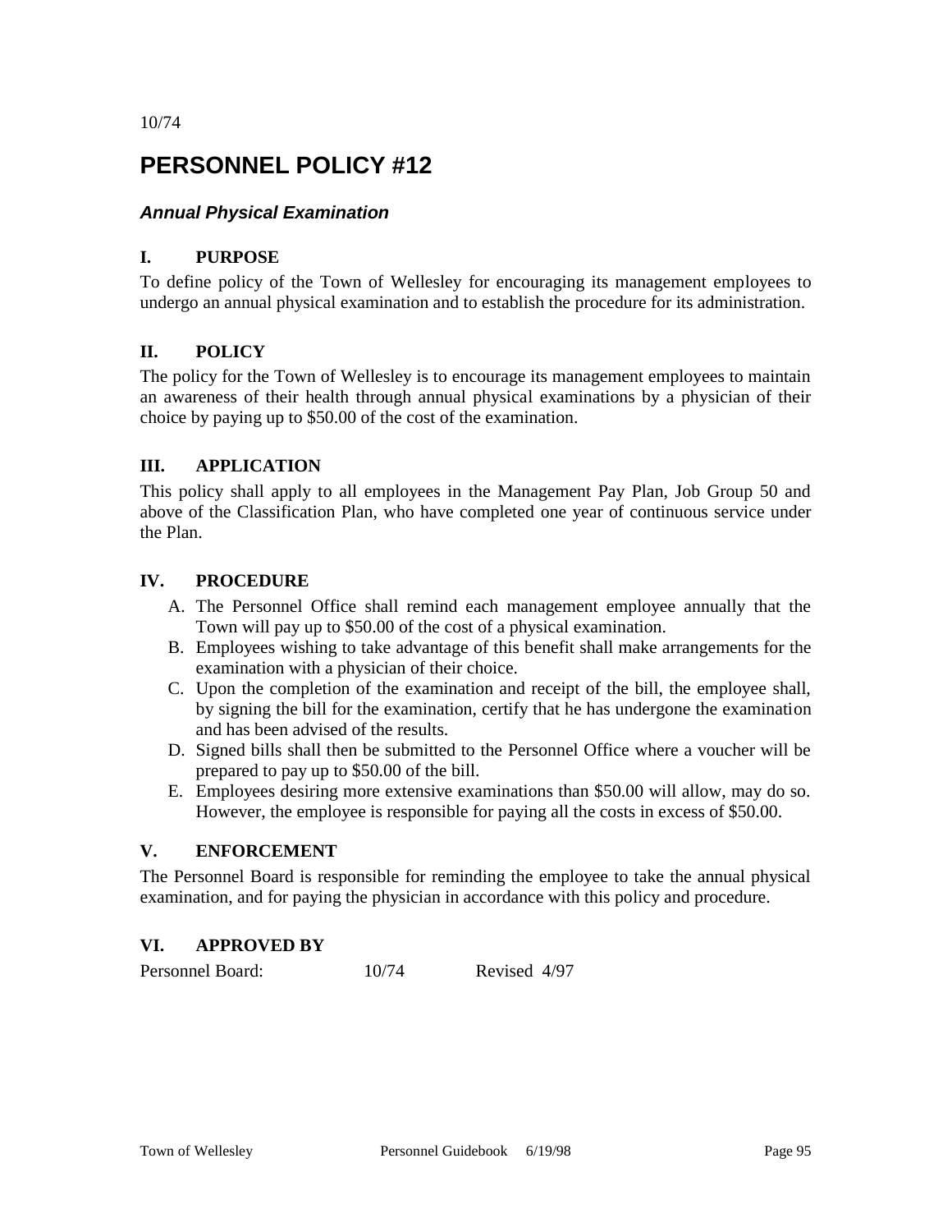10/74

# PERSONNEL POLICY #12

### *Annual Physical Examination*

**I. PURPOSE**

To define policy of the Town of Wellesley for encouraging its management employees to undergo an annual physical examination and to establish the procedure for its administration.

**II. POLICY**

The policy for the Town of Wellesley is to encourage its management employees to maintain an awareness of their health through annual physical examinations by a physician of their choice by paying up to $50.00 of the cost of the examination.

**III. APPLICATION**

This policy shall apply to all employees in the Management Pay Plan, Job Group 50 and above of the Classification Plan, who have completed one year of continuous service under the Plan.

**IV. PROCEDURE**

A. The Personnel Office shall remind each management employee annually that the Town will pay up to $50.00 of the cost of a physical examination.
B. Employees wishing to take advantage of this benefit shall make arrangements for the examination with a physician of their choice.
C. Upon the completion of the examination and receipt of the bill, the employee shall, by signing the bill for the examination, certify that he has undergone the examination and has been advised of the results.
D. Signed bills shall then be submitted to the Personnel Office where a voucher will be prepared to pay up to $50.00 of the bill.
E. Employees desiring more extensive examinations than $50.00 will allow, may do so. However, the employee is responsible for paying all the costs in excess of $50.00.

**V. ENFORCEMENT**

The Personnel Board is responsible for reminding the employee to take the annual physical examination, and for paying the physician in accordance with this policy and procedure.

**VI. APPROVED BY**

Personnel Board: 10/74 Revised 4/97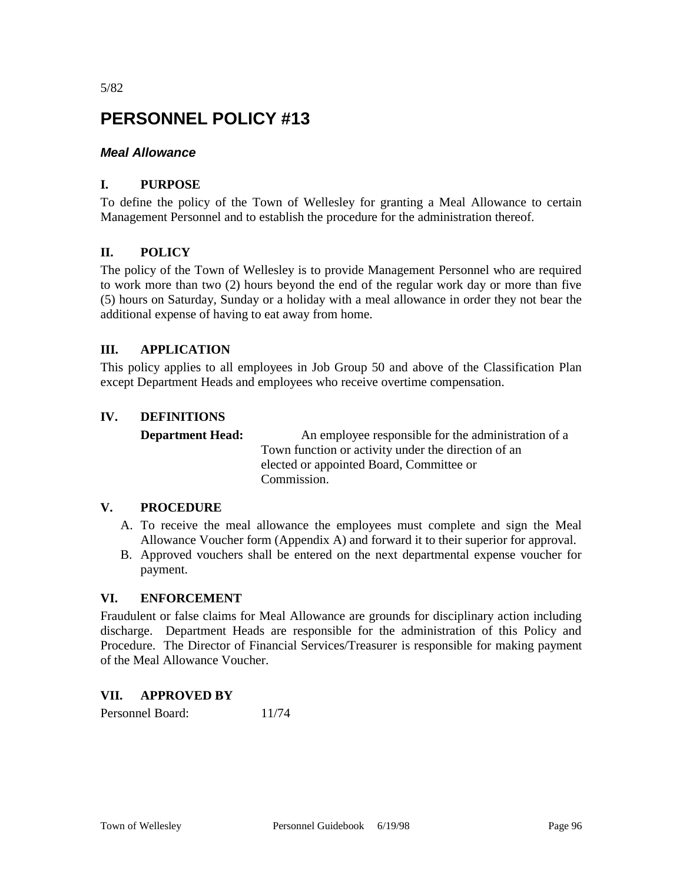5/82

# PERSONNEL POLICY #13

### *Meal Allowance*

**I. PURPOSE**

To define the policy of the Town of Wellesley for granting a Meal Allowance to certain Management Personnel and to establish the procedure for the administration thereof.

**II. POLICY**

The policy of the Town of Wellesley is to provide Management Personnel who are required to work more than two (2) hours beyond the end of the regular work day or more than five (5) hours on Saturday, Sunday or a holiday with a meal allowance in order they not bear the additional expense of having to eat away from home.

**III. APPLICATION**

This policy applies to all employees in Job Group 50 and above of the Classification Plan except Department Heads and employees who receive overtime compensation.

**IV. DEFINITIONS**

**Department Head:** An employee responsible for the administration of a Town function or activity under the direction of an elected or appointed Board, Committee or Commission.

**V. PROCEDURE**

A. To receive the meal allowance the employees must complete and sign the Meal Allowance Voucher form (Appendix A) and forward it to their superior for approval.
B. Approved vouchers shall be entered on the next departmental expense voucher for payment.

**VI. ENFORCEMENT**

Fraudulent or false claims for Meal Allowance are grounds for disciplinary action including discharge. Department Heads are responsible for the administration of this Policy and Procedure. The Director of Financial Services/Treasurer is responsible for making payment of the Meal Allowance Voucher.

**VII. APPROVED BY**

Personnel Board: 11/74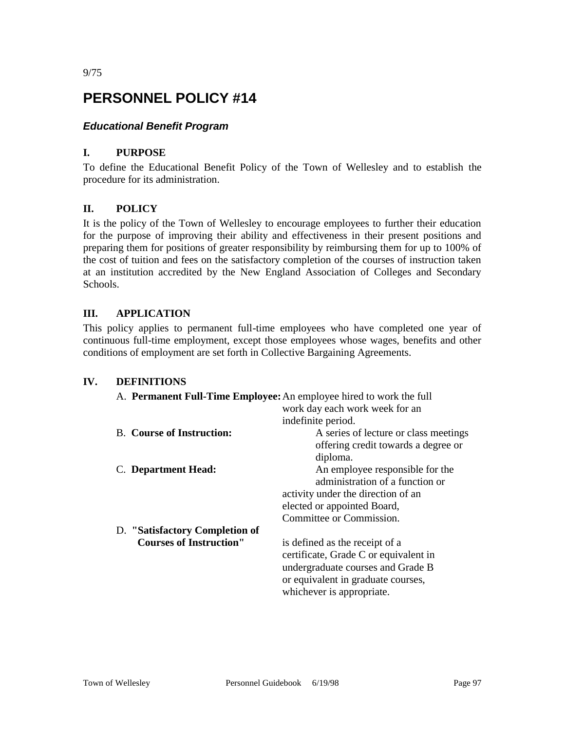9/75

# PERSONNEL POLICY #14

### *Educational Benefit Program*

## I. PURPOSE

To define the Educational Benefit Policy of the Town of Wellesley and to establish the procedure for its administration.

## II. POLICY

It is the policy of the Town of Wellesley to encourage employees to further their education for the purpose of improving their ability and effectiveness in their present positions and preparing them for positions of greater responsibility by reimbursing them for up to 100% of the cost of tuition and fees on the satisfactory completion of the courses of instruction taken at an institution accredited by the New England Association of Colleges and Secondary Schools.

## III. APPLICATION

This policy applies to permanent full-time employees who have completed one year of continuous full-time employment, except those employees whose wages, benefits and other conditions of employment are set forth in Collective Bargaining Agreements.

## IV. DEFINITIONS

A. **Permanent Full-Time Employee:** An employee hired to work the full work day each work week for an indefinite period.

B. **Course of Instruction:** A series of lecture or class meetings offering credit towards a degree or diploma.

C. **Department Head:** An employee responsible for the administration of a function or activity under the direction of an elected or appointed Board, Committee or Commission.

D. **"Satisfactory Completion of Courses of Instruction"** is defined as the receipt of a certificate, Grade C or equivalent in undergraduate courses and Grade B or equivalent in graduate courses, whichever is appropriate.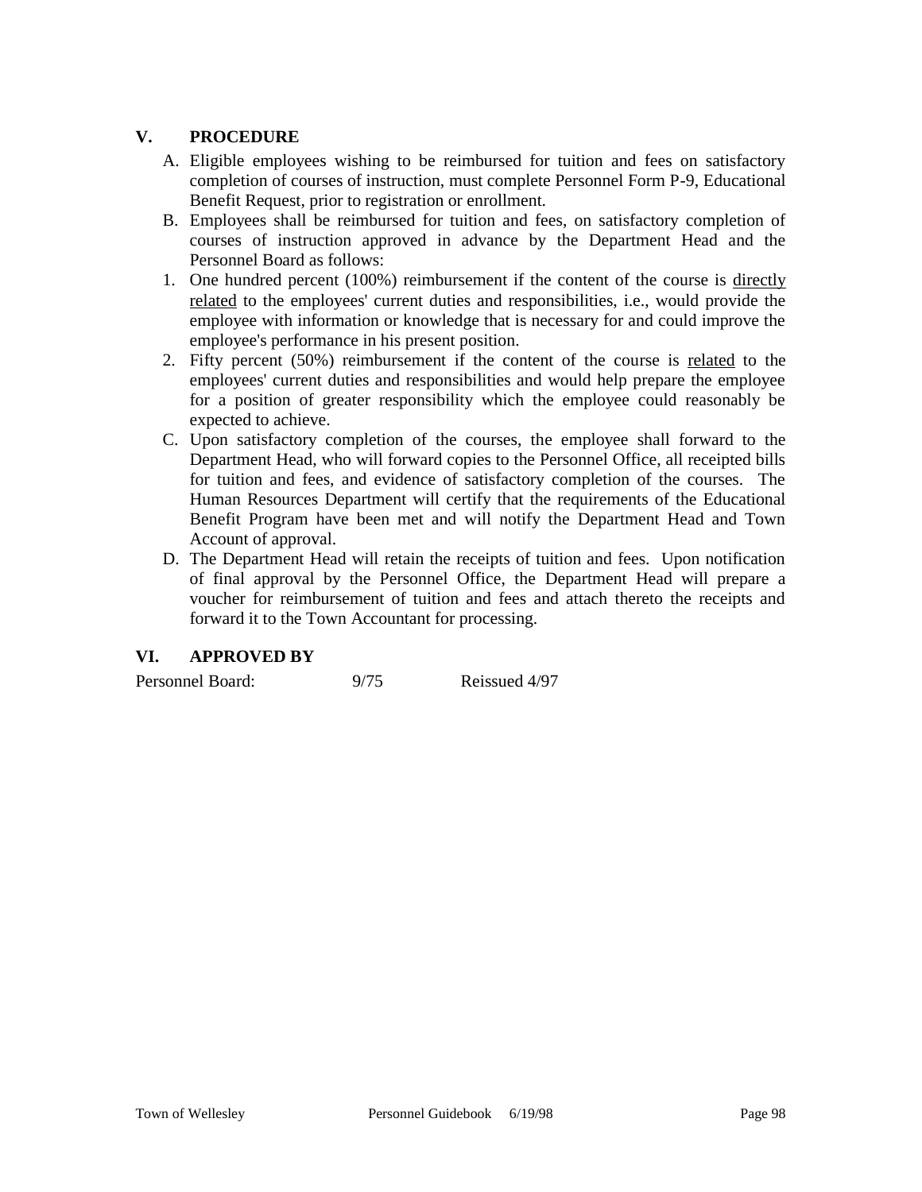## V. PROCEDURE

A. Eligible employees wishing to be reimbursed for tuition and fees on satisfactory completion of courses of instruction, must complete Personnel Form P-9, Educational Benefit Request, prior to registration or enrollment.

B. Employees shall be reimbursed for tuition and fees, on satisfactory completion of courses of instruction approved in advance by the Department Head and the Personnel Board as follows:

1. One hundred percent (100%) reimbursement if the content of the course is <u>directly related</u> to the employees' current duties and responsibilities, i.e., would provide the employee with information or knowledge that is necessary for and could improve the employee's performance in his present position.
2. Fifty percent (50%) reimbursement if the content of the course is <u>related</u> to the employees' current duties and responsibilities and would help prepare the employee for a position of greater responsibility which the employee could reasonably be expected to achieve.

C. Upon satisfactory completion of the courses, the employee shall forward to the Department Head, who will forward copies to the Personnel Office, all receipted bills for tuition and fees, and evidence of satisfactory completion of the courses. The Human Resources Department will certify that the requirements of the Educational Benefit Program have been met and will notify the Department Head and Town Account of approval.

D. The Department Head will retain the receipts of tuition and fees. Upon notification of final approval by the Personnel Office, the Department Head will prepare a voucher for reimbursement of tuition and fees and attach thereto the receipts and forward it to the Town Accountant for processing.

## VI. APPROVED BY

Personnel Board: 9/75 Reissued 4/97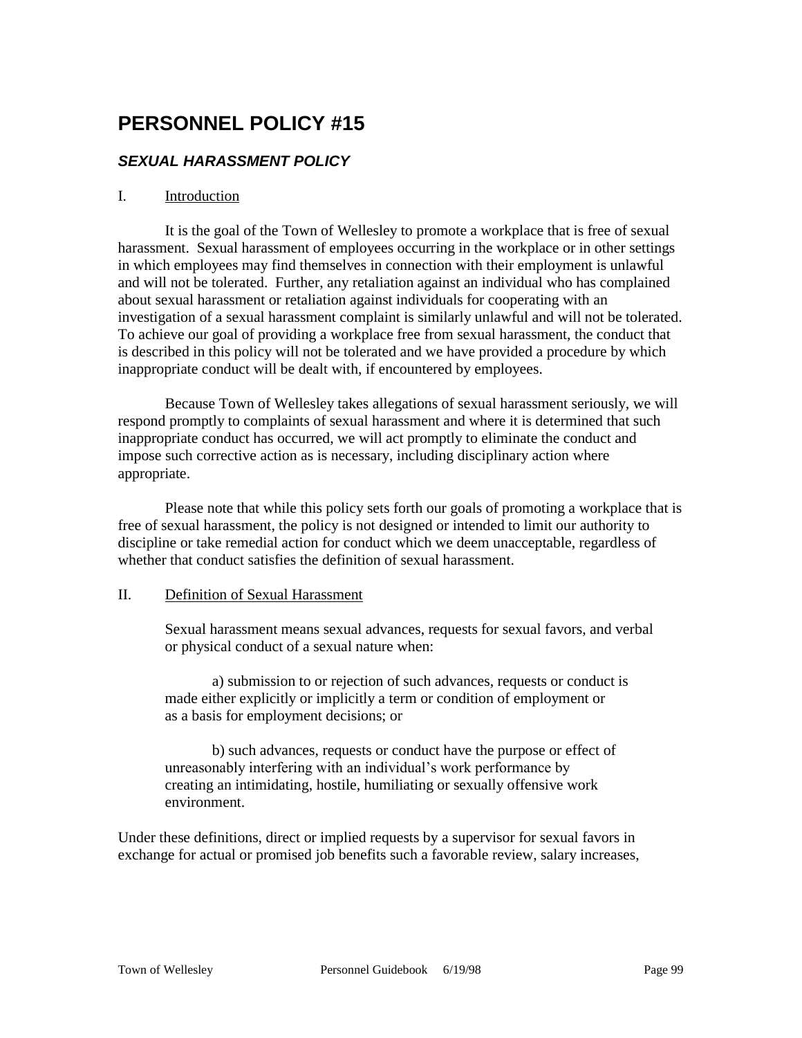# PERSONNEL POLICY #15

## *SEXUAL HARASSMENT POLICY*

I. Introduction

It is the goal of the Town of Wellesley to promote a workplace that is free of sexual harassment. Sexual harassment of employees occurring in the workplace or in other settings in which employees may find themselves in connection with their employment is unlawful and will not be tolerated. Further, any retaliation against an individual who has complained about sexual harassment or retaliation against individuals for cooperating with an investigation of a sexual harassment complaint is similarly unlawful and will not be tolerated. To achieve our goal of providing a workplace free from sexual harassment, the conduct that is described in this policy will not be tolerated and we have provided a procedure by which inappropriate conduct will be dealt with, if encountered by employees.

Because Town of Wellesley takes allegations of sexual harassment seriously, we will respond promptly to complaints of sexual harassment and where it is determined that such inappropriate conduct has occurred, we will act promptly to eliminate the conduct and impose such corrective action as is necessary, including disciplinary action where appropriate.

Please note that while this policy sets forth our goals of promoting a workplace that is free of sexual harassment, the policy is not designed or intended to limit our authority to discipline or take remedial action for conduct which we deem unacceptable, regardless of whether that conduct satisfies the definition of sexual harassment.

II. Definition of Sexual Harassment

Sexual harassment means sexual advances, requests for sexual favors, and verbal or physical conduct of a sexual nature when:

a) submission to or rejection of such advances, requests or conduct is made either explicitly or implicitly a term or condition of employment or as a basis for employment decisions; or

b) such advances, requests or conduct have the purpose or effect of unreasonably interfering with an individual's work performance by creating an intimidating, hostile, humiliating or sexually offensive work environment.

Under these definitions, direct or implied requests by a supervisor for sexual favors in exchange for actual or promised job benefits such a favorable review, salary increases,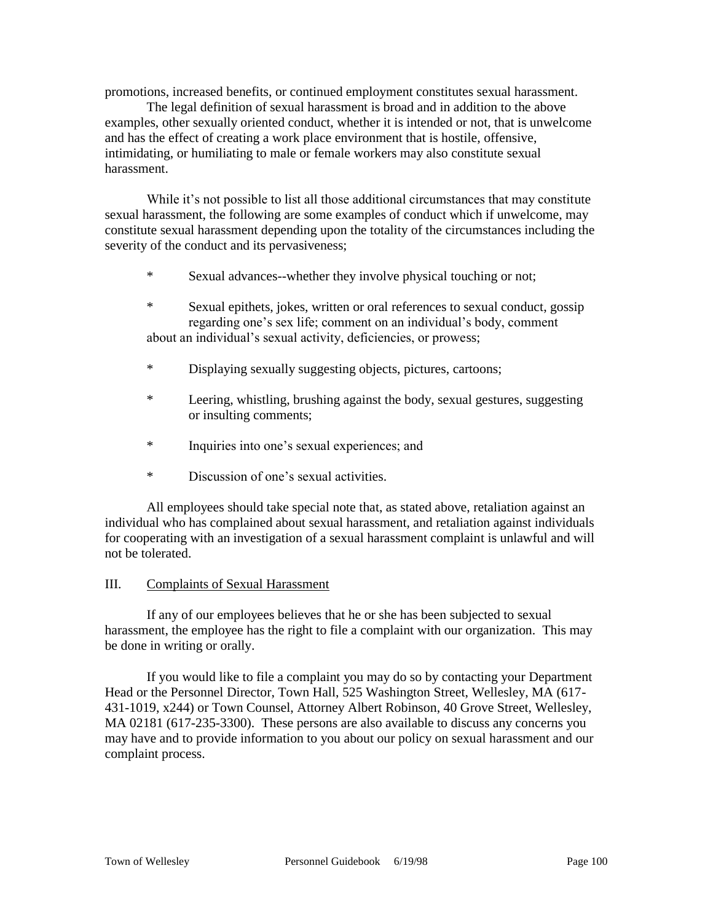promotions, increased benefits, or continued employment constitutes sexual harassment.

The legal definition of sexual harassment is broad and in addition to the above examples, other sexually oriented conduct, whether it is intended or not, that is unwelcome and has the effect of creating a work place environment that is hostile, offensive, intimidating, or humiliating to male or female workers may also constitute sexual harassment.

While it's not possible to list all those additional circumstances that may constitute sexual harassment, the following are some examples of conduct which if unwelcome, may constitute sexual harassment depending upon the totality of the circumstances including the severity of the conduct and its pervasiveness;

* Sexual advances--whether they involve physical touching or not;

* Sexual epithets, jokes, written or oral references to sexual conduct, gossip regarding one's sex life; comment on an individual's body, comment about an individual's sexual activity, deficiencies, or prowess;

* Displaying sexually suggesting objects, pictures, cartoons;

* Leering, whistling, brushing against the body, sexual gestures, suggesting or insulting comments;

* Inquiries into one's sexual experiences; and

* Discussion of one's sexual activities.

All employees should take special note that, as stated above, retaliation against an individual who has complained about sexual harassment, and retaliation against individuals for cooperating with an investigation of a sexual harassment complaint is unlawful and will not be tolerated.

## III. Complaints of Sexual Harassment

If any of our employees believes that he or she has been subjected to sexual harassment, the employee has the right to file a complaint with our organization. This may be done in writing or orally.

If you would like to file a complaint you may do so by contacting your Department Head or the Personnel Director, Town Hall, 525 Washington Street, Wellesley, MA (617-431-1019, x244) or Town Counsel, Attorney Albert Robinson, 40 Grove Street, Wellesley, MA 02181 (617-235-3300). These persons are also available to discuss any concerns you may have and to provide information to you about our policy on sexual harassment and our complaint process.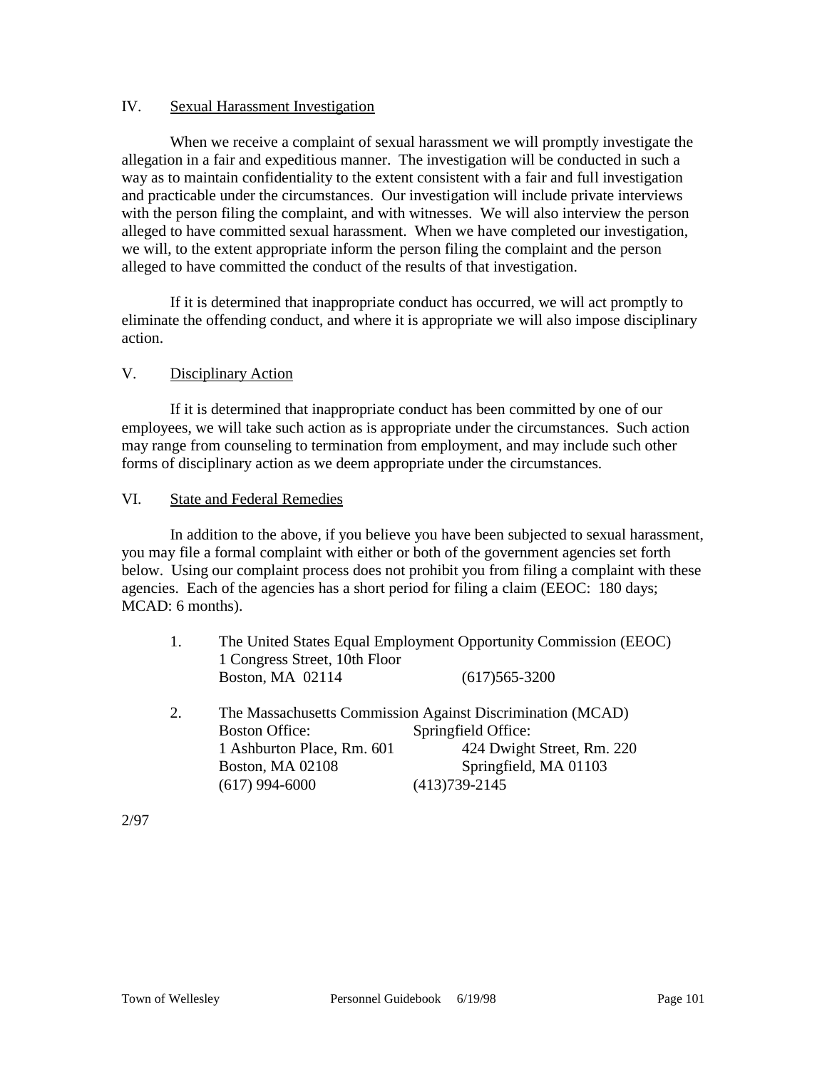## IV. Sexual Harassment Investigation

When we receive a complaint of sexual harassment we will promptly investigate the allegation in a fair and expeditious manner. The investigation will be conducted in such a way as to maintain confidentiality to the extent consistent with a fair and full investigation and practicable under the circumstances. Our investigation will include private interviews with the person filing the complaint, and with witnesses. We will also interview the person alleged to have committed sexual harassment. When we have completed our investigation, we will, to the extent appropriate inform the person filing the complaint and the person alleged to have committed the conduct of the results of that investigation.

If it is determined that inappropriate conduct has occurred, we will act promptly to eliminate the offending conduct, and where it is appropriate we will also impose disciplinary action.

## V. Disciplinary Action

If it is determined that inappropriate conduct has been committed by one of our employees, we will take such action as is appropriate under the circumstances. Such action may range from counseling to termination from employment, and may include such other forms of disciplinary action as we deem appropriate under the circumstances.

## VI. State and Federal Remedies

In addition to the above, if you believe you have been subjected to sexual harassment, you may file a formal complaint with either or both of the government agencies set forth below. Using our complaint process does not prohibit you from filing a complaint with these agencies. Each of the agencies has a short period for filing a claim (EEOC: 180 days; MCAD: 6 months).

1. The United States Equal Employment Opportunity Commission (EEOC)
   1 Congress Street, 10th Floor
   Boston, MA 02114 (617)565-3200

2. The Massachusetts Commission Against Discrimination (MCAD)

   | Boston Office: | Springfield Office: |
   |---|---|
   | 1 Ashburton Place, Rm. 601 | 424 Dwight Street, Rm. 220 |
   | Boston, MA 02108 | Springfield, MA 01103 |
   | (617) 994-6000 | (413)739-2145 |

2/97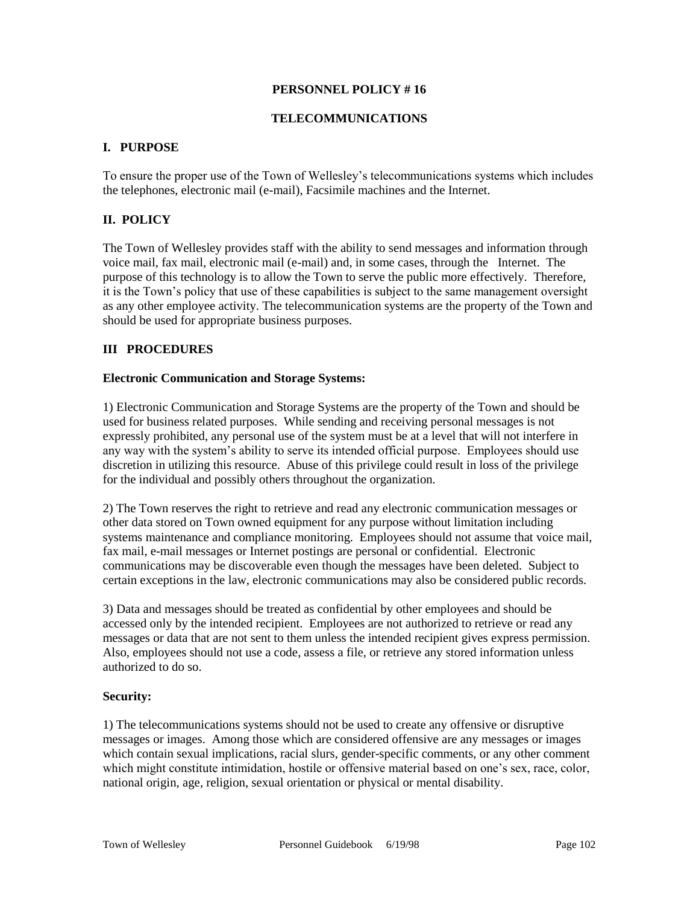# PERSONNEL POLICY # 16

## TELECOMMUNICATIONS

### I. PURPOSE

To ensure the proper use of the Town of Wellesley's telecommunications systems which includes the telephones, electronic mail (e-mail), Facsimile machines and the Internet.

### II. POLICY

The Town of Wellesley provides staff with the ability to send messages and information through voice mail, fax mail, electronic mail (e-mail) and, in some cases, through the Internet. The purpose of this technology is to allow the Town to serve the public more effectively. Therefore, it is the Town's policy that use of these capabilities is subject to the same management oversight as any other employee activity. The telecommunication systems are the property of the Town and should be used for appropriate business purposes.

### III PROCEDURES

**Electronic Communication and Storage Systems:**

1) Electronic Communication and Storage Systems are the property of the Town and should be used for business related purposes. While sending and receiving personal messages is not expressly prohibited, any personal use of the system must be at a level that will not interfere in any way with the system's ability to serve its intended official purpose. Employees should use discretion in utilizing this resource. Abuse of this privilege could result in loss of the privilege for the individual and possibly others throughout the organization.

2) The Town reserves the right to retrieve and read any electronic communication messages or other data stored on Town owned equipment for any purpose without limitation including systems maintenance and compliance monitoring. Employees should not assume that voice mail, fax mail, e-mail messages or Internet postings are personal or confidential. Electronic communications may be discoverable even though the messages have been deleted. Subject to certain exceptions in the law, electronic communications may also be considered public records.

3) Data and messages should be treated as confidential by other employees and should be accessed only by the intended recipient. Employees are not authorized to retrieve or read any messages or data that are not sent to them unless the intended recipient gives express permission. Also, employees should not use a code, assess a file, or retrieve any stored information unless authorized to do so.

**Security:**

1) The telecommunications systems should not be used to create any offensive or disruptive messages or images. Among those which are considered offensive are any messages or images which contain sexual implications, racial slurs, gender-specific comments, or any other comment which might constitute intimidation, hostile or offensive material based on one's sex, race, color, national origin, age, religion, sexual orientation or physical or mental disability.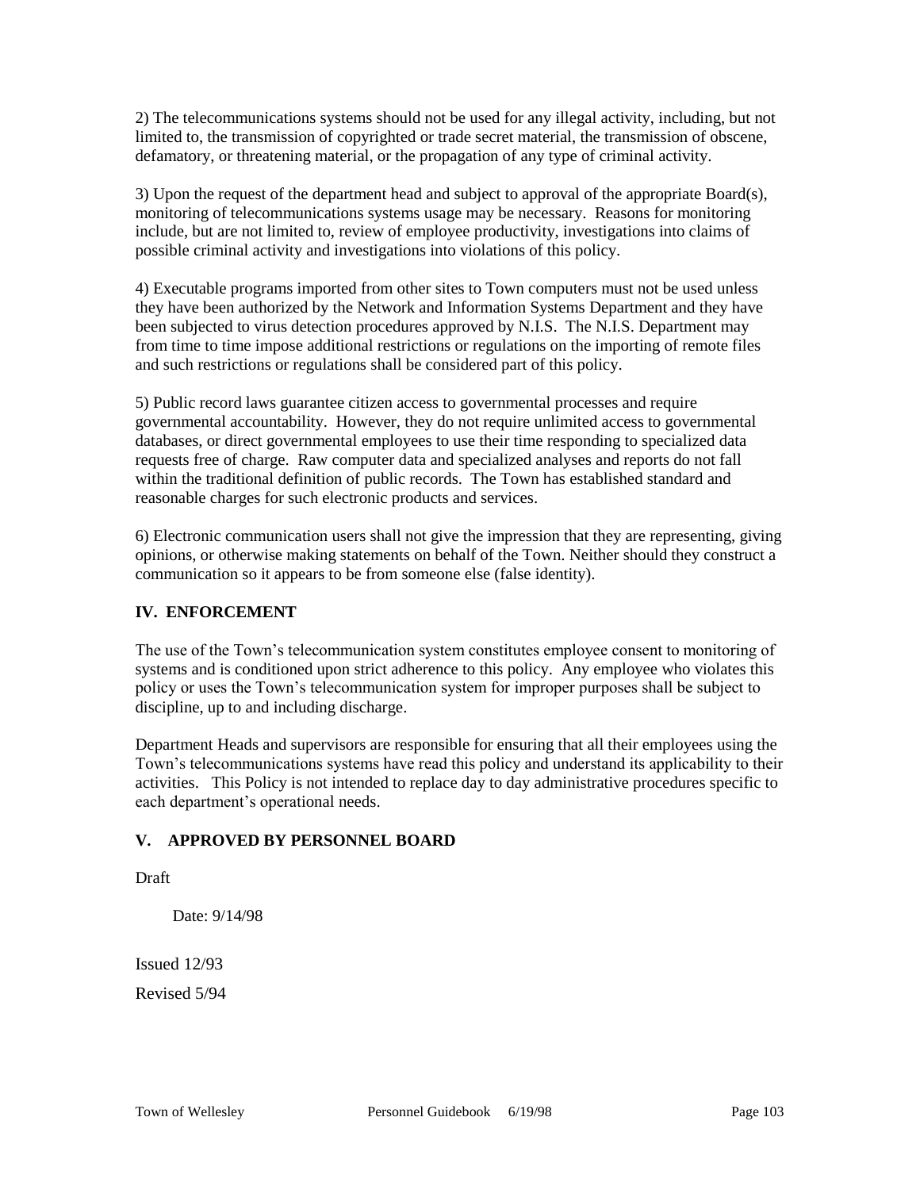2) The telecommunications systems should not be used for any illegal activity, including, but not limited to, the transmission of copyrighted or trade secret material, the transmission of obscene, defamatory, or threatening material, or the propagation of any type of criminal activity.

3) Upon the request of the department head and subject to approval of the appropriate Board(s), monitoring of telecommunications systems usage may be necessary. Reasons for monitoring include, but are not limited to, review of employee productivity, investigations into claims of possible criminal activity and investigations into violations of this policy.

4) Executable programs imported from other sites to Town computers must not be used unless they have been authorized by the Network and Information Systems Department and they have been subjected to virus detection procedures approved by N.I.S. The N.I.S. Department may from time to time impose additional restrictions or regulations on the importing of remote files and such restrictions or regulations shall be considered part of this policy.

5) Public record laws guarantee citizen access to governmental processes and require governmental accountability. However, they do not require unlimited access to governmental databases, or direct governmental employees to use their time responding to specialized data requests free of charge. Raw computer data and specialized analyses and reports do not fall within the traditional definition of public records. The Town has established standard and reasonable charges for such electronic products and services.

6) Electronic communication users shall not give the impression that they are representing, giving opinions, or otherwise making statements on behalf of the Town. Neither should they construct a communication so it appears to be from someone else (false identity).

## IV. ENFORCEMENT

The use of the Town's telecommunication system constitutes employee consent to monitoring of systems and is conditioned upon strict adherence to this policy. Any employee who violates this policy or uses the Town's telecommunication system for improper purposes shall be subject to discipline, up to and including discharge.

Department Heads and supervisors are responsible for ensuring that all their employees using the Town's telecommunications systems have read this policy and understand its applicability to their activities. This Policy is not intended to replace day to day administrative procedures specific to each department's operational needs.

## V. APPROVED BY PERSONNEL BOARD

Draft

Date: 9/14/98

Issued 12/93

Revised 5/94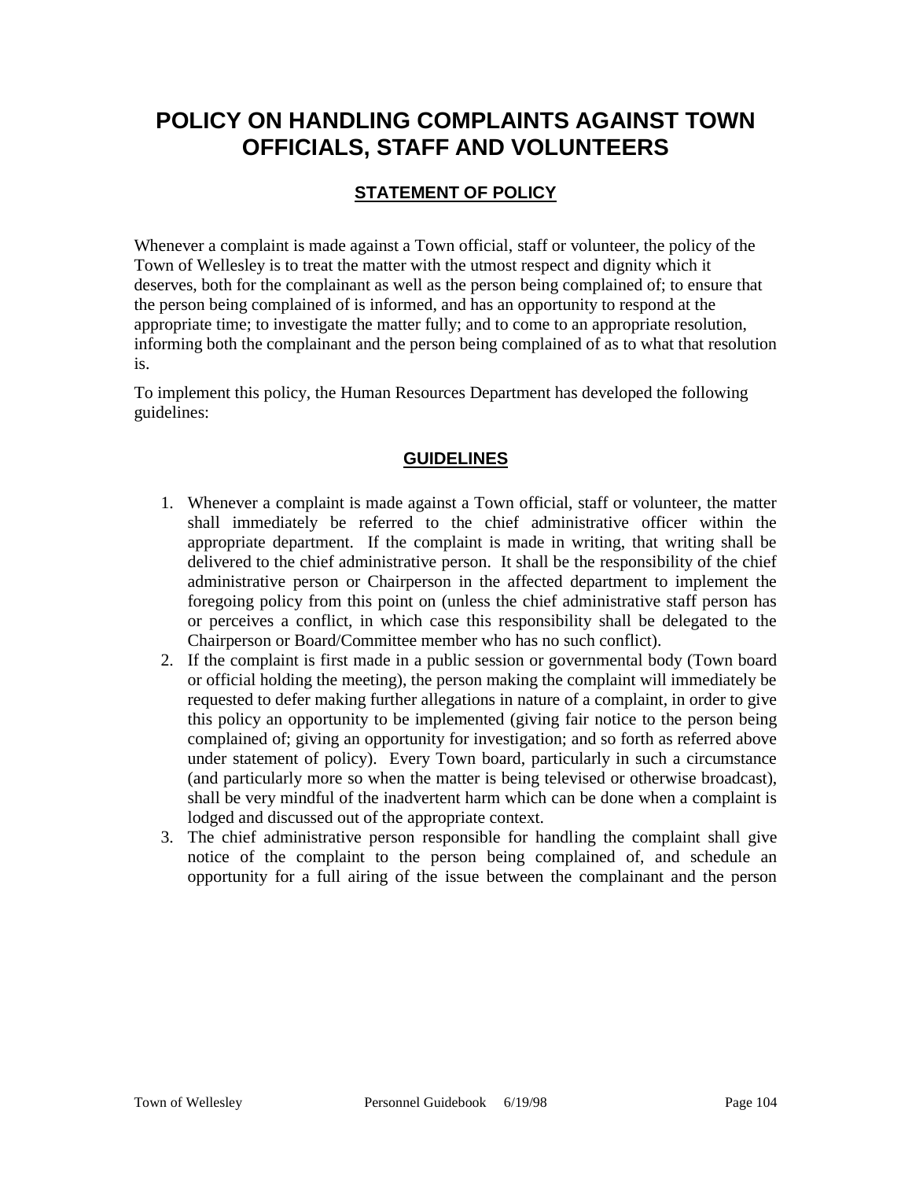# POLICY ON HANDLING COMPLAINTS AGAINST TOWN OFFICIALS, STAFF AND VOLUNTEERS

## STATEMENT OF POLICY

Whenever a complaint is made against a Town official, staff or volunteer, the policy of the Town of Wellesley is to treat the matter with the utmost respect and dignity which it deserves, both for the complainant as well as the person being complained of; to ensure that the person being complained of is informed, and has an opportunity to respond at the appropriate time; to investigate the matter fully; and to come to an appropriate resolution, informing both the complainant and the person being complained of as to what that resolution is.

To implement this policy, the Human Resources Department has developed the following guidelines:

## GUIDELINES

1. Whenever a complaint is made against a Town official, staff or volunteer, the matter shall immediately be referred to the chief administrative officer within the appropriate department. If the complaint is made in writing, that writing shall be delivered to the chief administrative person. It shall be the responsibility of the chief administrative person or Chairperson in the affected department to implement the foregoing policy from this point on (unless the chief administrative staff person has or perceives a conflict, in which case this responsibility shall be delegated to the Chairperson or Board/Committee member who has no such conflict).
2. If the complaint is first made in a public session or governmental body (Town board or official holding the meeting), the person making the complaint will immediately be requested to defer making further allegations in nature of a complaint, in order to give this policy an opportunity to be implemented (giving fair notice to the person being complained of; giving an opportunity for investigation; and so forth as referred above under statement of policy). Every Town board, particularly in such a circumstance (and particularly more so when the matter is being televised or otherwise broadcast), shall be very mindful of the inadvertent harm which can be done when a complaint is lodged and discussed out of the appropriate context.
3. The chief administrative person responsible for handling the complaint shall give notice of the complaint to the person being complained of, and schedule an opportunity for a full airing of the issue between the complainant and the person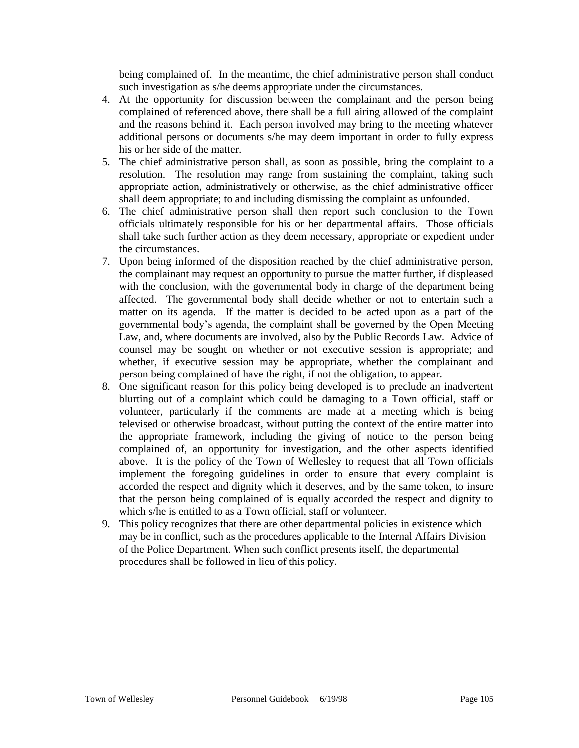being complained of. In the meantime, the chief administrative person shall conduct such investigation as s/he deems appropriate under the circumstances.

4. At the opportunity for discussion between the complainant and the person being complained of referenced above, there shall be a full airing allowed of the complaint and the reasons behind it. Each person involved may bring to the meeting whatever additional persons or documents s/he may deem important in order to fully express his or her side of the matter.
5. The chief administrative person shall, as soon as possible, bring the complaint to a resolution. The resolution may range from sustaining the complaint, taking such appropriate action, administratively or otherwise, as the chief administrative officer shall deem appropriate; to and including dismissing the complaint as unfounded.
6. The chief administrative person shall then report such conclusion to the Town officials ultimately responsible for his or her departmental affairs. Those officials shall take such further action as they deem necessary, appropriate or expedient under the circumstances.
7. Upon being informed of the disposition reached by the chief administrative person, the complainant may request an opportunity to pursue the matter further, if displeased with the conclusion, with the governmental body in charge of the department being affected. The governmental body shall decide whether or not to entertain such a matter on its agenda. If the matter is decided to be acted upon as a part of the governmental body's agenda, the complaint shall be governed by the Open Meeting Law, and, where documents are involved, also by the Public Records Law. Advice of counsel may be sought on whether or not executive session is appropriate; and whether, if executive session may be appropriate, whether the complainant and person being complained of have the right, if not the obligation, to appear.
8. One significant reason for this policy being developed is to preclude an inadvertent blurting out of a complaint which could be damaging to a Town official, staff or volunteer, particularly if the comments are made at a meeting which is being televised or otherwise broadcast, without putting the context of the entire matter into the appropriate framework, including the giving of notice to the person being complained of, an opportunity for investigation, and the other aspects identified above. It is the policy of the Town of Wellesley to request that all Town officials implement the foregoing guidelines in order to ensure that every complaint is accorded the respect and dignity which it deserves, and by the same token, to insure that the person being complained of is equally accorded the respect and dignity to which s/he is entitled to as a Town official, staff or volunteer.
9. This policy recognizes that there are other departmental policies in existence which may be in conflict, such as the procedures applicable to the Internal Affairs Division of the Police Department. When such conflict presents itself, the departmental procedures shall be followed in lieu of this policy.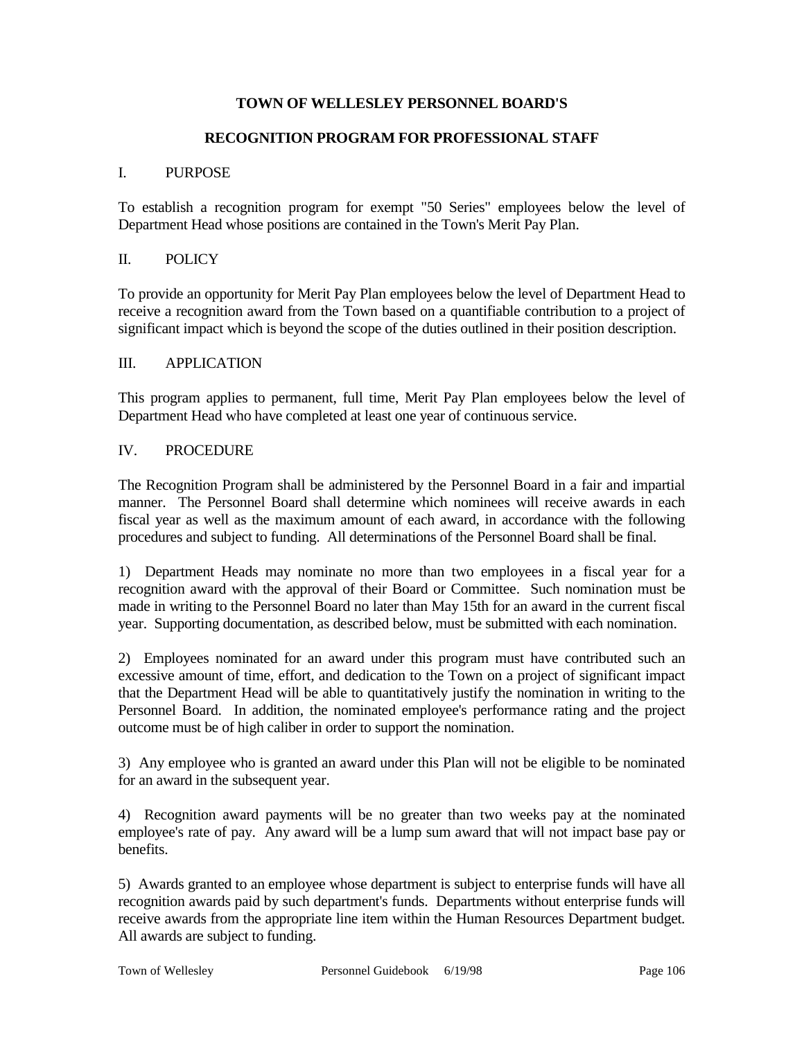**TOWN OF WELLESLEY PERSONNEL BOARD'S**

**RECOGNITION PROGRAM FOR PROFESSIONAL STAFF**

I. PURPOSE

To establish a recognition program for exempt "50 Series" employees below the level of Department Head whose positions are contained in the Town's Merit Pay Plan.

II. POLICY

To provide an opportunity for Merit Pay Plan employees below the level of Department Head to receive a recognition award from the Town based on a quantifiable contribution to a project of significant impact which is beyond the scope of the duties outlined in their position description.

III. APPLICATION

This program applies to permanent, full time, Merit Pay Plan employees below the level of Department Head who have completed at least one year of continuous service.

IV. PROCEDURE

The Recognition Program shall be administered by the Personnel Board in a fair and impartial manner. The Personnel Board shall determine which nominees will receive awards in each fiscal year as well as the maximum amount of each award, in accordance with the following procedures and subject to funding. All determinations of the Personnel Board shall be final.

1) Department Heads may nominate no more than two employees in a fiscal year for a recognition award with the approval of their Board or Committee. Such nomination must be made in writing to the Personnel Board no later than May 15th for an award in the current fiscal year. Supporting documentation, as described below, must be submitted with each nomination.

2) Employees nominated for an award under this program must have contributed such an excessive amount of time, effort, and dedication to the Town on a project of significant impact that the Department Head will be able to quantitatively justify the nomination in writing to the Personnel Board. In addition, the nominated employee's performance rating and the project outcome must be of high caliber in order to support the nomination.

3) Any employee who is granted an award under this Plan will not be eligible to be nominated for an award in the subsequent year.

4) Recognition award payments will be no greater than two weeks pay at the nominated employee's rate of pay. Any award will be a lump sum award that will not impact base pay or benefits.

5) Awards granted to an employee whose department is subject to enterprise funds will have all recognition awards paid by such department's funds. Departments without enterprise funds will receive awards from the appropriate line item within the Human Resources Department budget. All awards are subject to funding.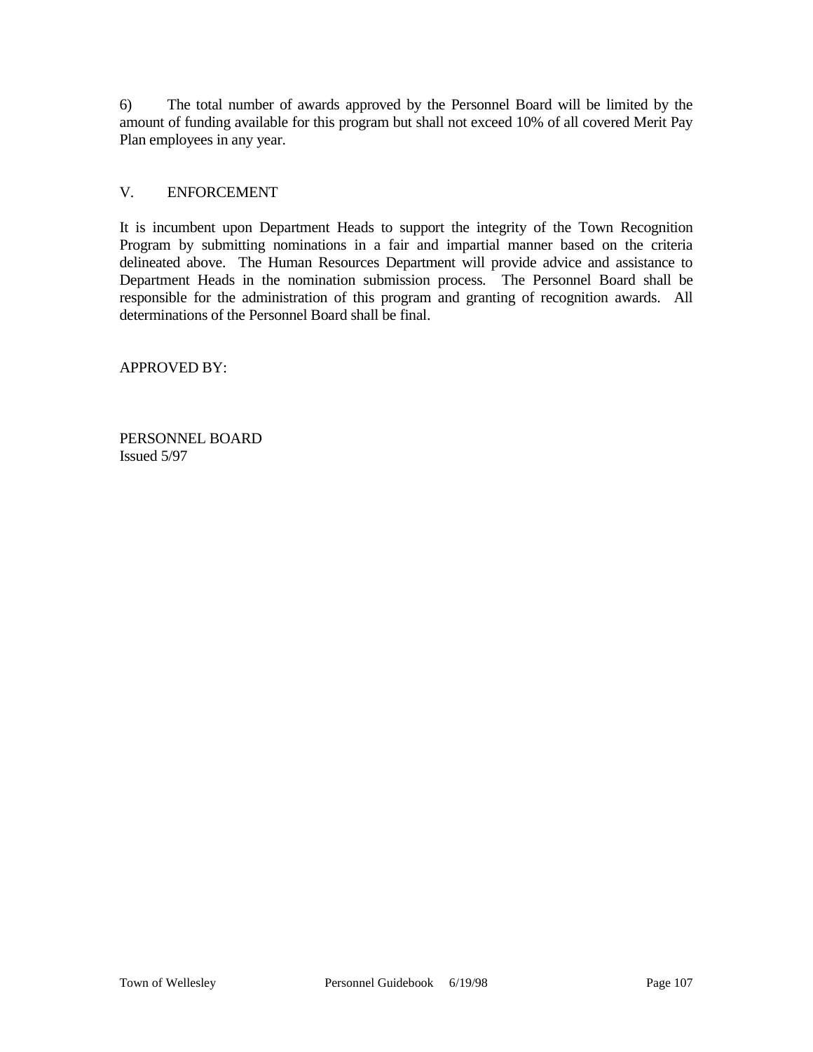6) The total number of awards approved by the Personnel Board will be limited by the amount of funding available for this program but shall not exceed 10% of all covered Merit Pay Plan employees in any year.

## V. ENFORCEMENT

It is incumbent upon Department Heads to support the integrity of the Town Recognition Program by submitting nominations in a fair and impartial manner based on the criteria delineated above. The Human Resources Department will provide advice and assistance to Department Heads in the nomination submission process. The Personnel Board shall be responsible for the administration of this program and granting of recognition awards. All determinations of the Personnel Board shall be final.

APPROVED BY:

PERSONNEL BOARD
Issued 5/97